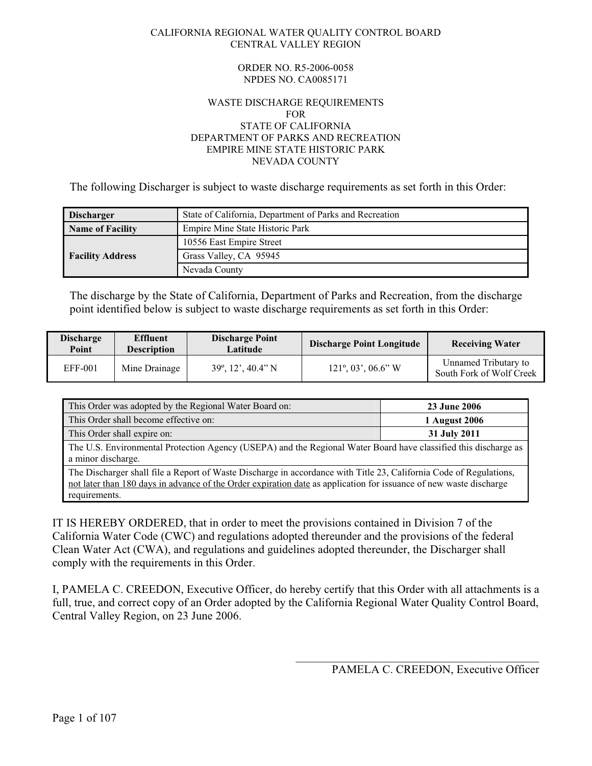CALIFORNIA REGIONAL WATER QUALITY CONTROL BOARD
CENTRAL VALLEY REGION

ORDER NO. R5-2006-0058
NPDES NO. CA0085171

WASTE DISCHARGE REQUIREMENTS
FOR
STATE OF CALIFORNIA
DEPARTMENT OF PARKS AND RECREATION
EMPIRE MINE STATE HISTORIC PARK
NEVADA COUNTY

The following Discharger is subject to waste discharge requirements as set forth in this Order:

| | |
|---|---|
| **Discharger** | State of California, Department of Parks and Recreation |
| **Name of Facility** | Empire Mine State Historic Park |
| **Facility Address** | 10556 East Empire Street |
| | Grass Valley, CA 95945 |
| | Nevada County |

The discharge by the State of California, Department of Parks and Recreation, from the discharge point identified below is subject to waste discharge requirements as set forth in this Order:

| Discharge Point | Effluent Description | Discharge Point Latitude | Discharge Point Longitude | Receiving Water |
|---|---|---|---|---|
| EFF-001 | Mine Drainage | 39º, 12', 40.4" N | 121º, 03', 06.6" W | Unnamed Tributary to South Fork of Wolf Creek |

| | |
|---|---|
| This Order was adopted by the Regional Water Board on: | **23 June 2006** |
| This Order shall become effective on: | **1 August 2006** |
| This Order shall expire on: | **31 July 2011** |
| The U.S. Environmental Protection Agency (USEPA) and the Regional Water Board have classified this discharge as a minor discharge. | |
| The Discharger shall file a Report of Waste Discharge in accordance with Title 23, California Code of Regulations, not later than 180 days in advance of the Order expiration date as application for issuance of new waste discharge requirements. | |

IT IS HEREBY ORDERED, that in order to meet the provisions contained in Division 7 of the California Water Code (CWC) and regulations adopted thereunder and the provisions of the federal Clean Water Act (CWA), and regulations and guidelines adopted thereunder, the Discharger shall comply with the requirements in this Order.

I, PAMELA C. CREEDON, Executive Officer, do hereby certify that this Order with all attachments is a full, true, and correct copy of an Order adopted by the California Regional Water Quality Control Board, Central Valley Region, on 23 June 2006.

\_\_\_\_\_\_\_\_\_\_\_\_\_\_\_\_\_\_\_\_\_\_\_\_\_\_\_\_\_\_\_\_\_\_\_\_\_\_\_\_\_\_

PAMELA C. CREEDON, Executive Officer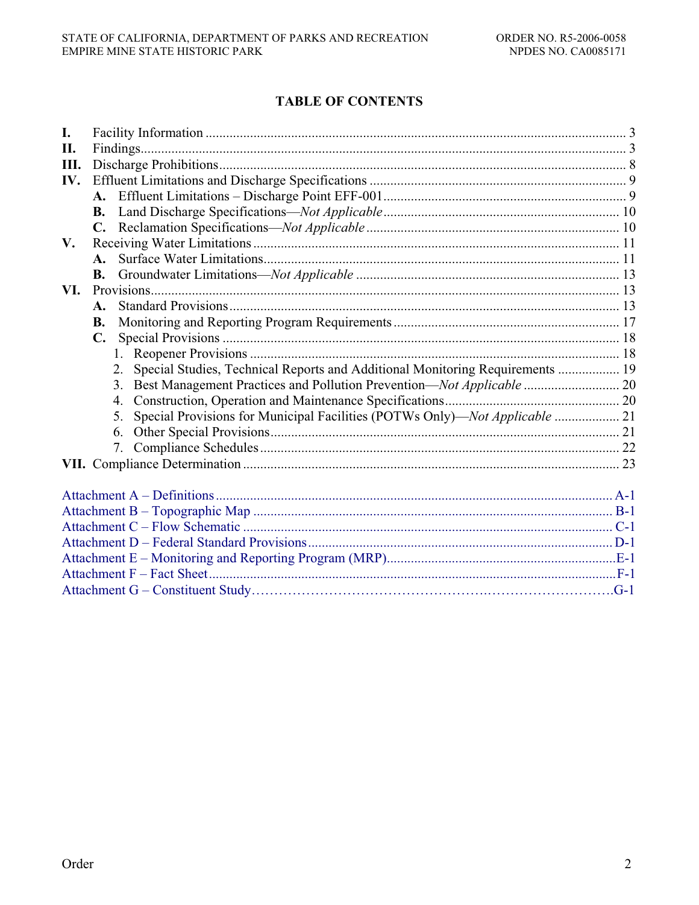# TABLE OF CONTENTS

- **I.** Facility Information .......... 3
- **II.** Findings .......... 3
- **III.** Discharge Prohibitions .......... 8
- **IV.** Effluent Limitations and Discharge Specifications .......... 9
  - **A.** Effluent Limitations – Discharge Point EFF-001 .......... 9
  - **B.** Land Discharge Specifications—*Not Applicable* .......... 10
  - **C.** Reclamation Specifications—*Not Applicable* .......... 10
- **V.** Receiving Water Limitations .......... 11
  - **A.** Surface Water Limitations .......... 11
  - **B.** Groundwater Limitations—*Not Applicable* .......... 13
- **VI.** Provisions .......... 13
  - **A.** Standard Provisions .......... 13
  - **B.** Monitoring and Reporting Program Requirements .......... 17
  - **C.** Special Provisions .......... 18
    1. Reopener Provisions .......... 18
    2. Special Studies, Technical Reports and Additional Monitoring Requirements .......... 19
    3. Best Management Practices and Pollution Prevention—*Not Applicable* .......... 20
    4. Construction, Operation and Maintenance Specifications .......... 20
    5. Special Provisions for Municipal Facilities (POTWs Only)—*Not Applicable* .......... 21
    6. Other Special Provisions .......... 21
    7. Compliance Schedules .......... 22
- **VII.** Compliance Determination .......... 23

- Attachment A – Definitions .......... A-1
- Attachment B – Topographic Map .......... B-1
- Attachment C – Flow Schematic .......... C-1
- Attachment D – Federal Standard Provisions .......... D-1
- Attachment E – Monitoring and Reporting Program (MRP) .......... E-1
- Attachment F – Fact Sheet .......... F-1
- Attachment G – Constituent Study .......... G-1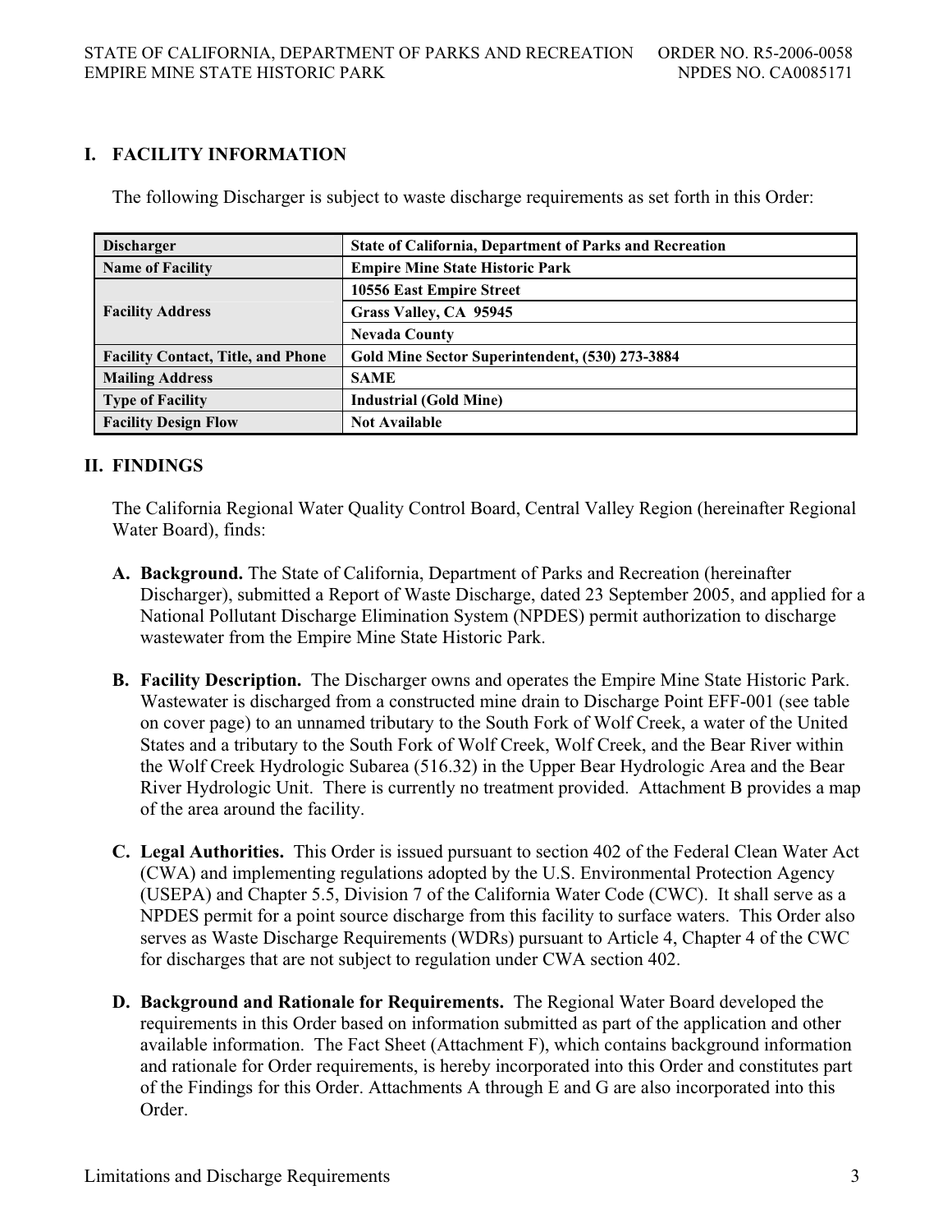## I. FACILITY INFORMATION

The following Discharger is subject to waste discharge requirements as set forth in this Order:

| | |
|---|---|
| **Discharger** | **State of California, Department of Parks and Recreation** |
| **Name of Facility** | **Empire Mine State Historic Park** |
| **Facility Address** | **10556 East Empire Street** |
| | **Grass Valley, CA 95945** |
| | **Nevada County** |
| **Facility Contact, Title, and Phone** | **Gold Mine Sector Superintendent, (530) 273-3884** |
| **Mailing Address** | **SAME** |
| **Type of Facility** | **Industrial (Gold Mine)** |
| **Facility Design Flow** | **Not Available** |

## II. FINDINGS

The California Regional Water Quality Control Board, Central Valley Region (hereinafter Regional Water Board), finds:

**A. Background.** The State of California, Department of Parks and Recreation (hereinafter Discharger), submitted a Report of Waste Discharge, dated 23 September 2005, and applied for a National Pollutant Discharge Elimination System (NPDES) permit authorization to discharge wastewater from the Empire Mine State Historic Park.

**B. Facility Description.** The Discharger owns and operates the Empire Mine State Historic Park. Wastewater is discharged from a constructed mine drain to Discharge Point EFF-001 (see table on cover page) to an unnamed tributary to the South Fork of Wolf Creek, a water of the United States and a tributary to the South Fork of Wolf Creek, Wolf Creek, and the Bear River within the Wolf Creek Hydrologic Subarea (516.32) in the Upper Bear Hydrologic Area and the Bear River Hydrologic Unit. There is currently no treatment provided. Attachment B provides a map of the area around the facility.

**C. Legal Authorities.** This Order is issued pursuant to section 402 of the Federal Clean Water Act (CWA) and implementing regulations adopted by the U.S. Environmental Protection Agency (USEPA) and Chapter 5.5, Division 7 of the California Water Code (CWC). It shall serve as a NPDES permit for a point source discharge from this facility to surface waters. This Order also serves as Waste Discharge Requirements (WDRs) pursuant to Article 4, Chapter 4 of the CWC for discharges that are not subject to regulation under CWA section 402.

**D. Background and Rationale for Requirements.** The Regional Water Board developed the requirements in this Order based on information submitted as part of the application and other available information. The Fact Sheet (Attachment F), which contains background information and rationale for Order requirements, is hereby incorporated into this Order and constitutes part of the Findings for this Order. Attachments A through E and G are also incorporated into this Order.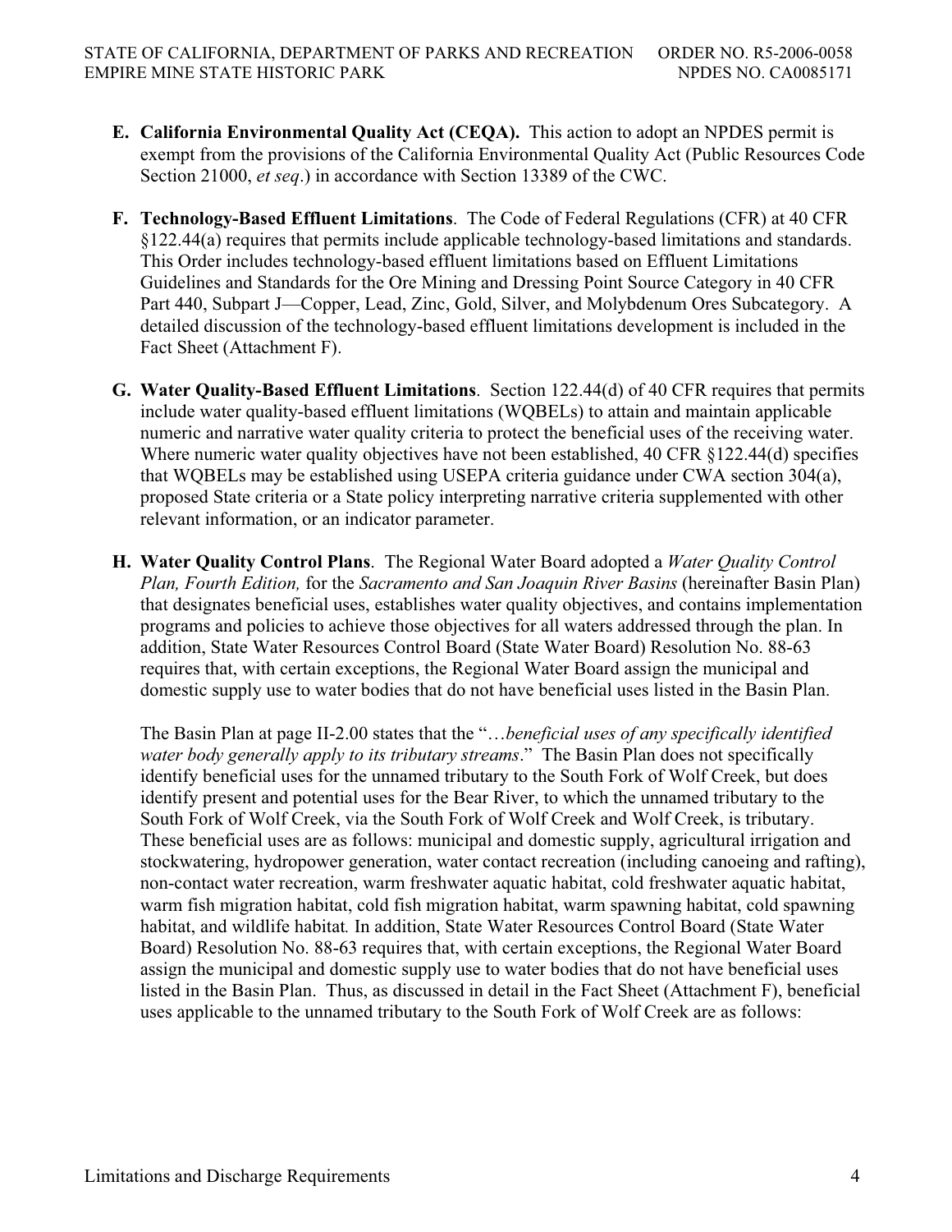**E. California Environmental Quality Act (CEQA).** This action to adopt an NPDES permit is exempt from the provisions of the California Environmental Quality Act (Public Resources Code Section 21000, *et seq*.) in accordance with Section 13389 of the CWC.

**F. Technology-Based Effluent Limitations**. The Code of Federal Regulations (CFR) at 40 CFR §122.44(a) requires that permits include applicable technology-based limitations and standards. This Order includes technology-based effluent limitations based on Effluent Limitations Guidelines and Standards for the Ore Mining and Dressing Point Source Category in 40 CFR Part 440, Subpart J—Copper, Lead, Zinc, Gold, Silver, and Molybdenum Ores Subcategory. A detailed discussion of the technology-based effluent limitations development is included in the Fact Sheet (Attachment F).

**G. Water Quality-Based Effluent Limitations**. Section 122.44(d) of 40 CFR requires that permits include water quality-based effluent limitations (WQBELs) to attain and maintain applicable numeric and narrative water quality criteria to protect the beneficial uses of the receiving water. Where numeric water quality objectives have not been established, 40 CFR §122.44(d) specifies that WQBELs may be established using USEPA criteria guidance under CWA section 304(a), proposed State criteria or a State policy interpreting narrative criteria supplemented with other relevant information, or an indicator parameter.

**H. Water Quality Control Plans**. The Regional Water Board adopted a *Water Quality Control Plan, Fourth Edition,* for the *Sacramento and San Joaquin River Basins* (hereinafter Basin Plan) that designates beneficial uses, establishes water quality objectives, and contains implementation programs and policies to achieve those objectives for all waters addressed through the plan. In addition, State Water Resources Control Board (State Water Board) Resolution No. 88-63 requires that, with certain exceptions, the Regional Water Board assign the municipal and domestic supply use to water bodies that do not have beneficial uses listed in the Basin Plan.

The Basin Plan at page II-2.00 states that the "*…beneficial uses of any specifically identified water body generally apply to its tributary streams*." The Basin Plan does not specifically identify beneficial uses for the unnamed tributary to the South Fork of Wolf Creek, but does identify present and potential uses for the Bear River, to which the unnamed tributary to the South Fork of Wolf Creek, via the South Fork of Wolf Creek and Wolf Creek, is tributary. These beneficial uses are as follows: municipal and domestic supply, agricultural irrigation and stockwatering, hydropower generation, water contact recreation (including canoeing and rafting), non-contact water recreation, warm freshwater aquatic habitat, cold freshwater aquatic habitat, warm fish migration habitat, cold fish migration habitat, warm spawning habitat, cold spawning habitat, and wildlife habitat. In addition, State Water Resources Control Board (State Water Board) Resolution No. 88-63 requires that, with certain exceptions, the Regional Water Board assign the municipal and domestic supply use to water bodies that do not have beneficial uses listed in the Basin Plan. Thus, as discussed in detail in the Fact Sheet (Attachment F), beneficial uses applicable to the unnamed tributary to the South Fork of Wolf Creek are as follows: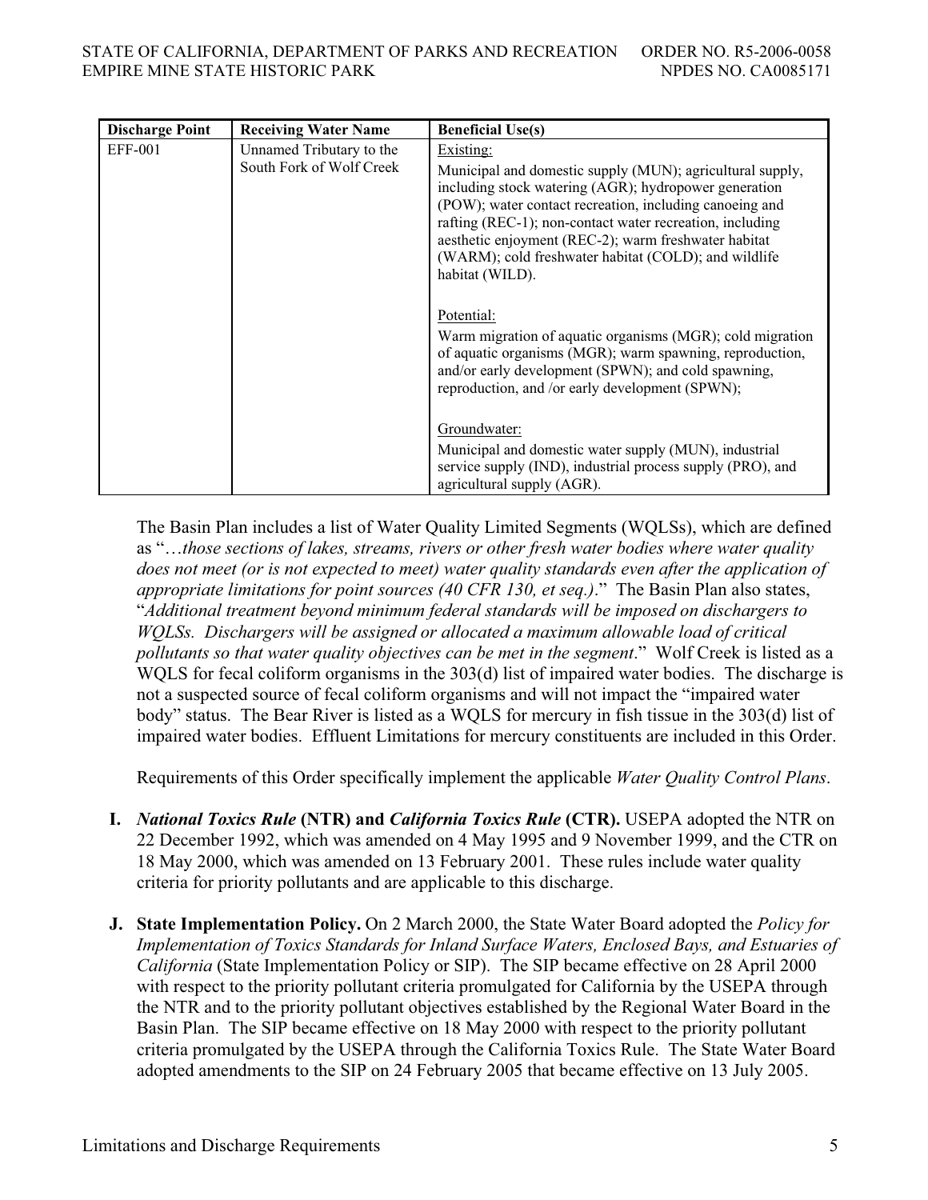| Discharge Point | Receiving Water Name | Beneficial Use(s) |
|---|---|---|
| EFF-001 | Unnamed Tributary to the South Fork of Wolf Creek | Existing:<br>Municipal and domestic supply (MUN); agricultural supply, including stock watering (AGR); hydropower generation (POW); water contact recreation, including canoeing and rafting (REC-1); non-contact water recreation, including aesthetic enjoyment (REC-2); warm freshwater habitat (WARM); cold freshwater habitat (COLD); and wildlife habitat (WILD).<br><br>Potential:<br>Warm migration of aquatic organisms (MGR); cold migration of aquatic organisms (MGR); warm spawning, reproduction, and/or early development (SPWN); and cold spawning, reproduction, and /or early development (SPWN);<br><br>Groundwater:<br>Municipal and domestic water supply (MUN), industrial service supply (IND), industrial process supply (PRO), and agricultural supply (AGR). |

The Basin Plan includes a list of Water Quality Limited Segments (WQLSs), which are defined as "*…those sections of lakes, streams, rivers or other fresh water bodies where water quality does not meet (or is not expected to meet) water quality standards even after the application of appropriate limitations for point sources (40 CFR 130, et seq.)*." The Basin Plan also states, "*Additional treatment beyond minimum federal standards will be imposed on dischargers to WQLSs. Dischargers will be assigned or allocated a maximum allowable load of critical pollutants so that water quality objectives can be met in the segment*." Wolf Creek is listed as a WQLS for fecal coliform organisms in the 303(d) list of impaired water bodies. The discharge is not a suspected source of fecal coliform organisms and will not impact the "impaired water body" status. The Bear River is listed as a WQLS for mercury in fish tissue in the 303(d) list of impaired water bodies. Effluent Limitations for mercury constituents are included in this Order.

Requirements of this Order specifically implement the applicable *Water Quality Control Plans*.

**I.** ***National Toxics Rule* (NTR) and *California Toxics Rule* (CTR).** USEPA adopted the NTR on 22 December 1992, which was amended on 4 May 1995 and 9 November 1999, and the CTR on 18 May 2000, which was amended on 13 February 2001. These rules include water quality criteria for priority pollutants and are applicable to this discharge.

**J. State Implementation Policy.** On 2 March 2000, the State Water Board adopted the *Policy for Implementation of Toxics Standards for Inland Surface Waters, Enclosed Bays, and Estuaries of California* (State Implementation Policy or SIP). The SIP became effective on 28 April 2000 with respect to the priority pollutant criteria promulgated for California by the USEPA through the NTR and to the priority pollutant objectives established by the Regional Water Board in the Basin Plan. The SIP became effective on 18 May 2000 with respect to the priority pollutant criteria promulgated by the USEPA through the California Toxics Rule. The State Water Board adopted amendments to the SIP on 24 February 2005 that became effective on 13 July 2005.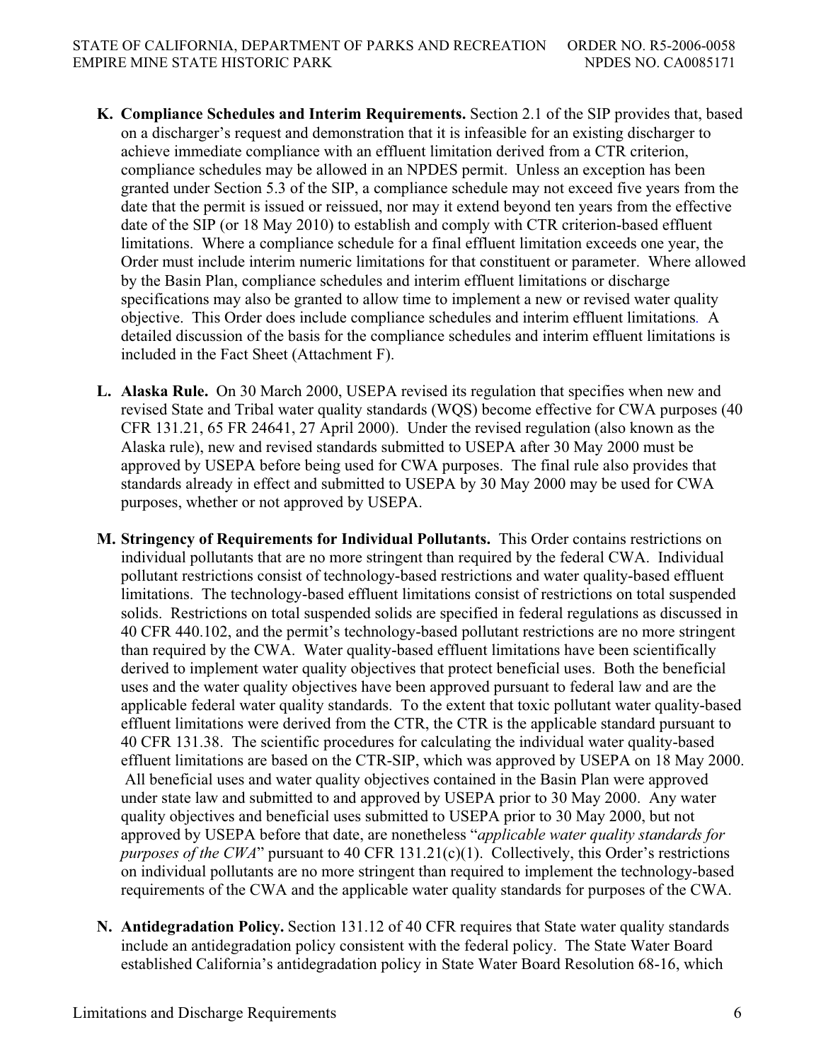**K. Compliance Schedules and Interim Requirements.** Section 2.1 of the SIP provides that, based on a discharger's request and demonstration that it is infeasible for an existing discharger to achieve immediate compliance with an effluent limitation derived from a CTR criterion, compliance schedules may be allowed in an NPDES permit. Unless an exception has been granted under Section 5.3 of the SIP, a compliance schedule may not exceed five years from the date that the permit is issued or reissued, nor may it extend beyond ten years from the effective date of the SIP (or 18 May 2010) to establish and comply with CTR criterion-based effluent limitations. Where a compliance schedule for a final effluent limitation exceeds one year, the Order must include interim numeric limitations for that constituent or parameter. Where allowed by the Basin Plan, compliance schedules and interim effluent limitations or discharge specifications may also be granted to allow time to implement a new or revised water quality objective. This Order does include compliance schedules and interim effluent limitations. A detailed discussion of the basis for the compliance schedules and interim effluent limitations is included in the Fact Sheet (Attachment F).

**L. Alaska Rule.** On 30 March 2000, USEPA revised its regulation that specifies when new and revised State and Tribal water quality standards (WQS) become effective for CWA purposes (40 CFR 131.21, 65 FR 24641, 27 April 2000). Under the revised regulation (also known as the Alaska rule), new and revised standards submitted to USEPA after 30 May 2000 must be approved by USEPA before being used for CWA purposes. The final rule also provides that standards already in effect and submitted to USEPA by 30 May 2000 may be used for CWA purposes, whether or not approved by USEPA.

**M. Stringency of Requirements for Individual Pollutants.** This Order contains restrictions on individual pollutants that are no more stringent than required by the federal CWA. Individual pollutant restrictions consist of technology-based restrictions and water quality-based effluent limitations. The technology-based effluent limitations consist of restrictions on total suspended solids. Restrictions on total suspended solids are specified in federal regulations as discussed in 40 CFR 440.102, and the permit's technology-based pollutant restrictions are no more stringent than required by the CWA. Water quality-based effluent limitations have been scientifically derived to implement water quality objectives that protect beneficial uses. Both the beneficial uses and the water quality objectives have been approved pursuant to federal law and are the applicable federal water quality standards. To the extent that toxic pollutant water quality-based effluent limitations were derived from the CTR, the CTR is the applicable standard pursuant to 40 CFR 131.38. The scientific procedures for calculating the individual water quality-based effluent limitations are based on the CTR-SIP, which was approved by USEPA on 18 May 2000. All beneficial uses and water quality objectives contained in the Basin Plan were approved under state law and submitted to and approved by USEPA prior to 30 May 2000. Any water quality objectives and beneficial uses submitted to USEPA prior to 30 May 2000, but not approved by USEPA before that date, are nonetheless "*applicable water quality standards for purposes of the CWA*" pursuant to 40 CFR 131.21(c)(1). Collectively, this Order's restrictions on individual pollutants are no more stringent than required to implement the technology-based requirements of the CWA and the applicable water quality standards for purposes of the CWA.

**N. Antidegradation Policy.** Section 131.12 of 40 CFR requires that State water quality standards include an antidegradation policy consistent with the federal policy. The State Water Board established California's antidegradation policy in State Water Board Resolution 68-16, which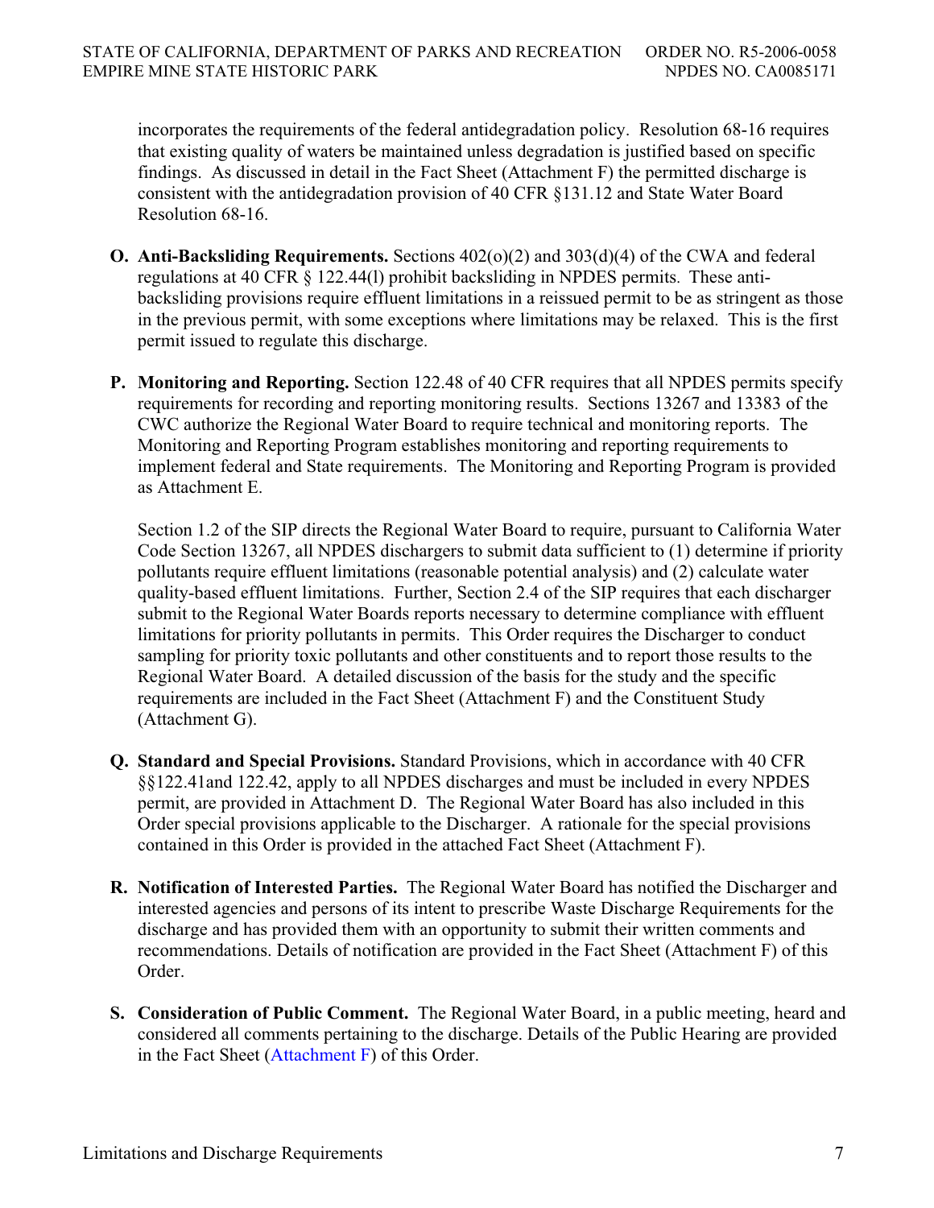incorporates the requirements of the federal antidegradation policy. Resolution 68-16 requires that existing quality of waters be maintained unless degradation is justified based on specific findings. As discussed in detail in the Fact Sheet (Attachment F) the permitted discharge is consistent with the antidegradation provision of 40 CFR §131.12 and State Water Board Resolution 68-16.

**O. Anti-Backsliding Requirements.** Sections 402(o)(2) and 303(d)(4) of the CWA and federal regulations at 40 CFR § 122.44(l) prohibit backsliding in NPDES permits. These anti-backsliding provisions require effluent limitations in a reissued permit to be as stringent as those in the previous permit, with some exceptions where limitations may be relaxed. This is the first permit issued to regulate this discharge.

**P. Monitoring and Reporting.** Section 122.48 of 40 CFR requires that all NPDES permits specify requirements for recording and reporting monitoring results. Sections 13267 and 13383 of the CWC authorize the Regional Water Board to require technical and monitoring reports. The Monitoring and Reporting Program establishes monitoring and reporting requirements to implement federal and State requirements. The Monitoring and Reporting Program is provided as Attachment E.

Section 1.2 of the SIP directs the Regional Water Board to require, pursuant to California Water Code Section 13267, all NPDES dischargers to submit data sufficient to (1) determine if priority pollutants require effluent limitations (reasonable potential analysis) and (2) calculate water quality-based effluent limitations. Further, Section 2.4 of the SIP requires that each discharger submit to the Regional Water Boards reports necessary to determine compliance with effluent limitations for priority pollutants in permits. This Order requires the Discharger to conduct sampling for priority toxic pollutants and other constituents and to report those results to the Regional Water Board. A detailed discussion of the basis for the study and the specific requirements are included in the Fact Sheet (Attachment F) and the Constituent Study (Attachment G).

**Q. Standard and Special Provisions.** Standard Provisions, which in accordance with 40 CFR §§122.41and 122.42, apply to all NPDES discharges and must be included in every NPDES permit, are provided in Attachment D. The Regional Water Board has also included in this Order special provisions applicable to the Discharger. A rationale for the special provisions contained in this Order is provided in the attached Fact Sheet (Attachment F).

**R. Notification of Interested Parties.** The Regional Water Board has notified the Discharger and interested agencies and persons of its intent to prescribe Waste Discharge Requirements for the discharge and has provided them with an opportunity to submit their written comments and recommendations. Details of notification are provided in the Fact Sheet (Attachment F) of this Order.

**S. Consideration of Public Comment.** The Regional Water Board, in a public meeting, heard and considered all comments pertaining to the discharge. Details of the Public Hearing are provided in the Fact Sheet (Attachment F) of this Order.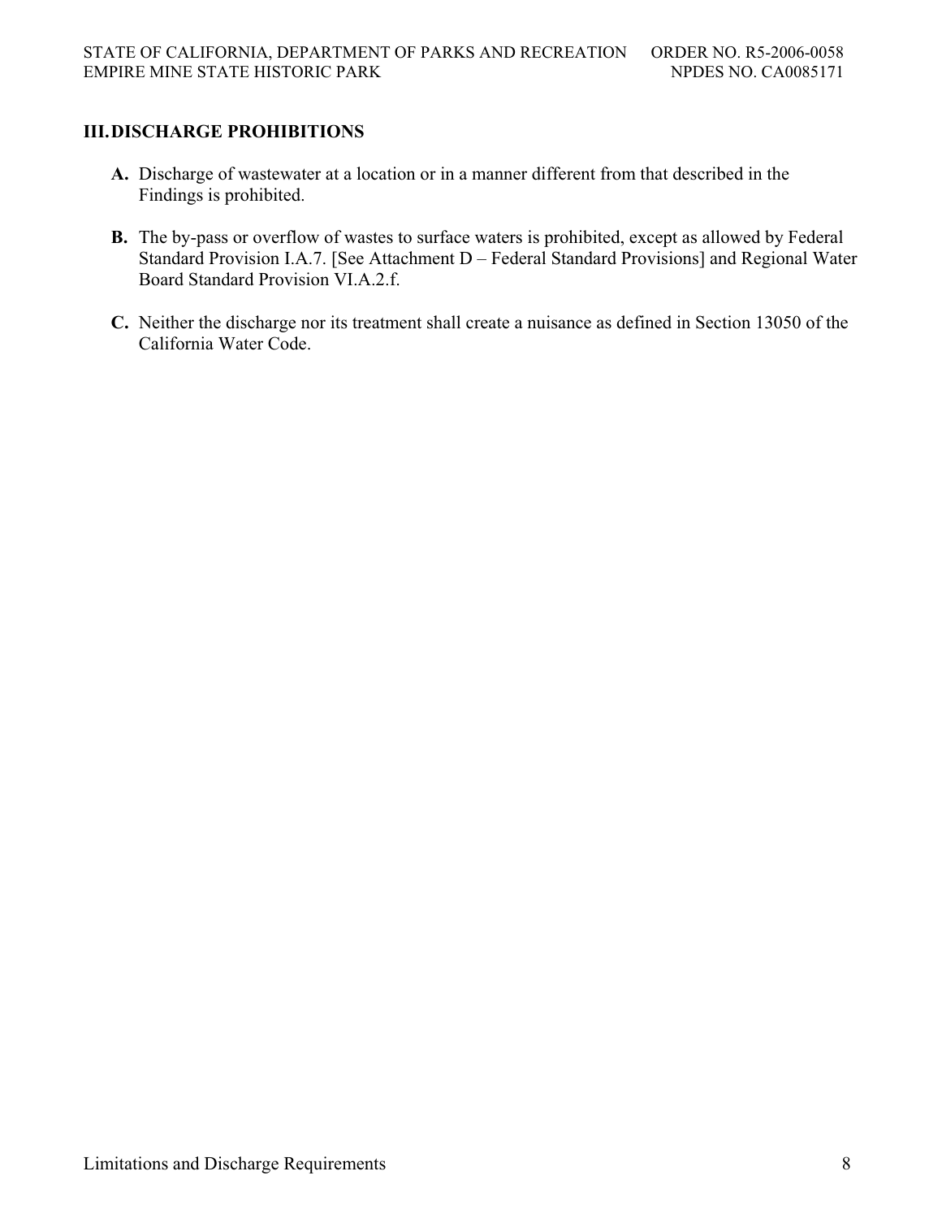## III. DISCHARGE PROHIBITIONS

**A.** Discharge of wastewater at a location or in a manner different from that described in the Findings is prohibited.

**B.** The by-pass or overflow of wastes to surface waters is prohibited, except as allowed by Federal Standard Provision I.A.7. [See Attachment D – Federal Standard Provisions] and Regional Water Board Standard Provision VI.A.2.f.

**C.** Neither the discharge nor its treatment shall create a nuisance as defined in Section 13050 of the California Water Code.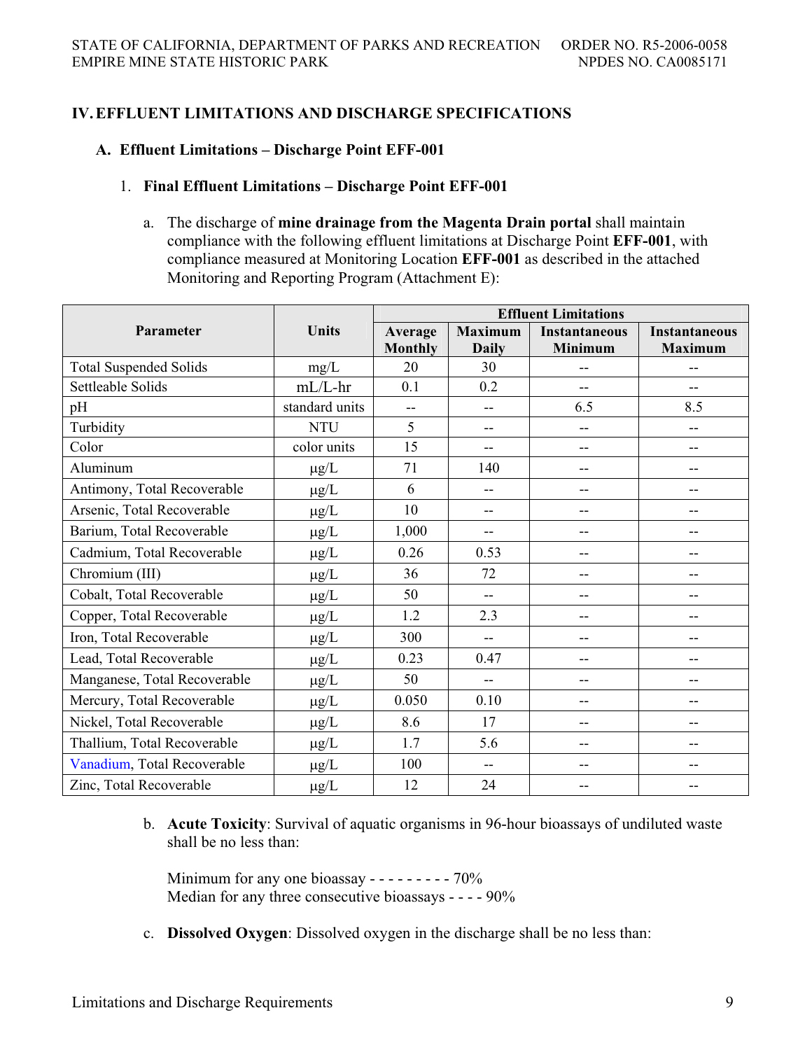## IV. EFFLUENT LIMITATIONS AND DISCHARGE SPECIFICATIONS

### A. Effluent Limitations – Discharge Point EFF-001

1. **Final Effluent Limitations – Discharge Point EFF-001**

   a. The discharge of **mine drainage from the Magenta Drain portal** shall maintain compliance with the following effluent limitations at Discharge Point **EFF-001**, with compliance measured at Monitoring Location **EFF-001** as described in the attached Monitoring and Reporting Program (Attachment E):

| Parameter | Units | Effluent Limitations | | | |
|---|---|---|---|---|---|
| | | Average Monthly | Maximum Daily | Instantaneous Minimum | Instantaneous Maximum |
| Total Suspended Solids | mg/L | 20 | 30 | -- | -- |
| Settleable Solids | mL/L-hr | 0.1 | 0.2 | -- | -- |
| pH | standard units | -- | -- | 6.5 | 8.5 |
| Turbidity | NTU | 5 | -- | -- | -- |
| Color | color units | 15 | -- | -- | -- |
| Aluminum | μg/L | 71 | 140 | -- | -- |
| Antimony, Total Recoverable | μg/L | 6 | -- | -- | -- |
| Arsenic, Total Recoverable | μg/L | 10 | -- | -- | -- |
| Barium, Total Recoverable | μg/L | 1,000 | -- | -- | -- |
| Cadmium, Total Recoverable | μg/L | 0.26 | 0.53 | -- | -- |
| Chromium (III) | μg/L | 36 | 72 | -- | -- |
| Cobalt, Total Recoverable | μg/L | 50 | -- | -- | -- |
| Copper, Total Recoverable | μg/L | 1.2 | 2.3 | -- | -- |
| Iron, Total Recoverable | μg/L | 300 | -- | -- | -- |
| Lead, Total Recoverable | μg/L | 0.23 | 0.47 | -- | -- |
| Manganese, Total Recoverable | μg/L | 50 | -- | -- | -- |
| Mercury, Total Recoverable | μg/L | 0.050 | 0.10 | -- | -- |
| Nickel, Total Recoverable | μg/L | 8.6 | 17 | -- | -- |
| Thallium, Total Recoverable | μg/L | 1.7 | 5.6 | -- | -- |
| Vanadium, Total Recoverable | μg/L | 100 | -- | -- | -- |
| Zinc, Total Recoverable | μg/L | 12 | 24 | -- | -- |

   b. **Acute Toxicity**: Survival of aquatic organisms in 96-hour bioassays of undiluted waste shall be no less than:

   Minimum for any one bioassay - - - - - - - - - 70%
   Median for any three consecutive bioassays - - - - 90%

   c. **Dissolved Oxygen**: Dissolved oxygen in the discharge shall be no less than: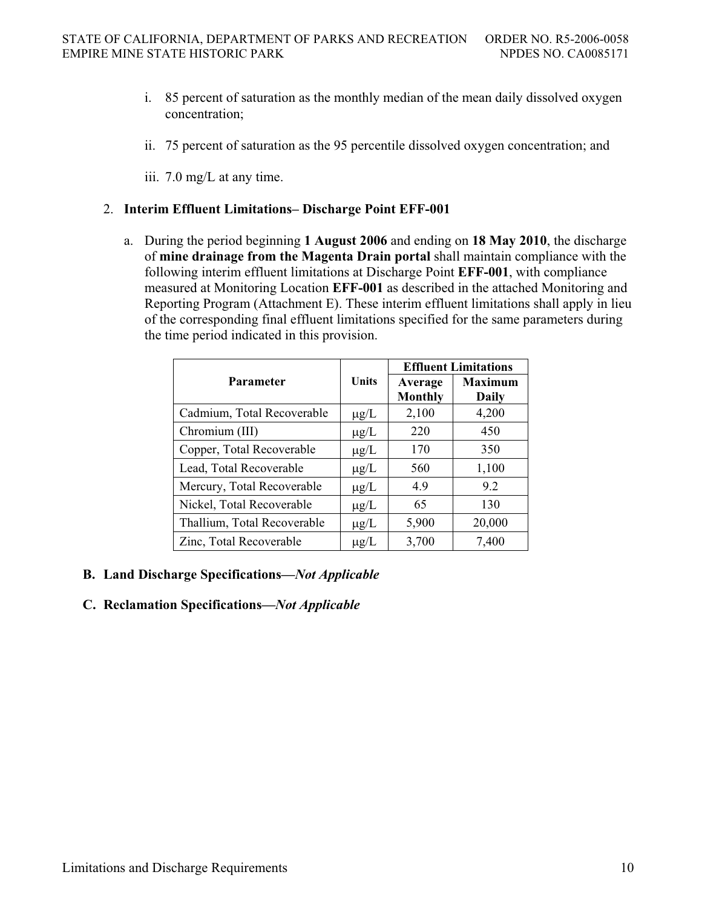i. 85 percent of saturation as the monthly median of the mean daily dissolved oxygen concentration;

ii. 75 percent of saturation as the 95 percentile dissolved oxygen concentration; and

iii. 7.0 mg/L at any time.

2. **Interim Effluent Limitations– Discharge Point EFF-001**

a. During the period beginning **1 August 2006** and ending on **18 May 2010**, the discharge of **mine drainage from the Magenta Drain portal** shall maintain compliance with the following interim effluent limitations at Discharge Point **EFF-001**, with compliance measured at Monitoring Location **EFF-001** as described in the attached Monitoring and Reporting Program (Attachment E). These interim effluent limitations shall apply in lieu of the corresponding final effluent limitations specified for the same parameters during the time period indicated in this provision.

| Parameter | Units | Effluent Limitations | |
|---|---|---|---|
| | | Average Monthly | Maximum Daily |
| Cadmium, Total Recoverable | μg/L | 2,100 | 4,200 |
| Chromium (III) | μg/L | 220 | 450 |
| Copper, Total Recoverable | μg/L | 170 | 350 |
| Lead, Total Recoverable | μg/L | 560 | 1,100 |
| Mercury, Total Recoverable | μg/L | 4.9 | 9.2 |
| Nickel, Total Recoverable | μg/L | 65 | 130 |
| Thallium, Total Recoverable | μg/L | 5,900 | 20,000 |
| Zinc, Total Recoverable | μg/L | 3,700 | 7,400 |

**B. Land Discharge Specifications—*Not Applicable***

**C. Reclamation Specifications—*Not Applicable***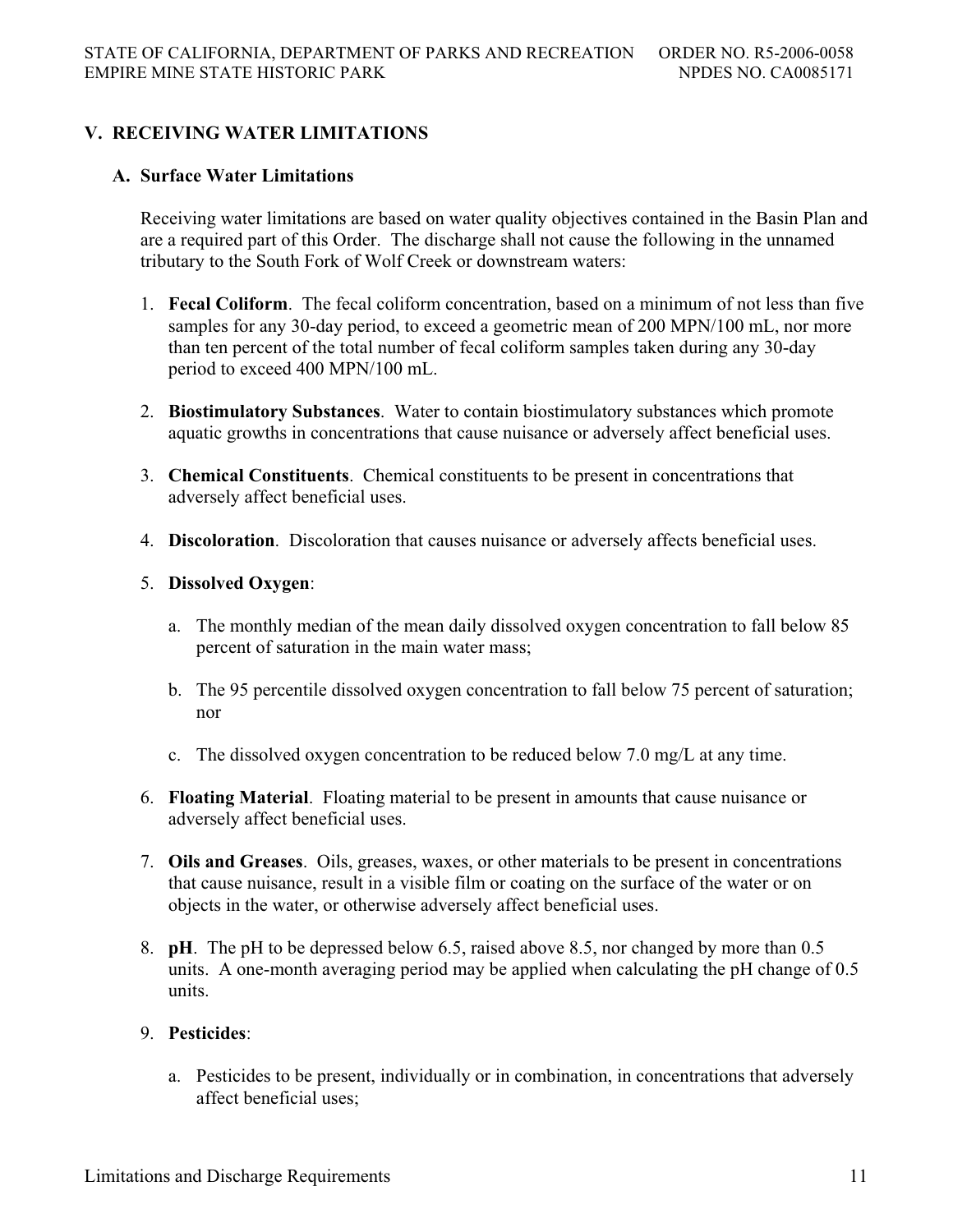## V. RECEIVING WATER LIMITATIONS

### A. Surface Water Limitations

Receiving water limitations are based on water quality objectives contained in the Basin Plan and are a required part of this Order. The discharge shall not cause the following in the unnamed tributary to the South Fork of Wolf Creek or downstream waters:

1. **Fecal Coliform**. The fecal coliform concentration, based on a minimum of not less than five samples for any 30-day period, to exceed a geometric mean of 200 MPN/100 mL, nor more than ten percent of the total number of fecal coliform samples taken during any 30-day period to exceed 400 MPN/100 mL.

2. **Biostimulatory Substances**. Water to contain biostimulatory substances which promote aquatic growths in concentrations that cause nuisance or adversely affect beneficial uses.

3. **Chemical Constituents**. Chemical constituents to be present in concentrations that adversely affect beneficial uses.

4. **Discoloration**. Discoloration that causes nuisance or adversely affects beneficial uses.

5. **Dissolved Oxygen**:

   a. The monthly median of the mean daily dissolved oxygen concentration to fall below 85 percent of saturation in the main water mass;

   b. The 95 percentile dissolved oxygen concentration to fall below 75 percent of saturation; nor

   c. The dissolved oxygen concentration to be reduced below 7.0 mg/L at any time.

6. **Floating Material**. Floating material to be present in amounts that cause nuisance or adversely affect beneficial uses.

7. **Oils and Greases**. Oils, greases, waxes, or other materials to be present in concentrations that cause nuisance, result in a visible film or coating on the surface of the water or on objects in the water, or otherwise adversely affect beneficial uses.

8. **pH**. The pH to be depressed below 6.5, raised above 8.5, nor changed by more than 0.5 units. A one-month averaging period may be applied when calculating the pH change of 0.5 units.

9. **Pesticides**:

   a. Pesticides to be present, individually or in combination, in concentrations that adversely affect beneficial uses;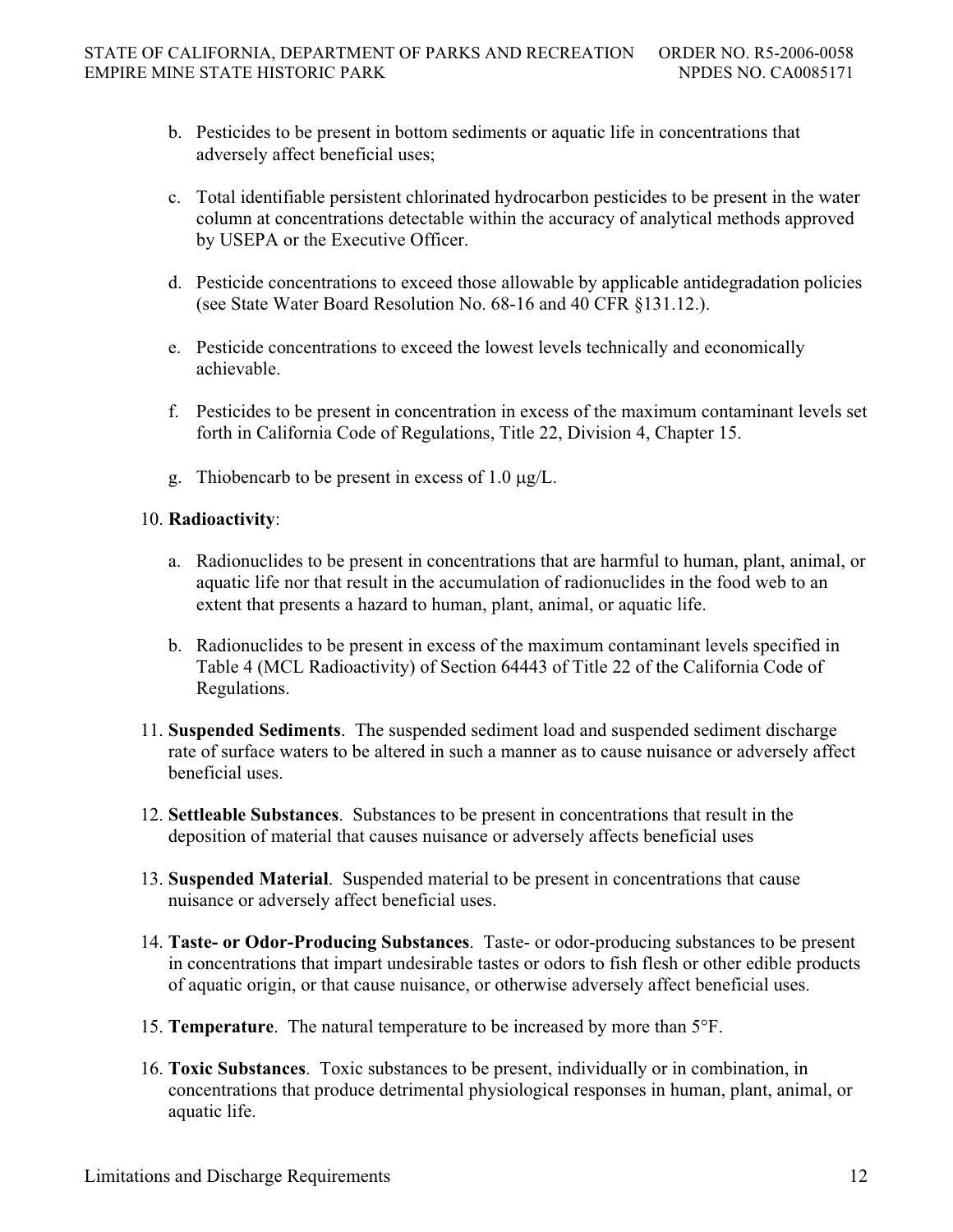b. Pesticides to be present in bottom sediments or aquatic life in concentrations that adversely affect beneficial uses;

c. Total identifiable persistent chlorinated hydrocarbon pesticides to be present in the water column at concentrations detectable within the accuracy of analytical methods approved by USEPA or the Executive Officer.

d. Pesticide concentrations to exceed those allowable by applicable antidegradation policies (see State Water Board Resolution No. 68-16 and 40 CFR §131.12.).

e. Pesticide concentrations to exceed the lowest levels technically and economically achievable.

f. Pesticides to be present in concentration in excess of the maximum contaminant levels set forth in California Code of Regulations, Title 22, Division 4, Chapter 15.

g. Thiobencarb to be present in excess of 1.0 μg/L.

10. **Radioactivity**:

    a. Radionuclides to be present in concentrations that are harmful to human, plant, animal, or aquatic life nor that result in the accumulation of radionuclides in the food web to an extent that presents a hazard to human, plant, animal, or aquatic life.

    b. Radionuclides to be present in excess of the maximum contaminant levels specified in Table 4 (MCL Radioactivity) of Section 64443 of Title 22 of the California Code of Regulations.

11. **Suspended Sediments**. The suspended sediment load and suspended sediment discharge rate of surface waters to be altered in such a manner as to cause nuisance or adversely affect beneficial uses.

12. **Settleable Substances**. Substances to be present in concentrations that result in the deposition of material that causes nuisance or adversely affects beneficial uses

13. **Suspended Material**. Suspended material to be present in concentrations that cause nuisance or adversely affect beneficial uses.

14. **Taste- or Odor-Producing Substances**. Taste- or odor-producing substances to be present in concentrations that impart undesirable tastes or odors to fish flesh or other edible products of aquatic origin, or that cause nuisance, or otherwise adversely affect beneficial uses.

15. **Temperature**. The natural temperature to be increased by more than 5°F.

16. **Toxic Substances**. Toxic substances to be present, individually or in combination, in concentrations that produce detrimental physiological responses in human, plant, animal, or aquatic life.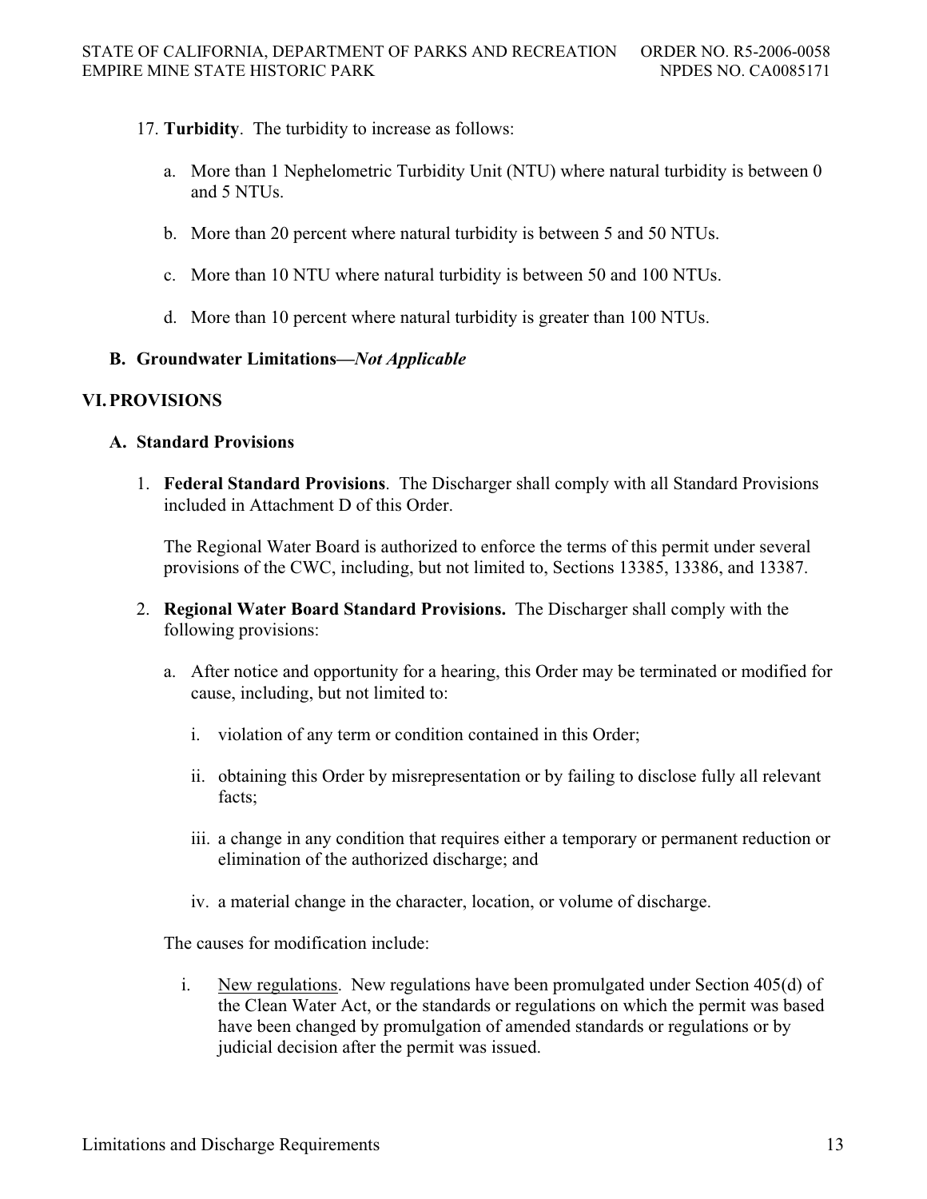17. **Turbidity**. The turbidity to increase as follows:

    a. More than 1 Nephelometric Turbidity Unit (NTU) where natural turbidity is between 0 and 5 NTUs.

    b. More than 20 percent where natural turbidity is between 5 and 50 NTUs.

    c. More than 10 NTU where natural turbidity is between 50 and 100 NTUs.

    d. More than 10 percent where natural turbidity is greater than 100 NTUs.

### B. Groundwater Limitations—*Not Applicable*

## VI. PROVISIONS

### A. Standard Provisions

1. **Federal Standard Provisions**. The Discharger shall comply with all Standard Provisions included in Attachment D of this Order.

   The Regional Water Board is authorized to enforce the terms of this permit under several provisions of the CWC, including, but not limited to, Sections 13385, 13386, and 13387.

2. **Regional Water Board Standard Provisions.** The Discharger shall comply with the following provisions:

   a. After notice and opportunity for a hearing, this Order may be terminated or modified for cause, including, but not limited to:

      i. violation of any term or condition contained in this Order;

      ii. obtaining this Order by misrepresentation or by failing to disclose fully all relevant facts;

      iii. a change in any condition that requires either a temporary or permanent reduction or elimination of the authorized discharge; and

      iv. a material change in the character, location, or volume of discharge.

   The causes for modification include:

      i. New regulations. New regulations have been promulgated under Section 405(d) of the Clean Water Act, or the standards or regulations on which the permit was based have been changed by promulgation of amended standards or regulations or by judicial decision after the permit was issued.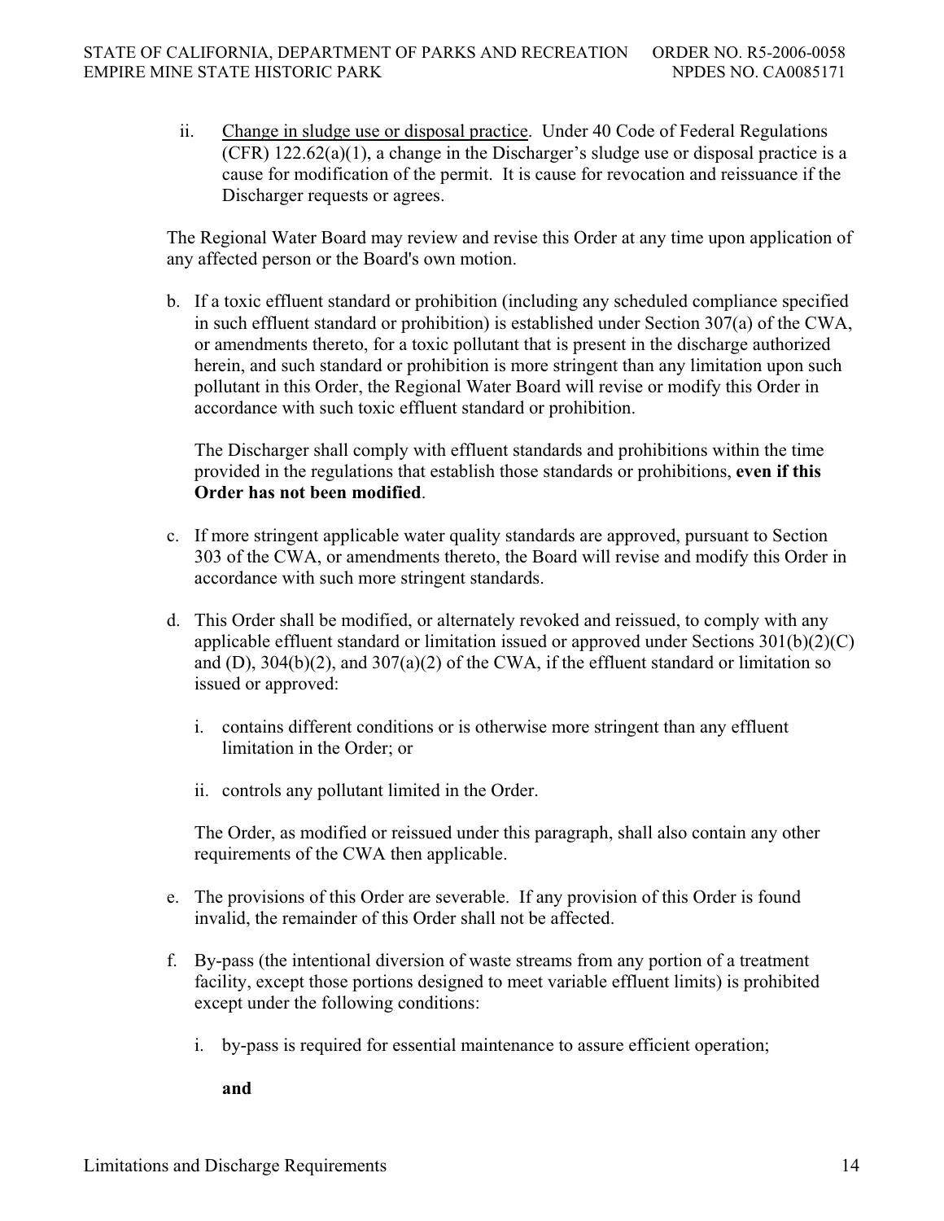ii. Change in sludge use or disposal practice. Under 40 Code of Federal Regulations (CFR) 122.62(a)(1), a change in the Discharger's sludge use or disposal practice is a cause for modification of the permit. It is cause for revocation and reissuance if the Discharger requests or agrees.

The Regional Water Board may review and revise this Order at any time upon application of any affected person or the Board's own motion.

b. If a toxic effluent standard or prohibition (including any scheduled compliance specified in such effluent standard or prohibition) is established under Section 307(a) of the CWA, or amendments thereto, for a toxic pollutant that is present in the discharge authorized herein, and such standard or prohibition is more stringent than any limitation upon such pollutant in this Order, the Regional Water Board will revise or modify this Order in accordance with such toxic effluent standard or prohibition.

   The Discharger shall comply with effluent standards and prohibitions within the time provided in the regulations that establish those standards or prohibitions, **even if this Order has not been modified**.

c. If more stringent applicable water quality standards are approved, pursuant to Section 303 of the CWA, or amendments thereto, the Board will revise and modify this Order in accordance with such more stringent standards.

d. This Order shall be modified, or alternately revoked and reissued, to comply with any applicable effluent standard or limitation issued or approved under Sections 301(b)(2)(C) and (D), 304(b)(2), and 307(a)(2) of the CWA, if the effluent standard or limitation so issued or approved:

   i. contains different conditions or is otherwise more stringent than any effluent limitation in the Order; or

   ii. controls any pollutant limited in the Order.

   The Order, as modified or reissued under this paragraph, shall also contain any other requirements of the CWA then applicable.

e. The provisions of this Order are severable. If any provision of this Order is found invalid, the remainder of this Order shall not be affected.

f. By-pass (the intentional diversion of waste streams from any portion of a treatment facility, except those portions designed to meet variable effluent limits) is prohibited except under the following conditions:

   i. by-pass is required for essential maintenance to assure efficient operation;

   **and**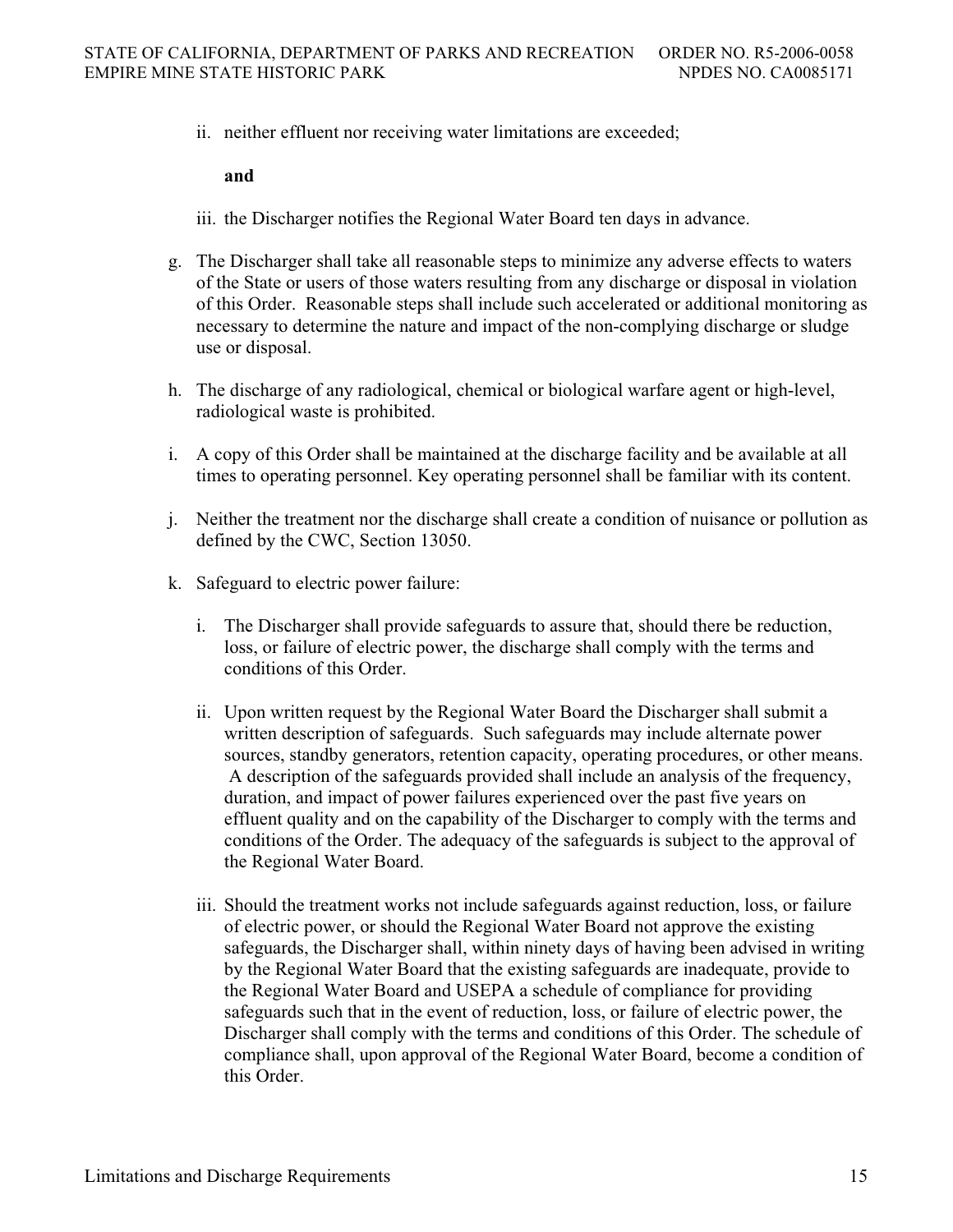ii. neither effluent nor receiving water limitations are exceeded;

**and**

iii. the Discharger notifies the Regional Water Board ten days in advance.

g. The Discharger shall take all reasonable steps to minimize any adverse effects to waters of the State or users of those waters resulting from any discharge or disposal in violation of this Order. Reasonable steps shall include such accelerated or additional monitoring as necessary to determine the nature and impact of the non-complying discharge or sludge use or disposal.

h. The discharge of any radiological, chemical or biological warfare agent or high-level, radiological waste is prohibited.

i. A copy of this Order shall be maintained at the discharge facility and be available at all times to operating personnel. Key operating personnel shall be familiar with its content.

j. Neither the treatment nor the discharge shall create a condition of nuisance or pollution as defined by the CWC, Section 13050.

k. Safeguard to electric power failure:

   i. The Discharger shall provide safeguards to assure that, should there be reduction, loss, or failure of electric power, the discharge shall comply with the terms and conditions of this Order.

   ii. Upon written request by the Regional Water Board the Discharger shall submit a written description of safeguards. Such safeguards may include alternate power sources, standby generators, retention capacity, operating procedures, or other means. A description of the safeguards provided shall include an analysis of the frequency, duration, and impact of power failures experienced over the past five years on effluent quality and on the capability of the Discharger to comply with the terms and conditions of the Order. The adequacy of the safeguards is subject to the approval of the Regional Water Board.

   iii. Should the treatment works not include safeguards against reduction, loss, or failure of electric power, or should the Regional Water Board not approve the existing safeguards, the Discharger shall, within ninety days of having been advised in writing by the Regional Water Board that the existing safeguards are inadequate, provide to the Regional Water Board and USEPA a schedule of compliance for providing safeguards such that in the event of reduction, loss, or failure of electric power, the Discharger shall comply with the terms and conditions of this Order. The schedule of compliance shall, upon approval of the Regional Water Board, become a condition of this Order.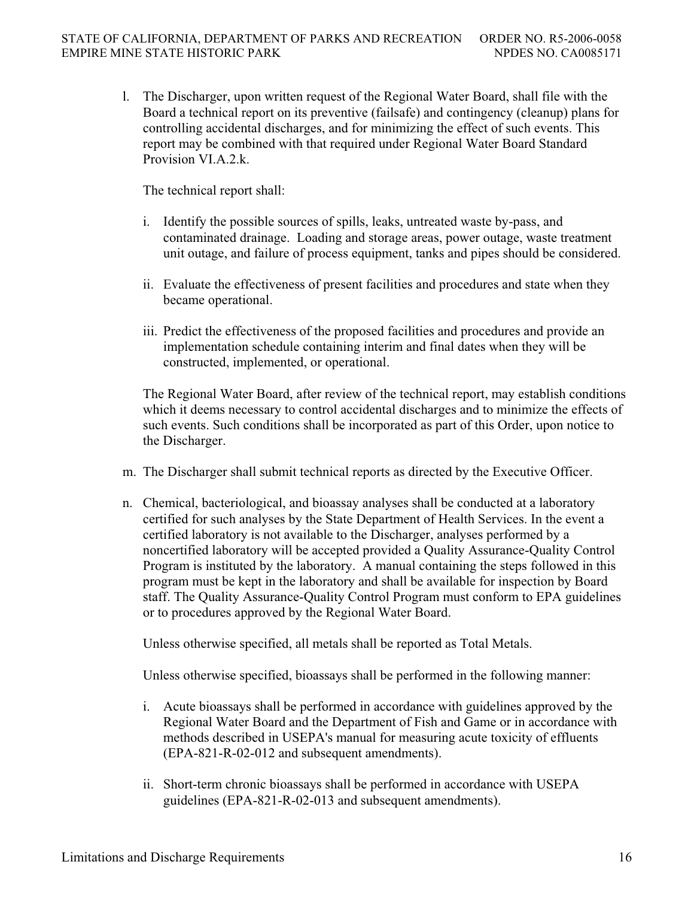l. The Discharger, upon written request of the Regional Water Board, shall file with the Board a technical report on its preventive (failsafe) and contingency (cleanup) plans for controlling accidental discharges, and for minimizing the effect of such events. This report may be combined with that required under Regional Water Board Standard Provision VI.A.2.k.

   The technical report shall:

   i. Identify the possible sources of spills, leaks, untreated waste by-pass, and contaminated drainage. Loading and storage areas, power outage, waste treatment unit outage, and failure of process equipment, tanks and pipes should be considered.

   ii. Evaluate the effectiveness of present facilities and procedures and state when they became operational.

   iii. Predict the effectiveness of the proposed facilities and procedures and provide an implementation schedule containing interim and final dates when they will be constructed, implemented, or operational.

   The Regional Water Board, after review of the technical report, may establish conditions which it deems necessary to control accidental discharges and to minimize the effects of such events. Such conditions shall be incorporated as part of this Order, upon notice to the Discharger.

m. The Discharger shall submit technical reports as directed by the Executive Officer.

n. Chemical, bacteriological, and bioassay analyses shall be conducted at a laboratory certified for such analyses by the State Department of Health Services. In the event a certified laboratory is not available to the Discharger, analyses performed by a noncertified laboratory will be accepted provided a Quality Assurance-Quality Control Program is instituted by the laboratory. A manual containing the steps followed in this program must be kept in the laboratory and shall be available for inspection by Board staff. The Quality Assurance-Quality Control Program must conform to EPA guidelines or to procedures approved by the Regional Water Board.

   Unless otherwise specified, all metals shall be reported as Total Metals.

   Unless otherwise specified, bioassays shall be performed in the following manner:

   i. Acute bioassays shall be performed in accordance with guidelines approved by the Regional Water Board and the Department of Fish and Game or in accordance with methods described in USEPA's manual for measuring acute toxicity of effluents (EPA-821-R-02-012 and subsequent amendments).

   ii. Short-term chronic bioassays shall be performed in accordance with USEPA guidelines (EPA-821-R-02-013 and subsequent amendments).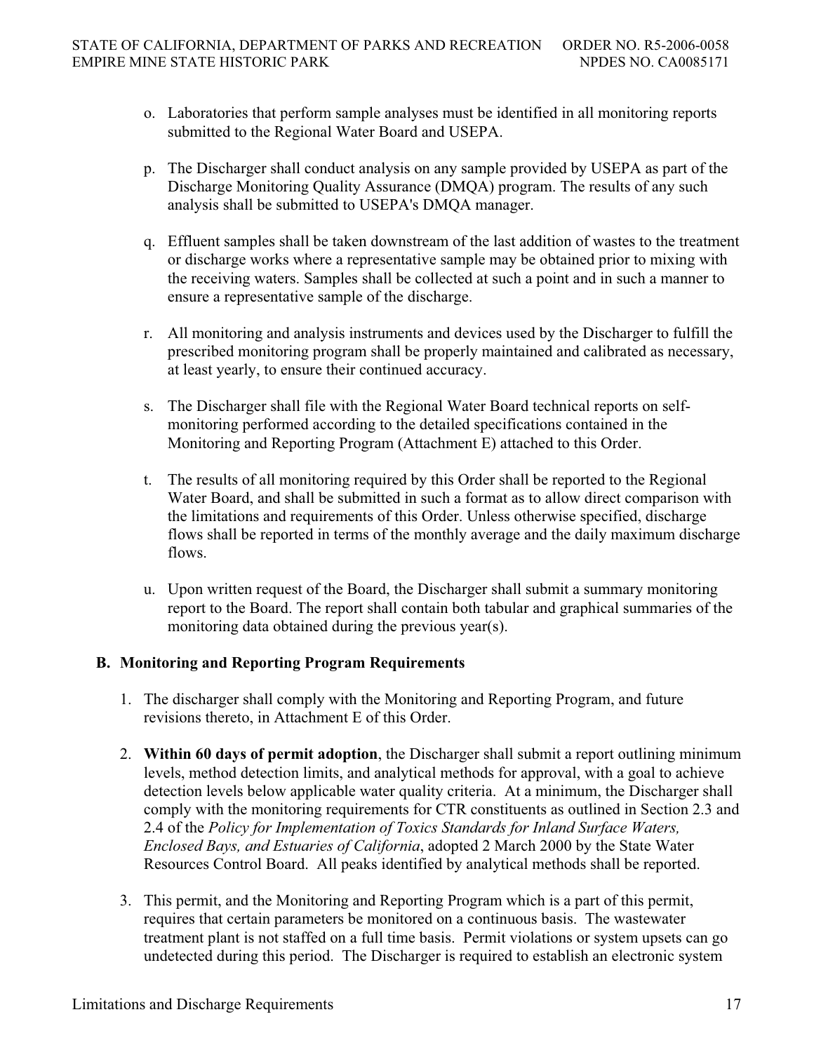o. Laboratories that perform sample analyses must be identified in all monitoring reports submitted to the Regional Water Board and USEPA.

p. The Discharger shall conduct analysis on any sample provided by USEPA as part of the Discharge Monitoring Quality Assurance (DMQA) program. The results of any such analysis shall be submitted to USEPA's DMQA manager.

q. Effluent samples shall be taken downstream of the last addition of wastes to the treatment or discharge works where a representative sample may be obtained prior to mixing with the receiving waters. Samples shall be collected at such a point and in such a manner to ensure a representative sample of the discharge.

r. All monitoring and analysis instruments and devices used by the Discharger to fulfill the prescribed monitoring program shall be properly maintained and calibrated as necessary, at least yearly, to ensure their continued accuracy.

s. The Discharger shall file with the Regional Water Board technical reports on self-monitoring performed according to the detailed specifications contained in the Monitoring and Reporting Program (Attachment E) attached to this Order.

t. The results of all monitoring required by this Order shall be reported to the Regional Water Board, and shall be submitted in such a format as to allow direct comparison with the limitations and requirements of this Order. Unless otherwise specified, discharge flows shall be reported in terms of the monthly average and the daily maximum discharge flows.

u. Upon written request of the Board, the Discharger shall submit a summary monitoring report to the Board. The report shall contain both tabular and graphical summaries of the monitoring data obtained during the previous year(s).

## B. Monitoring and Reporting Program Requirements

1. The discharger shall comply with the Monitoring and Reporting Program, and future revisions thereto, in Attachment E of this Order.

2. **Within 60 days of permit adoption**, the Discharger shall submit a report outlining minimum levels, method detection limits, and analytical methods for approval, with a goal to achieve detection levels below applicable water quality criteria. At a minimum, the Discharger shall comply with the monitoring requirements for CTR constituents as outlined in Section 2.3 and 2.4 of the *Policy for Implementation of Toxics Standards for Inland Surface Waters, Enclosed Bays, and Estuaries of California*, adopted 2 March 2000 by the State Water Resources Control Board. All peaks identified by analytical methods shall be reported.

3. This permit, and the Monitoring and Reporting Program which is a part of this permit, requires that certain parameters be monitored on a continuous basis. The wastewater treatment plant is not staffed on a full time basis. Permit violations or system upsets can go undetected during this period. The Discharger is required to establish an electronic system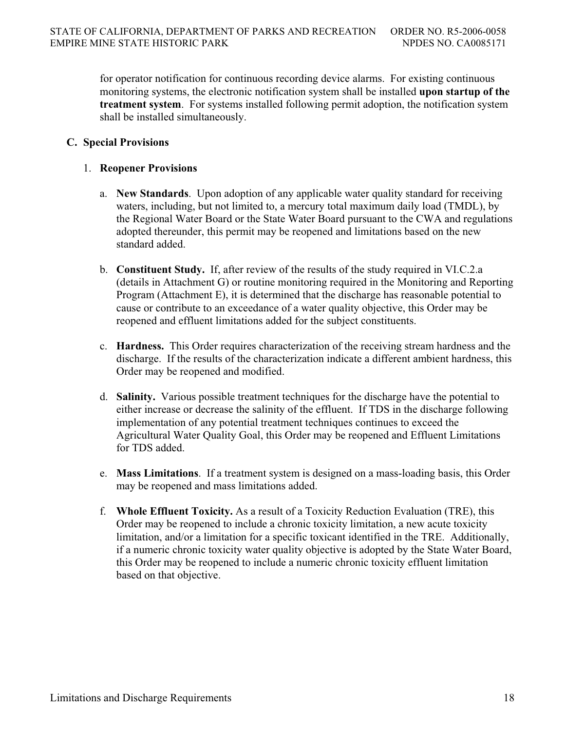for operator notification for continuous recording device alarms. For existing continuous monitoring systems, the electronic notification system shall be installed **upon startup of the treatment system**. For systems installed following permit adoption, the notification system shall be installed simultaneously.

### C. Special Provisions

1. **Reopener Provisions**

   a. **New Standards**. Upon adoption of any applicable water quality standard for receiving waters, including, but not limited to, a mercury total maximum daily load (TMDL), by the Regional Water Board or the State Water Board pursuant to the CWA and regulations adopted thereunder, this permit may be reopened and limitations based on the new standard added.

   b. **Constituent Study.** If, after review of the results of the study required in VI.C.2.a (details in Attachment G) or routine monitoring required in the Monitoring and Reporting Program (Attachment E), it is determined that the discharge has reasonable potential to cause or contribute to an exceedance of a water quality objective, this Order may be reopened and effluent limitations added for the subject constituents.

   c. **Hardness.** This Order requires characterization of the receiving stream hardness and the discharge. If the results of the characterization indicate a different ambient hardness, this Order may be reopened and modified.

   d. **Salinity.** Various possible treatment techniques for the discharge have the potential to either increase or decrease the salinity of the effluent. If TDS in the discharge following implementation of any potential treatment techniques continues to exceed the Agricultural Water Quality Goal, this Order may be reopened and Effluent Limitations for TDS added.

   e. **Mass Limitations**. If a treatment system is designed on a mass-loading basis, this Order may be reopened and mass limitations added.

   f. **Whole Effluent Toxicity.** As a result of a Toxicity Reduction Evaluation (TRE), this Order may be reopened to include a chronic toxicity limitation, a new acute toxicity limitation, and/or a limitation for a specific toxicant identified in the TRE. Additionally, if a numeric chronic toxicity water quality objective is adopted by the State Water Board, this Order may be reopened to include a numeric chronic toxicity effluent limitation based on that objective.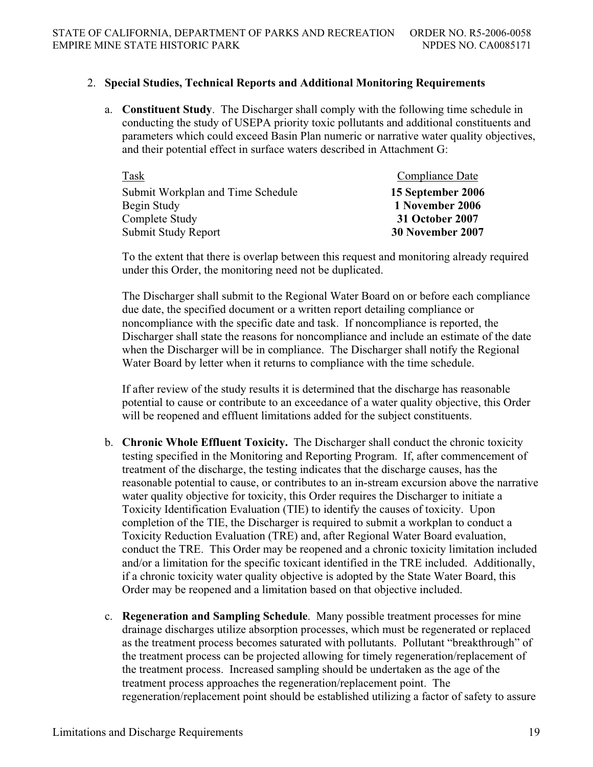2. **Special Studies, Technical Reports and Additional Monitoring Requirements**

   a. **Constituent Study**. The Discharger shall comply with the following time schedule in conducting the study of USEPA priority toxic pollutants and additional constituents and parameters which could exceed Basin Plan numeric or narrative water quality objectives, and their potential effect in surface waters described in Attachment G:

   | Task | Compliance Date |
   |---|---|
   | Submit Workplan and Time Schedule | **15 September 2006** |
   | Begin Study | **1 November 2006** |
   | Complete Study | **31 October 2007** |
   | Submit Study Report | **30 November 2007** |

   To the extent that there is overlap between this request and monitoring already required under this Order, the monitoring need not be duplicated.

   The Discharger shall submit to the Regional Water Board on or before each compliance due date, the specified document or a written report detailing compliance or noncompliance with the specific date and task. If noncompliance is reported, the Discharger shall state the reasons for noncompliance and include an estimate of the date when the Discharger will be in compliance. The Discharger shall notify the Regional Water Board by letter when it returns to compliance with the time schedule.

   If after review of the study results it is determined that the discharge has reasonable potential to cause or contribute to an exceedance of a water quality objective, this Order will be reopened and effluent limitations added for the subject constituents.

   b. **Chronic Whole Effluent Toxicity.** The Discharger shall conduct the chronic toxicity testing specified in the Monitoring and Reporting Program. If, after commencement of treatment of the discharge, the testing indicates that the discharge causes, has the reasonable potential to cause, or contributes to an in-stream excursion above the narrative water quality objective for toxicity, this Order requires the Discharger to initiate a Toxicity Identification Evaluation (TIE) to identify the causes of toxicity. Upon completion of the TIE, the Discharger is required to submit a workplan to conduct a Toxicity Reduction Evaluation (TRE) and, after Regional Water Board evaluation, conduct the TRE. This Order may be reopened and a chronic toxicity limitation included and/or a limitation for the specific toxicant identified in the TRE included. Additionally, if a chronic toxicity water quality objective is adopted by the State Water Board, this Order may be reopened and a limitation based on that objective included.

   c. **Regeneration and Sampling Schedule**. Many possible treatment processes for mine drainage discharges utilize absorption processes, which must be regenerated or replaced as the treatment process becomes saturated with pollutants. Pollutant "breakthrough" of the treatment process can be projected allowing for timely regeneration/replacement of the treatment process. Increased sampling should be undertaken as the age of the treatment process approaches the regeneration/replacement point. The regeneration/replacement point should be established utilizing a factor of safety to assure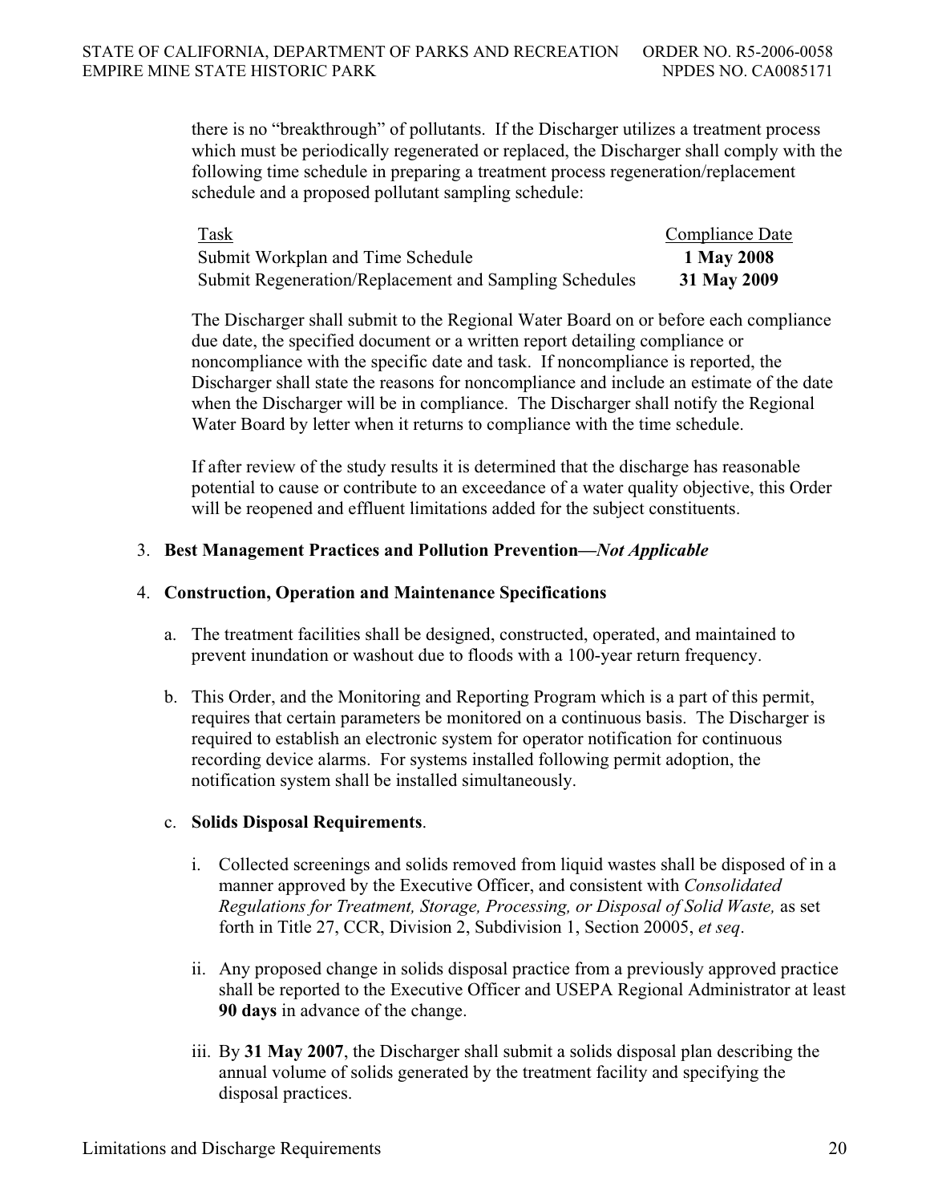there is no "breakthrough" of pollutants. If the Discharger utilizes a treatment process which must be periodically regenerated or replaced, the Discharger shall comply with the following time schedule in preparing a treatment process regeneration/replacement schedule and a proposed pollutant sampling schedule:

| Task | Compliance Date |
|---|---|
| Submit Workplan and Time Schedule | **1 May 2008** |
| Submit Regeneration/Replacement and Sampling Schedules | **31 May 2009** |

The Discharger shall submit to the Regional Water Board on or before each compliance due date, the specified document or a written report detailing compliance or noncompliance with the specific date and task. If noncompliance is reported, the Discharger shall state the reasons for noncompliance and include an estimate of the date when the Discharger will be in compliance. The Discharger shall notify the Regional Water Board by letter when it returns to compliance with the time schedule.

If after review of the study results it is determined that the discharge has reasonable potential to cause or contribute to an exceedance of a water quality objective, this Order will be reopened and effluent limitations added for the subject constituents.

3. **Best Management Practices and Pollution Prevention—*Not Applicable***

4. **Construction, Operation and Maintenance Specifications**

   a. The treatment facilities shall be designed, constructed, operated, and maintained to prevent inundation or washout due to floods with a 100-year return frequency.

   b. This Order, and the Monitoring and Reporting Program which is a part of this permit, requires that certain parameters be monitored on a continuous basis. The Discharger is required to establish an electronic system for operator notification for continuous recording device alarms. For systems installed following permit adoption, the notification system shall be installed simultaneously.

   c. **Solids Disposal Requirements**.

      i. Collected screenings and solids removed from liquid wastes shall be disposed of in a manner approved by the Executive Officer, and consistent with *Consolidated Regulations for Treatment, Storage, Processing, or Disposal of Solid Waste,* as set forth in Title 27, CCR, Division 2, Subdivision 1, Section 20005, *et seq*.

      ii. Any proposed change in solids disposal practice from a previously approved practice shall be reported to the Executive Officer and USEPA Regional Administrator at least **90 days** in advance of the change.

      iii. By **31 May 2007**, the Discharger shall submit a solids disposal plan describing the annual volume of solids generated by the treatment facility and specifying the disposal practices.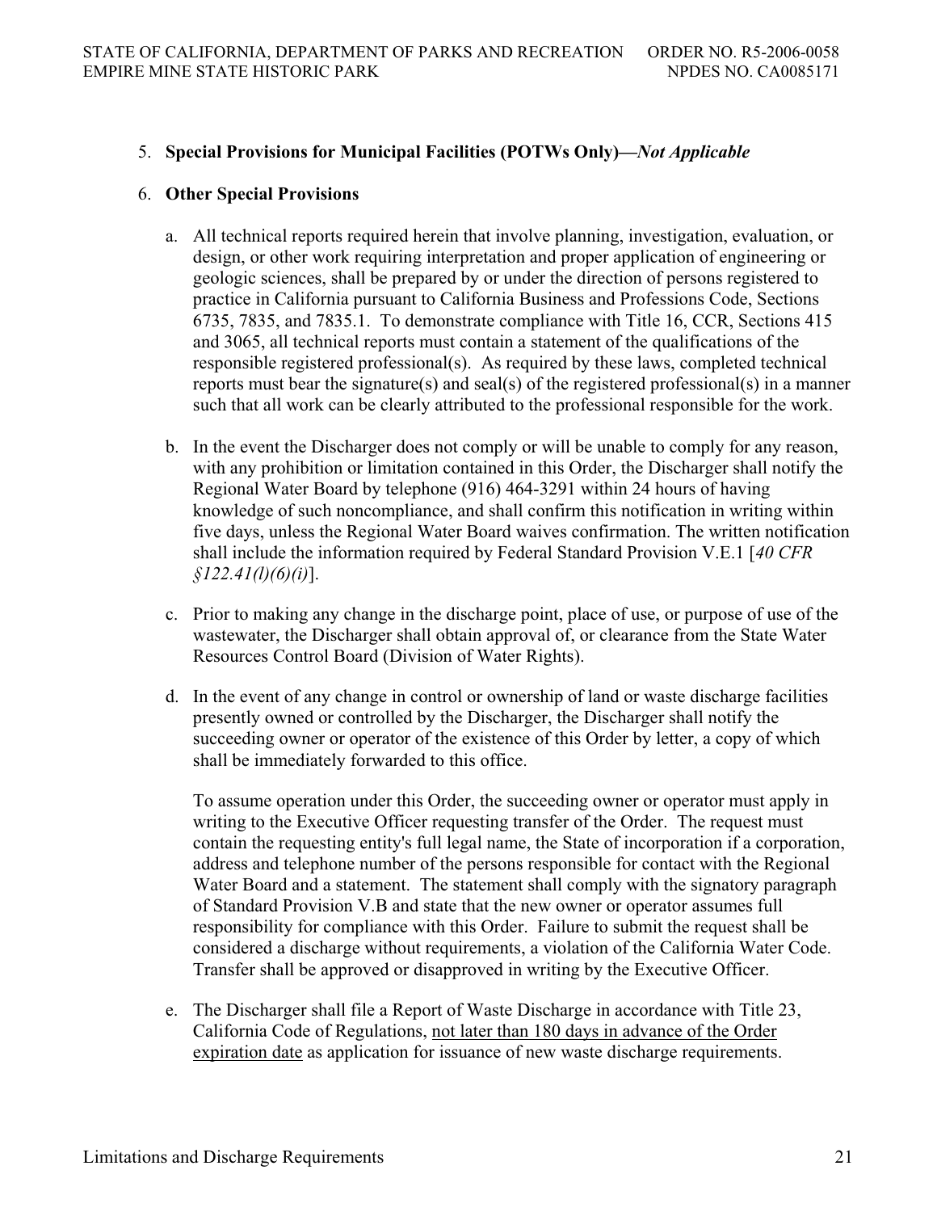5. **Special Provisions for Municipal Facilities (POTWs Only)—*Not Applicable***

6. **Other Special Provisions**

   a. All technical reports required herein that involve planning, investigation, evaluation, or design, or other work requiring interpretation and proper application of engineering or geologic sciences, shall be prepared by or under the direction of persons registered to practice in California pursuant to California Business and Professions Code, Sections 6735, 7835, and 7835.1. To demonstrate compliance with Title 16, CCR, Sections 415 and 3065, all technical reports must contain a statement of the qualifications of the responsible registered professional(s). As required by these laws, completed technical reports must bear the signature(s) and seal(s) of the registered professional(s) in a manner such that all work can be clearly attributed to the professional responsible for the work.

   b. In the event the Discharger does not comply or will be unable to comply for any reason, with any prohibition or limitation contained in this Order, the Discharger shall notify the Regional Water Board by telephone (916) 464-3291 within 24 hours of having knowledge of such noncompliance, and shall confirm this notification in writing within five days, unless the Regional Water Board waives confirmation. The written notification shall include the information required by Federal Standard Provision V.E.1 [*40 CFR §122.41(l)(6)(i)*].

   c. Prior to making any change in the discharge point, place of use, or purpose of use of the wastewater, the Discharger shall obtain approval of, or clearance from the State Water Resources Control Board (Division of Water Rights).

   d. In the event of any change in control or ownership of land or waste discharge facilities presently owned or controlled by the Discharger, the Discharger shall notify the succeeding owner or operator of the existence of this Order by letter, a copy of which shall be immediately forwarded to this office.

      To assume operation under this Order, the succeeding owner or operator must apply in writing to the Executive Officer requesting transfer of the Order. The request must contain the requesting entity's full legal name, the State of incorporation if a corporation, address and telephone number of the persons responsible for contact with the Regional Water Board and a statement. The statement shall comply with the signatory paragraph of Standard Provision V.B and state that the new owner or operator assumes full responsibility for compliance with this Order. Failure to submit the request shall be considered a discharge without requirements, a violation of the California Water Code. Transfer shall be approved or disapproved in writing by the Executive Officer.

   e. The Discharger shall file a Report of Waste Discharge in accordance with Title 23, California Code of Regulations, <u>not later than 180 days in advance of the Order expiration date</u> as application for issuance of new waste discharge requirements.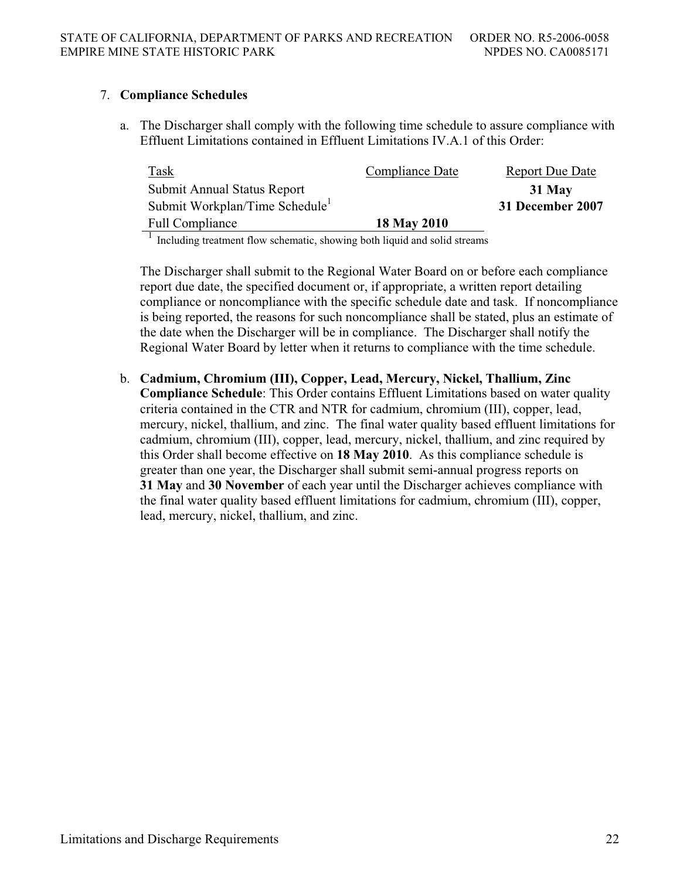7. **Compliance Schedules**

   a. The Discharger shall comply with the following time schedule to assure compliance with Effluent Limitations contained in Effluent Limitations IV.A.1 of this Order:

| Task | Compliance Date | Report Due Date |
|---|---|---|
| Submit Annual Status Report | | **31 May** |
| Submit Workplan/Time Schedule[1] | | **31 December 2007** |
| Full Compliance | **18 May 2010** | |

[1] Including treatment flow schematic, showing both liquid and solid streams

   The Discharger shall submit to the Regional Water Board on or before each compliance report due date, the specified document or, if appropriate, a written report detailing compliance or noncompliance with the specific schedule date and task. If noncompliance is being reported, the reasons for such noncompliance shall be stated, plus an estimate of the date when the Discharger will be in compliance. The Discharger shall notify the Regional Water Board by letter when it returns to compliance with the time schedule.

   b. **Cadmium, Chromium (III), Copper, Lead, Mercury, Nickel, Thallium, Zinc Compliance Schedule**: This Order contains Effluent Limitations based on water quality criteria contained in the CTR and NTR for cadmium, chromium (III), copper, lead, mercury, nickel, thallium, and zinc. The final water quality based effluent limitations for cadmium, chromium (III), copper, lead, mercury, nickel, thallium, and zinc required by this Order shall become effective on **18 May 2010**. As this compliance schedule is greater than one year, the Discharger shall submit semi-annual progress reports on **31 May** and **30 November** of each year until the Discharger achieves compliance with the final water quality based effluent limitations for cadmium, chromium (III), copper, lead, mercury, nickel, thallium, and zinc.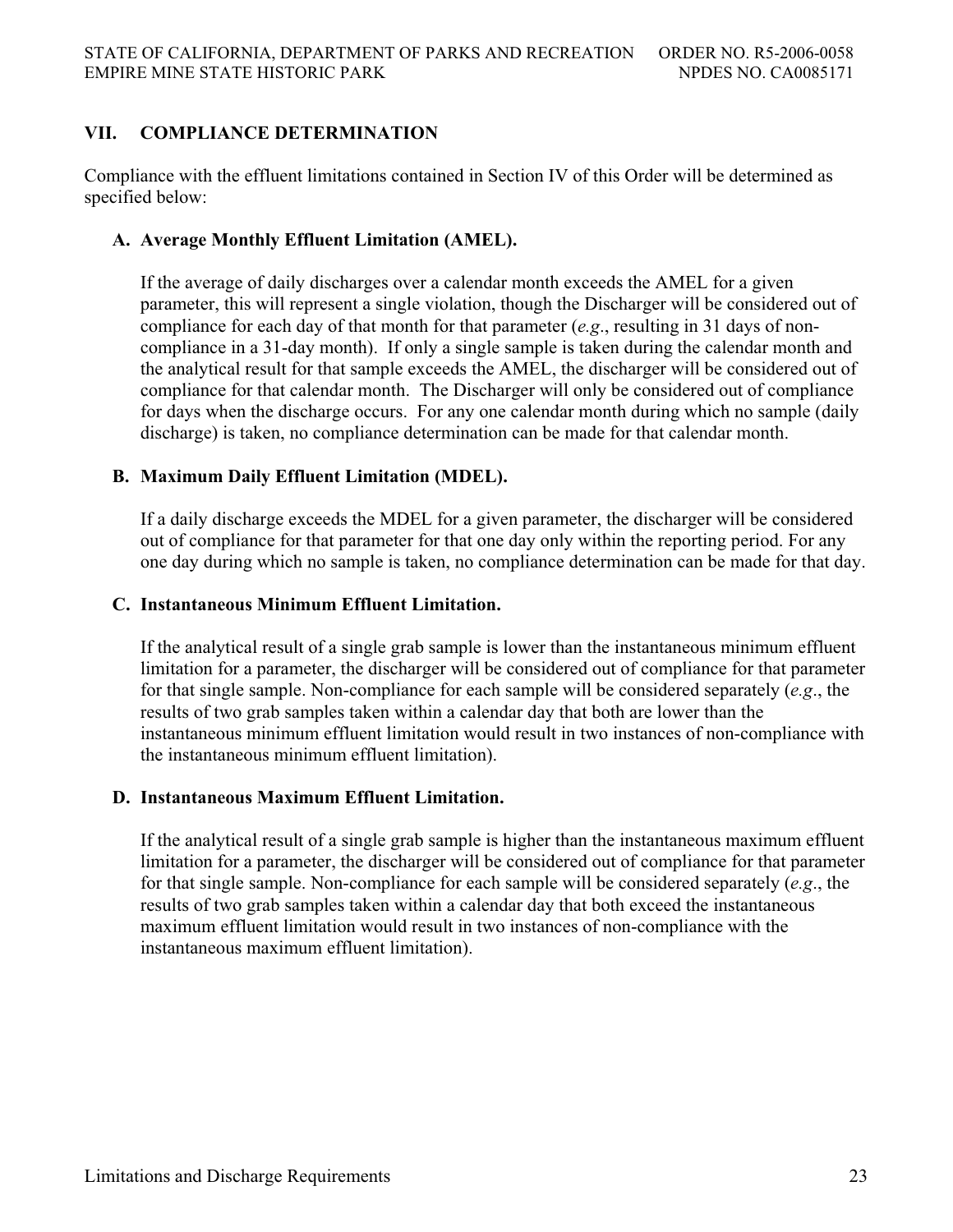## VII. COMPLIANCE DETERMINATION

Compliance with the effluent limitations contained in Section IV of this Order will be determined as specified below:

### A. Average Monthly Effluent Limitation (AMEL).

If the average of daily discharges over a calendar month exceeds the AMEL for a given parameter, this will represent a single violation, though the Discharger will be considered out of compliance for each day of that month for that parameter (*e.g*., resulting in 31 days of non-compliance in a 31-day month). If only a single sample is taken during the calendar month and the analytical result for that sample exceeds the AMEL, the discharger will be considered out of compliance for that calendar month. The Discharger will only be considered out of compliance for days when the discharge occurs. For any one calendar month during which no sample (daily discharge) is taken, no compliance determination can be made for that calendar month.

### B. Maximum Daily Effluent Limitation (MDEL).

If a daily discharge exceeds the MDEL for a given parameter, the discharger will be considered out of compliance for that parameter for that one day only within the reporting period. For any one day during which no sample is taken, no compliance determination can be made for that day.

### C. Instantaneous Minimum Effluent Limitation.

If the analytical result of a single grab sample is lower than the instantaneous minimum effluent limitation for a parameter, the discharger will be considered out of compliance for that parameter for that single sample. Non-compliance for each sample will be considered separately (*e.g*., the results of two grab samples taken within a calendar day that both are lower than the instantaneous minimum effluent limitation would result in two instances of non-compliance with the instantaneous minimum effluent limitation).

### D. Instantaneous Maximum Effluent Limitation.

If the analytical result of a single grab sample is higher than the instantaneous maximum effluent limitation for a parameter, the discharger will be considered out of compliance for that parameter for that single sample. Non-compliance for each sample will be considered separately (*e.g*., the results of two grab samples taken within a calendar day that both exceed the instantaneous maximum effluent limitation would result in two instances of non-compliance with the instantaneous maximum effluent limitation).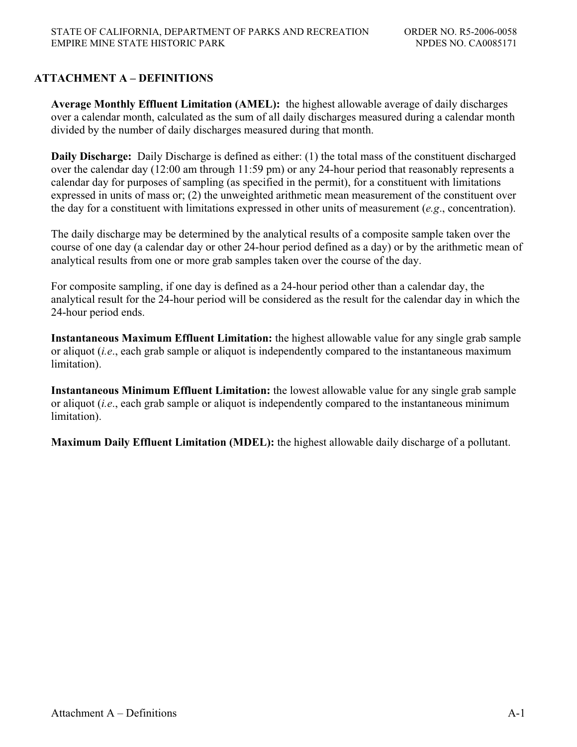## ATTACHMENT A – DEFINITIONS

**Average Monthly Effluent Limitation (AMEL):** the highest allowable average of daily discharges over a calendar month, calculated as the sum of all daily discharges measured during a calendar month divided by the number of daily discharges measured during that month.

**Daily Discharge:** Daily Discharge is defined as either: (1) the total mass of the constituent discharged over the calendar day (12:00 am through 11:59 pm) or any 24-hour period that reasonably represents a calendar day for purposes of sampling (as specified in the permit), for a constituent with limitations expressed in units of mass or; (2) the unweighted arithmetic mean measurement of the constituent over the day for a constituent with limitations expressed in other units of measurement (*e.g*., concentration).

The daily discharge may be determined by the analytical results of a composite sample taken over the course of one day (a calendar day or other 24-hour period defined as a day) or by the arithmetic mean of analytical results from one or more grab samples taken over the course of the day.

For composite sampling, if one day is defined as a 24-hour period other than a calendar day, the analytical result for the 24-hour period will be considered as the result for the calendar day in which the 24-hour period ends.

**Instantaneous Maximum Effluent Limitation:** the highest allowable value for any single grab sample or aliquot (*i.e*., each grab sample or aliquot is independently compared to the instantaneous maximum limitation).

**Instantaneous Minimum Effluent Limitation:** the lowest allowable value for any single grab sample or aliquot (*i.e*., each grab sample or aliquot is independently compared to the instantaneous minimum limitation).

**Maximum Daily Effluent Limitation (MDEL):** the highest allowable daily discharge of a pollutant.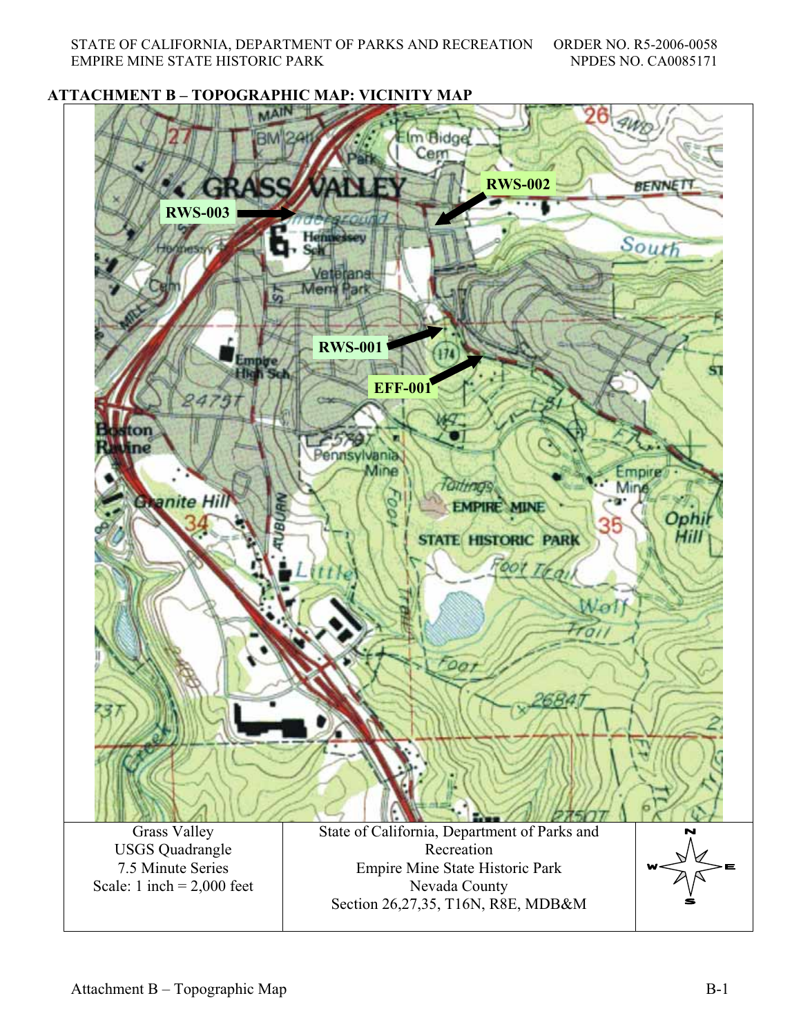## ATTACHMENT B – TOPOGRAPHIC MAP: VICINITY MAP

RWS-003

RWS-002

RWS-001

EFF-001

| Grass Valley<br>USGS Quadrangle<br>7.5 Minute Series<br>Scale: 1 inch = 2,000 feet | State of California, Department of Parks and Recreation<br>Empire Mine State Historic Park<br>Nevada County<br>Section 26,27,35, T16N, R8E, MDB&M | N<br>W E<br>S |
| --- | --- | --- |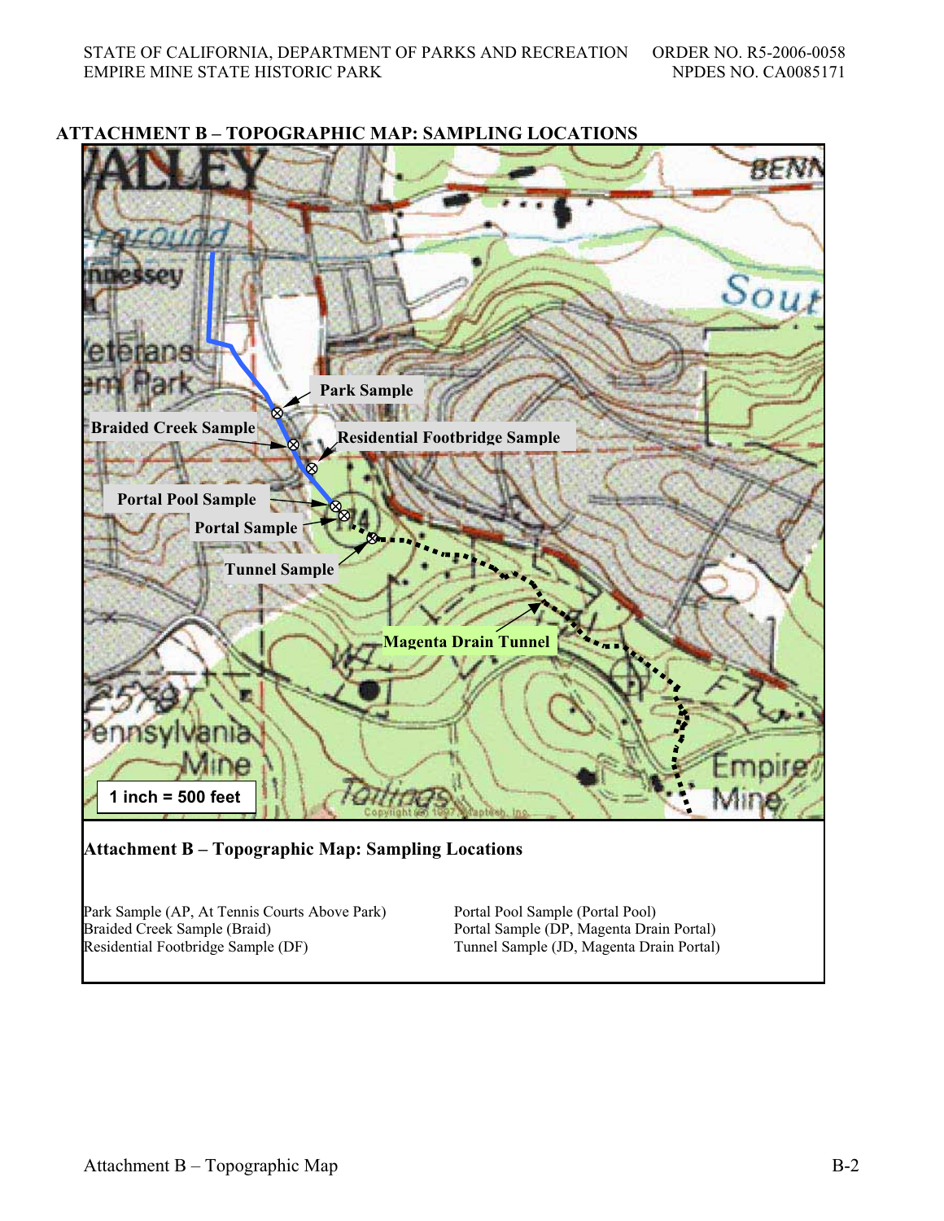## ATTACHMENT B – TOPOGRAPHIC MAP: SAMPLING LOCATIONS

Park Sample

Braided Creek Sample

Residential Footbridge Sample

Portal Pool Sample

Portal Sample

Tunnel Sample

Magenta Drain Tunnel

1 inch = 500 feet

**Attachment B – Topographic Map: Sampling Locations**

Park Sample (AP, At Tennis Courts Above Park)
Braided Creek Sample (Braid)
Residential Footbridge Sample (DF)

Portal Pool Sample (Portal Pool)
Portal Sample (DP, Magenta Drain Portal)
Tunnel Sample (JD, Magenta Drain Portal)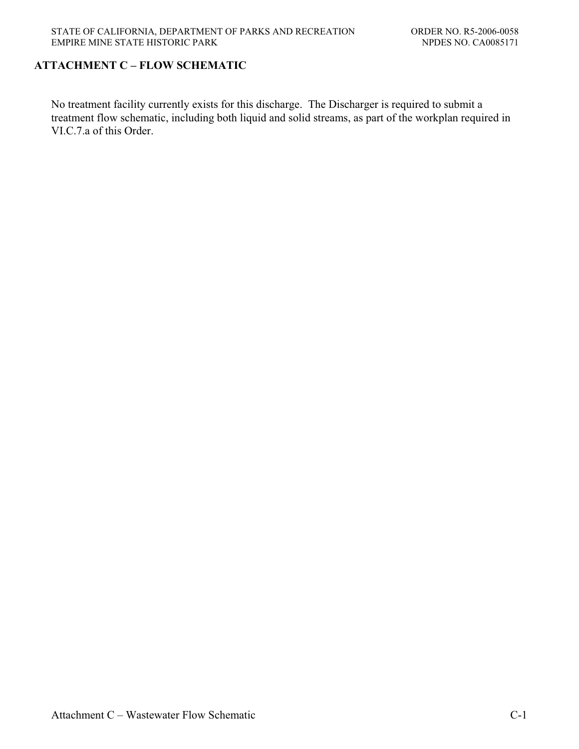## ATTACHMENT C – FLOW SCHEMATIC

No treatment facility currently exists for this discharge. The Discharger is required to submit a treatment flow schematic, including both liquid and solid streams, as part of the workplan required in VI.C.7.a of this Order.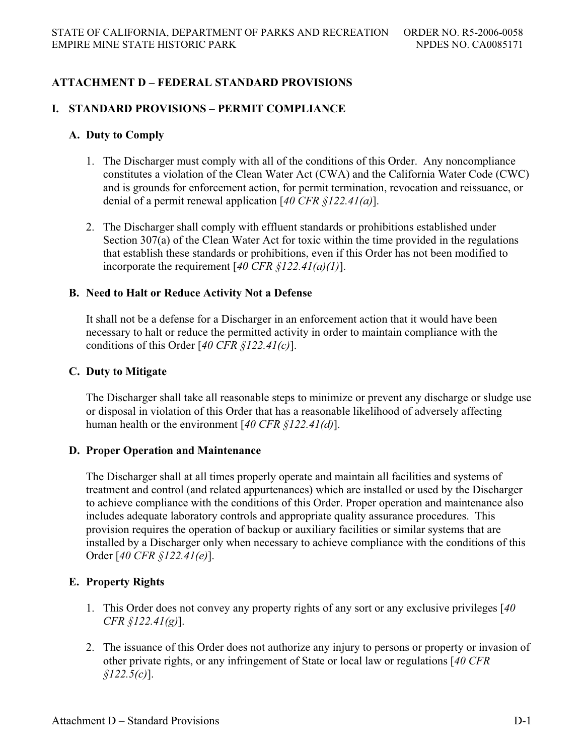## ATTACHMENT D – FEDERAL STANDARD PROVISIONS

### I. STANDARD PROVISIONS – PERMIT COMPLIANCE

#### A. Duty to Comply

1. The Discharger must comply with all of the conditions of this Order. Any noncompliance constitutes a violation of the Clean Water Act (CWA) and the California Water Code (CWC) and is grounds for enforcement action, for permit termination, revocation and reissuance, or denial of a permit renewal application [*40 CFR §122.41(a)*].

2. The Discharger shall comply with effluent standards or prohibitions established under Section 307(a) of the Clean Water Act for toxic within the time provided in the regulations that establish these standards or prohibitions, even if this Order has not been modified to incorporate the requirement [*40 CFR §122.41(a)(1)*].

#### B. Need to Halt or Reduce Activity Not a Defense

It shall not be a defense for a Discharger in an enforcement action that it would have been necessary to halt or reduce the permitted activity in order to maintain compliance with the conditions of this Order [*40 CFR §122.41(c)*].

#### C. Duty to Mitigate

The Discharger shall take all reasonable steps to minimize or prevent any discharge or sludge use or disposal in violation of this Order that has a reasonable likelihood of adversely affecting human health or the environment [*40 CFR §122.41(d)*].

#### D. Proper Operation and Maintenance

The Discharger shall at all times properly operate and maintain all facilities and systems of treatment and control (and related appurtenances) which are installed or used by the Discharger to achieve compliance with the conditions of this Order. Proper operation and maintenance also includes adequate laboratory controls and appropriate quality assurance procedures. This provision requires the operation of backup or auxiliary facilities or similar systems that are installed by a Discharger only when necessary to achieve compliance with the conditions of this Order [*40 CFR §122.41(e)*].

#### E. Property Rights

1. This Order does not convey any property rights of any sort or any exclusive privileges [*40 CFR §122.41(g)*].

2. The issuance of this Order does not authorize any injury to persons or property or invasion of other private rights, or any infringement of State or local law or regulations [*40 CFR §122.5(c)*].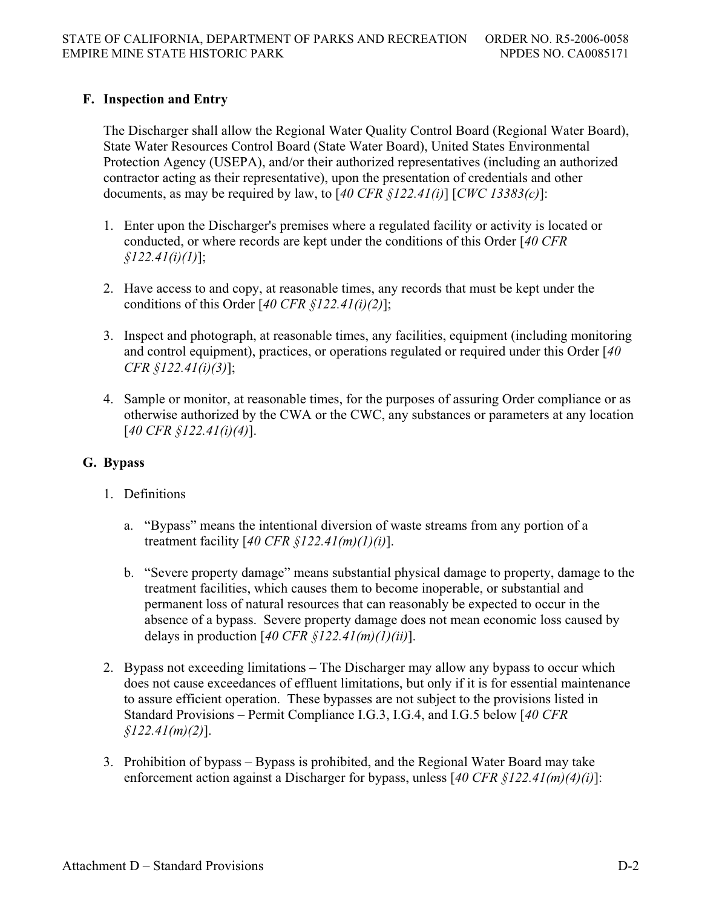### F. Inspection and Entry

The Discharger shall allow the Regional Water Quality Control Board (Regional Water Board), State Water Resources Control Board (State Water Board), United States Environmental Protection Agency (USEPA), and/or their authorized representatives (including an authorized contractor acting as their representative), upon the presentation of credentials and other documents, as may be required by law, to [*40 CFR §122.41(i)*] [*CWC 13383(c)*]:

1. Enter upon the Discharger's premises where a regulated facility or activity is located or conducted, or where records are kept under the conditions of this Order [*40 CFR §122.41(i)(1)*];

2. Have access to and copy, at reasonable times, any records that must be kept under the conditions of this Order [*40 CFR §122.41(i)(2)*];

3. Inspect and photograph, at reasonable times, any facilities, equipment (including monitoring and control equipment), practices, or operations regulated or required under this Order [*40 CFR §122.41(i)(3)*];

4. Sample or monitor, at reasonable times, for the purposes of assuring Order compliance or as otherwise authorized by the CWA or the CWC, any substances or parameters at any location [*40 CFR §122.41(i)(4)*].

### G. Bypass

1. Definitions

   a. "Bypass" means the intentional diversion of waste streams from any portion of a treatment facility [*40 CFR §122.41(m)(1)(i)*].

   b. "Severe property damage" means substantial physical damage to property, damage to the treatment facilities, which causes them to become inoperable, or substantial and permanent loss of natural resources that can reasonably be expected to occur in the absence of a bypass. Severe property damage does not mean economic loss caused by delays in production [*40 CFR §122.41(m)(1)(ii)*].

2. Bypass not exceeding limitations – The Discharger may allow any bypass to occur which does not cause exceedances of effluent limitations, but only if it is for essential maintenance to assure efficient operation. These bypasses are not subject to the provisions listed in Standard Provisions – Permit Compliance I.G.3, I.G.4, and I.G.5 below [*40 CFR §122.41(m)(2)*].

3. Prohibition of bypass – Bypass is prohibited, and the Regional Water Board may take enforcement action against a Discharger for bypass, unless [*40 CFR §122.41(m)(4)(i)*]: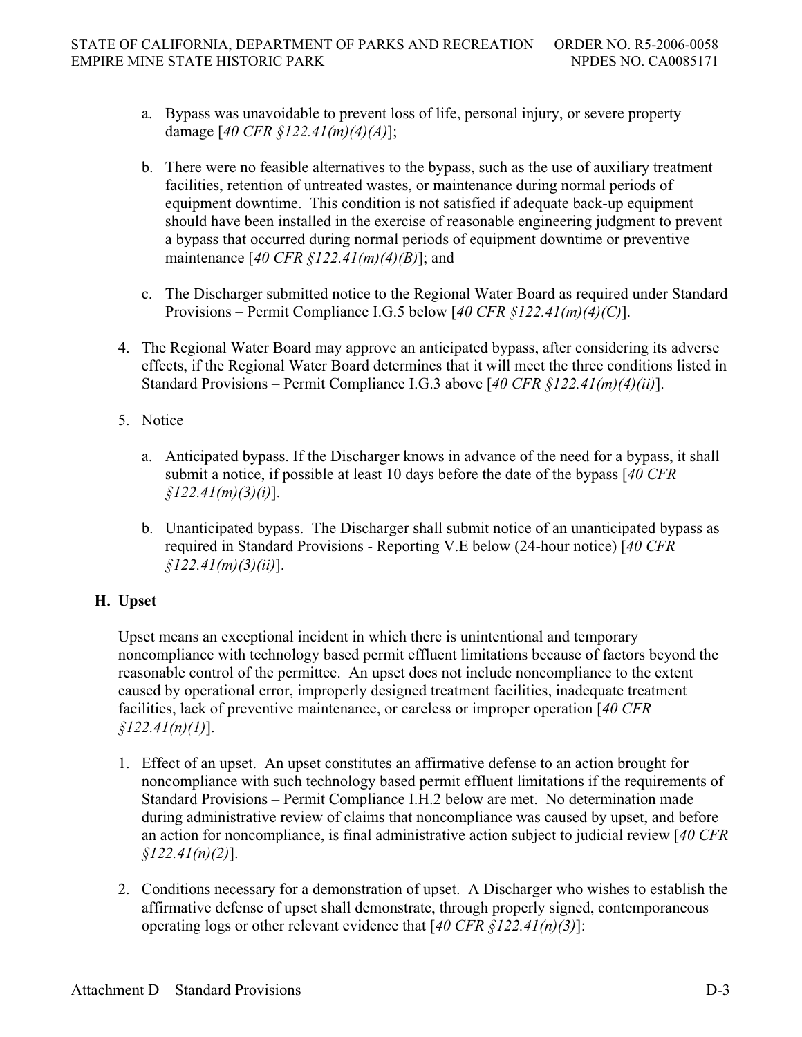a. Bypass was unavoidable to prevent loss of life, personal injury, or severe property damage [*40 CFR §122.41(m)(4)(A)*];

b. There were no feasible alternatives to the bypass, such as the use of auxiliary treatment facilities, retention of untreated wastes, or maintenance during normal periods of equipment downtime. This condition is not satisfied if adequate back-up equipment should have been installed in the exercise of reasonable engineering judgment to prevent a bypass that occurred during normal periods of equipment downtime or preventive maintenance [*40 CFR §122.41(m)(4)(B)*]; and

c. The Discharger submitted notice to the Regional Water Board as required under Standard Provisions – Permit Compliance I.G.5 below [*40 CFR §122.41(m)(4)(C)*].

4. The Regional Water Board may approve an anticipated bypass, after considering its adverse effects, if the Regional Water Board determines that it will meet the three conditions listed in Standard Provisions – Permit Compliance I.G.3 above [*40 CFR §122.41(m)(4)(ii)*].

5. Notice

   a. Anticipated bypass. If the Discharger knows in advance of the need for a bypass, it shall submit a notice, if possible at least 10 days before the date of the bypass [*40 CFR §122.41(m)(3)(i)*].

   b. Unanticipated bypass. The Discharger shall submit notice of an unanticipated bypass as required in Standard Provisions - Reporting V.E below (24-hour notice) [*40 CFR §122.41(m)(3)(ii)*].

## H. Upset

Upset means an exceptional incident in which there is unintentional and temporary noncompliance with technology based permit effluent limitations because of factors beyond the reasonable control of the permittee. An upset does not include noncompliance to the extent caused by operational error, improperly designed treatment facilities, inadequate treatment facilities, lack of preventive maintenance, or careless or improper operation [*40 CFR §122.41(n)(1)*].

1. Effect of an upset. An upset constitutes an affirmative defense to an action brought for noncompliance with such technology based permit effluent limitations if the requirements of Standard Provisions – Permit Compliance I.H.2 below are met. No determination made during administrative review of claims that noncompliance was caused by upset, and before an action for noncompliance, is final administrative action subject to judicial review [*40 CFR §122.41(n)(2)*].

2. Conditions necessary for a demonstration of upset. A Discharger who wishes to establish the affirmative defense of upset shall demonstrate, through properly signed, contemporaneous operating logs or other relevant evidence that [*40 CFR §122.41(n)(3)*]: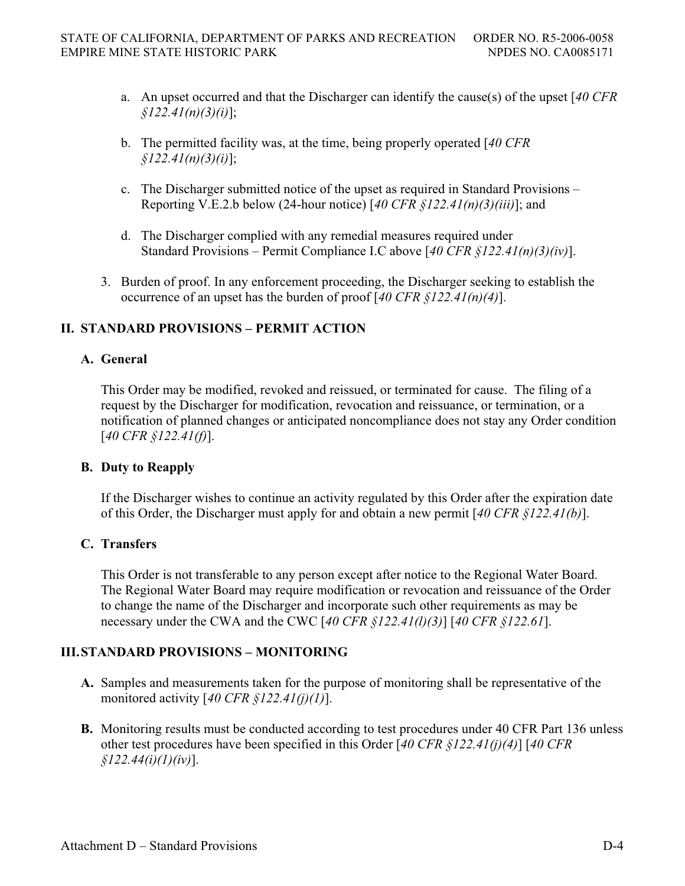a. An upset occurred and that the Discharger can identify the cause(s) of the upset [*40 CFR §122.41(n)(3)(i)*];

b. The permitted facility was, at the time, being properly operated [*40 CFR §122.41(n)(3)(i)*];

c. The Discharger submitted notice of the upset as required in Standard Provisions – Reporting V.E.2.b below (24-hour notice) [*40 CFR §122.41(n)(3)(iii)*]; and

d. The Discharger complied with any remedial measures required under Standard Provisions – Permit Compliance I.C above [*40 CFR §122.41(n)(3)(iv)*].

3. Burden of proof. In any enforcement proceeding, the Discharger seeking to establish the occurrence of an upset has the burden of proof [*40 CFR §122.41(n)(4)*].

## II. STANDARD PROVISIONS – PERMIT ACTION

### A. General

This Order may be modified, revoked and reissued, or terminated for cause. The filing of a request by the Discharger for modification, revocation and reissuance, or termination, or a notification of planned changes or anticipated noncompliance does not stay any Order condition [*40 CFR §122.41(f)*].

### B. Duty to Reapply

If the Discharger wishes to continue an activity regulated by this Order after the expiration date of this Order, the Discharger must apply for and obtain a new permit [*40 CFR §122.41(b)*].

### C. Transfers

This Order is not transferable to any person except after notice to the Regional Water Board. The Regional Water Board may require modification or revocation and reissuance of the Order to change the name of the Discharger and incorporate such other requirements as may be necessary under the CWA and the CWC [*40 CFR §122.41(l)(3)*] [*40 CFR §122.61*].

## III. STANDARD PROVISIONS – MONITORING

**A.** Samples and measurements taken for the purpose of monitoring shall be representative of the monitored activity [*40 CFR §122.41(j)(1)*].

**B.** Monitoring results must be conducted according to test procedures under 40 CFR Part 136 unless other test procedures have been specified in this Order [*40 CFR §122.41(j)(4)*] [*40 CFR §122.44(i)(1)(iv)*].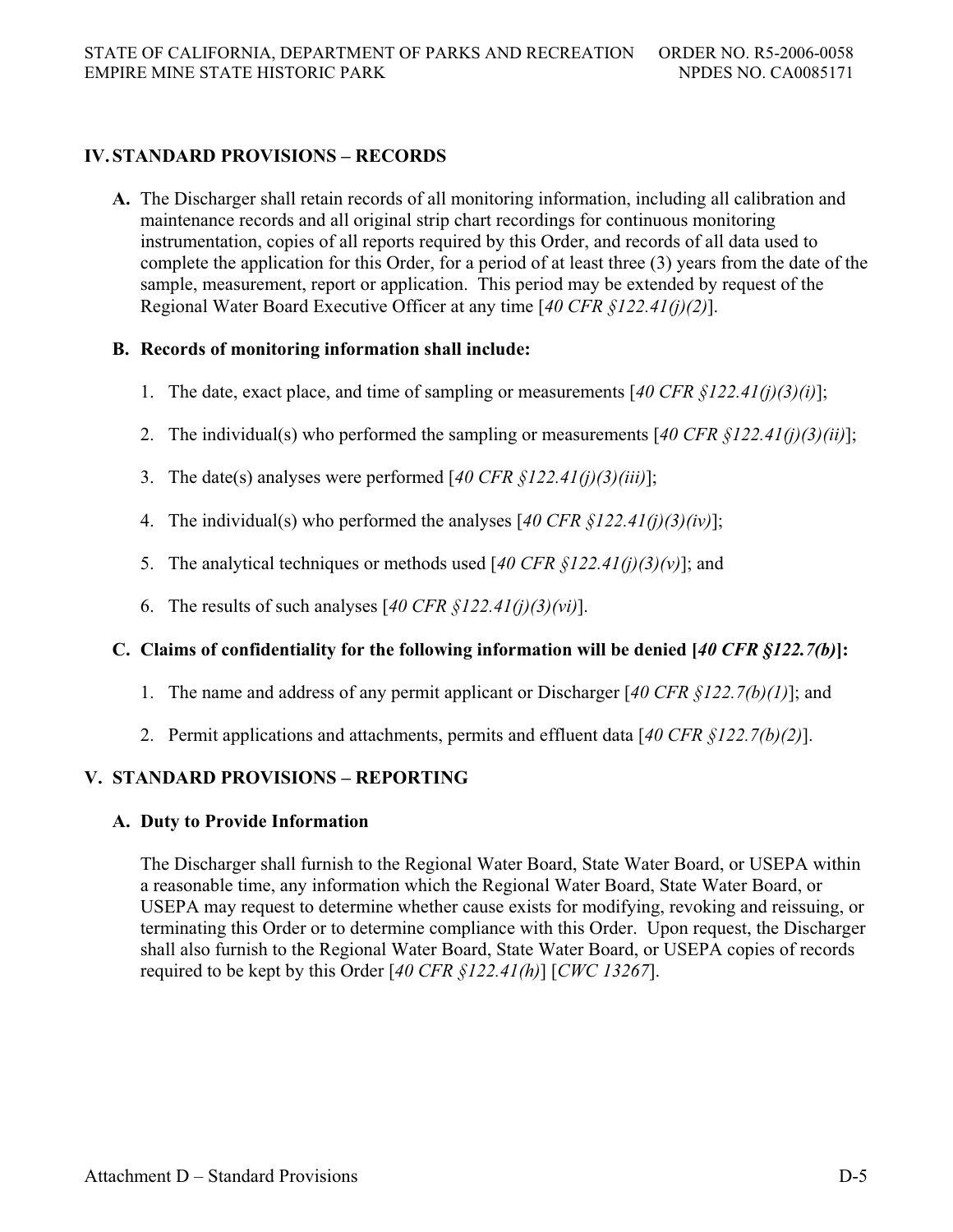## IV. STANDARD PROVISIONS – RECORDS

**A.** The Discharger shall retain records of all monitoring information, including all calibration and maintenance records and all original strip chart recordings for continuous monitoring instrumentation, copies of all reports required by this Order, and records of all data used to complete the application for this Order, for a period of at least three (3) years from the date of the sample, measurement, report or application. This period may be extended by request of the Regional Water Board Executive Officer at any time [*40 CFR §122.41(j)(2)*].

**B. Records of monitoring information shall include:**

1. The date, exact place, and time of sampling or measurements [*40 CFR §122.41(j)(3)(i)*];
2. The individual(s) who performed the sampling or measurements [*40 CFR §122.41(j)(3)(ii)*];
3. The date(s) analyses were performed [*40 CFR §122.41(j)(3)(iii)*];
4. The individual(s) who performed the analyses [*40 CFR §122.41(j)(3)(iv)*];
5. The analytical techniques or methods used [*40 CFR §122.41(j)(3)(v)*]; and
6. The results of such analyses [*40 CFR §122.41(j)(3)(vi)*].

**C. Claims of confidentiality for the following information will be denied [*40 CFR §122.7(b)*]:**

1. The name and address of any permit applicant or Discharger [*40 CFR §122.7(b)(1)*]; and
2. Permit applications and attachments, permits and effluent data [*40 CFR §122.7(b)(2)*].

## V. STANDARD PROVISIONS – REPORTING

### A. Duty to Provide Information

The Discharger shall furnish to the Regional Water Board, State Water Board, or USEPA within a reasonable time, any information which the Regional Water Board, State Water Board, or USEPA may request to determine whether cause exists for modifying, revoking and reissuing, or terminating this Order or to determine compliance with this Order. Upon request, the Discharger shall also furnish to the Regional Water Board, State Water Board, or USEPA copies of records required to be kept by this Order [*40 CFR §122.41(h)*] [*CWC 13267*].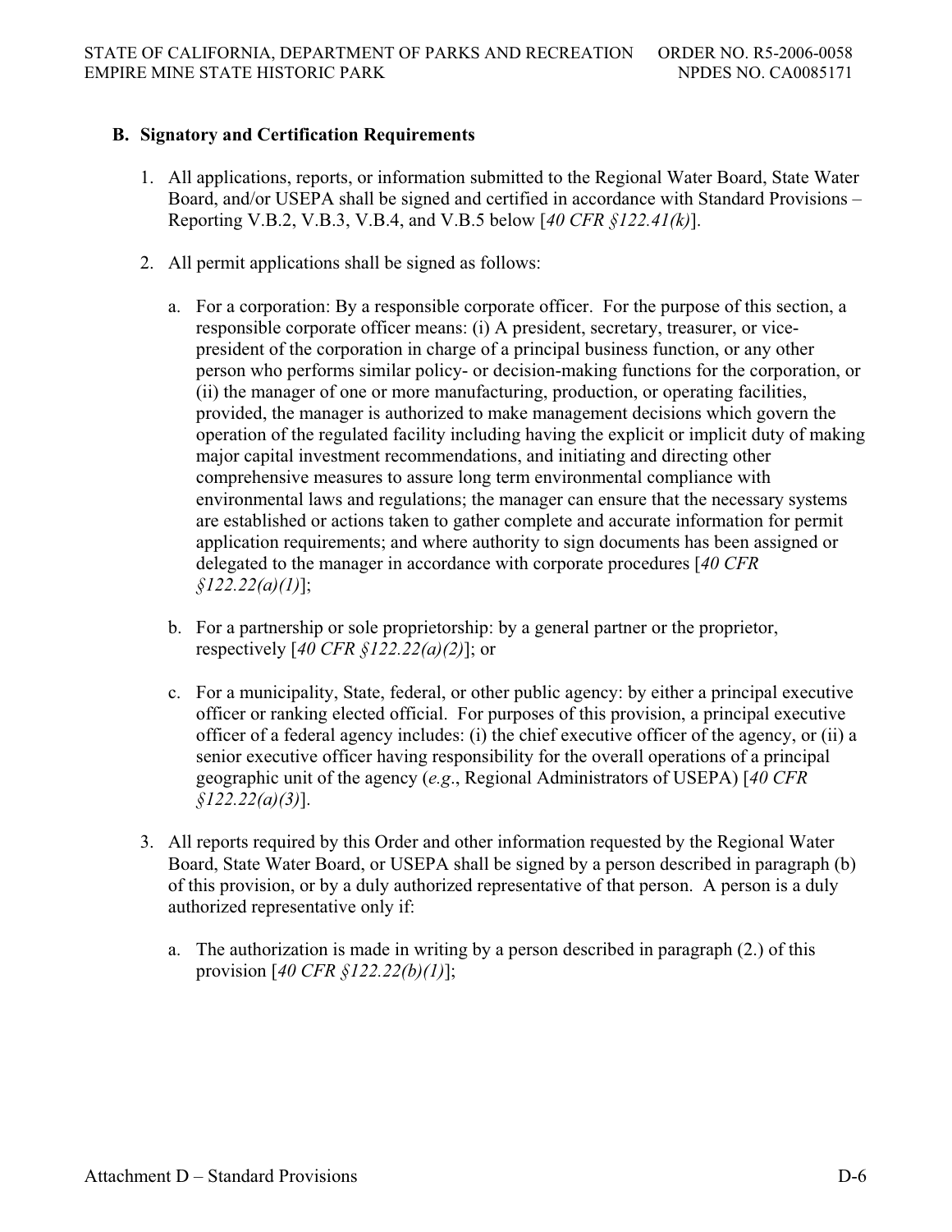### B. Signatory and Certification Requirements

1. All applications, reports, or information submitted to the Regional Water Board, State Water Board, and/or USEPA shall be signed and certified in accordance with Standard Provisions – Reporting V.B.2, V.B.3, V.B.4, and V.B.5 below [*40 CFR §122.41(k)*].

2. All permit applications shall be signed as follows:

   a. For a corporation: By a responsible corporate officer. For the purpose of this section, a responsible corporate officer means: (i) A president, secretary, treasurer, or vice-president of the corporation in charge of a principal business function, or any other person who performs similar policy- or decision-making functions for the corporation, or (ii) the manager of one or more manufacturing, production, or operating facilities, provided, the manager is authorized to make management decisions which govern the operation of the regulated facility including having the explicit or implicit duty of making major capital investment recommendations, and initiating and directing other comprehensive measures to assure long term environmental compliance with environmental laws and regulations; the manager can ensure that the necessary systems are established or actions taken to gather complete and accurate information for permit application requirements; and where authority to sign documents has been assigned or delegated to the manager in accordance with corporate procedures [*40 CFR §122.22(a)(1)*];

   b. For a partnership or sole proprietorship: by a general partner or the proprietor, respectively [*40 CFR §122.22(a)(2)*]; or

   c. For a municipality, State, federal, or other public agency: by either a principal executive officer or ranking elected official. For purposes of this provision, a principal executive officer of a federal agency includes: (i) the chief executive officer of the agency, or (ii) a senior executive officer having responsibility for the overall operations of a principal geographic unit of the agency (*e.g*., Regional Administrators of USEPA) [*40 CFR §122.22(a)(3)*].

3. All reports required by this Order and other information requested by the Regional Water Board, State Water Board, or USEPA shall be signed by a person described in paragraph (b) of this provision, or by a duly authorized representative of that person. A person is a duly authorized representative only if:

   a. The authorization is made in writing by a person described in paragraph (2.) of this provision [*40 CFR §122.22(b)(1)*];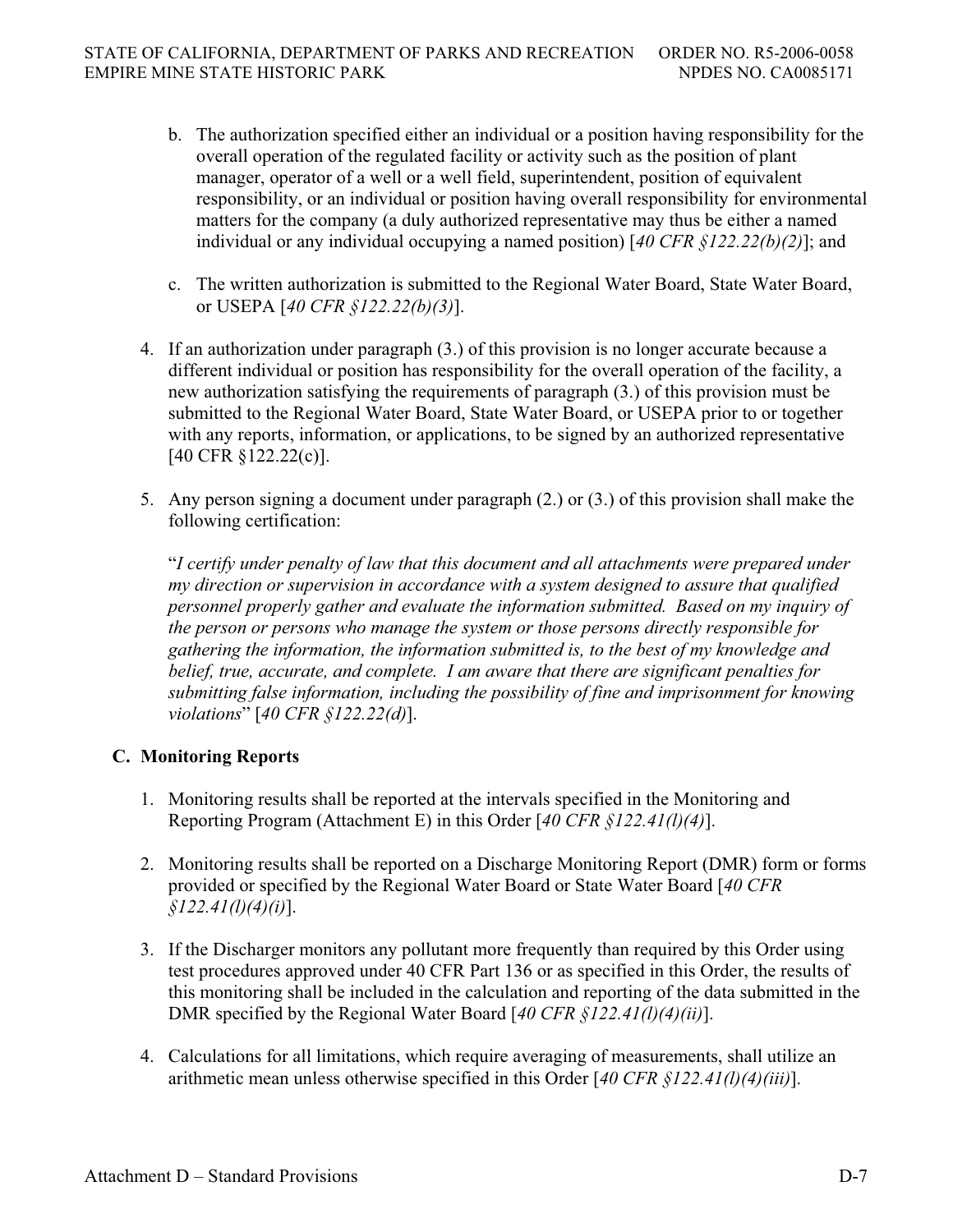b. The authorization specified either an individual or a position having responsibility for the overall operation of the regulated facility or activity such as the position of plant manager, operator of a well or a well field, superintendent, position of equivalent responsibility, or an individual or position having overall responsibility for environmental matters for the company (a duly authorized representative may thus be either a named individual or any individual occupying a named position) [*40 CFR §122.22(b)(2)*]; and

c. The written authorization is submitted to the Regional Water Board, State Water Board, or USEPA [*40 CFR §122.22(b)(3)*].

4. If an authorization under paragraph (3.) of this provision is no longer accurate because a different individual or position has responsibility for the overall operation of the facility, a new authorization satisfying the requirements of paragraph (3.) of this provision must be submitted to the Regional Water Board, State Water Board, or USEPA prior to or together with any reports, information, or applications, to be signed by an authorized representative [40 CFR §122.22(c)].

5. Any person signing a document under paragraph (2.) or (3.) of this provision shall make the following certification:

   "*I certify under penalty of law that this document and all attachments were prepared under my direction or supervision in accordance with a system designed to assure that qualified personnel properly gather and evaluate the information submitted. Based on my inquiry of the person or persons who manage the system or those persons directly responsible for gathering the information, the information submitted is, to the best of my knowledge and belief, true, accurate, and complete. I am aware that there are significant penalties for submitting false information, including the possibility of fine and imprisonment for knowing violations*" [*40 CFR §122.22(d)*].

### C. Monitoring Reports

1. Monitoring results shall be reported at the intervals specified in the Monitoring and Reporting Program (Attachment E) in this Order [*40 CFR §122.41(l)(4)*].

2. Monitoring results shall be reported on a Discharge Monitoring Report (DMR) form or forms provided or specified by the Regional Water Board or State Water Board [*40 CFR §122.41(l)(4)(i)*].

3. If the Discharger monitors any pollutant more frequently than required by this Order using test procedures approved under 40 CFR Part 136 or as specified in this Order, the results of this monitoring shall be included in the calculation and reporting of the data submitted in the DMR specified by the Regional Water Board [*40 CFR §122.41(l)(4)(ii)*].

4. Calculations for all limitations, which require averaging of measurements, shall utilize an arithmetic mean unless otherwise specified in this Order [*40 CFR §122.41(l)(4)(iii)*].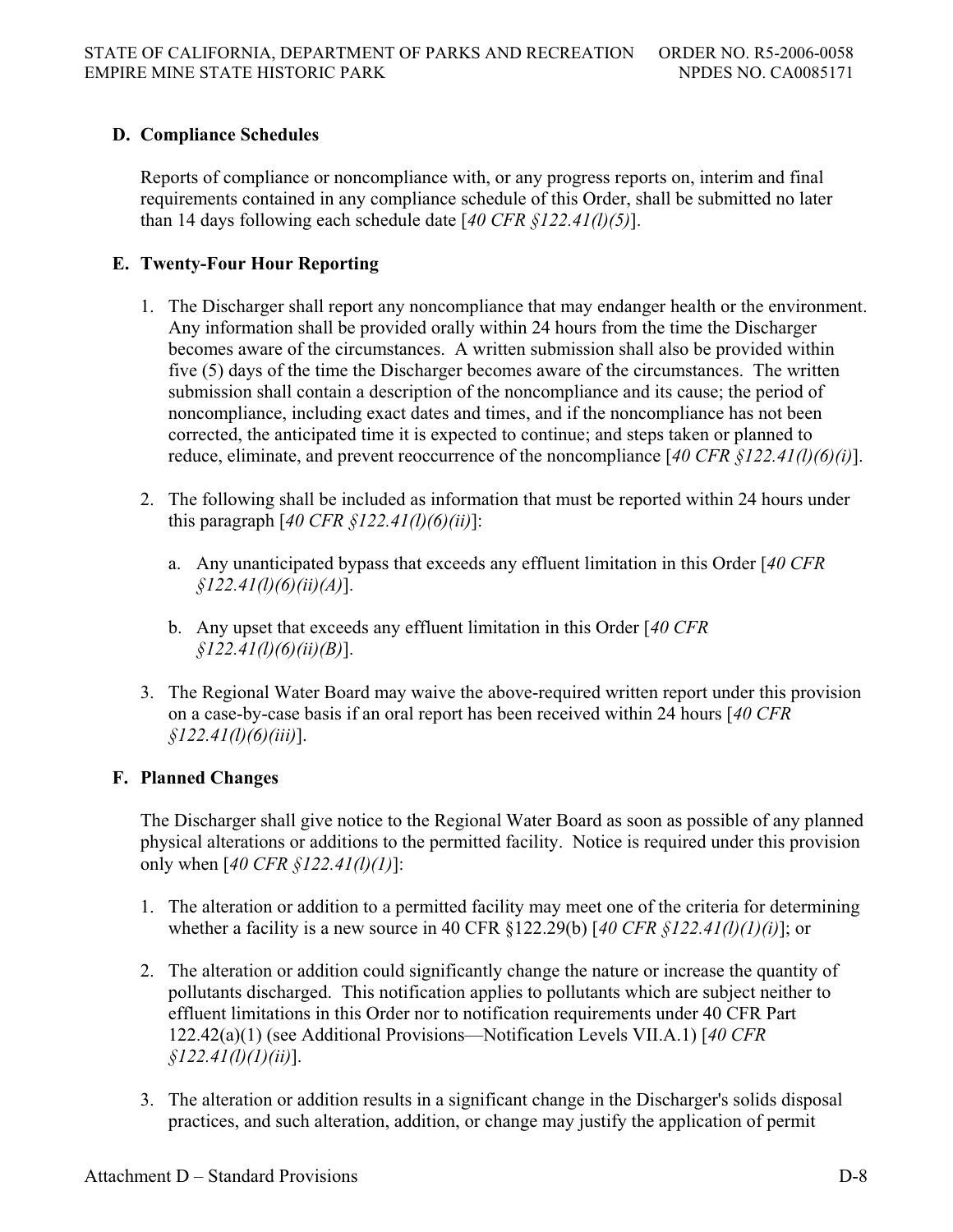### D. Compliance Schedules

Reports of compliance or noncompliance with, or any progress reports on, interim and final requirements contained in any compliance schedule of this Order, shall be submitted no later than 14 days following each schedule date [*40 CFR §122.41(l)(5)*].

### E. Twenty-Four Hour Reporting

1. The Discharger shall report any noncompliance that may endanger health or the environment. Any information shall be provided orally within 24 hours from the time the Discharger becomes aware of the circumstances. A written submission shall also be provided within five (5) days of the time the Discharger becomes aware of the circumstances. The written submission shall contain a description of the noncompliance and its cause; the period of noncompliance, including exact dates and times, and if the noncompliance has not been corrected, the anticipated time it is expected to continue; and steps taken or planned to reduce, eliminate, and prevent reoccurrence of the noncompliance [*40 CFR §122.41(l)(6)(i)*].

2. The following shall be included as information that must be reported within 24 hours under this paragraph [*40 CFR §122.41(l)(6)(ii)*]:

   a. Any unanticipated bypass that exceeds any effluent limitation in this Order [*40 CFR §122.41(l)(6)(ii)(A)*].

   b. Any upset that exceeds any effluent limitation in this Order [*40 CFR §122.41(l)(6)(ii)(B)*].

3. The Regional Water Board may waive the above-required written report under this provision on a case-by-case basis if an oral report has been received within 24 hours [*40 CFR §122.41(l)(6)(iii)*].

### F. Planned Changes

The Discharger shall give notice to the Regional Water Board as soon as possible of any planned physical alterations or additions to the permitted facility. Notice is required under this provision only when [*40 CFR §122.41(l)(1)*]:

1. The alteration or addition to a permitted facility may meet one of the criteria for determining whether a facility is a new source in 40 CFR §122.29(b) [*40 CFR §122.41(l)(1)(i)*]; or

2. The alteration or addition could significantly change the nature or increase the quantity of pollutants discharged. This notification applies to pollutants which are subject neither to effluent limitations in this Order nor to notification requirements under 40 CFR Part 122.42(a)(1) (see Additional Provisions—Notification Levels VII.A.1) [*40 CFR §122.41(l)(1)(ii)*].

3. The alteration or addition results in a significant change in the Discharger's solids disposal practices, and such alteration, addition, or change may justify the application of permit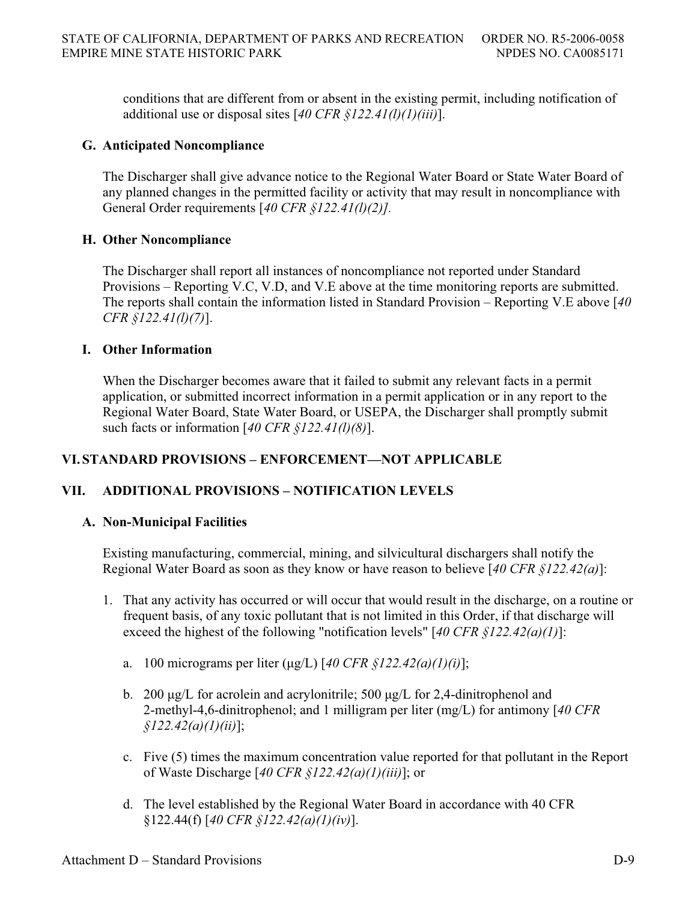conditions that are different from or absent in the existing permit, including notification of additional use or disposal sites [*40 CFR §122.41(l)(1)(iii)*].

### G. Anticipated Noncompliance

The Discharger shall give advance notice to the Regional Water Board or State Water Board of any planned changes in the permitted facility or activity that may result in noncompliance with General Order requirements [*40 CFR §122.41(l)(2)].*

### H. Other Noncompliance

The Discharger shall report all instances of noncompliance not reported under Standard Provisions – Reporting V.C, V.D, and V.E above at the time monitoring reports are submitted. The reports shall contain the information listed in Standard Provision – Reporting V.E above [*40 CFR §122.41(l)(7)*].

### I. Other Information

When the Discharger becomes aware that it failed to submit any relevant facts in a permit application, or submitted incorrect information in a permit application or in any report to the Regional Water Board, State Water Board, or USEPA, the Discharger shall promptly submit such facts or information [*40 CFR §122.41(l)(8)*].

## VI. STANDARD PROVISIONS – ENFORCEMENT—NOT APPLICABLE

## VII. ADDITIONAL PROVISIONS – NOTIFICATION LEVELS

### A. Non-Municipal Facilities

Existing manufacturing, commercial, mining, and silvicultural dischargers shall notify the Regional Water Board as soon as they know or have reason to believe [*40 CFR §122.42(a)*]:

1. That any activity has occurred or will occur that would result in the discharge, on a routine or frequent basis, of any toxic pollutant that is not limited in this Order, if that discharge will exceed the highest of the following "notification levels" [*40 CFR §122.42(a)(1)*]:

    a. 100 micrograms per liter (μg/L) [*40 CFR §122.42(a)(1)(i)*];

    b. 200 μg/L for acrolein and acrylonitrile; 500 μg/L for 2,4-dinitrophenol and 2-methyl-4,6-dinitrophenol; and 1 milligram per liter (mg/L) for antimony [*40 CFR §122.42(a)(1)(ii)*];

    c. Five (5) times the maximum concentration value reported for that pollutant in the Report of Waste Discharge [*40 CFR §122.42(a)(1)(iii)*]; or

    d. The level established by the Regional Water Board in accordance with 40 CFR §122.44(f) [*40 CFR §122.42(a)(1)(iv)*].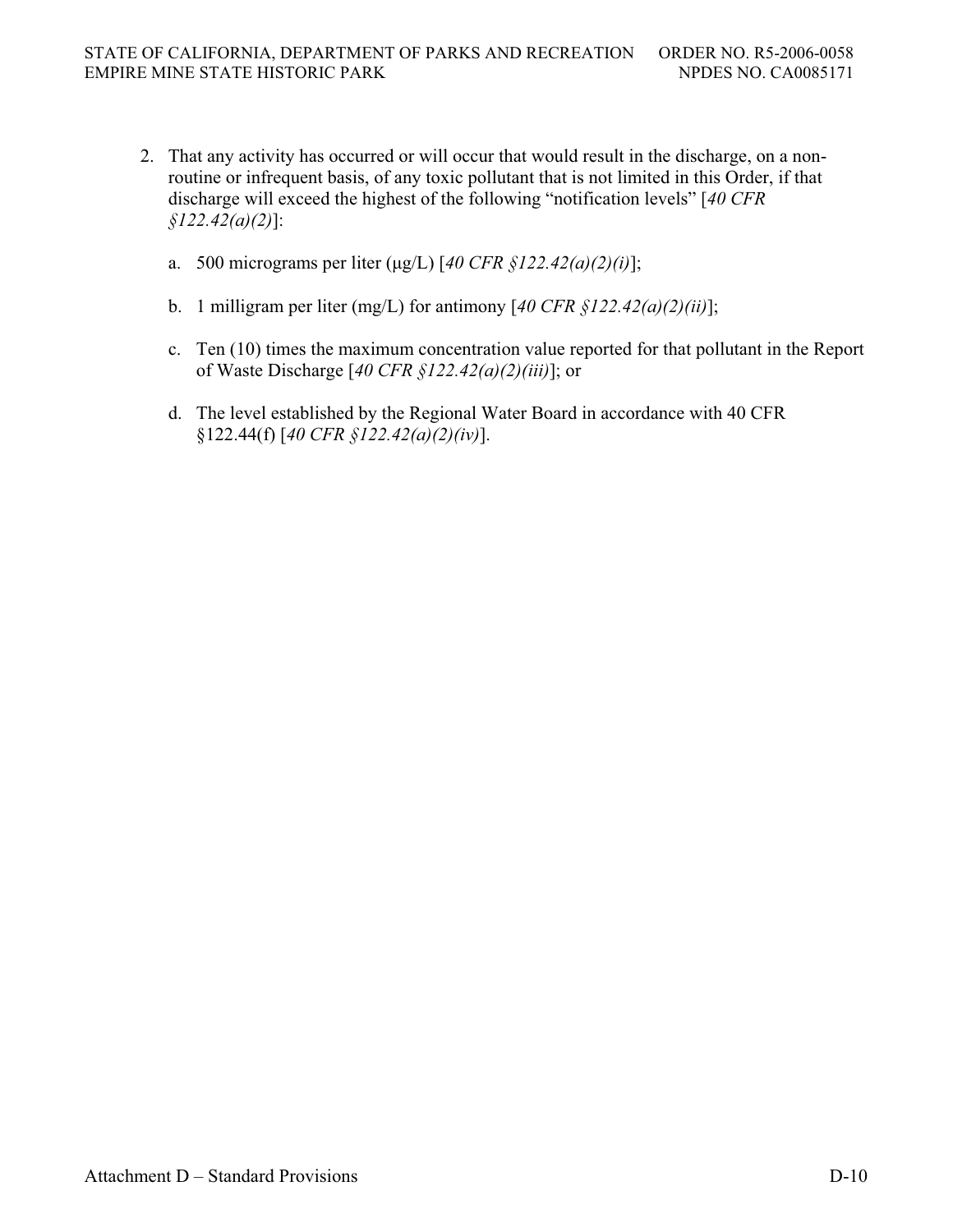2. That any activity has occurred or will occur that would result in the discharge, on a non-routine or infrequent basis, of any toxic pollutant that is not limited in this Order, if that discharge will exceed the highest of the following "notification levels" [*40 CFR §122.42(a)(2)*]:

   a. 500 micrograms per liter (μg/L) [*40 CFR §122.42(a)(2)(i)*];

   b. 1 milligram per liter (mg/L) for antimony [*40 CFR §122.42(a)(2)(ii)*];

   c. Ten (10) times the maximum concentration value reported for that pollutant in the Report of Waste Discharge [*40 CFR §122.42(a)(2)(iii)*]; or

   d. The level established by the Regional Water Board in accordance with 40 CFR §122.44(f) [*40 CFR §122.42(a)(2)(iv)*].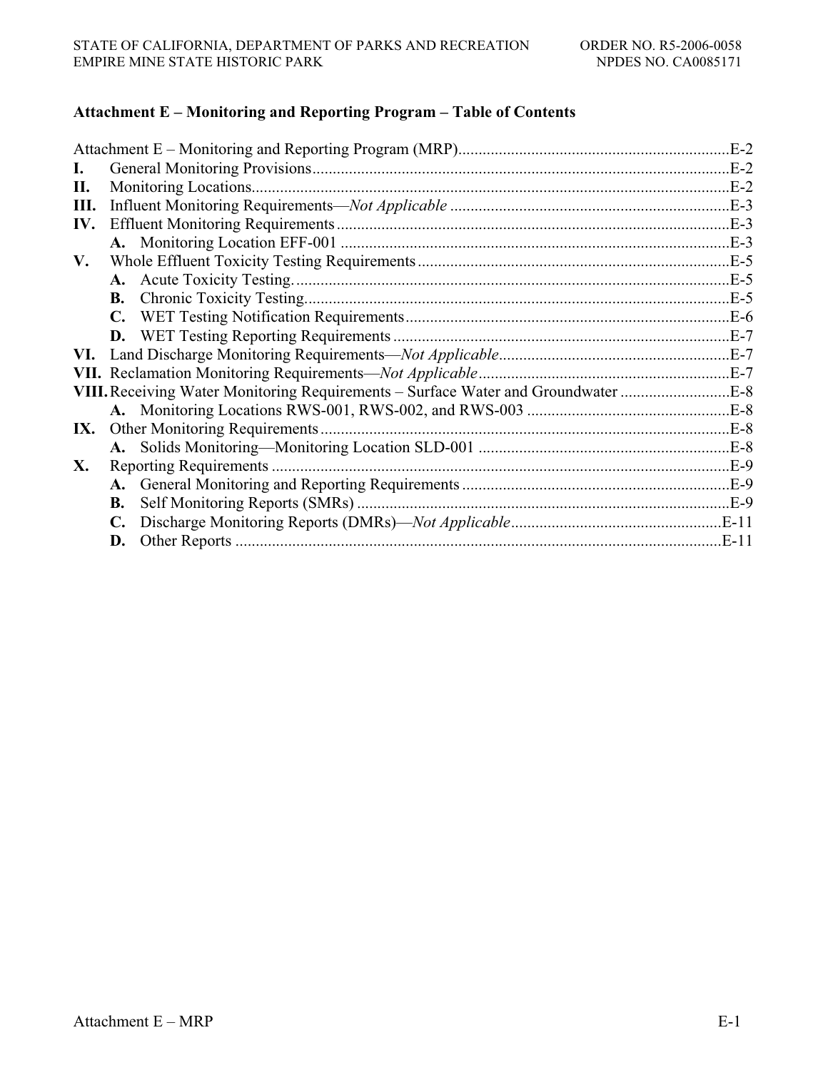## Attachment E – Monitoring and Reporting Program – Table of Contents

Attachment E – Monitoring and Reporting Program (MRP) ... E-2

**I.** General Monitoring Provisions ... E-2

**II.** Monitoring Locations ... E-2

**III.** Influent Monitoring Requirements—*Not Applicable* ... E-3

**IV.** Effluent Monitoring Requirements ... E-3

- **A.** Monitoring Location EFF-001 ... E-3

**V.** Whole Effluent Toxicity Testing Requirements ... E-5

- **A.** Acute Toxicity Testing. ... E-5
- **B.** Chronic Toxicity Testing. ... E-5
- **C.** WET Testing Notification Requirements ... E-6
- **D.** WET Testing Reporting Requirements ... E-7

**VI.** Land Discharge Monitoring Requirements—*Not Applicable* ... E-7

**VII.** Reclamation Monitoring Requirements—*Not Applicable* ... E-7

**VIII.** Receiving Water Monitoring Requirements – Surface Water and Groundwater ... E-8

- **A.** Monitoring Locations RWS-001, RWS-002, and RWS-003 ... E-8

**IX.** Other Monitoring Requirements ... E-8

- **A.** Solids Monitoring—Monitoring Location SLD-001 ... E-8

**X.** Reporting Requirements ... E-9

- **A.** General Monitoring and Reporting Requirements ... E-9
- **B.** Self Monitoring Reports (SMRs) ... E-9
- **C.** Discharge Monitoring Reports (DMRs)—*Not Applicable* ... E-11
- **D.** Other Reports ... E-11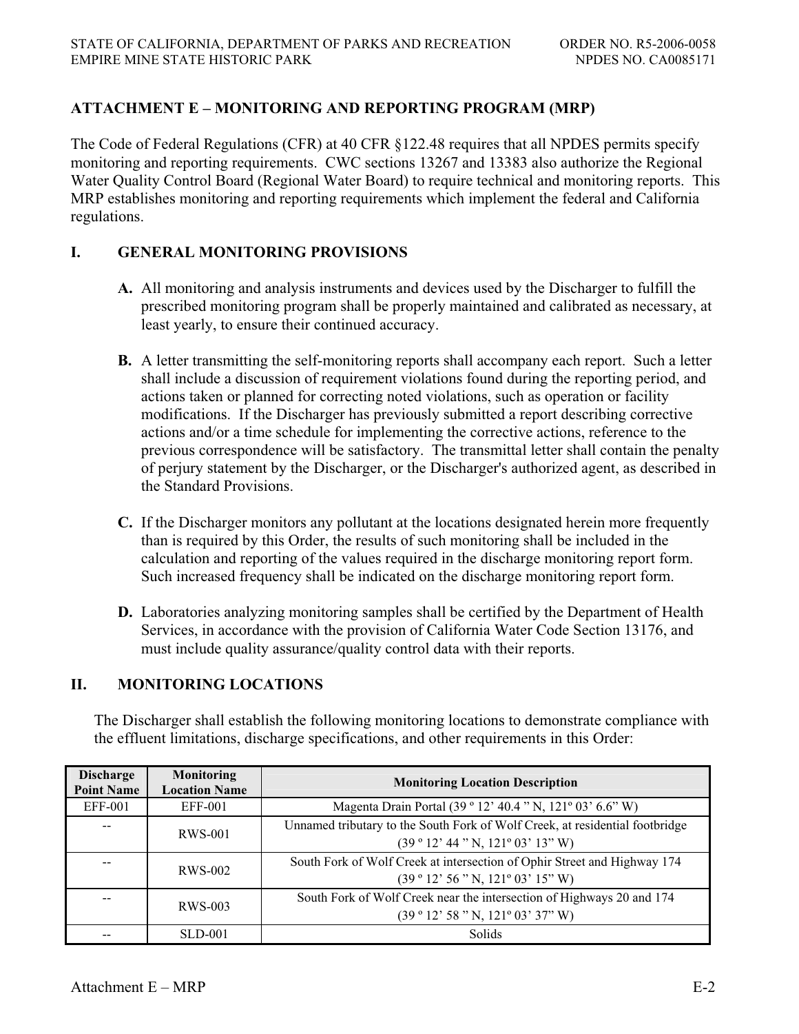## ATTACHMENT E – MONITORING AND REPORTING PROGRAM (MRP)

The Code of Federal Regulations (CFR) at 40 CFR §122.48 requires that all NPDES permits specify monitoring and reporting requirements. CWC sections 13267 and 13383 also authorize the Regional Water Quality Control Board (Regional Water Board) to require technical and monitoring reports. This MRP establishes monitoring and reporting requirements which implement the federal and California regulations.

### I. GENERAL MONITORING PROVISIONS

**A.** All monitoring and analysis instruments and devices used by the Discharger to fulfill the prescribed monitoring program shall be properly maintained and calibrated as necessary, at least yearly, to ensure their continued accuracy.

**B.** A letter transmitting the self-monitoring reports shall accompany each report. Such a letter shall include a discussion of requirement violations found during the reporting period, and actions taken or planned for correcting noted violations, such as operation or facility modifications. If the Discharger has previously submitted a report describing corrective actions and/or a time schedule for implementing the corrective actions, reference to the previous correspondence will be satisfactory. The transmittal letter shall contain the penalty of perjury statement by the Discharger, or the Discharger's authorized agent, as described in the Standard Provisions.

**C.** If the Discharger monitors any pollutant at the locations designated herein more frequently than is required by this Order, the results of such monitoring shall be included in the calculation and reporting of the values required in the discharge monitoring report form. Such increased frequency shall be indicated on the discharge monitoring report form.

**D.** Laboratories analyzing monitoring samples shall be certified by the Department of Health Services, in accordance with the provision of California Water Code Section 13176, and must include quality assurance/quality control data with their reports.

### II. MONITORING LOCATIONS

The Discharger shall establish the following monitoring locations to demonstrate compliance with the effluent limitations, discharge specifications, and other requirements in this Order:

| Discharge Point Name | Monitoring Location Name | Monitoring Location Description |
|---|---|---|
| EFF-001 | EFF-001 | Magenta Drain Portal (39 º 12’ 40.4 ” N, 121º 03’ 6.6” W) |
| -- | RWS-001 | Unnamed tributary to the South Fork of Wolf Creek, at residential footbridge (39 º 12’ 44 ” N, 121º 03’ 13” W) |
| -- | RWS-002 | South Fork of Wolf Creek at intersection of Ophir Street and Highway 174 (39 º 12’ 56 ” N, 121º 03’ 15” W) |
| -- | RWS-003 | South Fork of Wolf Creek near the intersection of Highways 20 and 174 (39 º 12’ 58 ” N, 121º 03’ 37” W) |
| -- | SLD-001 | Solids |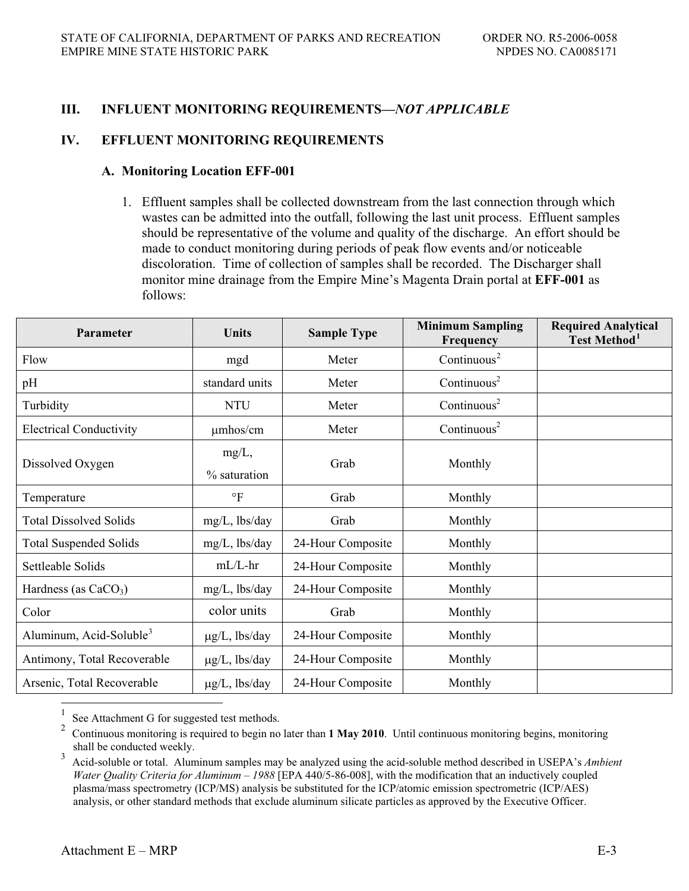## III. INFLUENT MONITORING REQUIREMENTS—*NOT APPLICABLE*

## IV. EFFLUENT MONITORING REQUIREMENTS

### A. Monitoring Location EFF-001

1. Effluent samples shall be collected downstream from the last connection through which wastes can be admitted into the outfall, following the last unit process. Effluent samples should be representative of the volume and quality of the discharge. An effort should be made to conduct monitoring during periods of peak flow events and/or noticeable discoloration. Time of collection of samples shall be recorded. The Discharger shall monitor mine drainage from the Empire Mine's Magenta Drain portal at **EFF-001** as follows:

| Parameter | Units | Sample Type | Minimum Sampling Frequency | Required Analytical Test Method[1] |
|---|---|---|---|---|
| Flow | mgd | Meter | Continuous[2] | |
| pH | standard units | Meter | Continuous[2] | |
| Turbidity | NTU | Meter | Continuous[2] | |
| Electrical Conductivity | μmhos/cm | Meter | Continuous[2] | |
| Dissolved Oxygen | mg/L, % saturation | Grab | Monthly | |
| Temperature | °F | Grab | Monthly | |
| Total Dissolved Solids | mg/L, lbs/day | Grab | Monthly | |
| Total Suspended Solids | mg/L, lbs/day | 24-Hour Composite | Monthly | |
| Settleable Solids | mL/L-hr | 24-Hour Composite | Monthly | |
| Hardness (as $CaCO_3$) | mg/L, lbs/day | 24-Hour Composite | Monthly | |
| Color | color units | Grab | Monthly | |
| Aluminum, Acid-Soluble[3] | μg/L, lbs/day | 24-Hour Composite | Monthly | |
| Antimony, Total Recoverable | μg/L, lbs/day | 24-Hour Composite | Monthly | |
| Arsenic, Total Recoverable | μg/L, lbs/day | 24-Hour Composite | Monthly | |

[1] See Attachment G for suggested test methods.

[2] Continuous monitoring is required to begin no later than **1 May 2010**. Until continuous monitoring begins, monitoring shall be conducted weekly.

[3] Acid-soluble or total. Aluminum samples may be analyzed using the acid-soluble method described in USEPA's *Ambient Water Quality Criteria for Aluminum – 1988* [EPA 440/5-86-008], with the modification that an inductively coupled plasma/mass spectrometry (ICP/MS) analysis be substituted for the ICP/atomic emission spectrometric (ICP/AES) analysis, or other standard methods that exclude aluminum silicate particles as approved by the Executive Officer.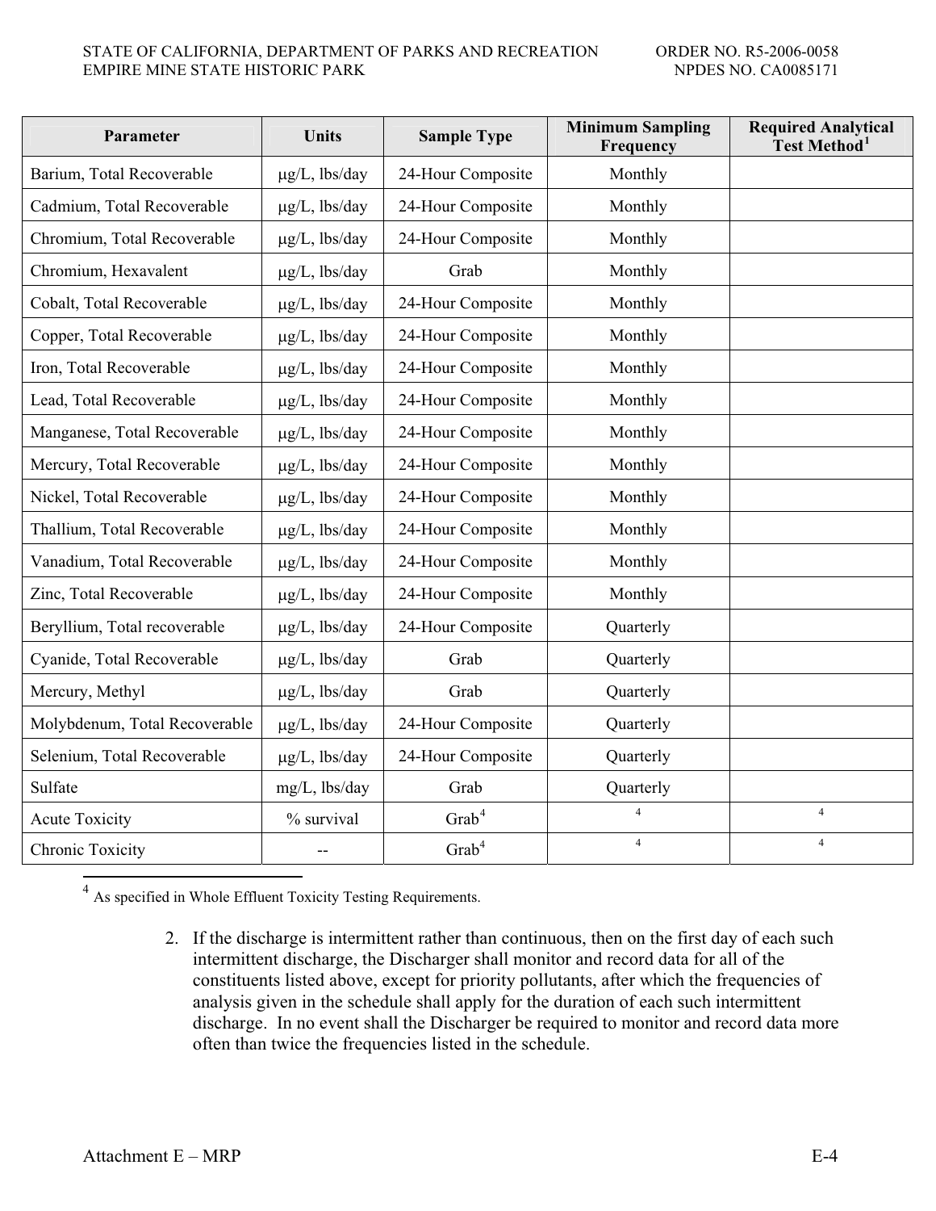| Parameter | Units | Sample Type | Minimum Sampling Frequency | Required Analytical Test Method[1] |
|---|---|---|---|---|
| Barium, Total Recoverable | μg/L, lbs/day | 24-Hour Composite | Monthly | |
| Cadmium, Total Recoverable | μg/L, lbs/day | 24-Hour Composite | Monthly | |
| Chromium, Total Recoverable | μg/L, lbs/day | 24-Hour Composite | Monthly | |
| Chromium, Hexavalent | μg/L, lbs/day | Grab | Monthly | |
| Cobalt, Total Recoverable | μg/L, lbs/day | 24-Hour Composite | Monthly | |
| Copper, Total Recoverable | μg/L, lbs/day | 24-Hour Composite | Monthly | |
| Iron, Total Recoverable | μg/L, lbs/day | 24-Hour Composite | Monthly | |
| Lead, Total Recoverable | μg/L, lbs/day | 24-Hour Composite | Monthly | |
| Manganese, Total Recoverable | μg/L, lbs/day | 24-Hour Composite | Monthly | |
| Mercury, Total Recoverable | μg/L, lbs/day | 24-Hour Composite | Monthly | |
| Nickel, Total Recoverable | μg/L, lbs/day | 24-Hour Composite | Monthly | |
| Thallium, Total Recoverable | μg/L, lbs/day | 24-Hour Composite | Monthly | |
| Vanadium, Total Recoverable | μg/L, lbs/day | 24-Hour Composite | Monthly | |
| Zinc, Total Recoverable | μg/L, lbs/day | 24-Hour Composite | Monthly | |
| Beryllium, Total recoverable | μg/L, lbs/day | 24-Hour Composite | Quarterly | |
| Cyanide, Total Recoverable | μg/L, lbs/day | Grab | Quarterly | |
| Mercury, Methyl | μg/L, lbs/day | Grab | Quarterly | |
| Molybdenum, Total Recoverable | μg/L, lbs/day | 24-Hour Composite | Quarterly | |
| Selenium, Total Recoverable | μg/L, lbs/day | 24-Hour Composite | Quarterly | |
| Sulfate | mg/L, lbs/day | Grab | Quarterly | |
| Acute Toxicity | % survival | Grab[4] | [4] | [4] |
| Chronic Toxicity | -- | Grab[4] | [4] | [4] |

[4] As specified in Whole Effluent Toxicity Testing Requirements.

2. If the discharge is intermittent rather than continuous, then on the first day of each such intermittent discharge, the Discharger shall monitor and record data for all of the constituents listed above, except for priority pollutants, after which the frequencies of analysis given in the schedule shall apply for the duration of each such intermittent discharge. In no event shall the Discharger be required to monitor and record data more often than twice the frequencies listed in the schedule.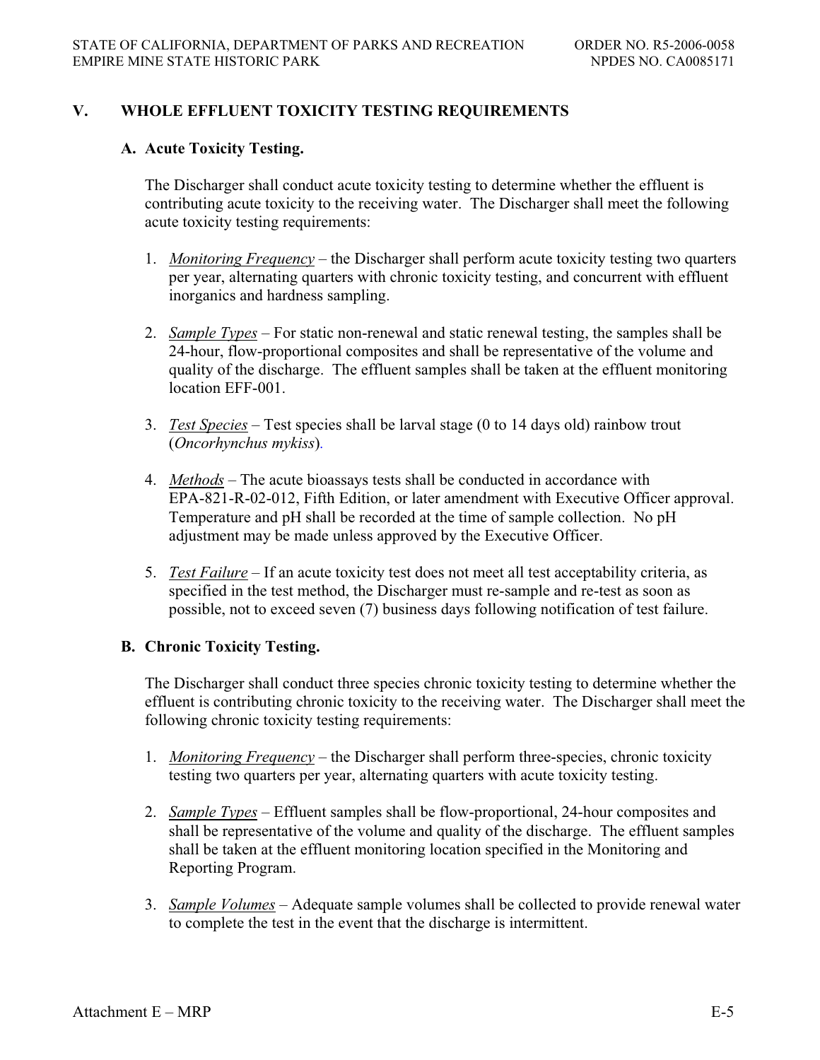## V. WHOLE EFFLUENT TOXICITY TESTING REQUIREMENTS

### A. Acute Toxicity Testing.

The Discharger shall conduct acute toxicity testing to determine whether the effluent is contributing acute toxicity to the receiving water. The Discharger shall meet the following acute toxicity testing requirements:

1. *Monitoring Frequency* – the Discharger shall perform acute toxicity testing two quarters per year, alternating quarters with chronic toxicity testing, and concurrent with effluent inorganics and hardness sampling.

2. *Sample Types* – For static non-renewal and static renewal testing, the samples shall be 24-hour, flow-proportional composites and shall be representative of the volume and quality of the discharge. The effluent samples shall be taken at the effluent monitoring location EFF-001.

3. *Test Species* – Test species shall be larval stage (0 to 14 days old) rainbow trout (*Oncorhynchus mykiss*).

4. *Methods* – The acute bioassays tests shall be conducted in accordance with EPA-821-R-02-012, Fifth Edition, or later amendment with Executive Officer approval. Temperature and pH shall be recorded at the time of sample collection. No pH adjustment may be made unless approved by the Executive Officer.

5. *Test Failure* – If an acute toxicity test does not meet all test acceptability criteria, as specified in the test method, the Discharger must re-sample and re-test as soon as possible, not to exceed seven (7) business days following notification of test failure.

### B. Chronic Toxicity Testing.

The Discharger shall conduct three species chronic toxicity testing to determine whether the effluent is contributing chronic toxicity to the receiving water. The Discharger shall meet the following chronic toxicity testing requirements:

1. *Monitoring Frequency* – the Discharger shall perform three-species, chronic toxicity testing two quarters per year, alternating quarters with acute toxicity testing.

2. *Sample Types* – Effluent samples shall be flow-proportional, 24-hour composites and shall be representative of the volume and quality of the discharge. The effluent samples shall be taken at the effluent monitoring location specified in the Monitoring and Reporting Program.

3. *Sample Volumes* – Adequate sample volumes shall be collected to provide renewal water to complete the test in the event that the discharge is intermittent.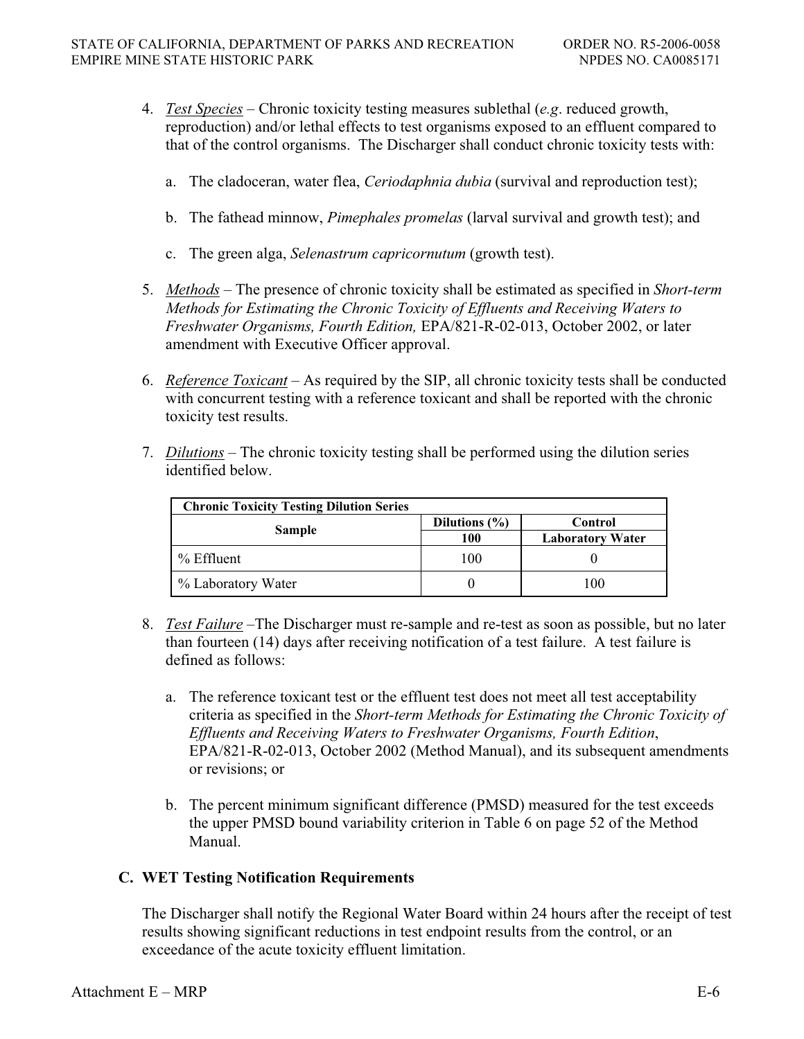4. *Test Species* – Chronic toxicity testing measures sublethal (*e.g*. reduced growth, reproduction) and/or lethal effects to test organisms exposed to an effluent compared to that of the control organisms. The Discharger shall conduct chronic toxicity tests with:

   a. The cladoceran, water flea, *Ceriodaphnia dubia* (survival and reproduction test);

   b. The fathead minnow, *Pimephales promelas* (larval survival and growth test); and

   c. The green alga, *Selenastrum capricornutum* (growth test).

5. *Methods* – The presence of chronic toxicity shall be estimated as specified in *Short-term Methods for Estimating the Chronic Toxicity of Effluents and Receiving Waters to Freshwater Organisms, Fourth Edition,* EPA/821-R-02-013, October 2002, or later amendment with Executive Officer approval.

6. *Reference Toxicant* – As required by the SIP, all chronic toxicity tests shall be conducted with concurrent testing with a reference toxicant and shall be reported with the chronic toxicity test results.

7. *Dilutions* – The chronic toxicity testing shall be performed using the dilution series identified below.

| **Chronic Toxicity Testing Dilution Series** | | |
|---|---|---|
| **Sample** | **Dilutions (%)** | **Control** |
| | **100** | **Laboratory Water** |
| % Effluent | 100 | 0 |
| % Laboratory Water | 0 | 100 |

8. *Test Failure* –The Discharger must re-sample and re-test as soon as possible, but no later than fourteen (14) days after receiving notification of a test failure. A test failure is defined as follows:

   a. The reference toxicant test or the effluent test does not meet all test acceptability criteria as specified in the *Short-term Methods for Estimating the Chronic Toxicity of Effluents and Receiving Waters to Freshwater Organisms, Fourth Edition*, EPA/821-R-02-013, October 2002 (Method Manual), and its subsequent amendments or revisions; or

   b. The percent minimum significant difference (PMSD) measured for the test exceeds the upper PMSD bound variability criterion in Table 6 on page 52 of the Method Manual.

### C. WET Testing Notification Requirements

The Discharger shall notify the Regional Water Board within 24 hours after the receipt of test results showing significant reductions in test endpoint results from the control, or an exceedance of the acute toxicity effluent limitation.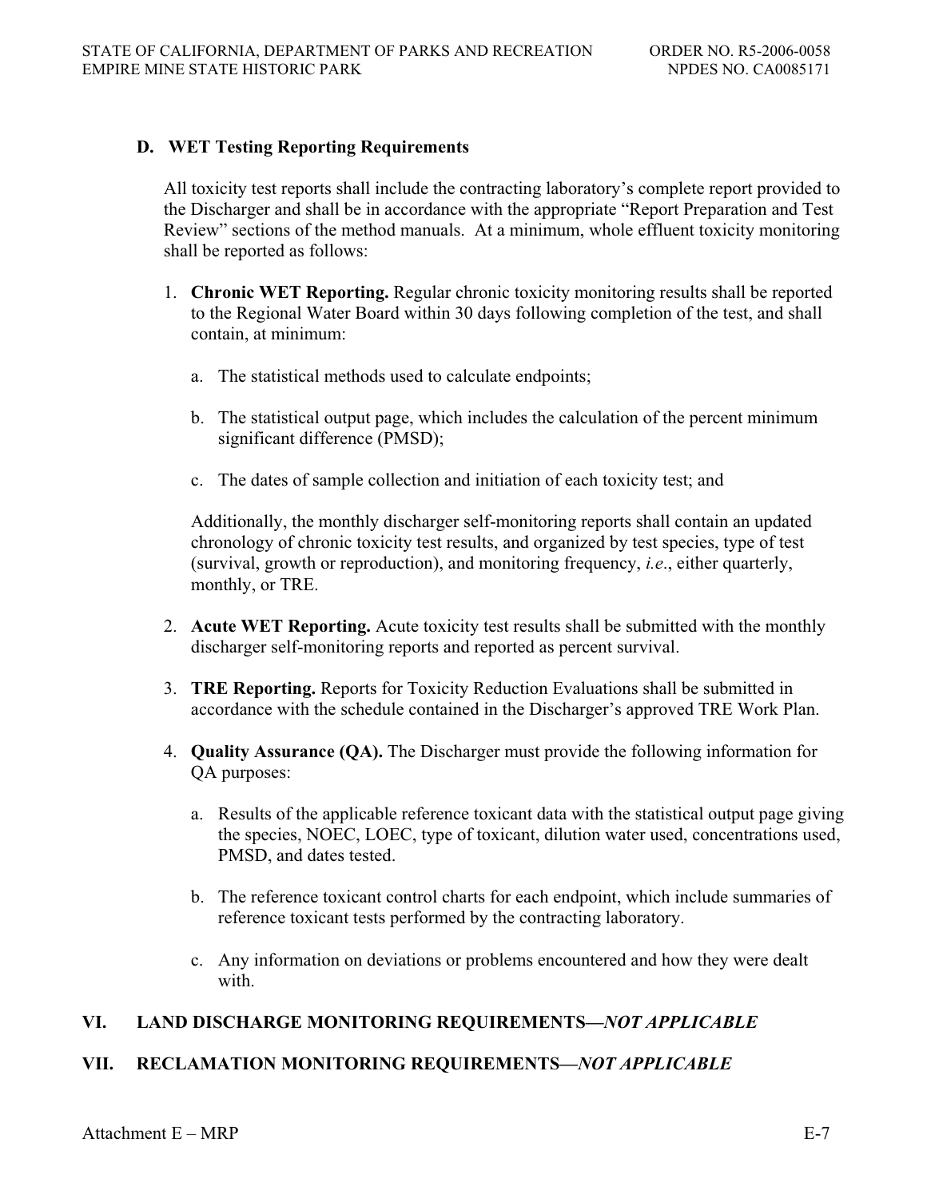### D. WET Testing Reporting Requirements

All toxicity test reports shall include the contracting laboratory's complete report provided to the Discharger and shall be in accordance with the appropriate "Report Preparation and Test Review" sections of the method manuals. At a minimum, whole effluent toxicity monitoring shall be reported as follows:

1. **Chronic WET Reporting.** Regular chronic toxicity monitoring results shall be reported to the Regional Water Board within 30 days following completion of the test, and shall contain, at minimum:

   a. The statistical methods used to calculate endpoints;

   b. The statistical output page, which includes the calculation of the percent minimum significant difference (PMSD);

   c. The dates of sample collection and initiation of each toxicity test; and

   Additionally, the monthly discharger self-monitoring reports shall contain an updated chronology of chronic toxicity test results, and organized by test species, type of test (survival, growth or reproduction), and monitoring frequency, *i.e*., either quarterly, monthly, or TRE.

2. **Acute WET Reporting.** Acute toxicity test results shall be submitted with the monthly discharger self-monitoring reports and reported as percent survival.

3. **TRE Reporting.** Reports for Toxicity Reduction Evaluations shall be submitted in accordance with the schedule contained in the Discharger's approved TRE Work Plan.

4. **Quality Assurance (QA).** The Discharger must provide the following information for QA purposes:

   a. Results of the applicable reference toxicant data with the statistical output page giving the species, NOEC, LOEC, type of toxicant, dilution water used, concentrations used, PMSD, and dates tested.

   b. The reference toxicant control charts for each endpoint, which include summaries of reference toxicant tests performed by the contracting laboratory.

   c. Any information on deviations or problems encountered and how they were dealt with.

## VI. LAND DISCHARGE MONITORING REQUIREMENTS—*NOT APPLICABLE*

## VII. RECLAMATION MONITORING REQUIREMENTS—*NOT APPLICABLE*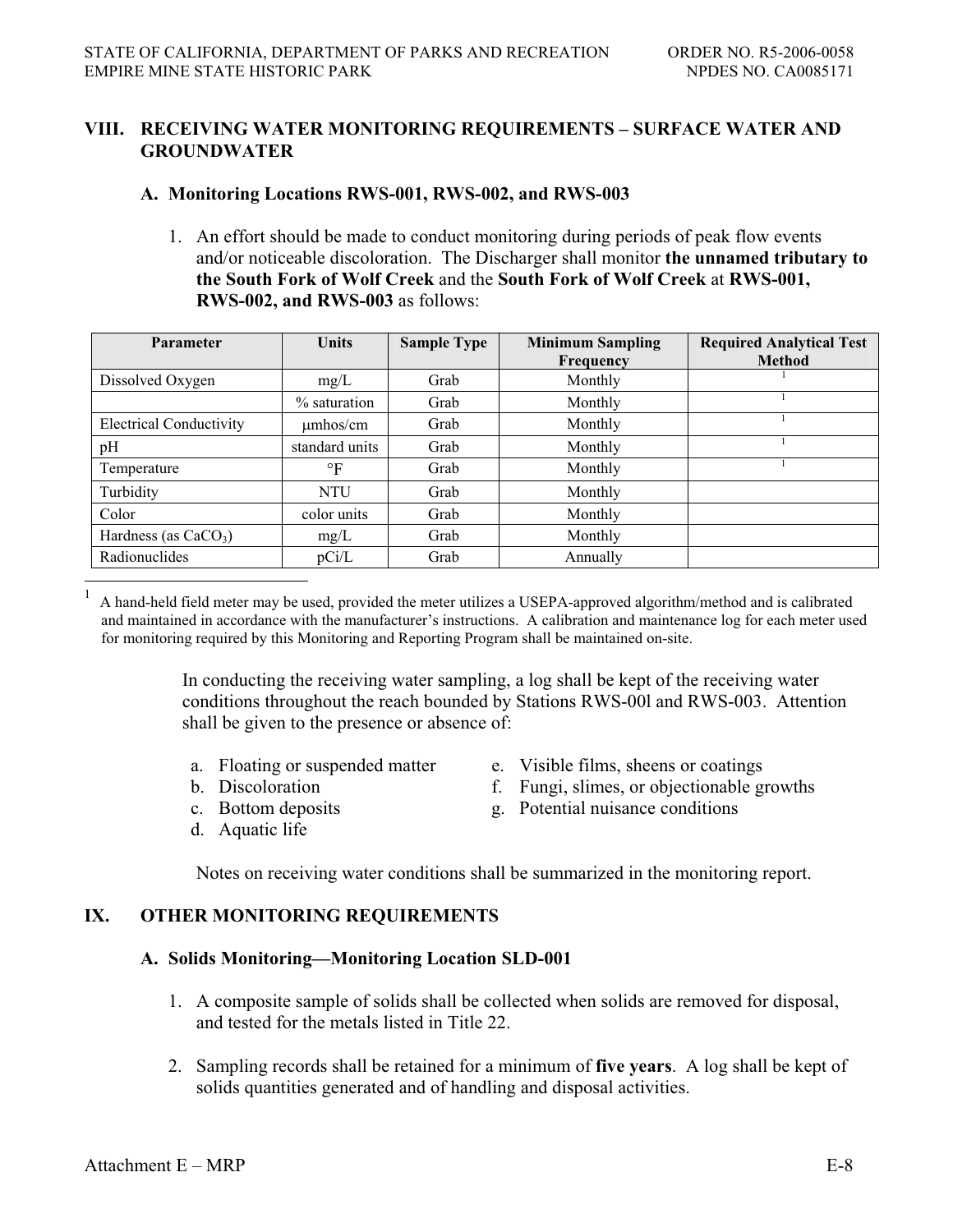## VIII. RECEIVING WATER MONITORING REQUIREMENTS – SURFACE WATER AND GROUNDWATER

### A. Monitoring Locations RWS-001, RWS-002, and RWS-003

1. An effort should be made to conduct monitoring during periods of peak flow events and/or noticeable discoloration. The Discharger shall monitor **the unnamed tributary to the South Fork of Wolf Creek** and the **South Fork of Wolf Creek** at **RWS-001, RWS-002, and RWS-003** as follows:

| Parameter | Units | Sample Type | Minimum Sampling Frequency | Required Analytical Test Method |
|---|---|---|---|---|
| Dissolved Oxygen | mg/L | Grab | Monthly | 1 |
| | % saturation | Grab | Monthly | 1 |
| Electrical Conductivity | μmhos/cm | Grab | Monthly | 1 |
| pH | standard units | Grab | Monthly | 1 |
| Temperature | °F | Grab | Monthly | 1 |
| Turbidity | NTU | Grab | Monthly | |
| Color | color units | Grab | Monthly | |
| Hardness (as $CaCO_3$) | mg/L | Grab | Monthly | |
| Radionuclides | pCi/L | Grab | Annually | |

[1] A hand-held field meter may be used, provided the meter utilizes a USEPA-approved algorithm/method and is calibrated and maintained in accordance with the manufacturer's instructions. A calibration and maintenance log for each meter used for monitoring required by this Monitoring and Reporting Program shall be maintained on-site.

In conducting the receiving water sampling, a log shall be kept of the receiving water conditions throughout the reach bounded by Stations RWS-00l and RWS-003. Attention shall be given to the presence or absence of:

a. Floating or suspended matter
b. Discoloration
c. Bottom deposits
d. Aquatic life
e. Visible films, sheens or coatings
f. Fungi, slimes, or objectionable growths
g. Potential nuisance conditions

Notes on receiving water conditions shall be summarized in the monitoring report.

## IX. OTHER MONITORING REQUIREMENTS

### A. Solids Monitoring—Monitoring Location SLD-001

1. A composite sample of solids shall be collected when solids are removed for disposal, and tested for the metals listed in Title 22.

2. Sampling records shall be retained for a minimum of **five years**. A log shall be kept of solids quantities generated and of handling and disposal activities.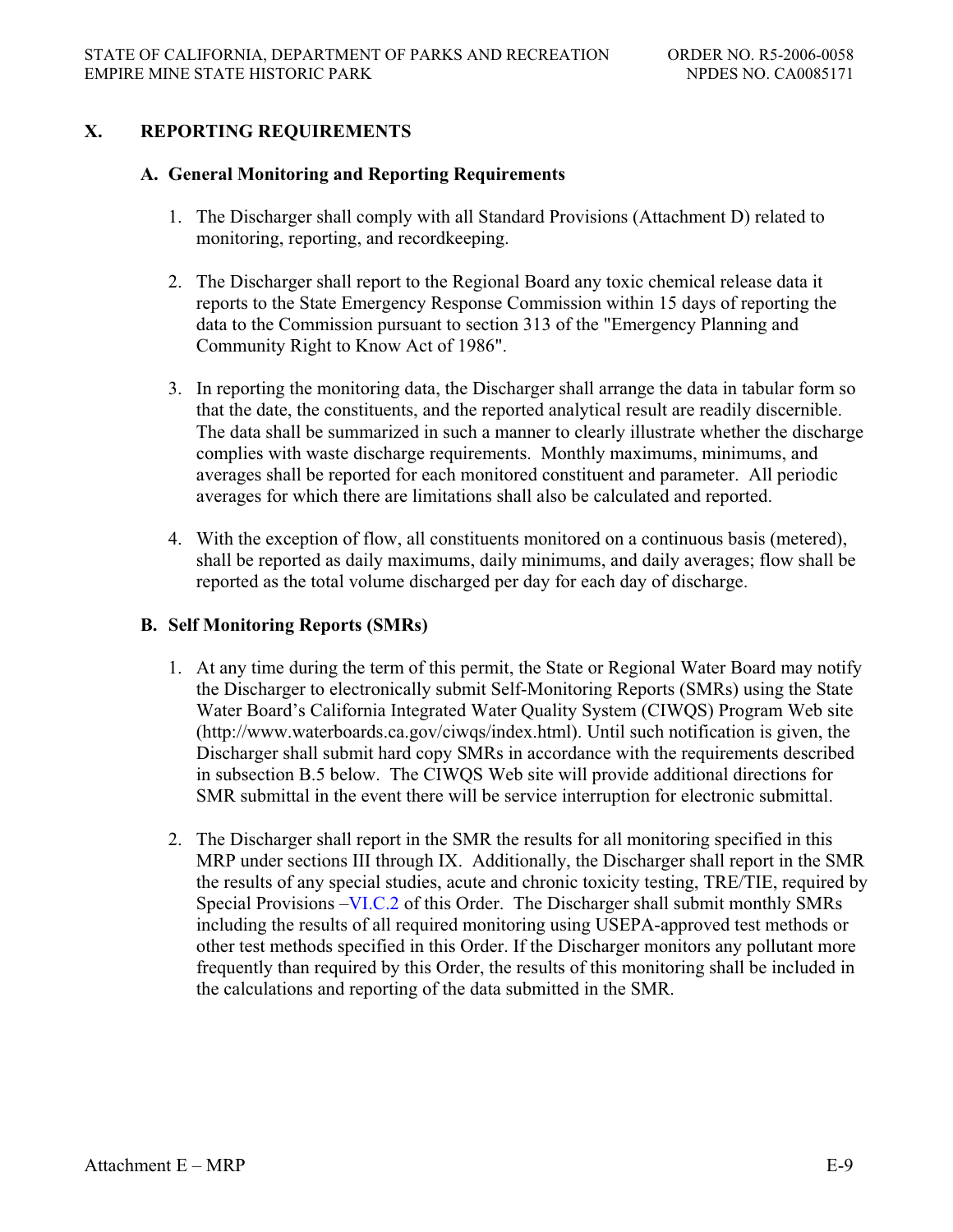# X. REPORTING REQUIREMENTS

## A. General Monitoring and Reporting Requirements

1. The Discharger shall comply with all Standard Provisions (Attachment D) related to monitoring, reporting, and recordkeeping.

2. The Discharger shall report to the Regional Board any toxic chemical release data it reports to the State Emergency Response Commission within 15 days of reporting the data to the Commission pursuant to section 313 of the "Emergency Planning and Community Right to Know Act of 1986".

3. In reporting the monitoring data, the Discharger shall arrange the data in tabular form so that the date, the constituents, and the reported analytical result are readily discernible. The data shall be summarized in such a manner to clearly illustrate whether the discharge complies with waste discharge requirements. Monthly maximums, minimums, and averages shall be reported for each monitored constituent and parameter. All periodic averages for which there are limitations shall also be calculated and reported.

4. With the exception of flow, all constituents monitored on a continuous basis (metered), shall be reported as daily maximums, daily minimums, and daily averages; flow shall be reported as the total volume discharged per day for each day of discharge.

## B. Self Monitoring Reports (SMRs)

1. At any time during the term of this permit, the State or Regional Water Board may notify the Discharger to electronically submit Self-Monitoring Reports (SMRs) using the State Water Board's California Integrated Water Quality System (CIWQS) Program Web site (http://www.waterboards.ca.gov/ciwqs/index.html). Until such notification is given, the Discharger shall submit hard copy SMRs in accordance with the requirements described in subsection B.5 below. The CIWQS Web site will provide additional directions for SMR submittal in the event there will be service interruption for electronic submittal.

2. The Discharger shall report in the SMR the results for all monitoring specified in this MRP under sections III through IX. Additionally, the Discharger shall report in the SMR the results of any special studies, acute and chronic toxicity testing, TRE/TIE, required by Special Provisions –VI.C.2 of this Order. The Discharger shall submit monthly SMRs including the results of all required monitoring using USEPA-approved test methods or other test methods specified in this Order. If the Discharger monitors any pollutant more frequently than required by this Order, the results of this monitoring shall be included in the calculations and reporting of the data submitted in the SMR.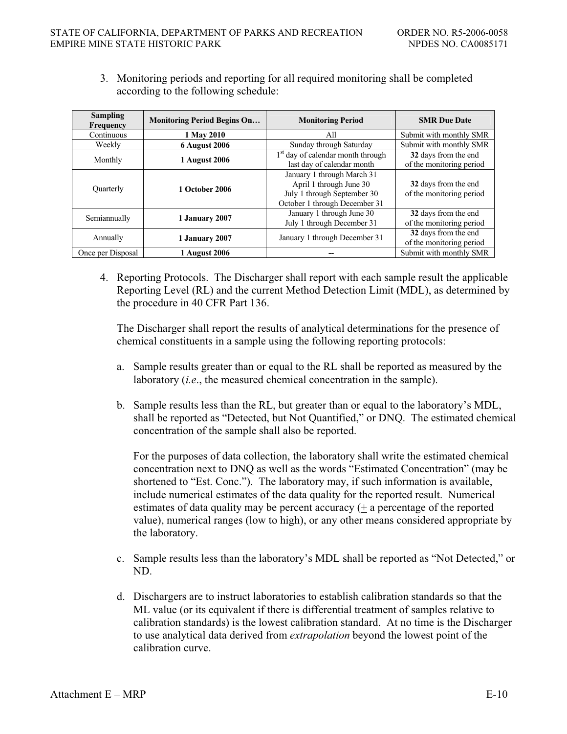3. Monitoring periods and reporting for all required monitoring shall be completed according to the following schedule:

| Sampling Frequency | Monitoring Period Begins On… | Monitoring Period | SMR Due Date |
|---|---|---|---|
| Continuous | **1 May 2010** | All | Submit with monthly SMR |
| Weekly | **6 August 2006** | Sunday through Saturday | Submit with monthly SMR |
| Monthly | **1 August 2006** | 1st day of calendar month through last day of calendar month | **32** days from the end of the monitoring period |
| Quarterly | **1 October 2006** | January 1 through March 31<br>April 1 through June 30<br>July 1 through September 30<br>October 1 through December 31 | **32** days from the end of the monitoring period |
| Semiannually | **1 January 2007** | January 1 through June 30<br>July 1 through December 31 | **32** days from the end of the monitoring period |
| Annually | **1 January 2007** | January 1 through December 31 | **32** days from the end of the monitoring period |
| Once per Disposal | **1 August 2006** | -- | Submit with monthly SMR |

4. Reporting Protocols. The Discharger shall report with each sample result the applicable Reporting Level (RL) and the current Method Detection Limit (MDL), as determined by the procedure in 40 CFR Part 136.

   The Discharger shall report the results of analytical determinations for the presence of chemical constituents in a sample using the following reporting protocols:

   a. Sample results greater than or equal to the RL shall be reported as measured by the laboratory (*i.e*., the measured chemical concentration in the sample).

   b. Sample results less than the RL, but greater than or equal to the laboratory's MDL, shall be reported as "Detected, but Not Quantified," or DNQ. The estimated chemical concentration of the sample shall also be reported.

      For the purposes of data collection, the laboratory shall write the estimated chemical concentration next to DNQ as well as the words "Estimated Concentration" (may be shortened to "Est. Conc."). The laboratory may, if such information is available, include numerical estimates of the data quality for the reported result. Numerical estimates of data quality may be percent accuracy (± a percentage of the reported value), numerical ranges (low to high), or any other means considered appropriate by the laboratory.

   c. Sample results less than the laboratory's MDL shall be reported as "Not Detected," or ND.

   d. Dischargers are to instruct laboratories to establish calibration standards so that the ML value (or its equivalent if there is differential treatment of samples relative to calibration standards) is the lowest calibration standard. At no time is the Discharger to use analytical data derived from *extrapolation* beyond the lowest point of the calibration curve.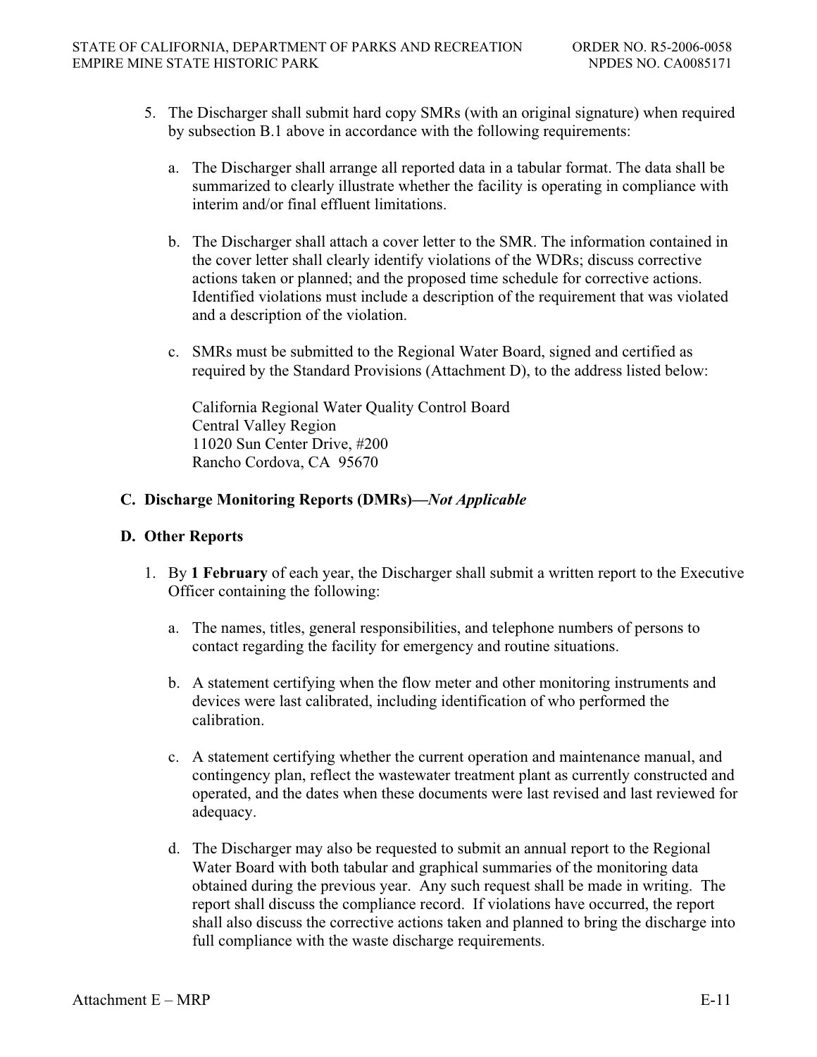5. The Discharger shall submit hard copy SMRs (with an original signature) when required by subsection B.1 above in accordance with the following requirements:

   a. The Discharger shall arrange all reported data in a tabular format. The data shall be summarized to clearly illustrate whether the facility is operating in compliance with interim and/or final effluent limitations.

   b. The Discharger shall attach a cover letter to the SMR. The information contained in the cover letter shall clearly identify violations of the WDRs; discuss corrective actions taken or planned; and the proposed time schedule for corrective actions. Identified violations must include a description of the requirement that was violated and a description of the violation.

   c. SMRs must be submitted to the Regional Water Board, signed and certified as required by the Standard Provisions (Attachment D), to the address listed below:

      California Regional Water Quality Control Board  
      Central Valley Region  
      11020 Sun Center Drive, #200  
      Rancho Cordova, CA 95670

### C. Discharge Monitoring Reports (DMRs)—*Not Applicable*

### D. Other Reports

1. By **1 February** of each year, the Discharger shall submit a written report to the Executive Officer containing the following:

   a. The names, titles, general responsibilities, and telephone numbers of persons to contact regarding the facility for emergency and routine situations.

   b. A statement certifying when the flow meter and other monitoring instruments and devices were last calibrated, including identification of who performed the calibration.

   c. A statement certifying whether the current operation and maintenance manual, and contingency plan, reflect the wastewater treatment plant as currently constructed and operated, and the dates when these documents were last revised and last reviewed for adequacy.

   d. The Discharger may also be requested to submit an annual report to the Regional Water Board with both tabular and graphical summaries of the monitoring data obtained during the previous year. Any such request shall be made in writing. The report shall discuss the compliance record. If violations have occurred, the report shall also discuss the corrective actions taken and planned to bring the discharge into full compliance with the waste discharge requirements.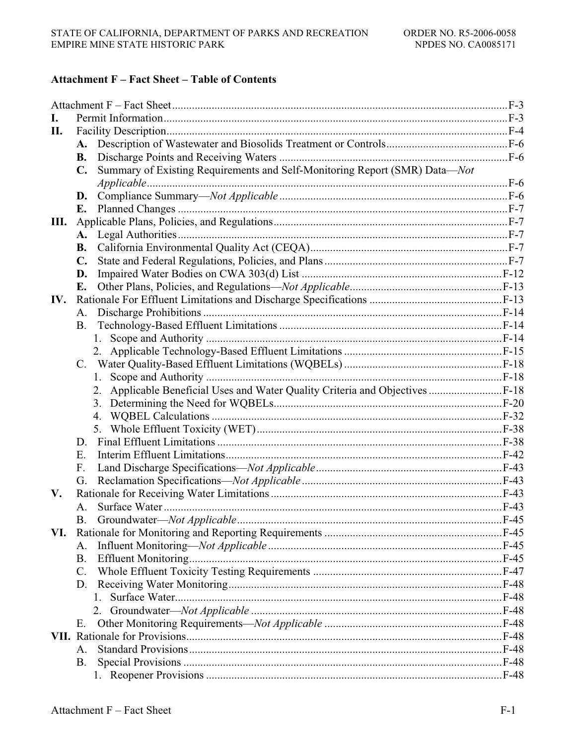## Attachment F – Fact Sheet – Table of Contents

Attachment F – Fact Sheet ........................................................................................................F-3

**I.** Permit Information ........................................................................................................F-3

**II.** Facility Description ........................................................................................................F-4

- **A.** Description of Wastewater and Biosolids Treatment or Controls ..........................................F-6
- **B.** Discharge Points and Receiving Waters ................................................................................F-6
- **C.** Summary of Existing Requirements and Self-Monitoring Report (SMR) Data—*Not Applicable* ...............................................................................................................F-6
- **D.** Compliance Summary—*Not Applicable* ................................................................................F-6
- **E.** Planned Changes ...................................................................................................................F-7

**III.** Applicable Plans, Policies, and Regulations ..................................................................................F-7

- **A.** Legal Authorities ...................................................................................................................F-7
- **B.** California Environmental Quality Act (CEQA) .....................................................................F-7
- **C.** State and Federal Regulations, Policies, and Plans ................................................................F-7
- **D.** Impaired Water Bodies on CWA 303(d) List .......................................................................F-12
- **E.** Other Plans, Policies, and Regulations—*Not Applicable* .....................................................F-13

**IV.** Rationale For Effluent Limitations and Discharge Specifications ...............................................F-13

- A. Discharge Prohibitions .........................................................................................................F-14
- B. Technology-Based Effluent Limitations ...............................................................................F-14
  1. Scope and Authority .......................................................................................................F-14
  2. Applicable Technology-Based Effluent Limitations .......................................................F-15
- C. Water Quality-Based Effluent Limitations (WQBELs) ........................................................F-18
  1. Scope and Authority .......................................................................................................F-18
  2. Applicable Beneficial Uses and Water Quality Criteria and Objectives ..........................F-18
  3. Determining the Need for WQBELs ...............................................................................F-20
  4. WQBEL Calculations ......................................................................................................F-32
  5. Whole Effluent Toxicity (WET) .....................................................................................F-38
- D. Final Effluent Limitations ....................................................................................................F-38
- E. Interim Effluent Limitations .................................................................................................F-42
- F. Land Discharge Specifications—*Not Applicable* .................................................................F-43
- G. Reclamation Specifications—*Not Applicable* ......................................................................F-43

**V.** Rationale for Receiving Water Limitations .................................................................................F-43

- A. Surface Water .......................................................................................................................F-43
- B. Groundwater—*Not Applicable* .............................................................................................F-45

**VI.** Rationale for Monitoring and Reporting Requirements ..............................................................F-45

- A. Influent Monitoring—*Not Applicable* ..................................................................................F-45
- B. Effluent Monitoring ..............................................................................................................F-45
- C. Whole Effluent Toxicity Testing Requirements ...................................................................F-47
- D. Receiving Water Monitoring ................................................................................................F-48
  1. Surface Water ..................................................................................................................F-48
  2. Groundwater—*Not Applicable* .......................................................................................F-48
- E. Other Monitoring Requirements—*Not Applicable* ..............................................................F-48

**VII.** Rationale for Provisions ...............................................................................................................F-48

- A. Standard Provisions ..............................................................................................................F-48
- B. Special Provisions ................................................................................................................F-48
  1. Reopener Provisions ........................................................................................................F-48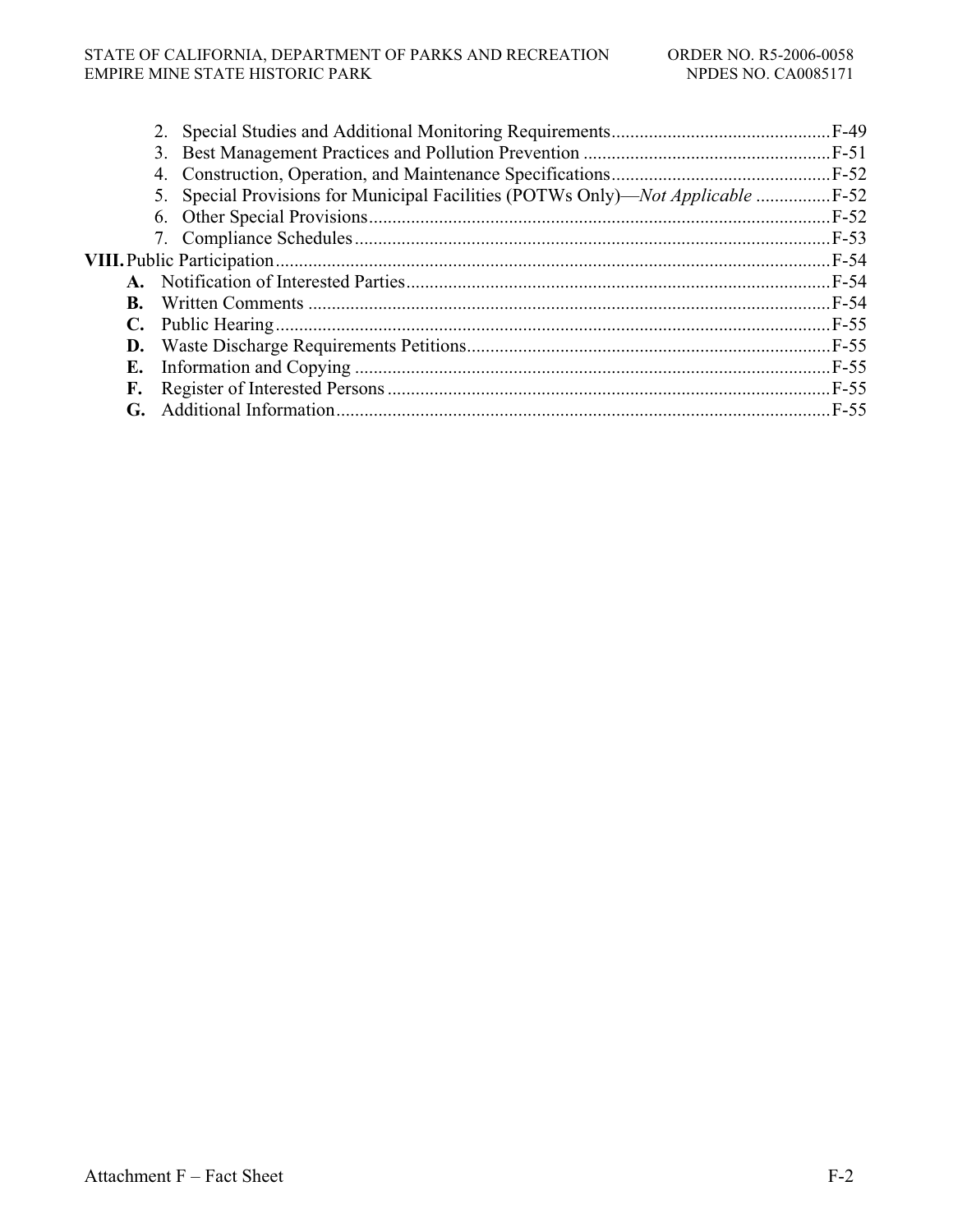2. Special Studies and Additional Monitoring Requirements ............................................. F-49
3. Best Management Practices and Pollution Prevention .................................................... F-51
4. Construction, Operation, and Maintenance Specifications .............................................. F-52
5. Special Provisions for Municipal Facilities (POTWs Only)—*Not Applicable* ................ F-52
6. Other Special Provisions .................................................................................................. F-52
7. Compliance Schedules ..................................................................................................... F-53

**VIII.** Public Participation ..................................................................................................... F-54

- **A.** Notification of Interested Parties ........................................................................... F-54
- **B.** Written Comments .................................................................................................. F-54
- **C.** Public Hearing ......................................................................................................... F-55
- **D.** Waste Discharge Requirements Petitions ............................................................... F-55
- **E.** Information and Copying ........................................................................................ F-55
- **F.** Register of Interested Persons ................................................................................. F-55
- **G.** Additional Information ........................................................................................... F-55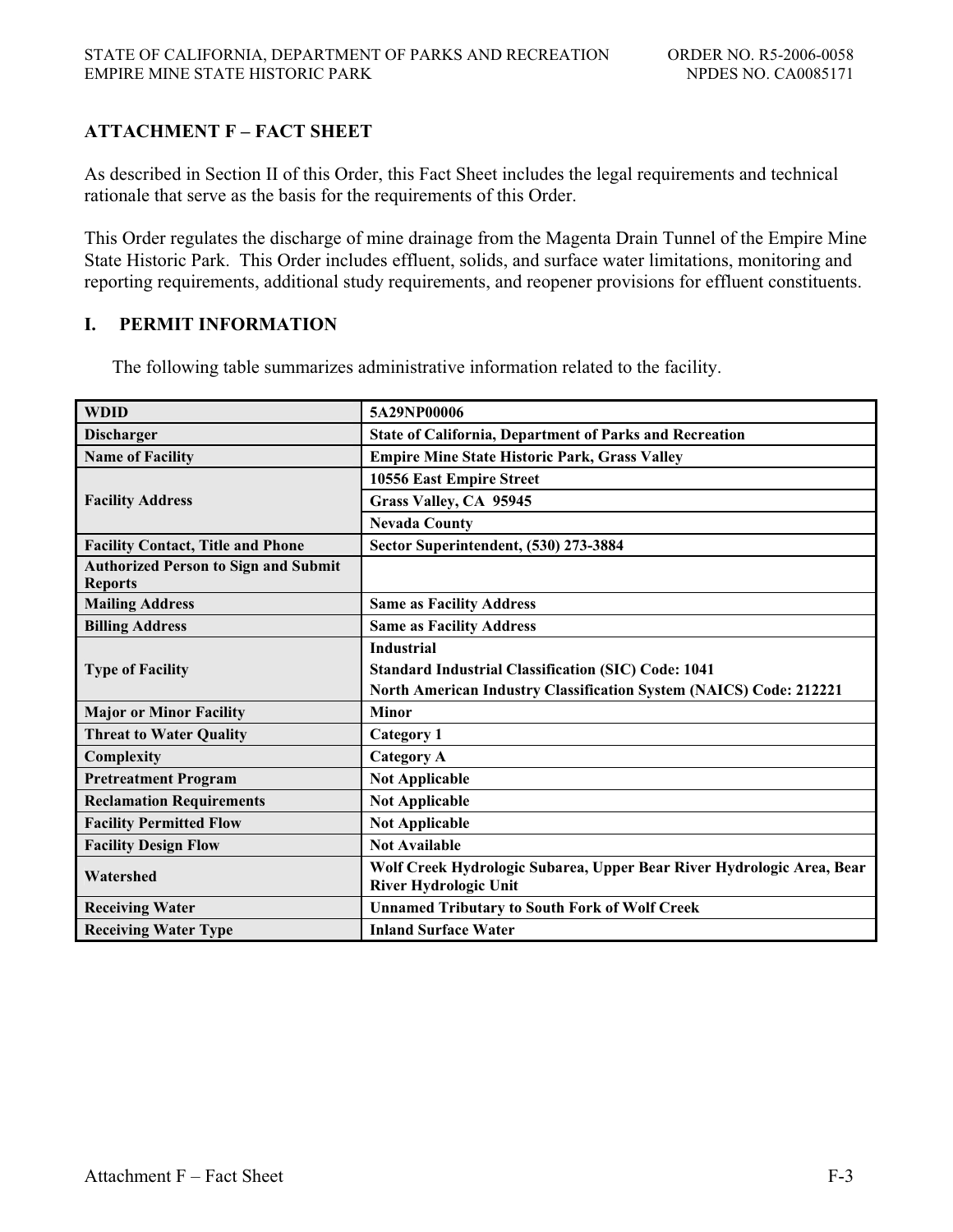## ATTACHMENT F – FACT SHEET

As described in Section II of this Order, this Fact Sheet includes the legal requirements and technical rationale that serve as the basis for the requirements of this Order.

This Order regulates the discharge of mine drainage from the Magenta Drain Tunnel of the Empire Mine State Historic Park. This Order includes effluent, solids, and surface water limitations, monitoring and reporting requirements, additional study requirements, and reopener provisions for effluent constituents.

## I. PERMIT INFORMATION

The following table summarizes administrative information related to the facility.

| | |
|---|---|
| **WDID** | **5A29NP00006** |
| **Discharger** | **State of California, Department of Parks and Recreation** |
| **Name of Facility** | **Empire Mine State Historic Park, Grass Valley** |
| **Facility Address** | **10556 East Empire Street**<br>**Grass Valley, CA 95945**<br>**Nevada County** |
| **Facility Contact, Title and Phone** | **Sector Superintendent, (530) 273-3884** |
| **Authorized Person to Sign and Submit Reports** | |
| **Mailing Address** | **Same as Facility Address** |
| **Billing Address** | **Same as Facility Address** |
| **Type of Facility** | **Industrial**<br>**Standard Industrial Classification (SIC) Code: 1041**<br>**North American Industry Classification System (NAICS) Code: 212221** |
| **Major or Minor Facility** | **Minor** |
| **Threat to Water Quality** | **Category 1** |
| **Complexity** | **Category A** |
| **Pretreatment Program** | **Not Applicable** |
| **Reclamation Requirements** | **Not Applicable** |
| **Facility Permitted Flow** | **Not Applicable** |
| **Facility Design Flow** | **Not Available** |
| **Watershed** | **Wolf Creek Hydrologic Subarea, Upper Bear River Hydrologic Area, Bear River Hydrologic Unit** |
| **Receiving Water** | **Unnamed Tributary to South Fork of Wolf Creek** |
| **Receiving Water Type** | **Inland Surface Water** |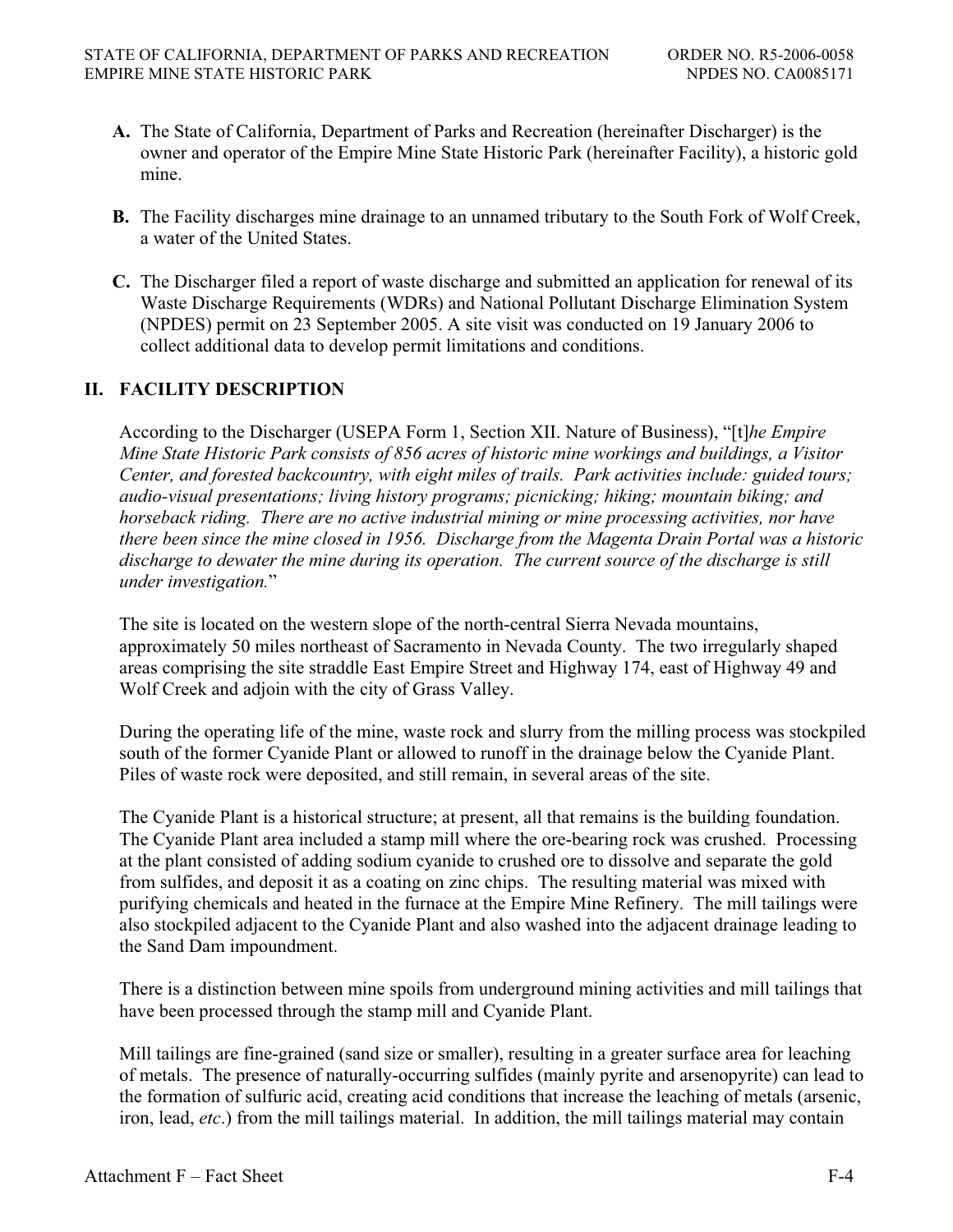**A.** The State of California, Department of Parks and Recreation (hereinafter Discharger) is the owner and operator of the Empire Mine State Historic Park (hereinafter Facility), a historic gold mine.

**B.** The Facility discharges mine drainage to an unnamed tributary to the South Fork of Wolf Creek, a water of the United States.

**C.** The Discharger filed a report of waste discharge and submitted an application for renewal of its Waste Discharge Requirements (WDRs) and National Pollutant Discharge Elimination System (NPDES) permit on 23 September 2005. A site visit was conducted on 19 January 2006 to collect additional data to develop permit limitations and conditions.

## II. FACILITY DESCRIPTION

According to the Discharger (USEPA Form 1, Section XII. Nature of Business), "[t]*he Empire Mine State Historic Park consists of 856 acres of historic mine workings and buildings, a Visitor Center, and forested backcountry, with eight miles of trails. Park activities include: guided tours; audio-visual presentations; living history programs; picnicking; hiking; mountain biking; and horseback riding. There are no active industrial mining or mine processing activities, nor have there been since the mine closed in 1956. Discharge from the Magenta Drain Portal was a historic discharge to dewater the mine during its operation. The current source of the discharge is still under investigation.*"

The site is located on the western slope of the north-central Sierra Nevada mountains, approximately 50 miles northeast of Sacramento in Nevada County. The two irregularly shaped areas comprising the site straddle East Empire Street and Highway 174, east of Highway 49 and Wolf Creek and adjoin with the city of Grass Valley.

During the operating life of the mine, waste rock and slurry from the milling process was stockpiled south of the former Cyanide Plant or allowed to runoff in the drainage below the Cyanide Plant. Piles of waste rock were deposited, and still remain, in several areas of the site.

The Cyanide Plant is a historical structure; at present, all that remains is the building foundation. The Cyanide Plant area included a stamp mill where the ore-bearing rock was crushed. Processing at the plant consisted of adding sodium cyanide to crushed ore to dissolve and separate the gold from sulfides, and deposit it as a coating on zinc chips. The resulting material was mixed with purifying chemicals and heated in the furnace at the Empire Mine Refinery. The mill tailings were also stockpiled adjacent to the Cyanide Plant and also washed into the adjacent drainage leading to the Sand Dam impoundment.

There is a distinction between mine spoils from underground mining activities and mill tailings that have been processed through the stamp mill and Cyanide Plant.

Mill tailings are fine-grained (sand size or smaller), resulting in a greater surface area for leaching of metals. The presence of naturally-occurring sulfides (mainly pyrite and arsenopyrite) can lead to the formation of sulfuric acid, creating acid conditions that increase the leaching of metals (arsenic, iron, lead, *etc*.) from the mill tailings material. In addition, the mill tailings material may contain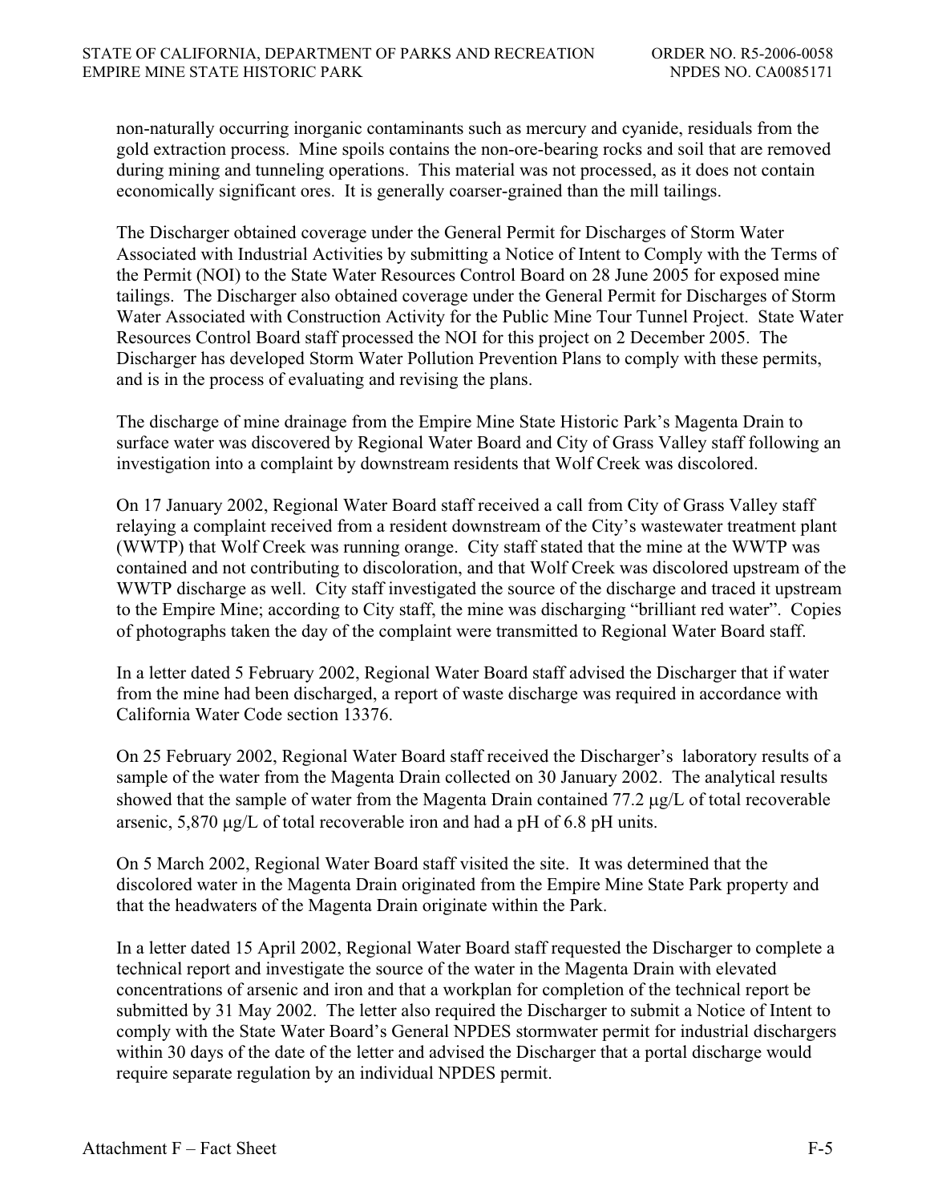non-naturally occurring inorganic contaminants such as mercury and cyanide, residuals from the gold extraction process. Mine spoils contains the non-ore-bearing rocks and soil that are removed during mining and tunneling operations. This material was not processed, as it does not contain economically significant ores. It is generally coarser-grained than the mill tailings.

The Discharger obtained coverage under the General Permit for Discharges of Storm Water Associated with Industrial Activities by submitting a Notice of Intent to Comply with the Terms of the Permit (NOI) to the State Water Resources Control Board on 28 June 2005 for exposed mine tailings. The Discharger also obtained coverage under the General Permit for Discharges of Storm Water Associated with Construction Activity for the Public Mine Tour Tunnel Project. State Water Resources Control Board staff processed the NOI for this project on 2 December 2005. The Discharger has developed Storm Water Pollution Prevention Plans to comply with these permits, and is in the process of evaluating and revising the plans.

The discharge of mine drainage from the Empire Mine State Historic Park's Magenta Drain to surface water was discovered by Regional Water Board and City of Grass Valley staff following an investigation into a complaint by downstream residents that Wolf Creek was discolored.

On 17 January 2002, Regional Water Board staff received a call from City of Grass Valley staff relaying a complaint received from a resident downstream of the City's wastewater treatment plant (WWTP) that Wolf Creek was running orange. City staff stated that the mine at the WWTP was contained and not contributing to discoloration, and that Wolf Creek was discolored upstream of the WWTP discharge as well. City staff investigated the source of the discharge and traced it upstream to the Empire Mine; according to City staff, the mine was discharging "brilliant red water". Copies of photographs taken the day of the complaint were transmitted to Regional Water Board staff.

In a letter dated 5 February 2002, Regional Water Board staff advised the Discharger that if water from the mine had been discharged, a report of waste discharge was required in accordance with California Water Code section 13376.

On 25 February 2002, Regional Water Board staff received the Discharger's laboratory results of a sample of the water from the Magenta Drain collected on 30 January 2002. The analytical results showed that the sample of water from the Magenta Drain contained 77.2 μg/L of total recoverable arsenic, 5,870 μg/L of total recoverable iron and had a pH of 6.8 pH units.

On 5 March 2002, Regional Water Board staff visited the site. It was determined that the discolored water in the Magenta Drain originated from the Empire Mine State Park property and that the headwaters of the Magenta Drain originate within the Park.

In a letter dated 15 April 2002, Regional Water Board staff requested the Discharger to complete a technical report and investigate the source of the water in the Magenta Drain with elevated concentrations of arsenic and iron and that a workplan for completion of the technical report be submitted by 31 May 2002. The letter also required the Discharger to submit a Notice of Intent to comply with the State Water Board's General NPDES stormwater permit for industrial dischargers within 30 days of the date of the letter and advised the Discharger that a portal discharge would require separate regulation by an individual NPDES permit.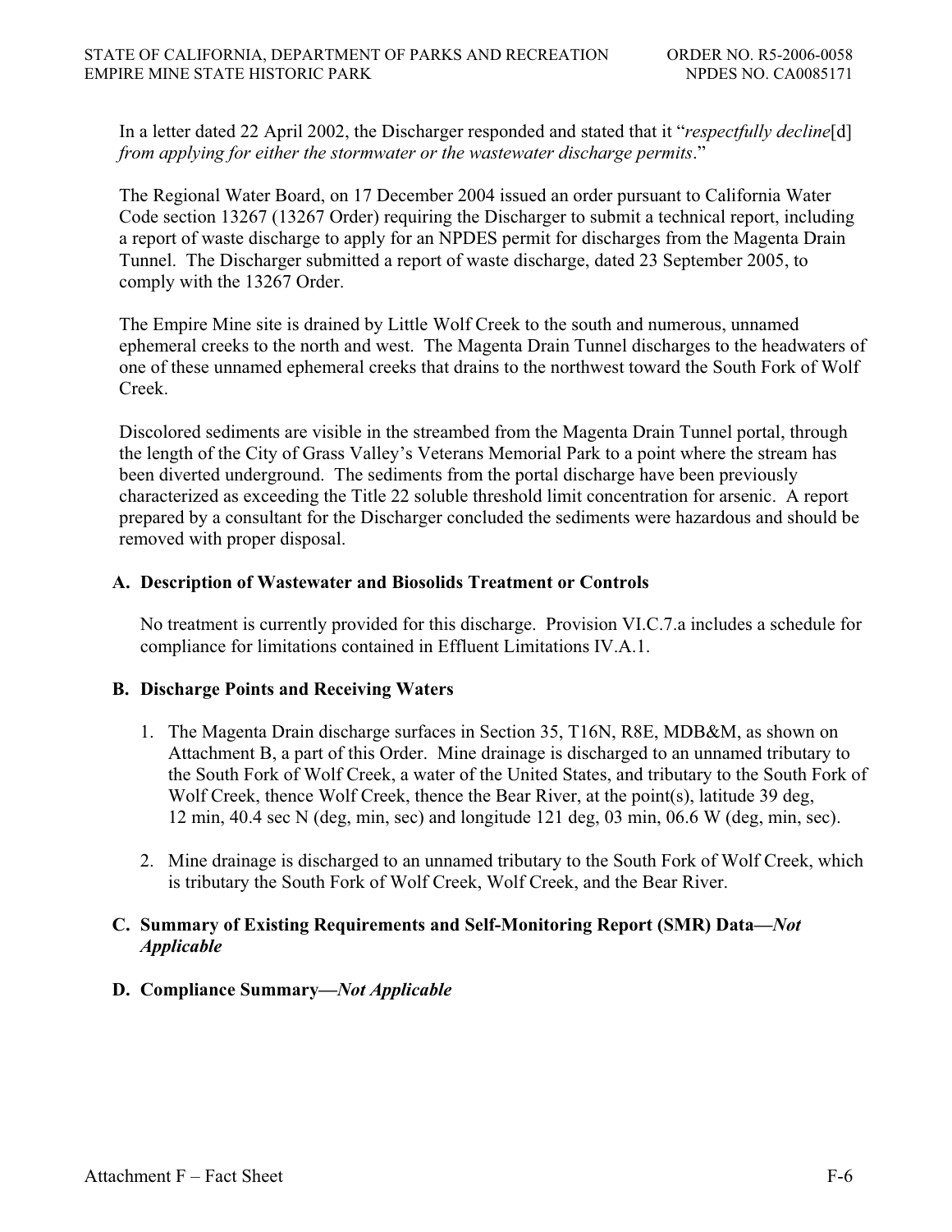In a letter dated 22 April 2002, the Discharger responded and stated that it "*respectfully decline*[d] *from applying for either the stormwater or the wastewater discharge permits*."

The Regional Water Board, on 17 December 2004 issued an order pursuant to California Water Code section 13267 (13267 Order) requiring the Discharger to submit a technical report, including a report of waste discharge to apply for an NPDES permit for discharges from the Magenta Drain Tunnel. The Discharger submitted a report of waste discharge, dated 23 September 2005, to comply with the 13267 Order.

The Empire Mine site is drained by Little Wolf Creek to the south and numerous, unnamed ephemeral creeks to the north and west. The Magenta Drain Tunnel discharges to the headwaters of one of these unnamed ephemeral creeks that drains to the northwest toward the South Fork of Wolf Creek.

Discolored sediments are visible in the streambed from the Magenta Drain Tunnel portal, through the length of the City of Grass Valley's Veterans Memorial Park to a point where the stream has been diverted underground. The sediments from the portal discharge have been previously characterized as exceeding the Title 22 soluble threshold limit concentration for arsenic. A report prepared by a consultant for the Discharger concluded the sediments were hazardous and should be removed with proper disposal.

## A. Description of Wastewater and Biosolids Treatment or Controls

No treatment is currently provided for this discharge. Provision VI.C.7.a includes a schedule for compliance for limitations contained in Effluent Limitations IV.A.1.

## B. Discharge Points and Receiving Waters

1. The Magenta Drain discharge surfaces in Section 35, T16N, R8E, MDB&M, as shown on Attachment B, a part of this Order. Mine drainage is discharged to an unnamed tributary to the South Fork of Wolf Creek, a water of the United States, and tributary to the South Fork of Wolf Creek, thence Wolf Creek, thence the Bear River, at the point(s), latitude 39 deg, 12 min, 40.4 sec N (deg, min, sec) and longitude 121 deg, 03 min, 06.6 W (deg, min, sec).

2. Mine drainage is discharged to an unnamed tributary to the South Fork of Wolf Creek, which is tributary the South Fork of Wolf Creek, Wolf Creek, and the Bear River.

## C. Summary of Existing Requirements and Self-Monitoring Report (SMR) Data—*Not Applicable*

## D. Compliance Summary—*Not Applicable*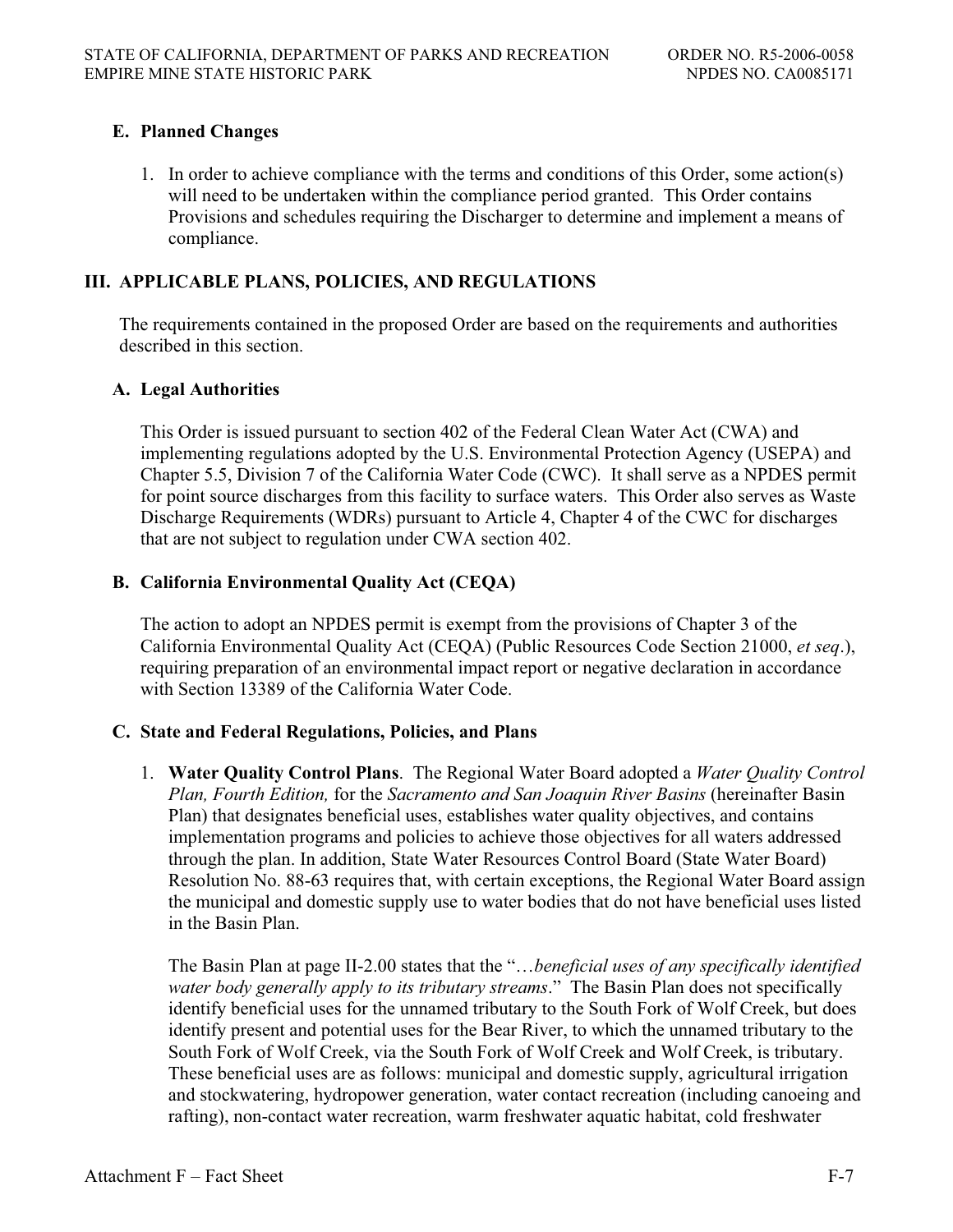### E. Planned Changes

1. In order to achieve compliance with the terms and conditions of this Order, some action(s) will need to be undertaken within the compliance period granted. This Order contains Provisions and schedules requiring the Discharger to determine and implement a means of compliance.

## III. APPLICABLE PLANS, POLICIES, AND REGULATIONS

The requirements contained in the proposed Order are based on the requirements and authorities described in this section.

### A. Legal Authorities

This Order is issued pursuant to section 402 of the Federal Clean Water Act (CWA) and implementing regulations adopted by the U.S. Environmental Protection Agency (USEPA) and Chapter 5.5, Division 7 of the California Water Code (CWC). It shall serve as a NPDES permit for point source discharges from this facility to surface waters. This Order also serves as Waste Discharge Requirements (WDRs) pursuant to Article 4, Chapter 4 of the CWC for discharges that are not subject to regulation under CWA section 402.

### B. California Environmental Quality Act (CEQA)

The action to adopt an NPDES permit is exempt from the provisions of Chapter 3 of the California Environmental Quality Act (CEQA) (Public Resources Code Section 21000, *et seq*.), requiring preparation of an environmental impact report or negative declaration in accordance with Section 13389 of the California Water Code.

### C. State and Federal Regulations, Policies, and Plans

1. **Water Quality Control Plans**. The Regional Water Board adopted a *Water Quality Control Plan, Fourth Edition,* for the *Sacramento and San Joaquin River Basins* (hereinafter Basin Plan) that designates beneficial uses, establishes water quality objectives, and contains implementation programs and policies to achieve those objectives for all waters addressed through the plan. In addition, State Water Resources Control Board (State Water Board) Resolution No. 88-63 requires that, with certain exceptions, the Regional Water Board assign the municipal and domestic supply use to water bodies that do not have beneficial uses listed in the Basin Plan.

   The Basin Plan at page II-2.00 states that the "…*beneficial uses of any specifically identified water body generally apply to its tributary streams*." The Basin Plan does not specifically identify beneficial uses for the unnamed tributary to the South Fork of Wolf Creek, but does identify present and potential uses for the Bear River, to which the unnamed tributary to the South Fork of Wolf Creek, via the South Fork of Wolf Creek and Wolf Creek, is tributary. These beneficial uses are as follows: municipal and domestic supply, agricultural irrigation and stockwatering, hydropower generation, water contact recreation (including canoeing and rafting), non-contact water recreation, warm freshwater aquatic habitat, cold freshwater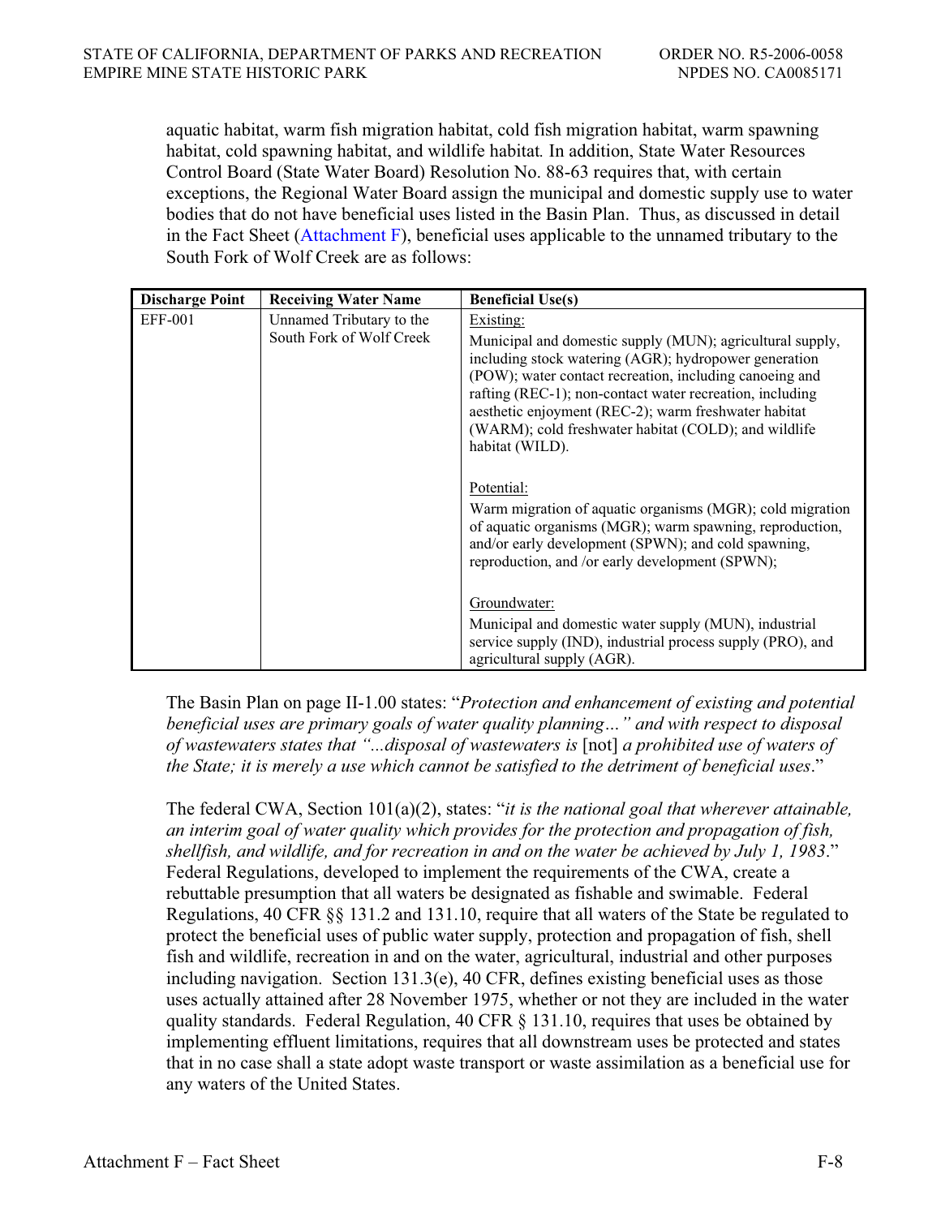aquatic habitat, warm fish migration habitat, cold fish migration habitat, warm spawning habitat, cold spawning habitat, and wildlife habitat*.* In addition, State Water Resources Control Board (State Water Board) Resolution No. 88-63 requires that, with certain exceptions, the Regional Water Board assign the municipal and domestic supply use to water bodies that do not have beneficial uses listed in the Basin Plan. Thus, as discussed in detail in the Fact Sheet (Attachment F), beneficial uses applicable to the unnamed tributary to the South Fork of Wolf Creek are as follows:

| Discharge Point | Receiving Water Name | Beneficial Use(s) |
|---|---|---|
| EFF-001 | Unnamed Tributary to the South Fork of Wolf Creek | Existing:<br>Municipal and domestic supply (MUN); agricultural supply, including stock watering (AGR); hydropower generation (POW); water contact recreation, including canoeing and rafting (REC-1); non-contact water recreation, including aesthetic enjoyment (REC-2); warm freshwater habitat (WARM); cold freshwater habitat (COLD); and wildlife habitat (WILD).<br><br>Potential:<br>Warm migration of aquatic organisms (MGR); cold migration of aquatic organisms (MGR); warm spawning, reproduction, and/or early development (SPWN); and cold spawning, reproduction, and /or early development (SPWN);<br><br>Groundwater:<br>Municipal and domestic water supply (MUN), industrial service supply (IND), industrial process supply (PRO), and agricultural supply (AGR). |

The Basin Plan on page II-1.00 states: "*Protection and enhancement of existing and potential beneficial uses are primary goals of water quality planning…" and with respect to disposal of wastewaters states that "...disposal of wastewaters is* [not] *a prohibited use of waters of the State; it is merely a use which cannot be satisfied to the detriment of beneficial uses*."

The federal CWA, Section 101(a)(2), states: "*it is the national goal that wherever attainable, an interim goal of water quality which provides for the protection and propagation of fish, shellfish, and wildlife, and for recreation in and on the water be achieved by July 1, 1983*." Federal Regulations, developed to implement the requirements of the CWA, create a rebuttable presumption that all waters be designated as fishable and swimable. Federal Regulations, 40 CFR §§ 131.2 and 131.10, require that all waters of the State be regulated to protect the beneficial uses of public water supply, protection and propagation of fish, shell fish and wildlife, recreation in and on the water, agricultural, industrial and other purposes including navigation. Section 131.3(e), 40 CFR, defines existing beneficial uses as those uses actually attained after 28 November 1975, whether or not they are included in the water quality standards. Federal Regulation, 40 CFR § 131.10, requires that uses be obtained by implementing effluent limitations, requires that all downstream uses be protected and states that in no case shall a state adopt waste transport or waste assimilation as a beneficial use for any waters of the United States.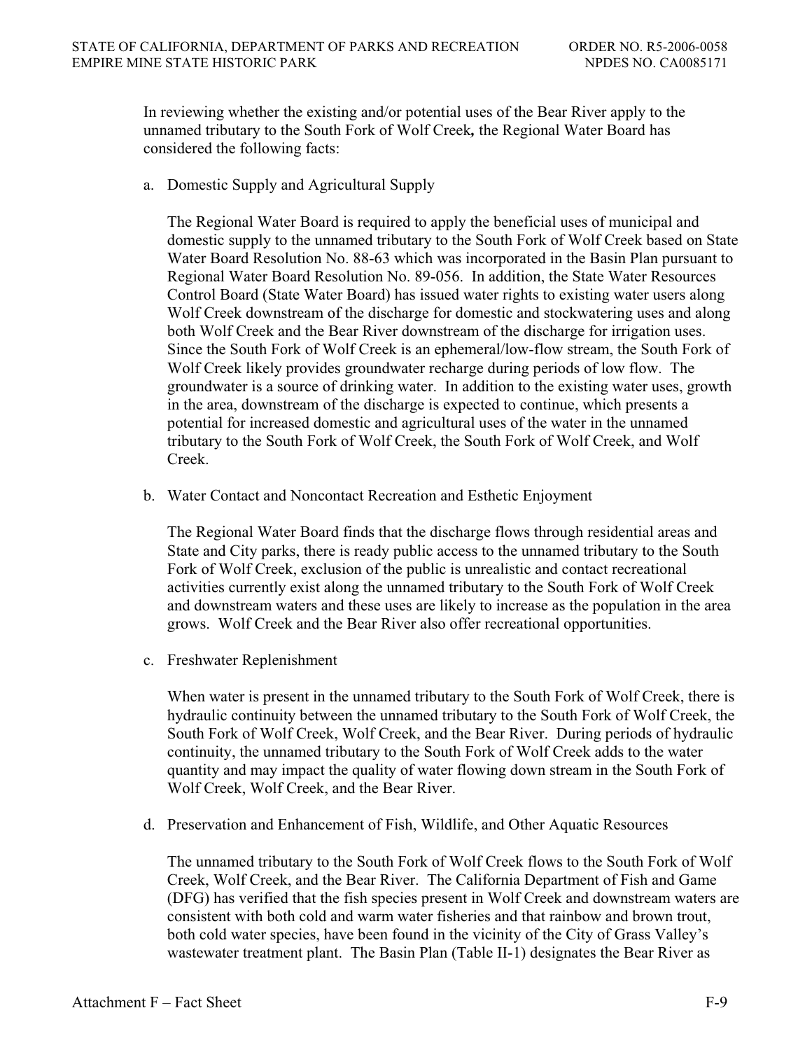In reviewing whether the existing and/or potential uses of the Bear River apply to the unnamed tributary to the South Fork of Wolf Creek**,** the Regional Water Board has considered the following facts:

a. Domestic Supply and Agricultural Supply

   The Regional Water Board is required to apply the beneficial uses of municipal and domestic supply to the unnamed tributary to the South Fork of Wolf Creek based on State Water Board Resolution No. 88-63 which was incorporated in the Basin Plan pursuant to Regional Water Board Resolution No. 89-056. In addition, the State Water Resources Control Board (State Water Board) has issued water rights to existing water users along Wolf Creek downstream of the discharge for domestic and stockwatering uses and along both Wolf Creek and the Bear River downstream of the discharge for irrigation uses. Since the South Fork of Wolf Creek is an ephemeral/low-flow stream, the South Fork of Wolf Creek likely provides groundwater recharge during periods of low flow. The groundwater is a source of drinking water. In addition to the existing water uses, growth in the area, downstream of the discharge is expected to continue, which presents a potential for increased domestic and agricultural uses of the water in the unnamed tributary to the South Fork of Wolf Creek, the South Fork of Wolf Creek, and Wolf Creek.

b. Water Contact and Noncontact Recreation and Esthetic Enjoyment

   The Regional Water Board finds that the discharge flows through residential areas and State and City parks, there is ready public access to the unnamed tributary to the South Fork of Wolf Creek, exclusion of the public is unrealistic and contact recreational activities currently exist along the unnamed tributary to the South Fork of Wolf Creek and downstream waters and these uses are likely to increase as the population in the area grows. Wolf Creek and the Bear River also offer recreational opportunities.

c. Freshwater Replenishment

   When water is present in the unnamed tributary to the South Fork of Wolf Creek, there is hydraulic continuity between the unnamed tributary to the South Fork of Wolf Creek, the South Fork of Wolf Creek, Wolf Creek, and the Bear River. During periods of hydraulic continuity, the unnamed tributary to the South Fork of Wolf Creek adds to the water quantity and may impact the quality of water flowing down stream in the South Fork of Wolf Creek, Wolf Creek, and the Bear River.

d. Preservation and Enhancement of Fish, Wildlife, and Other Aquatic Resources

   The unnamed tributary to the South Fork of Wolf Creek flows to the South Fork of Wolf Creek, Wolf Creek, and the Bear River. The California Department of Fish and Game (DFG) has verified that the fish species present in Wolf Creek and downstream waters are consistent with both cold and warm water fisheries and that rainbow and brown trout, both cold water species, have been found in the vicinity of the City of Grass Valley's wastewater treatment plant. The Basin Plan (Table II-1) designates the Bear River as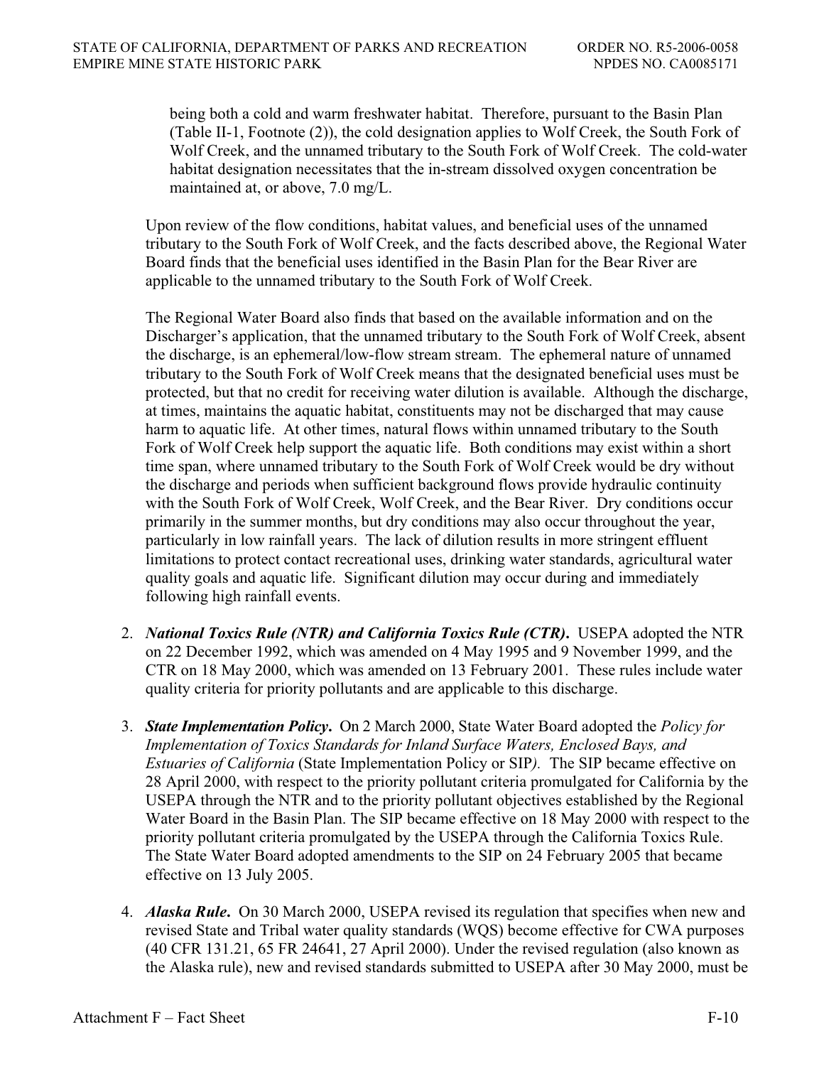being both a cold and warm freshwater habitat. Therefore, pursuant to the Basin Plan (Table II-1, Footnote (2)), the cold designation applies to Wolf Creek, the South Fork of Wolf Creek, and the unnamed tributary to the South Fork of Wolf Creek. The cold-water habitat designation necessitates that the in-stream dissolved oxygen concentration be maintained at, or above, 7.0 mg/L.

Upon review of the flow conditions, habitat values, and beneficial uses of the unnamed tributary to the South Fork of Wolf Creek, and the facts described above, the Regional Water Board finds that the beneficial uses identified in the Basin Plan for the Bear River are applicable to the unnamed tributary to the South Fork of Wolf Creek.

The Regional Water Board also finds that based on the available information and on the Discharger's application, that the unnamed tributary to the South Fork of Wolf Creek, absent the discharge, is an ephemeral/low-flow stream stream. The ephemeral nature of unnamed tributary to the South Fork of Wolf Creek means that the designated beneficial uses must be protected, but that no credit for receiving water dilution is available. Although the discharge, at times, maintains the aquatic habitat, constituents may not be discharged that may cause harm to aquatic life. At other times, natural flows within unnamed tributary to the South Fork of Wolf Creek help support the aquatic life. Both conditions may exist within a short time span, where unnamed tributary to the South Fork of Wolf Creek would be dry without the discharge and periods when sufficient background flows provide hydraulic continuity with the South Fork of Wolf Creek, Wolf Creek, and the Bear River. Dry conditions occur primarily in the summer months, but dry conditions may also occur throughout the year, particularly in low rainfall years. The lack of dilution results in more stringent effluent limitations to protect contact recreational uses, drinking water standards, agricultural water quality goals and aquatic life. Significant dilution may occur during and immediately following high rainfall events.

2. ***National Toxics Rule (NTR) and California Toxics Rule (CTR)*.** USEPA adopted the NTR on 22 December 1992, which was amended on 4 May 1995 and 9 November 1999, and the CTR on 18 May 2000, which was amended on 13 February 2001. These rules include water quality criteria for priority pollutants and are applicable to this discharge.

3. ***State Implementation Policy*.** On 2 March 2000, State Water Board adopted the *Policy for Implementation of Toxics Standards for Inland Surface Waters, Enclosed Bays, and Estuaries of California* (State Implementation Policy or SIP*).* The SIP became effective on 28 April 2000, with respect to the priority pollutant criteria promulgated for California by the USEPA through the NTR and to the priority pollutant objectives established by the Regional Water Board in the Basin Plan. The SIP became effective on 18 May 2000 with respect to the priority pollutant criteria promulgated by the USEPA through the California Toxics Rule. The State Water Board adopted amendments to the SIP on 24 February 2005 that became effective on 13 July 2005.

4. ***Alaska Rule*.** On 30 March 2000, USEPA revised its regulation that specifies when new and revised State and Tribal water quality standards (WQS) become effective for CWA purposes (40 CFR 131.21, 65 FR 24641, 27 April 2000). Under the revised regulation (also known as the Alaska rule), new and revised standards submitted to USEPA after 30 May 2000, must be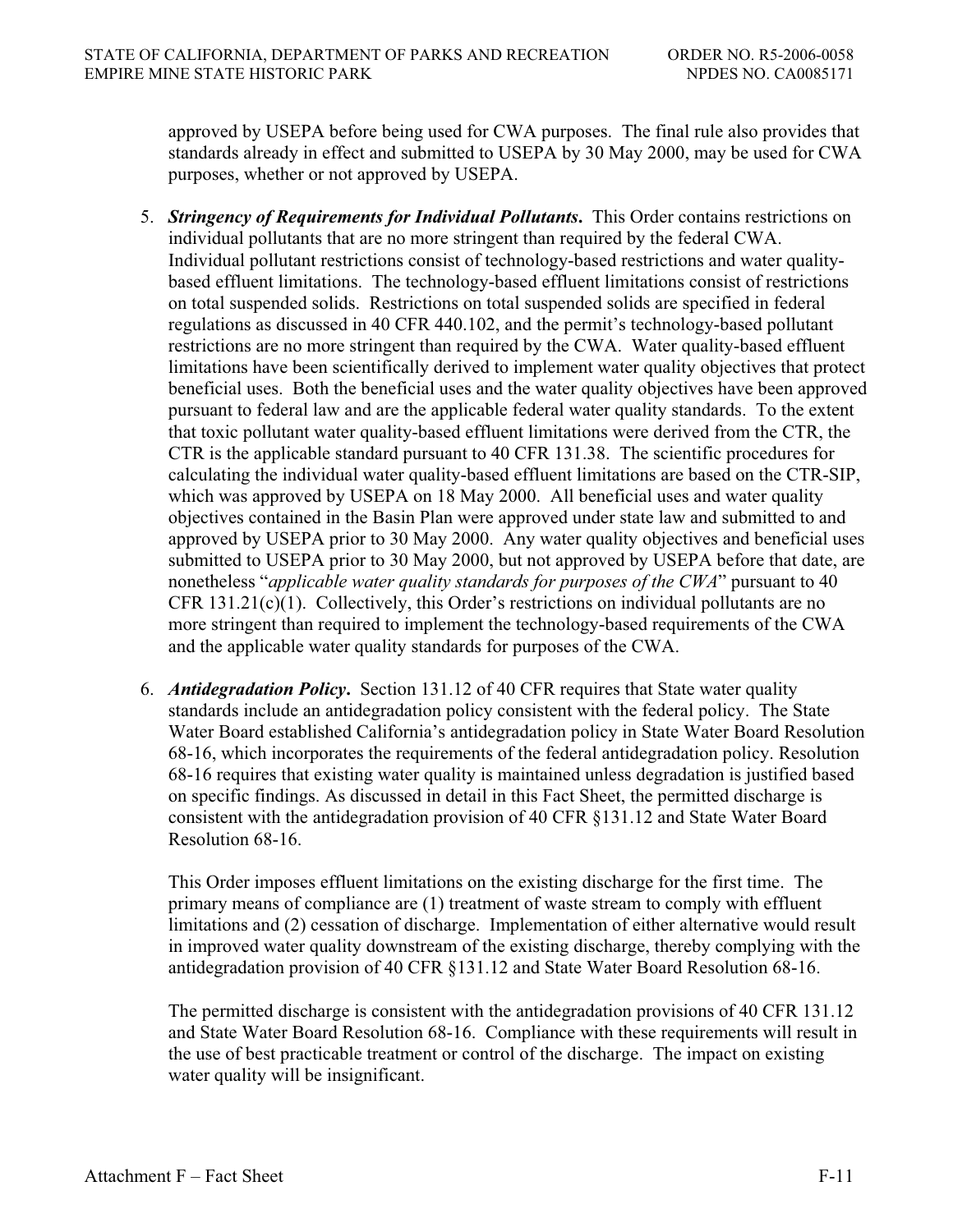approved by USEPA before being used for CWA purposes. The final rule also provides that standards already in effect and submitted to USEPA by 30 May 2000, may be used for CWA purposes, whether or not approved by USEPA.

5. ***Stringency of Requirements for Individual Pollutants***. This Order contains restrictions on individual pollutants that are no more stringent than required by the federal CWA. Individual pollutant restrictions consist of technology-based restrictions and water quality-based effluent limitations. The technology-based effluent limitations consist of restrictions on total suspended solids. Restrictions on total suspended solids are specified in federal regulations as discussed in 40 CFR 440.102, and the permit's technology-based pollutant restrictions are no more stringent than required by the CWA. Water quality-based effluent limitations have been scientifically derived to implement water quality objectives that protect beneficial uses. Both the beneficial uses and the water quality objectives have been approved pursuant to federal law and are the applicable federal water quality standards. To the extent that toxic pollutant water quality-based effluent limitations were derived from the CTR, the CTR is the applicable standard pursuant to 40 CFR 131.38. The scientific procedures for calculating the individual water quality-based effluent limitations are based on the CTR-SIP, which was approved by USEPA on 18 May 2000. All beneficial uses and water quality objectives contained in the Basin Plan were approved under state law and submitted to and approved by USEPA prior to 30 May 2000. Any water quality objectives and beneficial uses submitted to USEPA prior to 30 May 2000, but not approved by USEPA before that date, are nonetheless "*applicable water quality standards for purposes of the CWA*" pursuant to 40 CFR 131.21(c)(1). Collectively, this Order's restrictions on individual pollutants are no more stringent than required to implement the technology-based requirements of the CWA and the applicable water quality standards for purposes of the CWA.

6. ***Antidegradation Policy***. Section 131.12 of 40 CFR requires that State water quality standards include an antidegradation policy consistent with the federal policy. The State Water Board established California's antidegradation policy in State Water Board Resolution 68-16, which incorporates the requirements of the federal antidegradation policy. Resolution 68-16 requires that existing water quality is maintained unless degradation is justified based on specific findings. As discussed in detail in this Fact Sheet, the permitted discharge is consistent with the antidegradation provision of 40 CFR §131.12 and State Water Board Resolution 68-16.

   This Order imposes effluent limitations on the existing discharge for the first time. The primary means of compliance are (1) treatment of waste stream to comply with effluent limitations and (2) cessation of discharge. Implementation of either alternative would result in improved water quality downstream of the existing discharge, thereby complying with the antidegradation provision of 40 CFR §131.12 and State Water Board Resolution 68-16.

   The permitted discharge is consistent with the antidegradation provisions of 40 CFR 131.12 and State Water Board Resolution 68-16. Compliance with these requirements will result in the use of best practicable treatment or control of the discharge. The impact on existing water quality will be insignificant.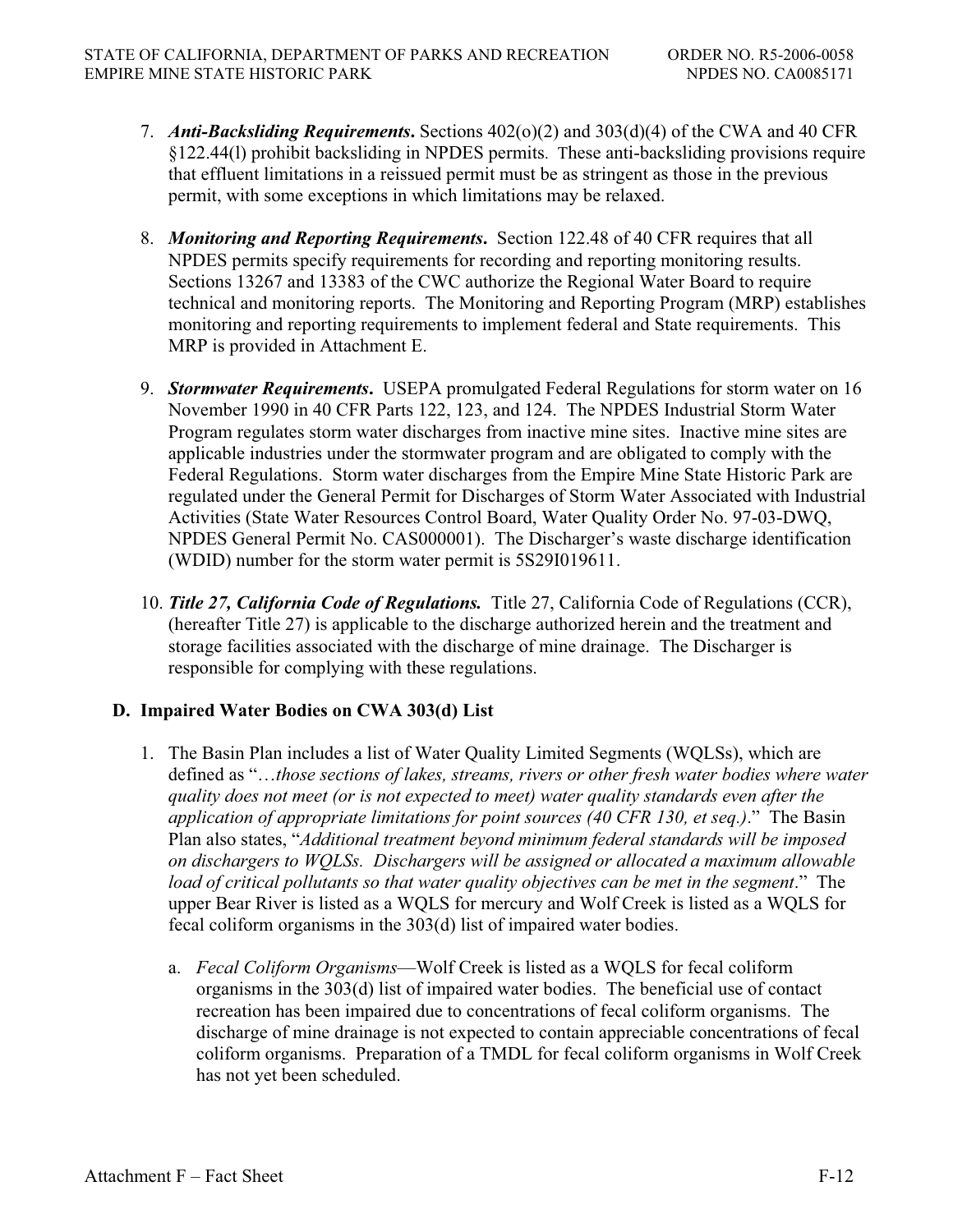7. ***Anti-Backsliding Requirements*.** Sections 402(o)(2) and 303(d)(4) of the CWA and 40 CFR §122.44(l) prohibit backsliding in NPDES permits. These anti-backsliding provisions require that effluent limitations in a reissued permit must be as stringent as those in the previous permit, with some exceptions in which limitations may be relaxed.

8. ***Monitoring and Reporting Requirements*.** Section 122.48 of 40 CFR requires that all NPDES permits specify requirements for recording and reporting monitoring results. Sections 13267 and 13383 of the CWC authorize the Regional Water Board to require technical and monitoring reports. The Monitoring and Reporting Program (MRP) establishes monitoring and reporting requirements to implement federal and State requirements. This MRP is provided in Attachment E.

9. ***Stormwater Requirements*.** USEPA promulgated Federal Regulations for storm water on 16 November 1990 in 40 CFR Parts 122, 123, and 124. The NPDES Industrial Storm Water Program regulates storm water discharges from inactive mine sites. Inactive mine sites are applicable industries under the stormwater program and are obligated to comply with the Federal Regulations. Storm water discharges from the Empire Mine State Historic Park are regulated under the General Permit for Discharges of Storm Water Associated with Industrial Activities (State Water Resources Control Board, Water Quality Order No. 97-03-DWQ, NPDES General Permit No. CAS000001). The Discharger's waste discharge identification (WDID) number for the storm water permit is 5S29I019611.

10. ***Title 27, California Code of Regulations.*** Title 27, California Code of Regulations (CCR), (hereafter Title 27) is applicable to the discharge authorized herein and the treatment and storage facilities associated with the discharge of mine drainage. The Discharger is responsible for complying with these regulations.

## D. Impaired Water Bodies on CWA 303(d) List

1. The Basin Plan includes a list of Water Quality Limited Segments (WQLSs), which are defined as "*…those sections of lakes, streams, rivers or other fresh water bodies where water quality does not meet (or is not expected to meet) water quality standards even after the application of appropriate limitations for point sources (40 CFR 130, et seq.)*." The Basin Plan also states, "*Additional treatment beyond minimum federal standards will be imposed on dischargers to WQLSs. Dischargers will be assigned or allocated a maximum allowable load of critical pollutants so that water quality objectives can be met in the segment*." The upper Bear River is listed as a WQLS for mercury and Wolf Creek is listed as a WQLS for fecal coliform organisms in the 303(d) list of impaired water bodies.

   a. *Fecal Coliform Organisms*—Wolf Creek is listed as a WQLS for fecal coliform organisms in the 303(d) list of impaired water bodies. The beneficial use of contact recreation has been impaired due to concentrations of fecal coliform organisms. The discharge of mine drainage is not expected to contain appreciable concentrations of fecal coliform organisms. Preparation of a TMDL for fecal coliform organisms in Wolf Creek has not yet been scheduled.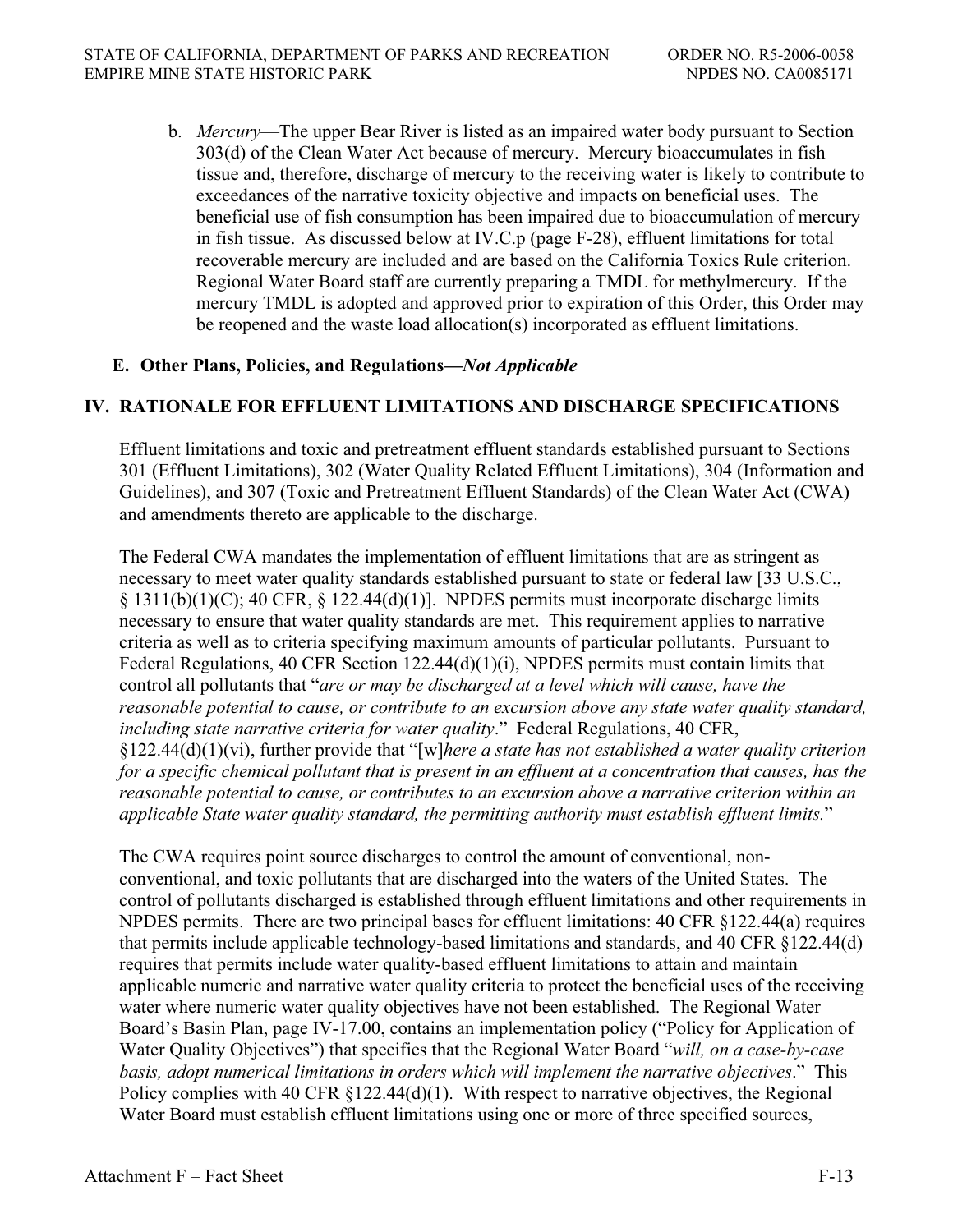b. *Mercury*—The upper Bear River is listed as an impaired water body pursuant to Section 303(d) of the Clean Water Act because of mercury. Mercury bioaccumulates in fish tissue and, therefore, discharge of mercury to the receiving water is likely to contribute to exceedances of the narrative toxicity objective and impacts on beneficial uses. The beneficial use of fish consumption has been impaired due to bioaccumulation of mercury in fish tissue. As discussed below at IV.C.p (page F-28), effluent limitations for total recoverable mercury are included and are based on the California Toxics Rule criterion. Regional Water Board staff are currently preparing a TMDL for methylmercury. If the mercury TMDL is adopted and approved prior to expiration of this Order, this Order may be reopened and the waste load allocation(s) incorporated as effluent limitations.

### E. Other Plans, Policies, and Regulations—*Not Applicable*

## IV. RATIONALE FOR EFFLUENT LIMITATIONS AND DISCHARGE SPECIFICATIONS

Effluent limitations and toxic and pretreatment effluent standards established pursuant to Sections 301 (Effluent Limitations), 302 (Water Quality Related Effluent Limitations), 304 (Information and Guidelines), and 307 (Toxic and Pretreatment Effluent Standards) of the Clean Water Act (CWA) and amendments thereto are applicable to the discharge.

The Federal CWA mandates the implementation of effluent limitations that are as stringent as necessary to meet water quality standards established pursuant to state or federal law [33 U.S.C., § 1311(b)(1)(C); 40 CFR, § 122.44(d)(1)]. NPDES permits must incorporate discharge limits necessary to ensure that water quality standards are met. This requirement applies to narrative criteria as well as to criteria specifying maximum amounts of particular pollutants. Pursuant to Federal Regulations, 40 CFR Section 122.44(d)(1)(i), NPDES permits must contain limits that control all pollutants that "*are or may be discharged at a level which will cause, have the reasonable potential to cause, or contribute to an excursion above any state water quality standard, including state narrative criteria for water quality*." Federal Regulations, 40 CFR, §122.44(d)(1)(vi), further provide that "[w]*here a state has not established a water quality criterion for a specific chemical pollutant that is present in an effluent at a concentration that causes, has the reasonable potential to cause, or contributes to an excursion above a narrative criterion within an applicable State water quality standard, the permitting authority must establish effluent limits.*"

The CWA requires point source discharges to control the amount of conventional, non-conventional, and toxic pollutants that are discharged into the waters of the United States. The control of pollutants discharged is established through effluent limitations and other requirements in NPDES permits. There are two principal bases for effluent limitations: 40 CFR §122.44(a) requires that permits include applicable technology-based limitations and standards, and 40 CFR §122.44(d) requires that permits include water quality-based effluent limitations to attain and maintain applicable numeric and narrative water quality criteria to protect the beneficial uses of the receiving water where numeric water quality objectives have not been established. The Regional Water Board's Basin Plan, page IV-17.00, contains an implementation policy ("Policy for Application of Water Quality Objectives") that specifies that the Regional Water Board "*will, on a case-by-case basis, adopt numerical limitations in orders which will implement the narrative objectives*." This Policy complies with 40 CFR §122.44(d)(1). With respect to narrative objectives, the Regional Water Board must establish effluent limitations using one or more of three specified sources,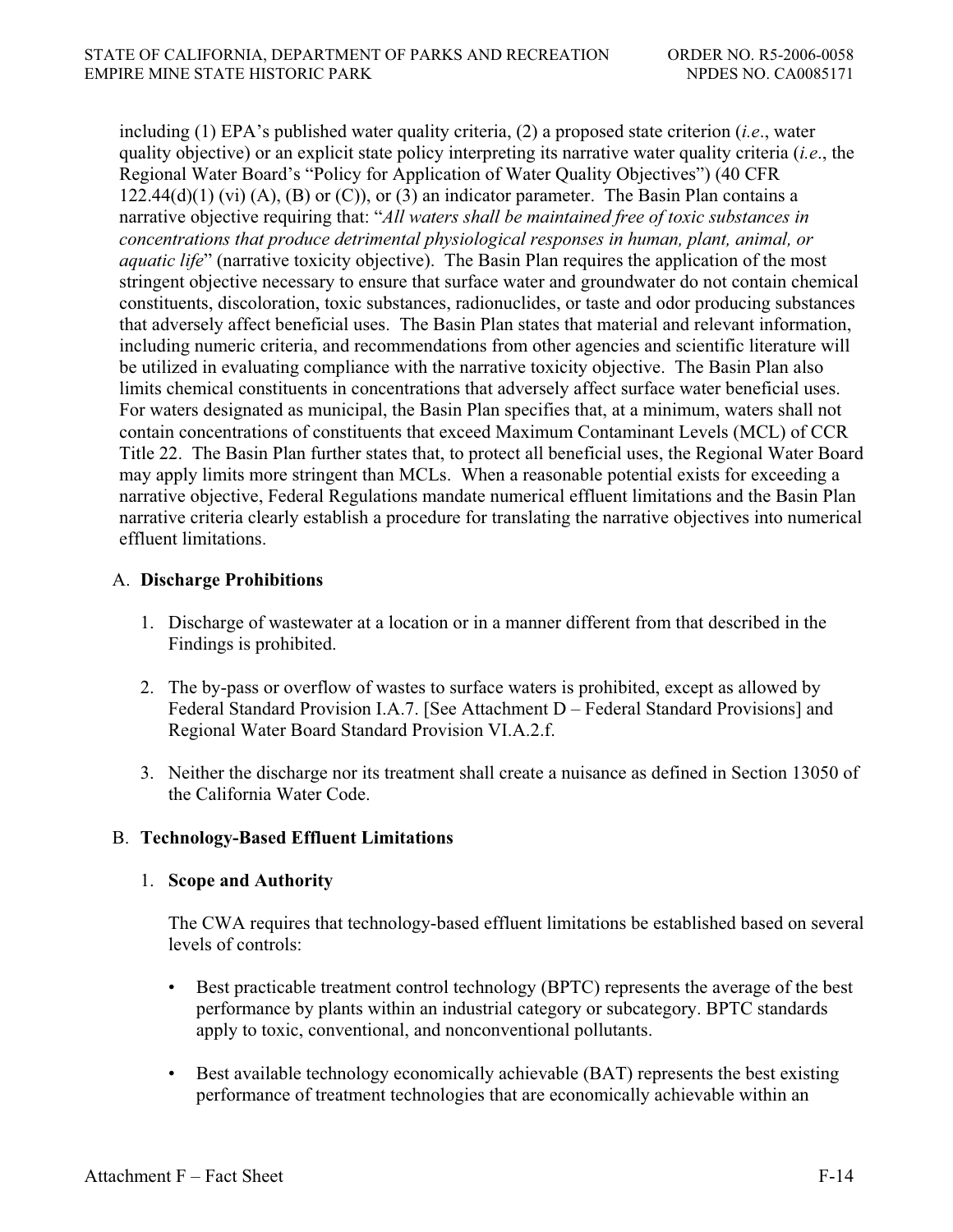including (1) EPA's published water quality criteria, (2) a proposed state criterion (*i.e*., water quality objective) or an explicit state policy interpreting its narrative water quality criteria (*i.e*., the Regional Water Board's "Policy for Application of Water Quality Objectives") (40 CFR 122.44(d)(1) (vi) (A), (B) or (C)), or (3) an indicator parameter. The Basin Plan contains a narrative objective requiring that: "*All waters shall be maintained free of toxic substances in concentrations that produce detrimental physiological responses in human, plant, animal, or aquatic life*" (narrative toxicity objective). The Basin Plan requires the application of the most stringent objective necessary to ensure that surface water and groundwater do not contain chemical constituents, discoloration, toxic substances, radionuclides, or taste and odor producing substances that adversely affect beneficial uses. The Basin Plan states that material and relevant information, including numeric criteria, and recommendations from other agencies and scientific literature will be utilized in evaluating compliance with the narrative toxicity objective. The Basin Plan also limits chemical constituents in concentrations that adversely affect surface water beneficial uses. For waters designated as municipal, the Basin Plan specifies that, at a minimum, waters shall not contain concentrations of constituents that exceed Maximum Contaminant Levels (MCL) of CCR Title 22. The Basin Plan further states that, to protect all beneficial uses, the Regional Water Board may apply limits more stringent than MCLs. When a reasonable potential exists for exceeding a narrative objective, Federal Regulations mandate numerical effluent limitations and the Basin Plan narrative criteria clearly establish a procedure for translating the narrative objectives into numerical effluent limitations.

## A. **Discharge Prohibitions**

1. Discharge of wastewater at a location or in a manner different from that described in the Findings is prohibited.

2. The by-pass or overflow of wastes to surface waters is prohibited, except as allowed by Federal Standard Provision I.A.7. [See Attachment D – Federal Standard Provisions] and Regional Water Board Standard Provision VI.A.2.f.

3. Neither the discharge nor its treatment shall create a nuisance as defined in Section 13050 of the California Water Code.

## B. **Technology-Based Effluent Limitations**

### 1. **Scope and Authority**

The CWA requires that technology-based effluent limitations be established based on several levels of controls:

- Best practicable treatment control technology (BPTC) represents the average of the best performance by plants within an industrial category or subcategory. BPTC standards apply to toxic, conventional, and nonconventional pollutants.

- Best available technology economically achievable (BAT) represents the best existing performance of treatment technologies that are economically achievable within an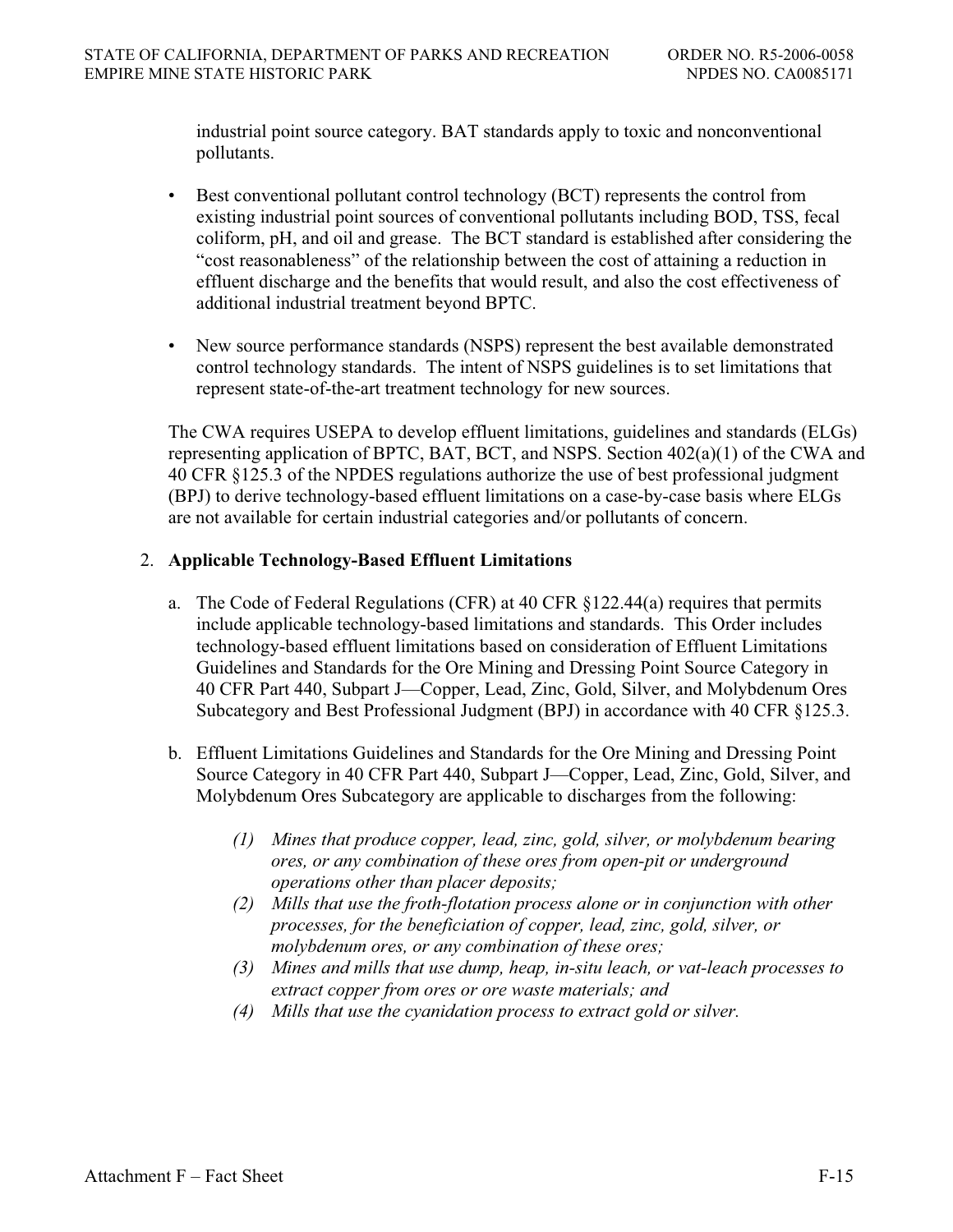industrial point source category. BAT standards apply to toxic and nonconventional pollutants.

- Best conventional pollutant control technology (BCT) represents the control from existing industrial point sources of conventional pollutants including BOD, TSS, fecal coliform, pH, and oil and grease. The BCT standard is established after considering the "cost reasonableness" of the relationship between the cost of attaining a reduction in effluent discharge and the benefits that would result, and also the cost effectiveness of additional industrial treatment beyond BPTC.

- New source performance standards (NSPS) represent the best available demonstrated control technology standards. The intent of NSPS guidelines is to set limitations that represent state-of-the-art treatment technology for new sources.

The CWA requires USEPA to develop effluent limitations, guidelines and standards (ELGs) representing application of BPTC, BAT, BCT, and NSPS. Section 402(a)(1) of the CWA and 40 CFR §125.3 of the NPDES regulations authorize the use of best professional judgment (BPJ) to derive technology-based effluent limitations on a case-by-case basis where ELGs are not available for certain industrial categories and/or pollutants of concern.

2. **Applicable Technology-Based Effluent Limitations**

   a. The Code of Federal Regulations (CFR) at 40 CFR §122.44(a) requires that permits include applicable technology-based limitations and standards. This Order includes technology-based effluent limitations based on consideration of Effluent Limitations Guidelines and Standards for the Ore Mining and Dressing Point Source Category in 40 CFR Part 440, Subpart J—Copper, Lead, Zinc, Gold, Silver, and Molybdenum Ores Subcategory and Best Professional Judgment (BPJ) in accordance with 40 CFR §125.3.

   b. Effluent Limitations Guidelines and Standards for the Ore Mining and Dressing Point Source Category in 40 CFR Part 440, Subpart J—Copper, Lead, Zinc, Gold, Silver, and Molybdenum Ores Subcategory are applicable to discharges from the following:

      *(1) Mines that produce copper, lead, zinc, gold, silver, or molybdenum bearing ores, or any combination of these ores from open-pit or underground operations other than placer deposits;*
      *(2) Mills that use the froth-flotation process alone or in conjunction with other processes, for the beneficiation of copper, lead, zinc, gold, silver, or molybdenum ores, or any combination of these ores;*
      *(3) Mines and mills that use dump, heap, in-situ leach, or vat-leach processes to extract copper from ores or ore waste materials; and*
      *(4) Mills that use the cyanidation process to extract gold or silver.*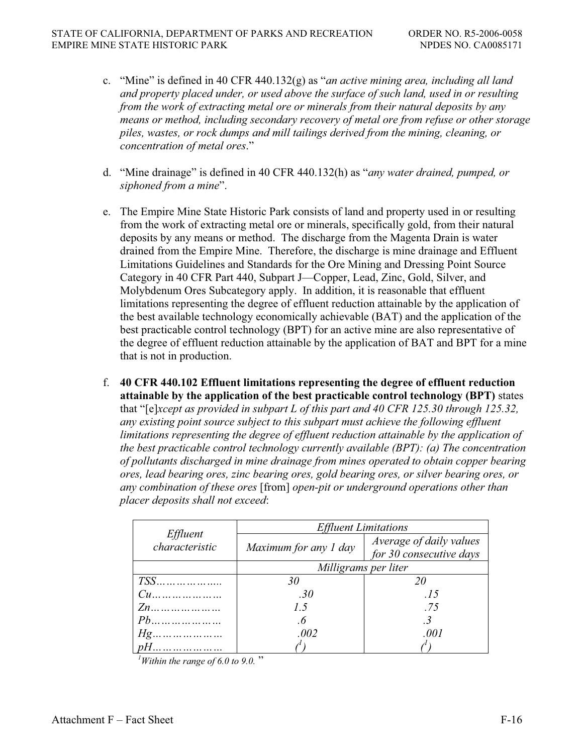c. "Mine" is defined in 40 CFR 440.132(g) as "*an active mining area, including all land and property placed under, or used above the surface of such land, used in or resulting from the work of extracting metal ore or minerals from their natural deposits by any means or method, including secondary recovery of metal ore from refuse or other storage piles, wastes, or rock dumps and mill tailings derived from the mining, cleaning, or concentration of metal ores*."

d. "Mine drainage" is defined in 40 CFR 440.132(h) as "*any water drained, pumped, or siphoned from a mine*".

e. The Empire Mine State Historic Park consists of land and property used in or resulting from the work of extracting metal ore or minerals, specifically gold, from their natural deposits by any means or method. The discharge from the Magenta Drain is water drained from the Empire Mine. Therefore, the discharge is mine drainage and Effluent Limitations Guidelines and Standards for the Ore Mining and Dressing Point Source Category in 40 CFR Part 440, Subpart J—Copper, Lead, Zinc, Gold, Silver, and Molybdenum Ores Subcategory apply. In addition, it is reasonable that effluent limitations representing the degree of effluent reduction attainable by the application of the best available technology economically achievable (BAT) and the application of the best practicable control technology (BPT) for an active mine are also representative of the degree of effluent reduction attainable by the application of BAT and BPT for a mine that is not in production.

f. **40 CFR 440.102 Effluent limitations representing the degree of effluent reduction attainable by the application of the best practicable control technology (BPT)** states that "[e]*xcept as provided in subpart L of this part and 40 CFR 125.30 through 125.32, any existing point source subject to this subpart must achieve the following effluent limitations representing the degree of effluent reduction attainable by the application of the best practicable control technology currently available (BPT): (a) The concentration of pollutants discharged in mine drainage from mines operated to obtain copper bearing ores, lead bearing ores, zinc bearing ores, gold bearing ores, or silver bearing ores, or any combination of these ores* [from] *open-pit or underground operations other than placer deposits shall not exceed*:

| *Effluent characteristic* | *Effluent Limitations* | |
|---|---|---|
| | *Maximum for any 1 day* | *Average of daily values for 30 consecutive days* |
| | *Milligrams per liter* | |
| *TSS…………………* | *30* | *20* |
| *Cu…………………* | *.30* | *.15* |
| *Zn…………………* | *1.5* | *.75* |
| *Pb…………………* | *.6* | *.3* |
| *Hg…………………* | *.002* | *.001* |
| *pH…………………* | *(1)* | *(1)* |

[1] *Within the range of 6.0 to 9.0.* "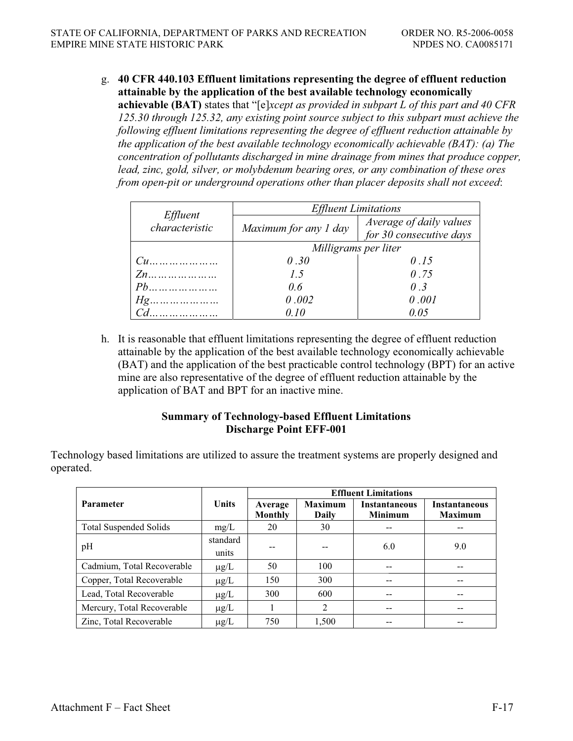g. **40 CFR 440.103 Effluent limitations representing the degree of effluent reduction attainable by the application of the best available technology economically achievable (BAT)** states that "[e]*xcept as provided in subpart L of this part and 40 CFR 125.30 through 125.32, any existing point source subject to this subpart must achieve the following effluent limitations representing the degree of effluent reduction attainable by the application of the best available technology economically achievable (BAT): (a) The concentration of pollutants discharged in mine drainage from mines that produce copper, lead, zinc, gold, silver, or molybdenum bearing ores, or any combination of these ores from open-pit or underground operations other than placer deposits shall not exceed*:

| *Effluent characteristic* | *Effluent Limitations* | |
|---|---|---|
| | *Maximum for any 1 day* | *Average of daily values for 30 consecutive days* |
| | *Milligrams per liter* | |
| *Cu…………………* | *0 .30* | *0 .15* |
| *Zn…………………* | *1.5* | *0 .75* |
| *Pb…………………* | *0.6* | *0 .3* |
| *Hg…………………* | *0 .002* | *0 .001* |
| *Cd…………………* | *0.10* | *0.05* |

h. It is reasonable that effluent limitations representing the degree of effluent reduction attainable by the application of the best available technology economically achievable (BAT) and the application of the best practicable control technology (BPT) for an active mine are also representative of the degree of effluent reduction attainable by the application of BAT and BPT for an inactive mine.

**Summary of Technology-based Effluent Limitations**
**Discharge Point EFF-001**

Technology based limitations are utilized to assure the treatment systems are properly designed and operated.

| Parameter | Units | Effluent Limitations | | | |
|---|---|---|---|---|---|
| | | Average Monthly | Maximum Daily | Instantaneous Minimum | Instantaneous Maximum |
| Total Suspended Solids | mg/L | 20 | 30 | -- | -- |
| pH | standard units | -- | -- | 6.0 | 9.0 |
| Cadmium, Total Recoverable | μg/L | 50 | 100 | -- | -- |
| Copper, Total Recoverable | μg/L | 150 | 300 | -- | -- |
| Lead, Total Recoverable | μg/L | 300 | 600 | -- | -- |
| Mercury, Total Recoverable | μg/L | 1 | 2 | -- | -- |
| Zinc, Total Recoverable | μg/L | 750 | 1,500 | -- | -- |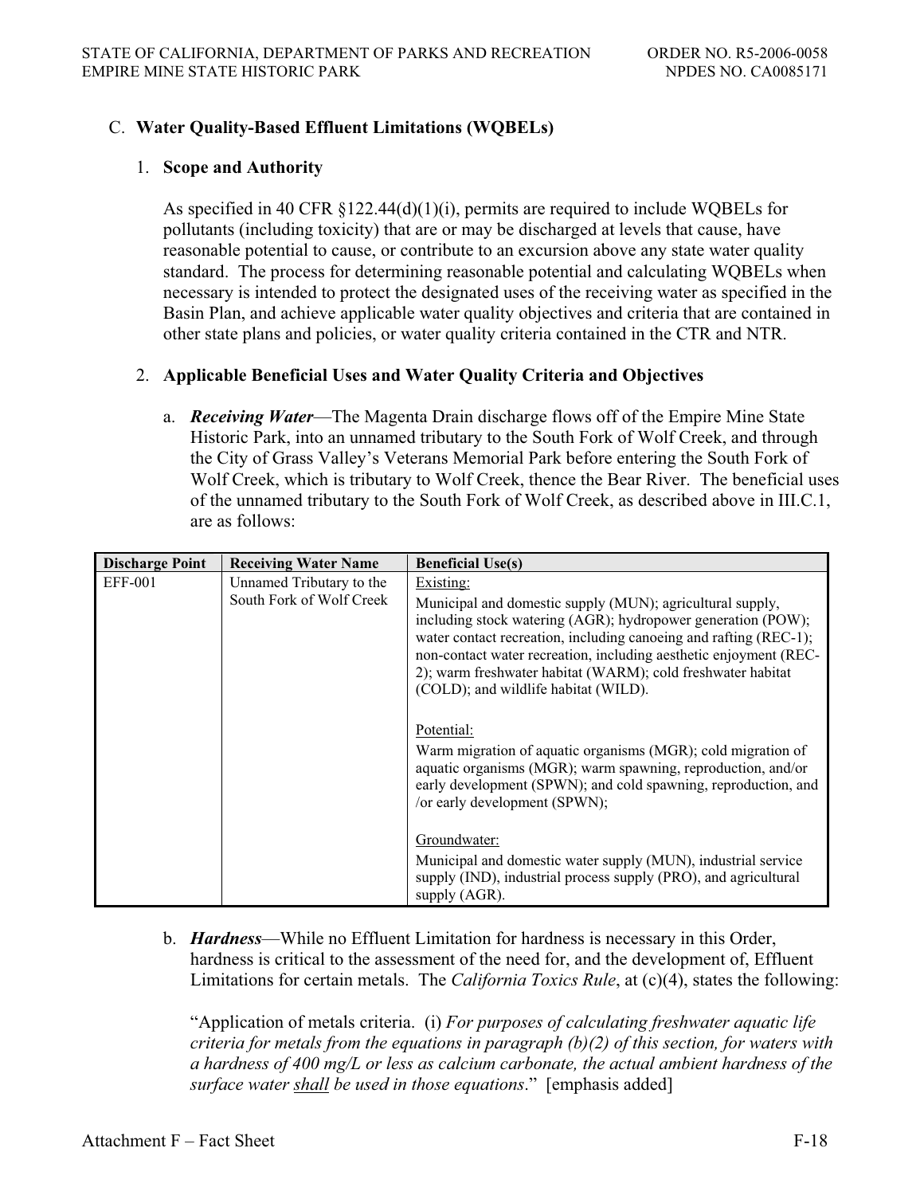### C. **Water Quality-Based Effluent Limitations (WQBELs)**

#### 1. **Scope and Authority**

As specified in 40 CFR §122.44(d)(1)(i), permits are required to include WQBELs for pollutants (including toxicity) that are or may be discharged at levels that cause, have reasonable potential to cause, or contribute to an excursion above any state water quality standard. The process for determining reasonable potential and calculating WQBELs when necessary is intended to protect the designated uses of the receiving water as specified in the Basin Plan, and achieve applicable water quality objectives and criteria that are contained in other state plans and policies, or water quality criteria contained in the CTR and NTR.

#### 2. **Applicable Beneficial Uses and Water Quality Criteria and Objectives**

a. ***Receiving Water***—The Magenta Drain discharge flows off of the Empire Mine State Historic Park, into an unnamed tributary to the South Fork of Wolf Creek, and through the City of Grass Valley's Veterans Memorial Park before entering the South Fork of Wolf Creek, which is tributary to Wolf Creek, thence the Bear River. The beneficial uses of the unnamed tributary to the South Fork of Wolf Creek, as described above in III.C.1, are as follows:

| Discharge Point | Receiving Water Name | Beneficial Use(s) |
|---|---|---|
| EFF-001 | Unnamed Tributary to the South Fork of Wolf Creek | Existing:<br>Municipal and domestic supply (MUN); agricultural supply, including stock watering (AGR); hydropower generation (POW); water contact recreation, including canoeing and rafting (REC-1); non-contact water recreation, including aesthetic enjoyment (REC-2); warm freshwater habitat (WARM); cold freshwater habitat (COLD); and wildlife habitat (WILD).<br><br>Potential:<br>Warm migration of aquatic organisms (MGR); cold migration of aquatic organisms (MGR); warm spawning, reproduction, and/or early development (SPWN); and cold spawning, reproduction, and /or early development (SPWN);<br><br>Groundwater:<br>Municipal and domestic water supply (MUN), industrial service supply (IND), industrial process supply (PRO), and agricultural supply (AGR). |

b. ***Hardness***—While no Effluent Limitation for hardness is necessary in this Order, hardness is critical to the assessment of the need for, and the development of, Effluent Limitations for certain metals. The *California Toxics Rule*, at (c)(4), states the following:

"Application of metals criteria. (i) *For purposes of calculating freshwater aquatic life criteria for metals from the equations in paragraph (b)(2) of this section, for waters with a hardness of 400 mg/L or less as calcium carbonate, the actual ambient hardness of the surface water <u>shall</u> be used in those equations*." [emphasis added]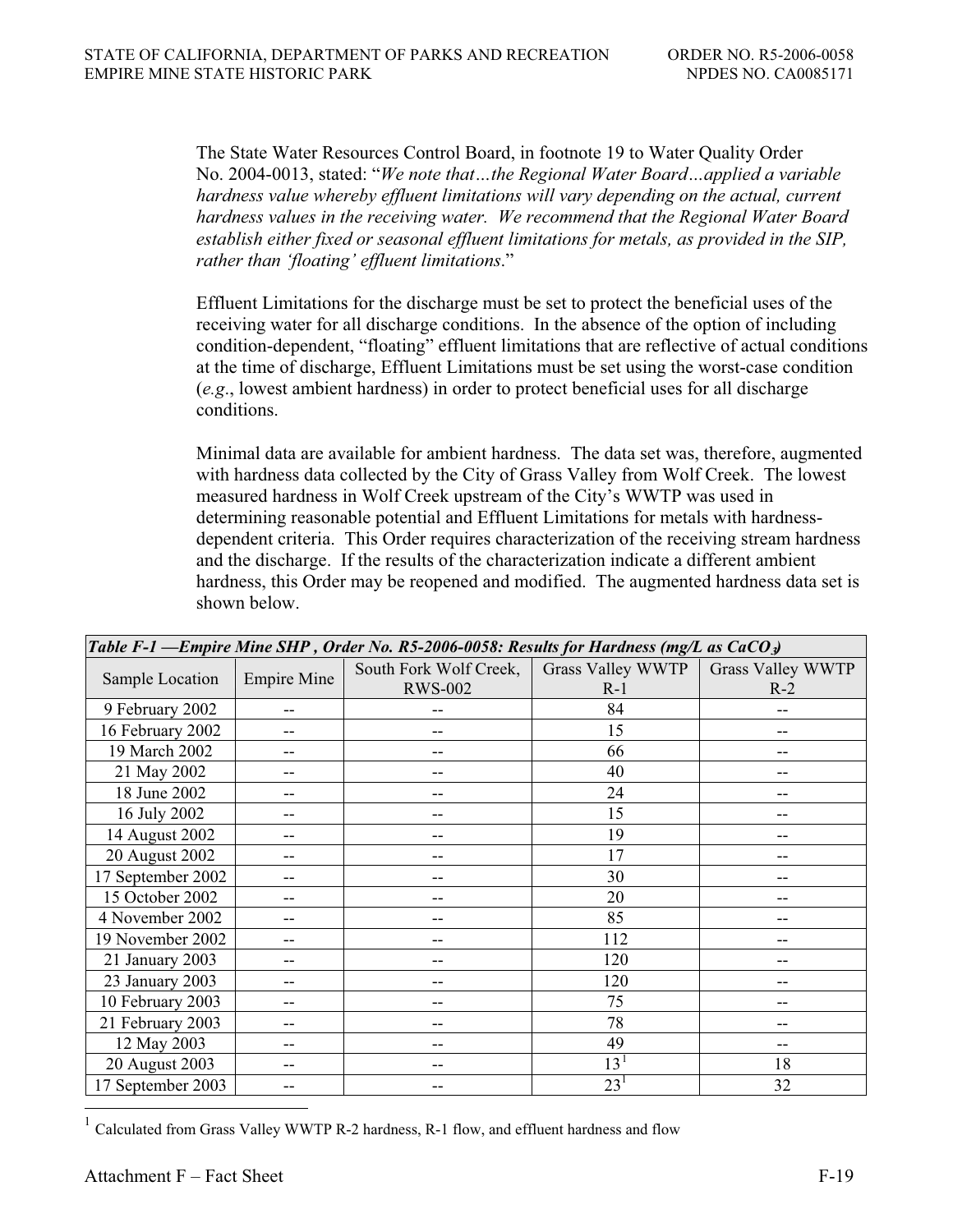The State Water Resources Control Board, in footnote 19 to Water Quality Order No. 2004-0013, stated: "*We note that…the Regional Water Board…applied a variable hardness value whereby effluent limitations will vary depending on the actual, current hardness values in the receiving water. We recommend that the Regional Water Board establish either fixed or seasonal effluent limitations for metals, as provided in the SIP, rather than 'floating' effluent limitations*."

Effluent Limitations for the discharge must be set to protect the beneficial uses of the receiving water for all discharge conditions. In the absence of the option of including condition-dependent, "floating" effluent limitations that are reflective of actual conditions at the time of discharge, Effluent Limitations must be set using the worst-case condition (*e.g*., lowest ambient hardness) in order to protect beneficial uses for all discharge conditions.

Minimal data are available for ambient hardness. The data set was, therefore, augmented with hardness data collected by the City of Grass Valley from Wolf Creek. The lowest measured hardness in Wolf Creek upstream of the City's WWTP was used in determining reasonable potential and Effluent Limitations for metals with hardness-dependent criteria. This Order requires characterization of the receiving stream hardness and the discharge. If the results of the characterization indicate a different ambient hardness, this Order may be reopened and modified. The augmented hardness data set is shown below.

***Table F-1 —Empire Mine SHP , Order No. R5-2006-0058: Results for Hardness (mg/L as $CaCO_3$)***

| Sample Location | Empire Mine | South Fork Wolf Creek, RWS-002 | Grass Valley WWTP R-1 | Grass Valley WWTP R-2 |
|---|---|---|---|---|
| 9 February 2002 | -- | -- | 84 | -- |
| 16 February 2002 | -- | -- | 15 | -- |
| 19 March 2002 | -- | -- | 66 | -- |
| 21 May 2002 | -- | -- | 40 | -- |
| 18 June 2002 | -- | -- | 24 | -- |
| 16 July 2002 | -- | -- | 15 | -- |
| 14 August 2002 | -- | -- | 19 | -- |
| 20 August 2002 | -- | -- | 17 | -- |
| 17 September 2002 | -- | -- | 30 | -- |
| 15 October 2002 | -- | -- | 20 | -- |
| 4 November 2002 | -- | -- | 85 | -- |
| 19 November 2002 | -- | -- | 112 | -- |
| 21 January 2003 | -- | -- | 120 | -- |
| 23 January 2003 | -- | -- | 120 | -- |
| 10 February 2003 | -- | -- | 75 | -- |
| 21 February 2003 | -- | -- | 78 | -- |
| 12 May 2003 | -- | -- | 49 | -- |
| 20 August 2003 | -- | -- | 13 [1] | 18 |
| 17 September 2003 | -- | -- | 23 [1] | 32 |

[1] Calculated from Grass Valley WWTP R-2 hardness, R-1 flow, and effluent hardness and flow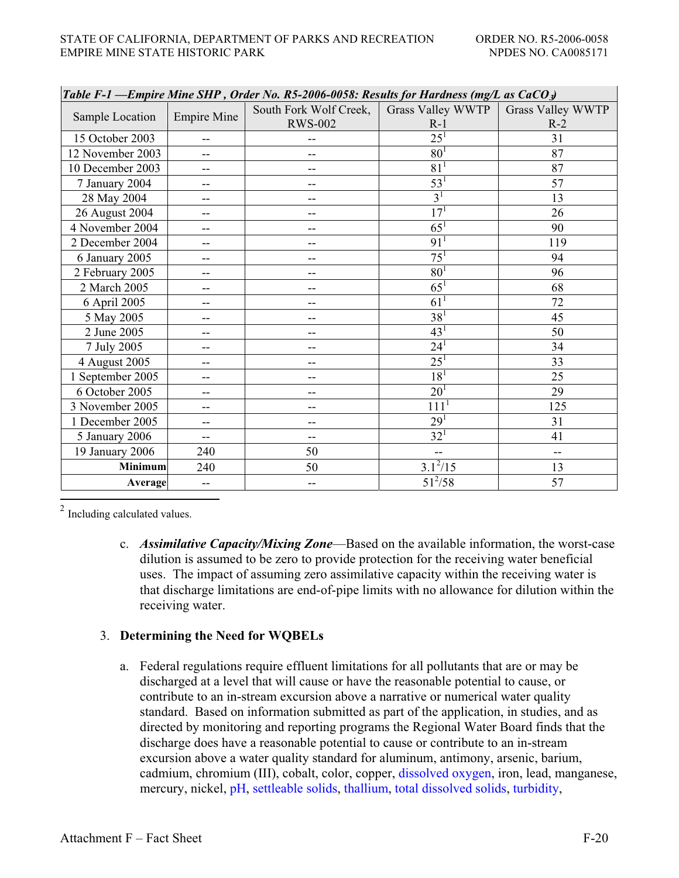| *Table F-1 —Empire Mine SHP , Order No. R5-2006-0058: Results for Hardness (mg/L as $CaCO_3$)* | | | | |
|---|---|---|---|---|
| Sample Location | Empire Mine | South Fork Wolf Creek, RWS-002 | Grass Valley WWTP R-1 | Grass Valley WWTP R-2 |
| 15 October 2003 | -- | -- | 25[1] | 31 |
| 12 November 2003 | -- | -- | 80[1] | 87 |
| 10 December 2003 | -- | -- | 81[1] | 87 |
| 7 January 2004 | -- | -- | 53[1] | 57 |
| 28 May 2004 | -- | -- | 3[1] | 13 |
| 26 August 2004 | -- | -- | 17[1] | 26 |
| 4 November 2004 | -- | -- | 65[1] | 90 |
| 2 December 2004 | -- | -- | 91[1] | 119 |
| 6 January 2005 | -- | -- | 75[1] | 94 |
| 2 February 2005 | -- | -- | 80[1] | 96 |
| 2 March 2005 | -- | -- | 65[1] | 68 |
| 6 April 2005 | -- | -- | 61[1] | 72 |
| 5 May 2005 | -- | -- | 38[1] | 45 |
| 2 June 2005 | -- | -- | 43[1] | 50 |
| 7 July 2005 | -- | -- | 24[1] | 34 |
| 4 August 2005 | -- | -- | 25[1] | 33 |
| 1 September 2005 | -- | -- | 18[1] | 25 |
| 6 October 2005 | -- | -- | 20[1] | 29 |
| 3 November 2005 | -- | -- | 111[1] | 125 |
| 1 December 2005 | -- | -- | 29[1] | 31 |
| 5 January 2006 | -- | -- | 32[1] | 41 |
| 19 January 2006 | 240 | 50 | -- | -- |
| **Minimum** | 240 | 50 | 3.1[2]/15 | 13 |
| **Average** | -- | -- | 51[2]/58 | 57 |

[2] Including calculated values.

c. ***Assimilative Capacity/Mixing Zone***—Based on the available information, the worst-case dilution is assumed to be zero to provide protection for the receiving water beneficial uses. The impact of assuming zero assimilative capacity within the receiving water is that discharge limitations are end-of-pipe limits with no allowance for dilution within the receiving water.

3. **Determining the Need for WQBELs**

a. Federal regulations require effluent limitations for all pollutants that are or may be discharged at a level that will cause or have the reasonable potential to cause, or contribute to an in-stream excursion above a narrative or numerical water quality standard. Based on information submitted as part of the application, in studies, and as directed by monitoring and reporting programs the Regional Water Board finds that the discharge does have a reasonable potential to cause or contribute to an in-stream excursion above a water quality standard for aluminum, antimony, arsenic, barium, cadmium, chromium (III), cobalt, color, copper, dissolved oxygen, iron, lead, manganese, mercury, nickel, pH, settleable solids, thallium, total dissolved solids, turbidity,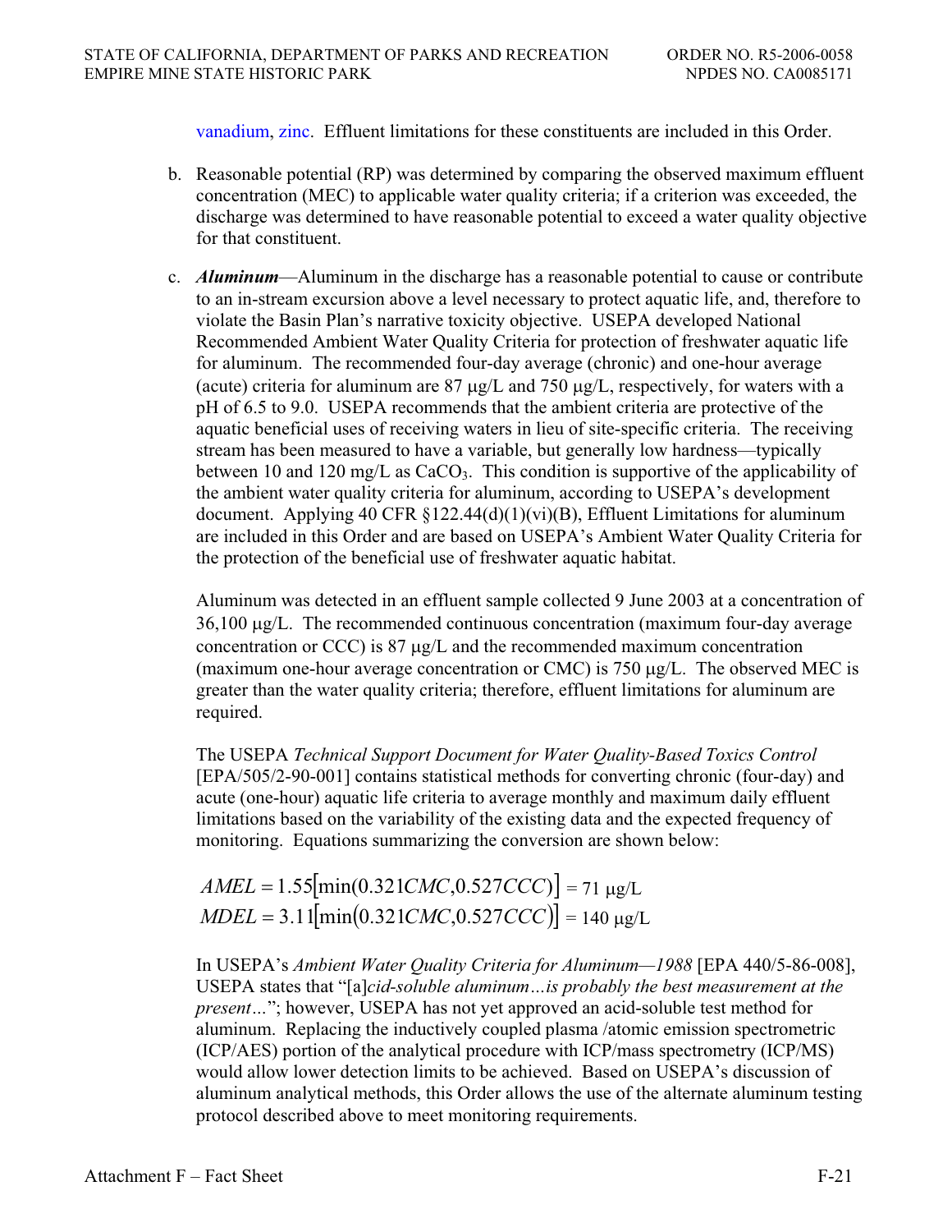vanadium, zinc. Effluent limitations for these constituents are included in this Order.

b. Reasonable potential (RP) was determined by comparing the observed maximum effluent concentration (MEC) to applicable water quality criteria; if a criterion was exceeded, the discharge was determined to have reasonable potential to exceed a water quality objective for that constituent.

c. ***Aluminum***—Aluminum in the discharge has a reasonable potential to cause or contribute to an in-stream excursion above a level necessary to protect aquatic life, and, therefore to violate the Basin Plan's narrative toxicity objective. USEPA developed National Recommended Ambient Water Quality Criteria for protection of freshwater aquatic life for aluminum. The recommended four-day average (chronic) and one-hour average (acute) criteria for aluminum are 87 μg/L and 750 μg/L, respectively, for waters with a pH of 6.5 to 9.0. USEPA recommends that the ambient criteria are protective of the aquatic beneficial uses of receiving waters in lieu of site-specific criteria. The receiving stream has been measured to have a variable, but generally low hardness—typically between 10 and 120 mg/L as $CaCO_3$. This condition is supportive of the applicability of the ambient water quality criteria for aluminum, according to USEPA's development document. Applying 40 CFR §122.44(d)(1)(vi)(B), Effluent Limitations for aluminum are included in this Order and are based on USEPA's Ambient Water Quality Criteria for the protection of the beneficial use of freshwater aquatic habitat.

   Aluminum was detected in an effluent sample collected 9 June 2003 at a concentration of 36,100 μg/L. The recommended continuous concentration (maximum four-day average concentration or CCC) is 87 μg/L and the recommended maximum concentration (maximum one-hour average concentration or CMC) is 750 μg/L. The observed MEC is greater than the water quality criteria; therefore, effluent limitations for aluminum are required.

   The USEPA *Technical Support Document for Water Quality-Based Toxics Control* [EPA/505/2-90-001] contains statistical methods for converting chronic (four-day) and acute (one-hour) aquatic life criteria to average monthly and maximum daily effluent limitations based on the variability of the existing data and the expected frequency of monitoring. Equations summarizing the conversion are shown below:

$$AMEL = 1.55\left[\min(0.321CMC, 0.527CCC)\right] = 71\ \mu g/L$$
$$MDEL = 3.11\left[\min(0.321CMC, 0.527CCC)\right] = 140\ \mu g/L$$

   In USEPA's *Ambient Water Quality Criteria for Aluminum—1988* [EPA 440/5-86-008], USEPA states that "[a]*cid-soluble aluminum…is probably the best measurement at the present…*"; however, USEPA has not yet approved an acid-soluble test method for aluminum. Replacing the inductively coupled plasma /atomic emission spectrometric (ICP/AES) portion of the analytical procedure with ICP/mass spectrometry (ICP/MS) would allow lower detection limits to be achieved. Based on USEPA's discussion of aluminum analytical methods, this Order allows the use of the alternate aluminum testing protocol described above to meet monitoring requirements.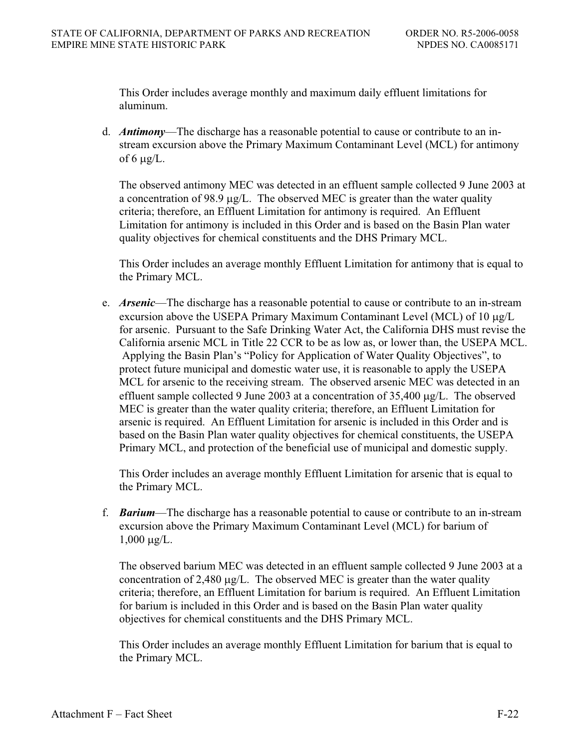This Order includes average monthly and maximum daily effluent limitations for aluminum.

d. ***Antimony***—The discharge has a reasonable potential to cause or contribute to an in-stream excursion above the Primary Maximum Contaminant Level (MCL) for antimony of 6 μg/L.

   The observed antimony MEC was detected in an effluent sample collected 9 June 2003 at a concentration of 98.9 μg/L. The observed MEC is greater than the water quality criteria; therefore, an Effluent Limitation for antimony is required. An Effluent Limitation for antimony is included in this Order and is based on the Basin Plan water quality objectives for chemical constituents and the DHS Primary MCL.

   This Order includes an average monthly Effluent Limitation for antimony that is equal to the Primary MCL.

e. ***Arsenic***—The discharge has a reasonable potential to cause or contribute to an in-stream excursion above the USEPA Primary Maximum Contaminant Level (MCL) of 10 μg/L for arsenic. Pursuant to the Safe Drinking Water Act, the California DHS must revise the California arsenic MCL in Title 22 CCR to be as low as, or lower than, the USEPA MCL. Applying the Basin Plan's "Policy for Application of Water Quality Objectives", to protect future municipal and domestic water use, it is reasonable to apply the USEPA MCL for arsenic to the receiving stream. The observed arsenic MEC was detected in an effluent sample collected 9 June 2003 at a concentration of 35,400 μg/L. The observed MEC is greater than the water quality criteria; therefore, an Effluent Limitation for arsenic is required. An Effluent Limitation for arsenic is included in this Order and is based on the Basin Plan water quality objectives for chemical constituents, the USEPA Primary MCL, and protection of the beneficial use of municipal and domestic supply.

   This Order includes an average monthly Effluent Limitation for arsenic that is equal to the Primary MCL.

f. ***Barium***—The discharge has a reasonable potential to cause or contribute to an in-stream excursion above the Primary Maximum Contaminant Level (MCL) for barium of 1,000 μg/L.

   The observed barium MEC was detected in an effluent sample collected 9 June 2003 at a concentration of 2,480 μg/L. The observed MEC is greater than the water quality criteria; therefore, an Effluent Limitation for barium is required. An Effluent Limitation for barium is included in this Order and is based on the Basin Plan water quality objectives for chemical constituents and the DHS Primary MCL.

   This Order includes an average monthly Effluent Limitation for barium that is equal to the Primary MCL.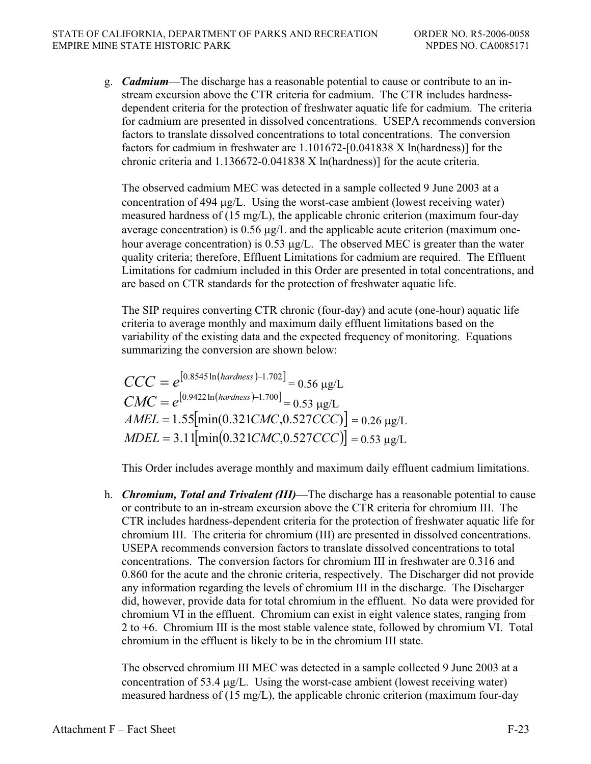g. ***Cadmium***—The discharge has a reasonable potential to cause or contribute to an in-stream excursion above the CTR criteria for cadmium. The CTR includes hardness-dependent criteria for the protection of freshwater aquatic life for cadmium. The criteria for cadmium are presented in dissolved concentrations. USEPA recommends conversion factors to translate dissolved concentrations to total concentrations. The conversion factors for cadmium in freshwater are 1.101672-[0.041838 X ln(hardness)] for the chronic criteria and 1.136672-0.041838 X ln(hardness)] for the acute criteria.

The observed cadmium MEC was detected in a sample collected 9 June 2003 at a concentration of 494 μg/L. Using the worst-case ambient (lowest receiving water) measured hardness of (15 mg/L), the applicable chronic criterion (maximum four-day average concentration) is 0.56 μg/L and the applicable acute criterion (maximum one-hour average concentration) is 0.53 μg/L. The observed MEC is greater than the water quality criteria; therefore, Effluent Limitations for cadmium are required. The Effluent Limitations for cadmium included in this Order are presented in total concentrations, and are based on CTR standards for the protection of freshwater aquatic life.

The SIP requires converting CTR chronic (four-day) and acute (one-hour) aquatic life criteria to average monthly and maximum daily effluent limitations based on the variability of the existing data and the expected frequency of monitoring. Equations summarizing the conversion are shown below:

$$CCC = e^{[0.8545 \ln(hardness) - 1.702]} = 0.56 \ \mu g/L$$
$$CMC = e^{[0.9422 \ln(hardness) - 1.700]} = 0.53 \ \mu g/L$$
$$AMEL = 1.55[\min(0.321CMC, 0.527CCC)] = 0.26 \ \mu g/L$$
$$MDEL = 3.11[\min(0.321CMC, 0.527CCC)] = 0.53 \ \mu g/L$$

This Order includes average monthly and maximum daily effluent cadmium limitations.

h. ***Chromium, Total and Trivalent (III)***—The discharge has a reasonable potential to cause or contribute to an in-stream excursion above the CTR criteria for chromium III. The CTR includes hardness-dependent criteria for the protection of freshwater aquatic life for chromium III. The criteria for chromium (III) are presented in dissolved concentrations. USEPA recommends conversion factors to translate dissolved concentrations to total concentrations. The conversion factors for chromium III in freshwater are 0.316 and 0.860 for the acute and the chronic criteria, respectively. The Discharger did not provide any information regarding the levels of chromium III in the discharge. The Discharger did, however, provide data for total chromium in the effluent. No data were provided for chromium VI in the effluent. Chromium can exist in eight valence states, ranging from –2 to +6. Chromium III is the most stable valence state, followed by chromium VI. Total chromium in the effluent is likely to be in the chromium III state.

The observed chromium III MEC was detected in a sample collected 9 June 2003 at a concentration of 53.4 μg/L. Using the worst-case ambient (lowest receiving water) measured hardness of (15 mg/L), the applicable chronic criterion (maximum four-day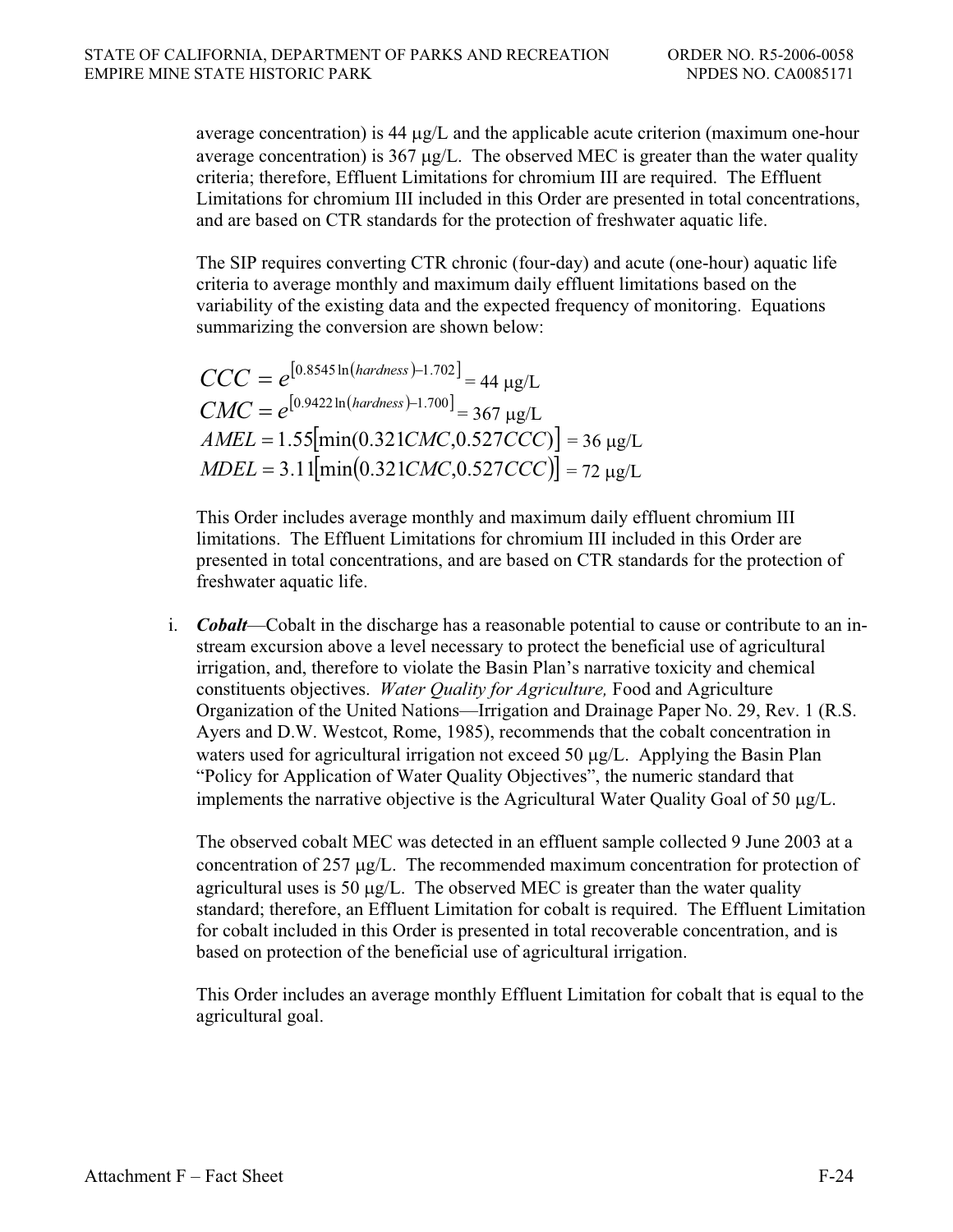average concentration) is 44 μg/L and the applicable acute criterion (maximum one-hour average concentration) is 367 μg/L. The observed MEC is greater than the water quality criteria; therefore, Effluent Limitations for chromium III are required. The Effluent Limitations for chromium III included in this Order are presented in total concentrations, and are based on CTR standards for the protection of freshwater aquatic life.

The SIP requires converting CTR chronic (four-day) and acute (one-hour) aquatic life criteria to average monthly and maximum daily effluent limitations based on the variability of the existing data and the expected frequency of monitoring. Equations summarizing the conversion are shown below:

$$CCC = e^{[0.8545 \ln(hardness) - 1.702]} = 44 \ \mu g/L$$

$$CMC = e^{[0.9422 \ln(hardness) - 1.700]} = 367 \ \mu g/L$$

$$AMEL = 1.55[\min(0.321CMC, 0.527CCC)] = 36 \ \mu g/L$$

$$MDEL = 3.11[\min(0.321CMC, 0.527CCC)] = 72 \ \mu g/L$$

This Order includes average monthly and maximum daily effluent chromium III limitations. The Effluent Limitations for chromium III included in this Order are presented in total concentrations, and are based on CTR standards for the protection of freshwater aquatic life.

i. ***Cobalt***—Cobalt in the discharge has a reasonable potential to cause or contribute to an in-stream excursion above a level necessary to protect the beneficial use of agricultural irrigation, and, therefore to violate the Basin Plan's narrative toxicity and chemical constituents objectives. *Water Quality for Agriculture,* Food and Agriculture Organization of the United Nations—Irrigation and Drainage Paper No. 29, Rev. 1 (R.S. Ayers and D.W. Westcot, Rome, 1985), recommends that the cobalt concentration in waters used for agricultural irrigation not exceed 50 μg/L. Applying the Basin Plan "Policy for Application of Water Quality Objectives", the numeric standard that implements the narrative objective is the Agricultural Water Quality Goal of 50 μg/L.

   The observed cobalt MEC was detected in an effluent sample collected 9 June 2003 at a concentration of 257 μg/L. The recommended maximum concentration for protection of agricultural uses is 50 μg/L. The observed MEC is greater than the water quality standard; therefore, an Effluent Limitation for cobalt is required. The Effluent Limitation for cobalt included in this Order is presented in total recoverable concentration, and is based on protection of the beneficial use of agricultural irrigation.

   This Order includes an average monthly Effluent Limitation for cobalt that is equal to the agricultural goal.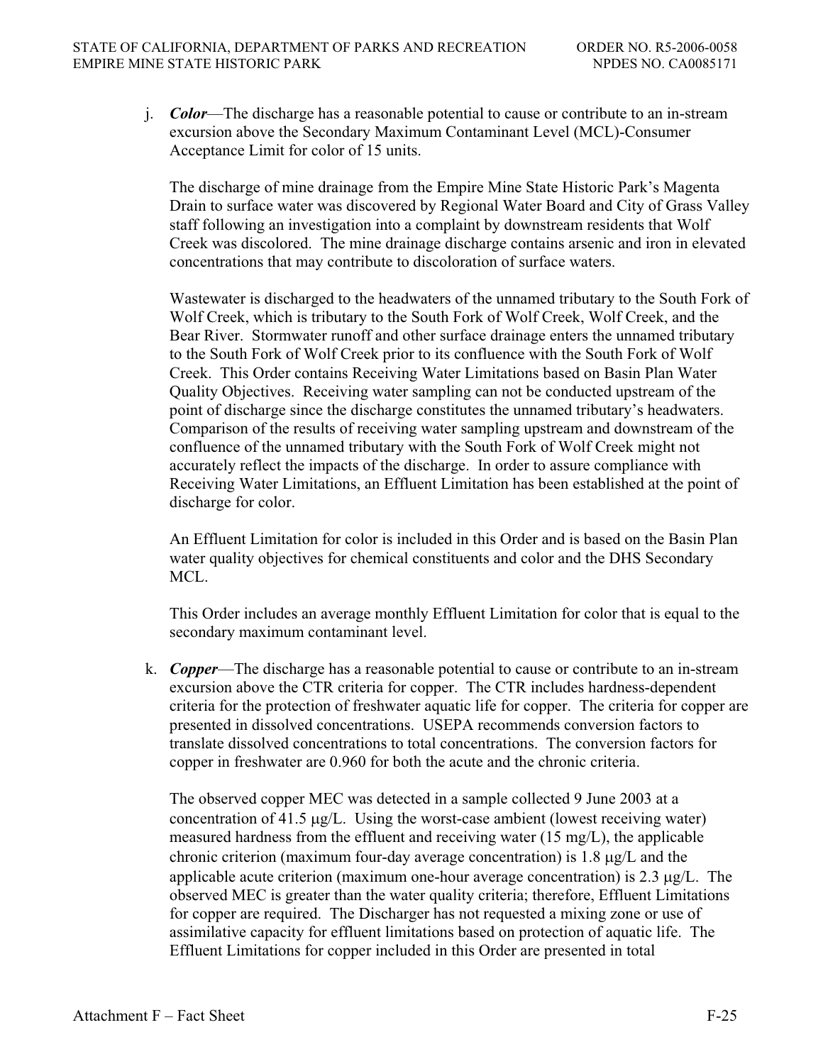j. ***Color***—The discharge has a reasonable potential to cause or contribute to an in-stream excursion above the Secondary Maximum Contaminant Level (MCL)-Consumer Acceptance Limit for color of 15 units.

The discharge of mine drainage from the Empire Mine State Historic Park's Magenta Drain to surface water was discovered by Regional Water Board and City of Grass Valley staff following an investigation into a complaint by downstream residents that Wolf Creek was discolored. The mine drainage discharge contains arsenic and iron in elevated concentrations that may contribute to discoloration of surface waters.

Wastewater is discharged to the headwaters of the unnamed tributary to the South Fork of Wolf Creek, which is tributary to the South Fork of Wolf Creek, Wolf Creek, and the Bear River. Stormwater runoff and other surface drainage enters the unnamed tributary to the South Fork of Wolf Creek prior to its confluence with the South Fork of Wolf Creek. This Order contains Receiving Water Limitations based on Basin Plan Water Quality Objectives. Receiving water sampling can not be conducted upstream of the point of discharge since the discharge constitutes the unnamed tributary's headwaters. Comparison of the results of receiving water sampling upstream and downstream of the confluence of the unnamed tributary with the South Fork of Wolf Creek might not accurately reflect the impacts of the discharge. In order to assure compliance with Receiving Water Limitations, an Effluent Limitation has been established at the point of discharge for color.

An Effluent Limitation for color is included in this Order and is based on the Basin Plan water quality objectives for chemical constituents and color and the DHS Secondary MCL.

This Order includes an average monthly Effluent Limitation for color that is equal to the secondary maximum contaminant level.

k. ***Copper***—The discharge has a reasonable potential to cause or contribute to an in-stream excursion above the CTR criteria for copper. The CTR includes hardness-dependent criteria for the protection of freshwater aquatic life for copper. The criteria for copper are presented in dissolved concentrations. USEPA recommends conversion factors to translate dissolved concentrations to total concentrations. The conversion factors for copper in freshwater are 0.960 for both the acute and the chronic criteria.

The observed copper MEC was detected in a sample collected 9 June 2003 at a concentration of 41.5 μg/L. Using the worst-case ambient (lowest receiving water) measured hardness from the effluent and receiving water (15 mg/L), the applicable chronic criterion (maximum four-day average concentration) is 1.8 μg/L and the applicable acute criterion (maximum one-hour average concentration) is 2.3 μg/L. The observed MEC is greater than the water quality criteria; therefore, Effluent Limitations for copper are required. The Discharger has not requested a mixing zone or use of assimilative capacity for effluent limitations based on protection of aquatic life. The Effluent Limitations for copper included in this Order are presented in total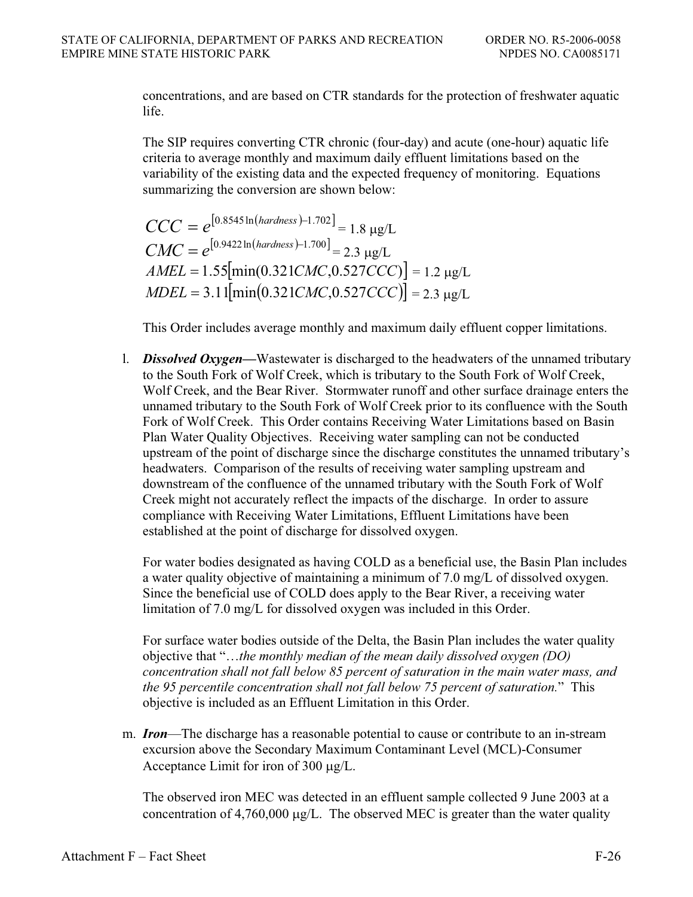concentrations, and are based on CTR standards for the protection of freshwater aquatic life.

The SIP requires converting CTR chronic (four-day) and acute (one-hour) aquatic life criteria to average monthly and maximum daily effluent limitations based on the variability of the existing data and the expected frequency of monitoring. Equations summarizing the conversion are shown below:

$$CCC = e^{[0.8545\ln(hardness)-1.702]} = 1.8\ \mu g/L$$

$$CMC = e^{[0.9422\ln(hardness)-1.700]} = 2.3\ \mu g/L$$

$$AMEL = 1.55[\min(0.321CMC, 0.527CCC)] = 1.2\ \mu g/L$$

$$MDEL = 3.11[\min(0.321CMC, 0.527CCC)] = 2.3\ \mu g/L$$

This Order includes average monthly and maximum daily effluent copper limitations.

l. ***Dissolved Oxygen*****—**Wastewater is discharged to the headwaters of the unnamed tributary to the South Fork of Wolf Creek, which is tributary to the South Fork of Wolf Creek, Wolf Creek, and the Bear River. Stormwater runoff and other surface drainage enters the unnamed tributary to the South Fork of Wolf Creek prior to its confluence with the South Fork of Wolf Creek. This Order contains Receiving Water Limitations based on Basin Plan Water Quality Objectives. Receiving water sampling can not be conducted upstream of the point of discharge since the discharge constitutes the unnamed tributary's headwaters. Comparison of the results of receiving water sampling upstream and downstream of the confluence of the unnamed tributary with the South Fork of Wolf Creek might not accurately reflect the impacts of the discharge. In order to assure compliance with Receiving Water Limitations, Effluent Limitations have been established at the point of discharge for dissolved oxygen.

   For water bodies designated as having COLD as a beneficial use, the Basin Plan includes a water quality objective of maintaining a minimum of 7.0 mg/L of dissolved oxygen. Since the beneficial use of COLD does apply to the Bear River, a receiving water limitation of 7.0 mg/L for dissolved oxygen was included in this Order.

   For surface water bodies outside of the Delta, the Basin Plan includes the water quality objective that "*…the monthly median of the mean daily dissolved oxygen (DO) concentration shall not fall below 85 percent of saturation in the main water mass, and the 95 percentile concentration shall not fall below 75 percent of saturation.*" This objective is included as an Effluent Limitation in this Order.

m. ***Iron***—The discharge has a reasonable potential to cause or contribute to an in-stream excursion above the Secondary Maximum Contaminant Level (MCL)-Consumer Acceptance Limit for iron of 300 μg/L.

   The observed iron MEC was detected in an effluent sample collected 9 June 2003 at a concentration of 4,760,000 μg/L. The observed MEC is greater than the water quality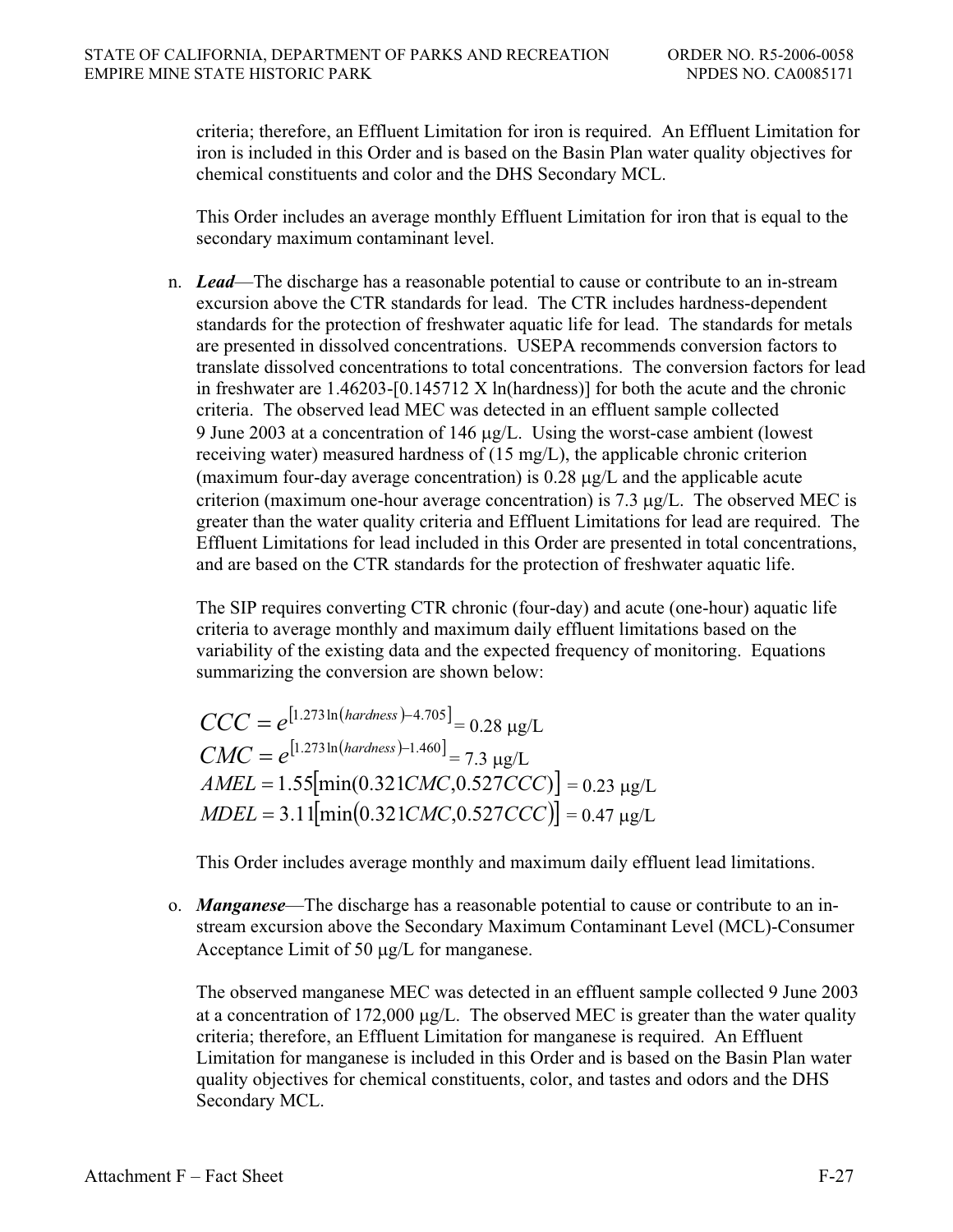criteria; therefore, an Effluent Limitation for iron is required. An Effluent Limitation for iron is included in this Order and is based on the Basin Plan water quality objectives for chemical constituents and color and the DHS Secondary MCL.

This Order includes an average monthly Effluent Limitation for iron that is equal to the secondary maximum contaminant level.

n. ***Lead***—The discharge has a reasonable potential to cause or contribute to an in-stream excursion above the CTR standards for lead. The CTR includes hardness-dependent standards for the protection of freshwater aquatic life for lead. The standards for metals are presented in dissolved concentrations. USEPA recommends conversion factors to translate dissolved concentrations to total concentrations. The conversion factors for lead in freshwater are 1.46203-[0.145712 X ln(hardness)] for both the acute and the chronic criteria. The observed lead MEC was detected in an effluent sample collected 9 June 2003 at a concentration of 146 μg/L. Using the worst-case ambient (lowest receiving water) measured hardness of (15 mg/L), the applicable chronic criterion (maximum four-day average concentration) is 0.28 μg/L and the applicable acute criterion (maximum one-hour average concentration) is 7.3 μg/L. The observed MEC is greater than the water quality criteria and Effluent Limitations for lead are required. The Effluent Limitations for lead included in this Order are presented in total concentrations, and are based on the CTR standards for the protection of freshwater aquatic life.

The SIP requires converting CTR chronic (four-day) and acute (one-hour) aquatic life criteria to average monthly and maximum daily effluent limitations based on the variability of the existing data and the expected frequency of monitoring. Equations summarizing the conversion are shown below:

$$CCC = e^{[1.273\ln(hardness) - 4.705]} = 0.28\ \mu g/L$$

$$CMC = e^{[1.273\ln(hardness) - 1.460]} = 7.3\ \mu g/L$$

$$AMEL = 1.55[\min(0.321CMC, 0.527CCC)] = 0.23\ \mu g/L$$

$$MDEL = 3.11[\min(0.321CMC, 0.527CCC)] = 0.47\ \mu g/L$$

This Order includes average monthly and maximum daily effluent lead limitations.

o. ***Manganese***—The discharge has a reasonable potential to cause or contribute to an in-stream excursion above the Secondary Maximum Contaminant Level (MCL)-Consumer Acceptance Limit of 50 μg/L for manganese.

The observed manganese MEC was detected in an effluent sample collected 9 June 2003 at a concentration of 172,000 μg/L. The observed MEC is greater than the water quality criteria; therefore, an Effluent Limitation for manganese is required. An Effluent Limitation for manganese is included in this Order and is based on the Basin Plan water quality objectives for chemical constituents, color, and tastes and odors and the DHS Secondary MCL.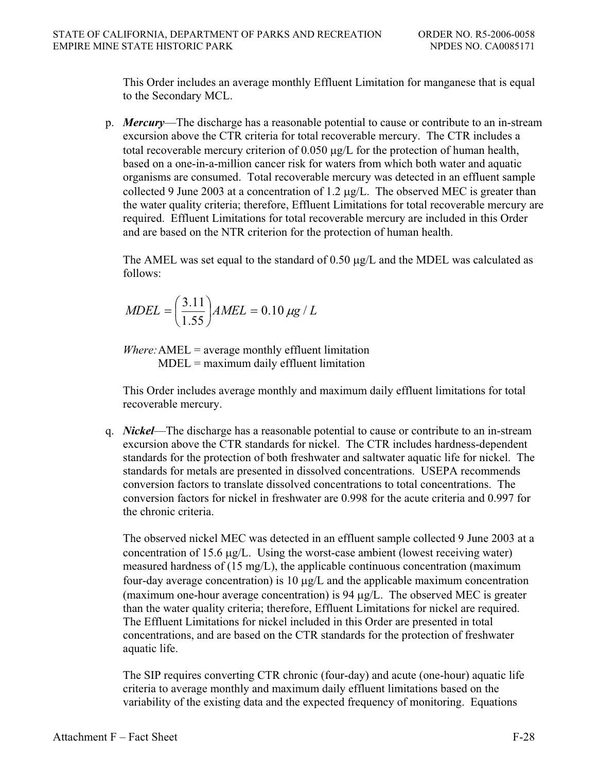This Order includes an average monthly Effluent Limitation for manganese that is equal to the Secondary MCL.

p. ***Mercury***—The discharge has a reasonable potential to cause or contribute to an in-stream excursion above the CTR criteria for total recoverable mercury. The CTR includes a total recoverable mercury criterion of 0.050 μg/L for the protection of human health, based on a one-in-a-million cancer risk for waters from which both water and aquatic organisms are consumed. Total recoverable mercury was detected in an effluent sample collected 9 June 2003 at a concentration of 1.2 μg/L. The observed MEC is greater than the water quality criteria; therefore, Effluent Limitations for total recoverable mercury are required. Effluent Limitations for total recoverable mercury are included in this Order and are based on the NTR criterion for the protection of human health.

   The AMEL was set equal to the standard of 0.50 μg/L and the MDEL was calculated as follows:

$$MDEL = \left(\frac{3.11}{1.55}\right) AMEL = 0.10\ \mu g / L$$

   *Where:* AMEL = average monthly effluent limitation
   MDEL = maximum daily effluent limitation

   This Order includes average monthly and maximum daily effluent limitations for total recoverable mercury.

q. ***Nickel***—The discharge has a reasonable potential to cause or contribute to an in-stream excursion above the CTR standards for nickel. The CTR includes hardness-dependent standards for the protection of both freshwater and saltwater aquatic life for nickel. The standards for metals are presented in dissolved concentrations. USEPA recommends conversion factors to translate dissolved concentrations to total concentrations. The conversion factors for nickel in freshwater are 0.998 for the acute criteria and 0.997 for the chronic criteria.

   The observed nickel MEC was detected in an effluent sample collected 9 June 2003 at a concentration of 15.6 μg/L. Using the worst-case ambient (lowest receiving water) measured hardness of (15 mg/L), the applicable continuous concentration (maximum four-day average concentration) is 10 μg/L and the applicable maximum concentration (maximum one-hour average concentration) is 94 μg/L. The observed MEC is greater than the water quality criteria; therefore, Effluent Limitations for nickel are required. The Effluent Limitations for nickel included in this Order are presented in total concentrations, and are based on the CTR standards for the protection of freshwater aquatic life.

   The SIP requires converting CTR chronic (four-day) and acute (one-hour) aquatic life criteria to average monthly and maximum daily effluent limitations based on the variability of the existing data and the expected frequency of monitoring. Equations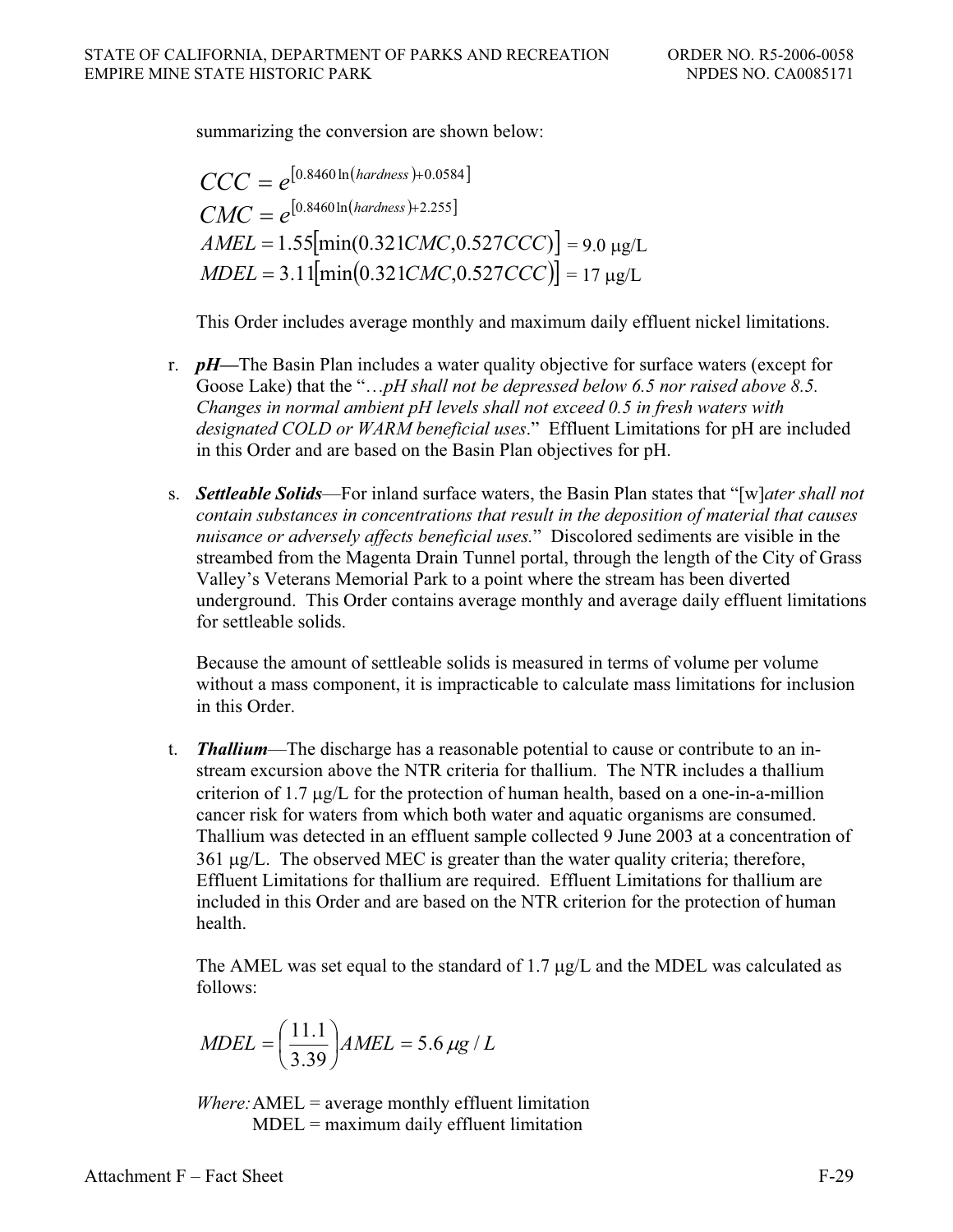summarizing the conversion are shown below:

$$CCC = e^{[0.8460\ln(hardness)+0.0584]}$$

$$CMC = e^{[0.8460\ln(hardness)+2.255]}$$

$$AMEL = 1.55[\min(0.321CMC, 0.527CCC)] = 9.0\ \mu g/L$$

$$MDEL = 3.11[\min(0.321CMC, 0.527CCC)] = 17\ \mu g/L$$

This Order includes average monthly and maximum daily effluent nickel limitations.

r. ***pH***—The Basin Plan includes a water quality objective for surface waters (except for Goose Lake) that the "…*pH shall not be depressed below 6.5 nor raised above 8.5. Changes in normal ambient pH levels shall not exceed 0.5 in fresh waters with designated COLD or WARM beneficial uses*." Effluent Limitations for pH are included in this Order and are based on the Basin Plan objectives for pH.

s. ***Settleable Solids***—For inland surface waters, the Basin Plan states that "[w]*ater shall not contain substances in concentrations that result in the deposition of material that causes nuisance or adversely affects beneficial uses.*" Discolored sediments are visible in the streambed from the Magenta Drain Tunnel portal, through the length of the City of Grass Valley's Veterans Memorial Park to a point where the stream has been diverted underground. This Order contains average monthly and average daily effluent limitations for settleable solids.

Because the amount of settleable solids is measured in terms of volume per volume without a mass component, it is impracticable to calculate mass limitations for inclusion in this Order.

t. ***Thallium***—The discharge has a reasonable potential to cause or contribute to an in-stream excursion above the NTR criteria for thallium. The NTR includes a thallium criterion of 1.7 μg/L for the protection of human health, based on a one-in-a-million cancer risk for waters from which both water and aquatic organisms are consumed. Thallium was detected in an effluent sample collected 9 June 2003 at a concentration of 361 μg/L. The observed MEC is greater than the water quality criteria; therefore, Effluent Limitations for thallium are required. Effluent Limitations for thallium are included in this Order and are based on the NTR criterion for the protection of human health.

The AMEL was set equal to the standard of 1.7 μg/L and the MDEL was calculated as follows:

$$MDEL = \left(\frac{11.1}{3.39}\right) AMEL = 5.6\ \mu g / L$$

*Where:* AMEL = average monthly effluent limitation
MDEL = maximum daily effluent limitation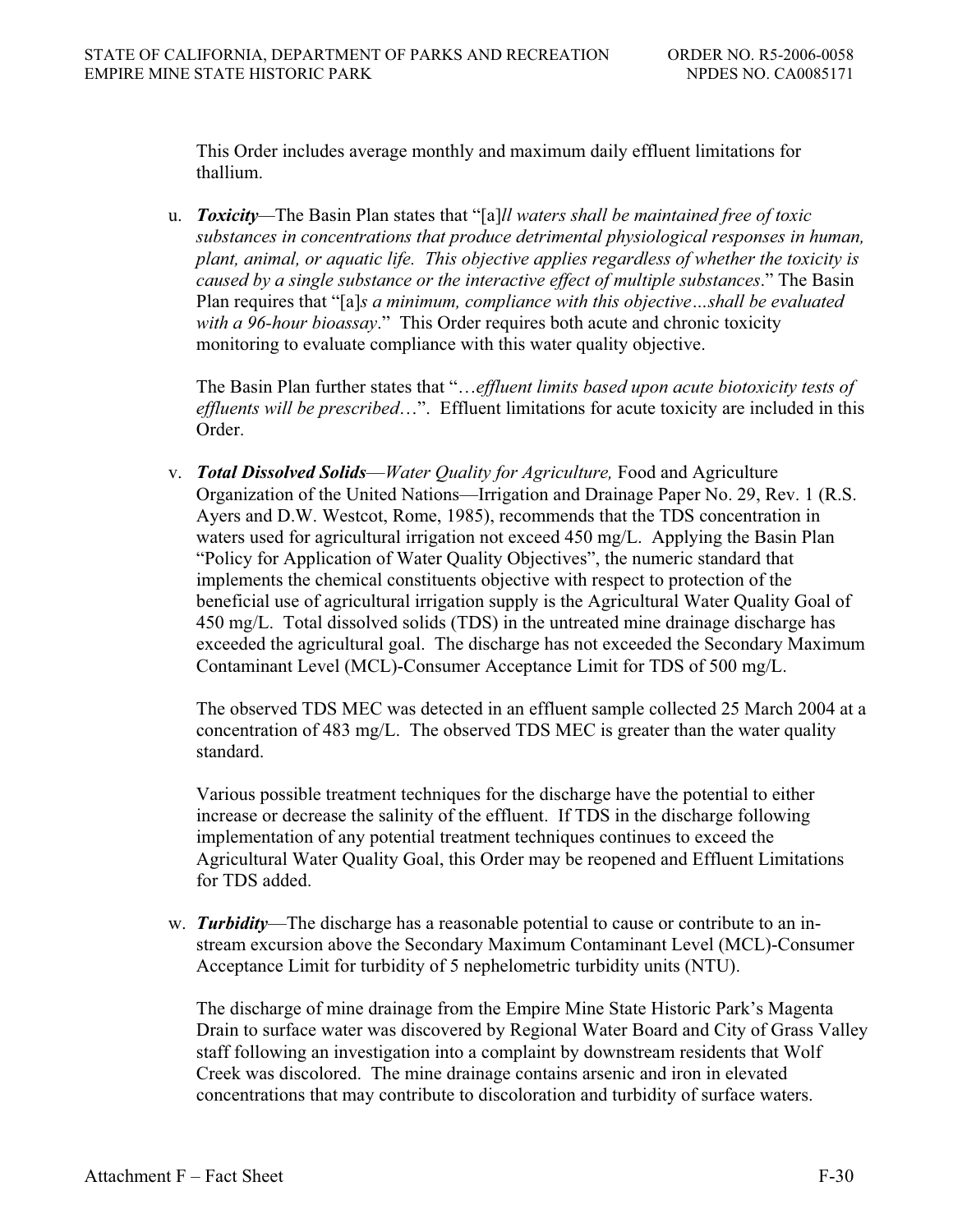This Order includes average monthly and maximum daily effluent limitations for thallium.

u. ***Toxicity***—The Basin Plan states that "[a]*ll waters shall be maintained free of toxic substances in concentrations that produce detrimental physiological responses in human, plant, animal, or aquatic life. This objective applies regardless of whether the toxicity is caused by a single substance or the interactive effect of multiple substances*." The Basin Plan requires that "[a]*s a minimum, compliance with this objective…shall be evaluated with a 96-hour bioassay*." This Order requires both acute and chronic toxicity monitoring to evaluate compliance with this water quality objective.

   The Basin Plan further states that "…*effluent limits based upon acute biotoxicity tests of effluents will be prescribed*…". Effluent limitations for acute toxicity are included in this Order.

v. ***Total Dissolved Solids***—*Water Quality for Agriculture,* Food and Agriculture Organization of the United Nations—Irrigation and Drainage Paper No. 29, Rev. 1 (R.S. Ayers and D.W. Westcot, Rome, 1985), recommends that the TDS concentration in waters used for agricultural irrigation not exceed 450 mg/L. Applying the Basin Plan "Policy for Application of Water Quality Objectives", the numeric standard that implements the chemical constituents objective with respect to protection of the beneficial use of agricultural irrigation supply is the Agricultural Water Quality Goal of 450 mg/L. Total dissolved solids (TDS) in the untreated mine drainage discharge has exceeded the agricultural goal. The discharge has not exceeded the Secondary Maximum Contaminant Level (MCL)-Consumer Acceptance Limit for TDS of 500 mg/L.

   The observed TDS MEC was detected in an effluent sample collected 25 March 2004 at a concentration of 483 mg/L. The observed TDS MEC is greater than the water quality standard.

   Various possible treatment techniques for the discharge have the potential to either increase or decrease the salinity of the effluent. If TDS in the discharge following implementation of any potential treatment techniques continues to exceed the Agricultural Water Quality Goal, this Order may be reopened and Effluent Limitations for TDS added.

w. ***Turbidity***—The discharge has a reasonable potential to cause or contribute to an in-stream excursion above the Secondary Maximum Contaminant Level (MCL)-Consumer Acceptance Limit for turbidity of 5 nephelometric turbidity units (NTU).

   The discharge of mine drainage from the Empire Mine State Historic Park's Magenta Drain to surface water was discovered by Regional Water Board and City of Grass Valley staff following an investigation into a complaint by downstream residents that Wolf Creek was discolored. The mine drainage contains arsenic and iron in elevated concentrations that may contribute to discoloration and turbidity of surface waters.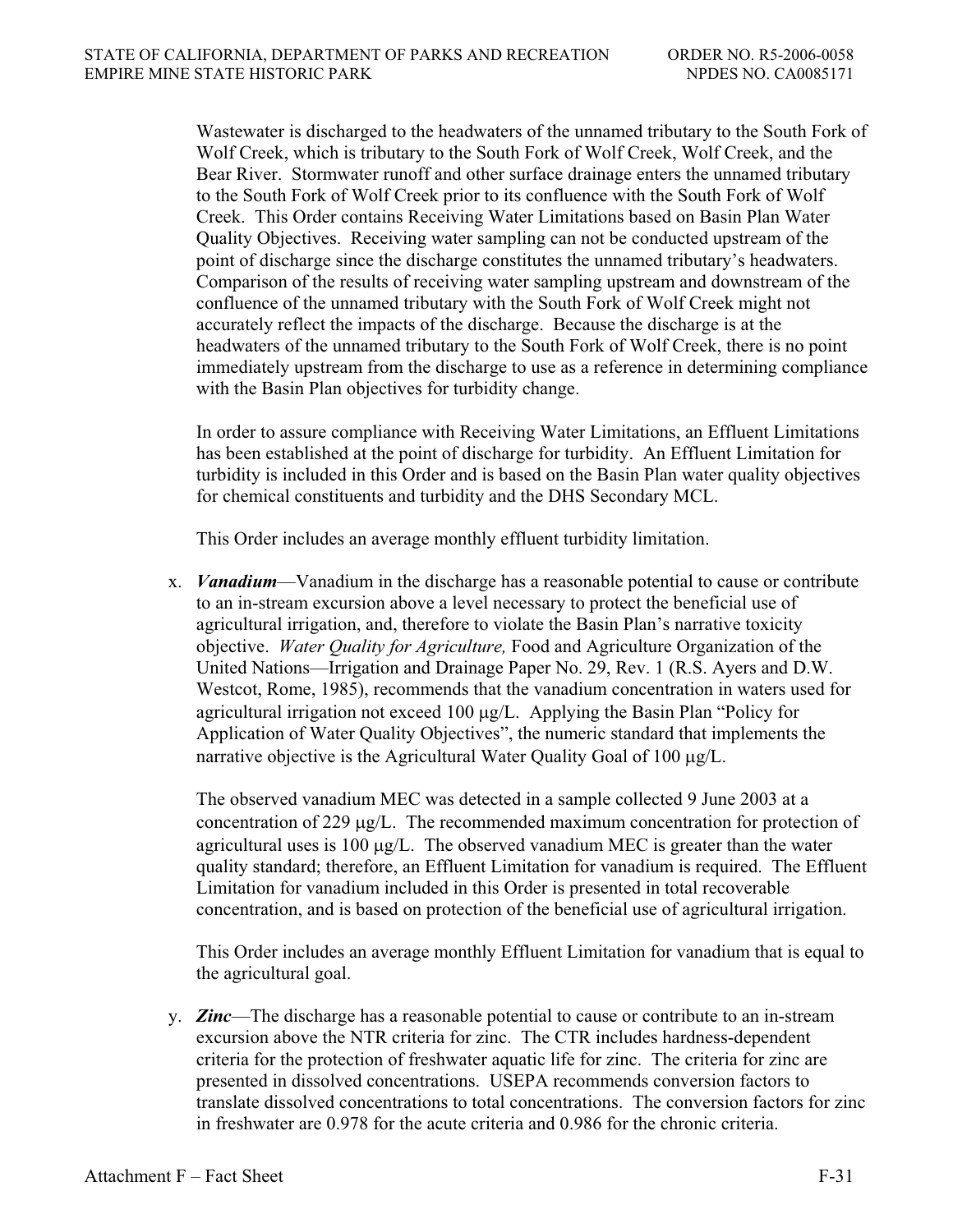Wastewater is discharged to the headwaters of the unnamed tributary to the South Fork of Wolf Creek, which is tributary to the South Fork of Wolf Creek, Wolf Creek, and the Bear River. Stormwater runoff and other surface drainage enters the unnamed tributary to the South Fork of Wolf Creek prior to its confluence with the South Fork of Wolf Creek. This Order contains Receiving Water Limitations based on Basin Plan Water Quality Objectives. Receiving water sampling can not be conducted upstream of the point of discharge since the discharge constitutes the unnamed tributary's headwaters. Comparison of the results of receiving water sampling upstream and downstream of the confluence of the unnamed tributary with the South Fork of Wolf Creek might not accurately reflect the impacts of the discharge. Because the discharge is at the headwaters of the unnamed tributary to the South Fork of Wolf Creek, there is no point immediately upstream from the discharge to use as a reference in determining compliance with the Basin Plan objectives for turbidity change.

In order to assure compliance with Receiving Water Limitations, an Effluent Limitations has been established at the point of discharge for turbidity. An Effluent Limitation for turbidity is included in this Order and is based on the Basin Plan water quality objectives for chemical constituents and turbidity and the DHS Secondary MCL.

This Order includes an average monthly effluent turbidity limitation.

x. ***Vanadium***—Vanadium in the discharge has a reasonable potential to cause or contribute to an in-stream excursion above a level necessary to protect the beneficial use of agricultural irrigation, and, therefore to violate the Basin Plan's narrative toxicity objective. *Water Quality for Agriculture,* Food and Agriculture Organization of the United Nations—Irrigation and Drainage Paper No. 29, Rev. 1 (R.S. Ayers and D.W. Westcot, Rome, 1985), recommends that the vanadium concentration in waters used for agricultural irrigation not exceed 100 μg/L. Applying the Basin Plan "Policy for Application of Water Quality Objectives", the numeric standard that implements the narrative objective is the Agricultural Water Quality Goal of 100 μg/L.

The observed vanadium MEC was detected in a sample collected 9 June 2003 at a concentration of 229 μg/L. The recommended maximum concentration for protection of agricultural uses is 100 μg/L. The observed vanadium MEC is greater than the water quality standard; therefore, an Effluent Limitation for vanadium is required. The Effluent Limitation for vanadium included in this Order is presented in total recoverable concentration, and is based on protection of the beneficial use of agricultural irrigation.

This Order includes an average monthly Effluent Limitation for vanadium that is equal to the agricultural goal.

y. ***Zinc***—The discharge has a reasonable potential to cause or contribute to an in-stream excursion above the NTR criteria for zinc. The CTR includes hardness-dependent criteria for the protection of freshwater aquatic life for zinc. The criteria for zinc are presented in dissolved concentrations. USEPA recommends conversion factors to translate dissolved concentrations to total concentrations. The conversion factors for zinc in freshwater are 0.978 for the acute criteria and 0.986 for the chronic criteria.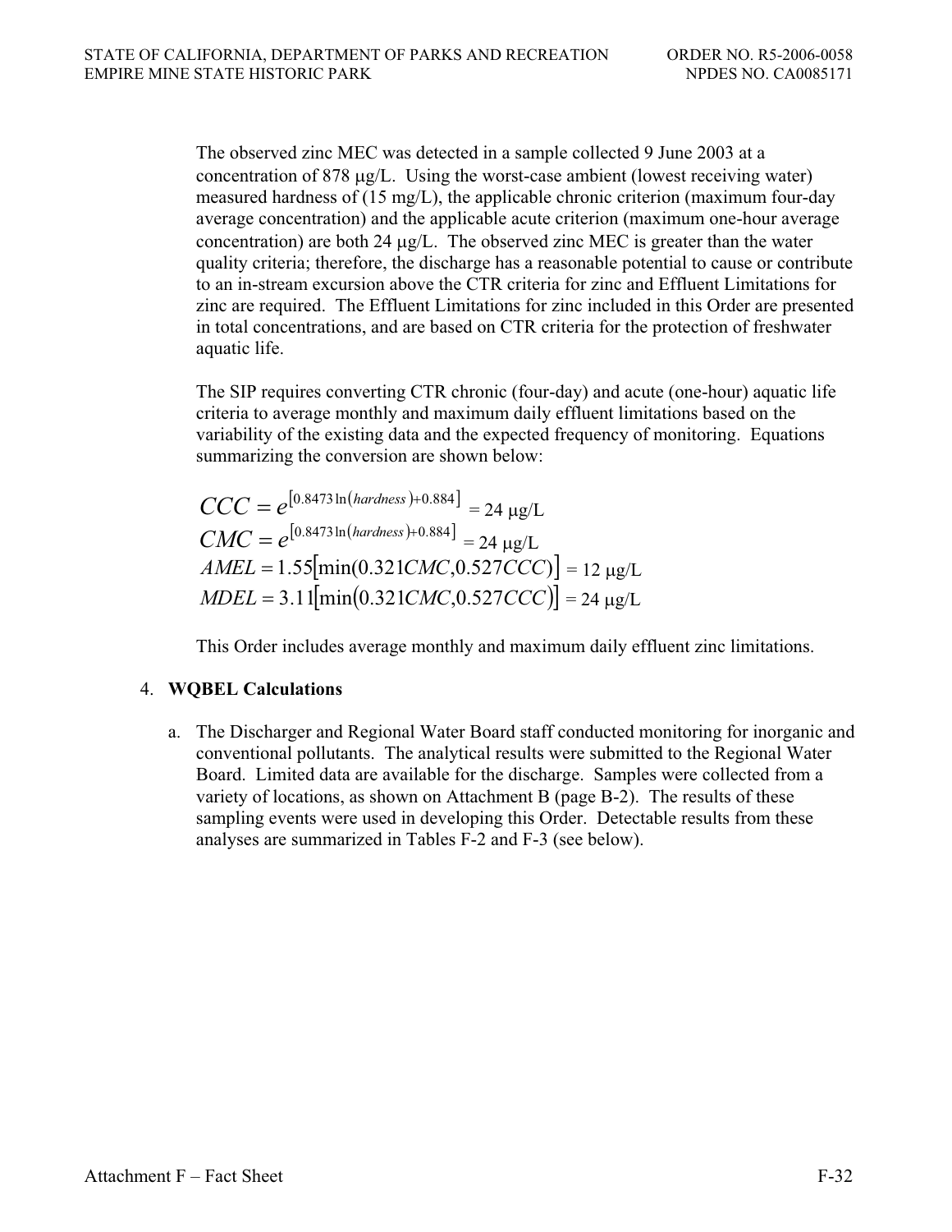The observed zinc MEC was detected in a sample collected 9 June 2003 at a concentration of 878 μg/L. Using the worst-case ambient (lowest receiving water) measured hardness of (15 mg/L), the applicable chronic criterion (maximum four-day average concentration) and the applicable acute criterion (maximum one-hour average concentration) are both 24 μg/L. The observed zinc MEC is greater than the water quality criteria; therefore, the discharge has a reasonable potential to cause or contribute to an in-stream excursion above the CTR criteria for zinc and Effluent Limitations for zinc are required. The Effluent Limitations for zinc included in this Order are presented in total concentrations, and are based on CTR criteria for the protection of freshwater aquatic life.

The SIP requires converting CTR chronic (four-day) and acute (one-hour) aquatic life criteria to average monthly and maximum daily effluent limitations based on the variability of the existing data and the expected frequency of monitoring. Equations summarizing the conversion are shown below:

$$CCC = e^{[0.8473\ln(hardness)+0.884]} = 24\ \mu g/L$$

$$CMC = e^{[0.8473\ln(hardness)+0.884]} = 24\ \mu g/L$$

$$AMEL = 1.55[\min(0.321CMC, 0.527CCC)] = 12\ \mu g/L$$

$$MDEL = 3.11[\min(0.321CMC, 0.527CCC)] = 24\ \mu g/L$$

This Order includes average monthly and maximum daily effluent zinc limitations.

4. **WQBEL Calculations**

   a. The Discharger and Regional Water Board staff conducted monitoring for inorganic and conventional pollutants. The analytical results were submitted to the Regional Water Board. Limited data are available for the discharge. Samples were collected from a variety of locations, as shown on Attachment B (page B-2). The results of these sampling events were used in developing this Order. Detectable results from these analyses are summarized in Tables F-2 and F-3 (see below).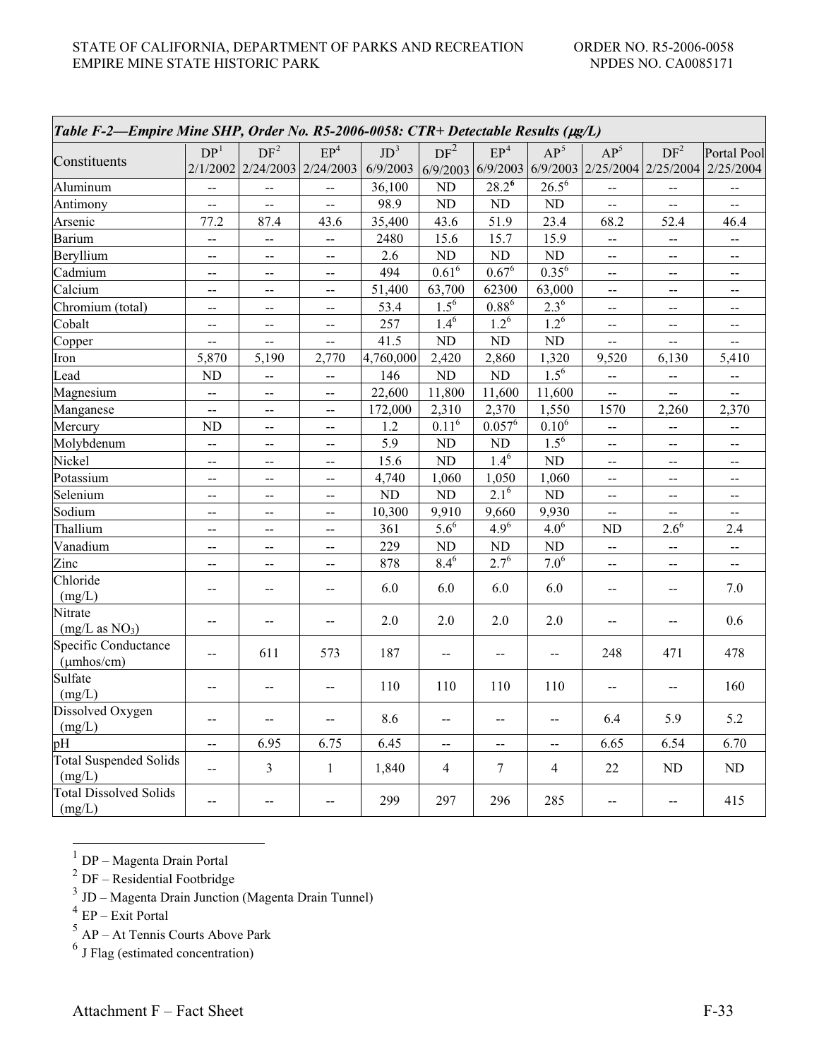*Table F-2—Empire Mine SHP, Order No. R5-2006-0058: CTR+ Detectable Results (μg/L)*

| Constituents | DP[1] 2/1/2002 | DF[2] 2/24/2003 | EP[4] 2/24/2003 | JD[3] 6/9/2003 | DF[2] 6/9/2003 | EP[4] 6/9/2003 | AP[5] 6/9/2003 | AP[5] 2/25/2004 | DF[2] 2/25/2004 | Portal Pool 2/25/2004 |
|---|---|---|---|---|---|---|---|---|---|---|
| Aluminum | -- | -- | -- | 36,100 | ND | 28.2[6] | 26.5[6] | -- | -- | -- |
| Antimony | -- | -- | -- | 98.9 | ND | ND | ND | -- | -- | -- |
| Arsenic | 77.2 | 87.4 | 43.6 | 35,400 | 43.6 | 51.9 | 23.4 | 68.2 | 52.4 | 46.4 |
| Barium | -- | -- | -- | 2480 | 15.6 | 15.7 | 15.9 | -- | -- | -- |
| Beryllium | -- | -- | -- | 2.6 | ND | ND | ND | -- | -- | -- |
| Cadmium | -- | -- | -- | 494 | 0.61[6] | 0.67[6] | 0.35[6] | -- | -- | -- |
| Calcium | -- | -- | -- | 51,400 | 63,700 | 62300 | 63,000 | -- | -- | -- |
| Chromium (total) | -- | -- | -- | 53.4 | 1.5[6] | 0.88[6] | 2.3[6] | -- | -- | -- |
| Cobalt | -- | -- | -- | 257 | 1.4[6] | 1.2[6] | 1.2[6] | -- | -- | -- |
| Copper | -- | -- | -- | 41.5 | ND | ND | ND | -- | -- | -- |
| Iron | 5,870 | 5,190 | 2,770 | 4,760,000 | 2,420 | 2,860 | 1,320 | 9,520 | 6,130 | 5,410 |
| Lead | ND | -- | -- | 146 | ND | ND | 1.5[6] | -- | -- | -- |
| Magnesium | -- | -- | -- | 22,600 | 11,800 | 11,600 | 11,600 | -- | -- | -- |
| Manganese | -- | -- | -- | 172,000 | 2,310 | 2,370 | 1,550 | 1570 | 2,260 | 2,370 |
| Mercury | ND | -- | -- | 1.2 | 0.11[6] | 0.057[6] | 0.10[6] | -- | -- | -- |
| Molybdenum | -- | -- | -- | 5.9 | ND | ND | 1.5[6] | -- | -- | -- |
| Nickel | -- | -- | -- | 15.6 | ND | 1.4[6] | ND | -- | -- | -- |
| Potassium | -- | -- | -- | 4,740 | 1,060 | 1,050 | 1,060 | -- | -- | -- |
| Selenium | -- | -- | -- | ND | ND | 2.1[6] | ND | -- | -- | -- |
| Sodium | -- | -- | -- | 10,300 | 9,910 | 9,660 | 9,930 | -- | -- | -- |
| Thallium | -- | -- | -- | 361 | 5.6[6] | 4.9[6] | 4.0[6] | ND | 2.6[6] | 2.4 |
| Vanadium | -- | -- | -- | 229 | ND | ND | ND | -- | -- | -- |
| Zinc | -- | -- | -- | 878 | 8.4[6] | 2.7[6] | 7.0[6] | -- | -- | -- |
| Chloride (mg/L) | -- | -- | -- | 6.0 | 6.0 | 6.0 | 6.0 | -- | -- | 7.0 |
| Nitrate (mg/L as $NO_3$) | -- | -- | -- | 2.0 | 2.0 | 2.0 | 2.0 | -- | -- | 0.6 |
| Specific Conductance (μmhos/cm) | -- | 611 | 573 | 187 | -- | -- | -- | 248 | 471 | 478 |
| Sulfate (mg/L) | -- | -- | -- | 110 | 110 | 110 | 110 | -- | -- | 160 |
| Dissolved Oxygen (mg/L) | -- | -- | -- | 8.6 | -- | -- | -- | 6.4 | 5.9 | 5.2 |
| pH | -- | 6.95 | 6.75 | 6.45 | -- | -- | -- | 6.65 | 6.54 | 6.70 |
| Total Suspended Solids (mg/L) | -- | 3 | 1 | 1,840 | 4 | 7 | 4 | 22 | ND | ND |
| Total Dissolved Solids (mg/L) | -- | -- | -- | 299 | 297 | 296 | 285 | -- | -- | 415 |

[1] DP – Magenta Drain Portal

[2] DF – Residential Footbridge

[3] JD – Magenta Drain Junction (Magenta Drain Tunnel)

[4] EP – Exit Portal

[5] AP – At Tennis Courts Above Park

[6] J Flag (estimated concentration)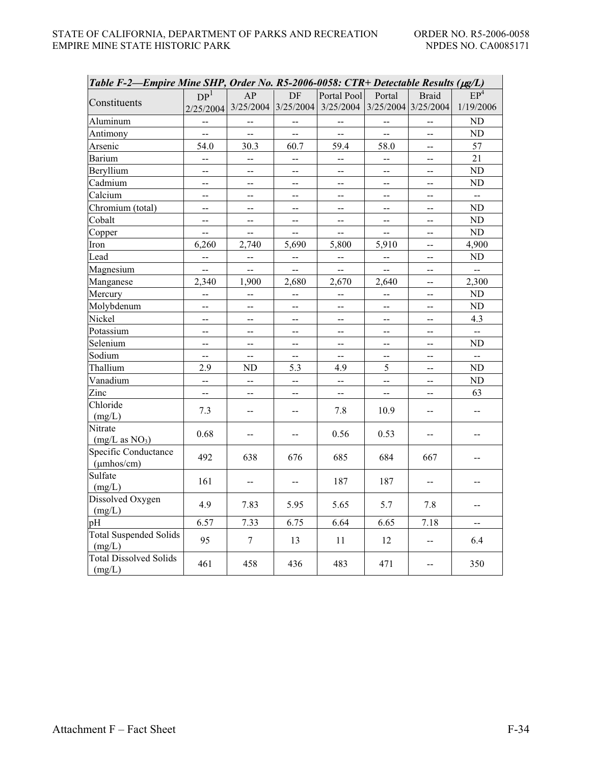*Table F-2—Empire Mine SHP, Order No. R5-2006-0058: CTR+ Detectable Results (µg/L)*

| Constituents | DP[1] 2/25/2004 | AP 3/25/2004 | DF 3/25/2004 | Portal Pool 3/25/2004 | Portal 3/25/2004 | Braid 3/25/2004 | EP[4] 1/19/2006 |
|---|---|---|---|---|---|---|---|
| Aluminum | -- | -- | -- | -- | -- | -- | ND |
| Antimony | -- | -- | -- | -- | -- | -- | ND |
| Arsenic | 54.0 | 30.3 | 60.7 | 59.4 | 58.0 | -- | 57 |
| Barium | -- | -- | -- | -- | -- | -- | 21 |
| Beryllium | -- | -- | -- | -- | -- | -- | ND |
| Cadmium | -- | -- | -- | -- | -- | -- | ND |
| Calcium | -- | -- | -- | -- | -- | -- | -- |
| Chromium (total) | -- | -- | -- | -- | -- | -- | ND |
| Cobalt | -- | -- | -- | -- | -- | -- | ND |
| Copper | -- | -- | -- | -- | -- | -- | ND |
| Iron | 6,260 | 2,740 | 5,690 | 5,800 | 5,910 | -- | 4,900 |
| Lead | -- | -- | -- | -- | -- | -- | ND |
| Magnesium | -- | -- | -- | -- | -- | -- | -- |
| Manganese | 2,340 | 1,900 | 2,680 | 2,670 | 2,640 | -- | 2,300 |
| Mercury | -- | -- | -- | -- | -- | -- | ND |
| Molybdenum | -- | -- | -- | -- | -- | -- | ND |
| Nickel | -- | -- | -- | -- | -- | -- | 4.3 |
| Potassium | -- | -- | -- | -- | -- | -- | -- |
| Selenium | -- | -- | -- | -- | -- | -- | ND |
| Sodium | -- | -- | -- | -- | -- | -- | -- |
| Thallium | 2.9 | ND | 5.3 | 4.9 | 5 | -- | ND |
| Vanadium | -- | -- | -- | -- | -- | -- | ND |
| Zinc | -- | -- | -- | -- | -- | -- | 63 |
| Chloride (mg/L) | 7.3 | -- | -- | 7.8 | 10.9 | -- | -- |
| Nitrate (mg/L as $NO_3$) | 0.68 | -- | -- | 0.56 | 0.53 | -- | -- |
| Specific Conductance (µmhos/cm) | 492 | 638 | 676 | 685 | 684 | 667 | -- |
| Sulfate (mg/L) | 161 | -- | -- | 187 | 187 | -- | -- |
| Dissolved Oxygen (mg/L) | 4.9 | 7.83 | 5.95 | 5.65 | 5.7 | 7.8 | -- |
| pH | 6.57 | 7.33 | 6.75 | 6.64 | 6.65 | 7.18 | -- |
| Total Suspended Solids (mg/L) | 95 | 7 | 13 | 11 | 12 | -- | 6.4 |
| Total Dissolved Solids (mg/L) | 461 | 458 | 436 | 483 | 471 | -- | 350 |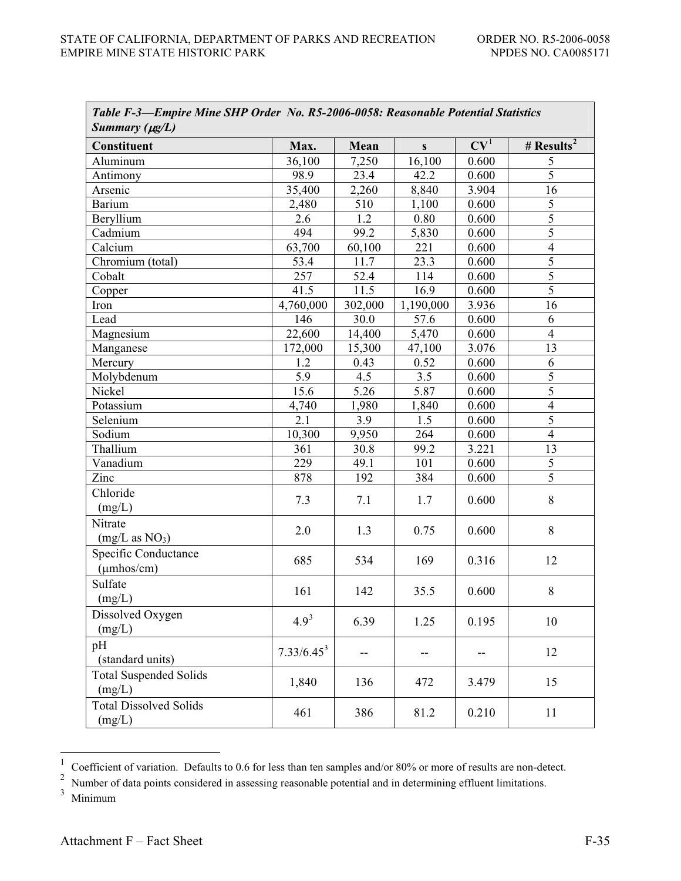| *Table F-3—Empire Mine SHP Order No. R5-2006-0058: Reasonable Potential Statistics Summary (µg/L)* | | | | | |
|---|---|---|---|---|---|
| **Constituent** | **Max.** | **Mean** | **s** | **CV**[1] | **# Results**[2] |
| Aluminum | 36,100 | 7,250 | 16,100 | 0.600 | 5 |
| Antimony | 98.9 | 23.4 | 42.2 | 0.600 | 5 |
| Arsenic | 35,400 | 2,260 | 8,840 | 3.904 | 16 |
| Barium | 2,480 | 510 | 1,100 | 0.600 | 5 |
| Beryllium | 2.6 | 1.2 | 0.80 | 0.600 | 5 |
| Cadmium | 494 | 99.2 | 5,830 | 0.600 | 5 |
| Calcium | 63,700 | 60,100 | 221 | 0.600 | 4 |
| Chromium (total) | 53.4 | 11.7 | 23.3 | 0.600 | 5 |
| Cobalt | 257 | 52.4 | 114 | 0.600 | 5 |
| Copper | 41.5 | 11.5 | 16.9 | 0.600 | 5 |
| Iron | 4,760,000 | 302,000 | 1,190,000 | 3.936 | 16 |
| Lead | 146 | 30.0 | 57.6 | 0.600 | 6 |
| Magnesium | 22,600 | 14,400 | 5,470 | 0.600 | 4 |
| Manganese | 172,000 | 15,300 | 47,100 | 3.076 | 13 |
| Mercury | 1.2 | 0.43 | 0.52 | 0.600 | 6 |
| Molybdenum | 5.9 | 4.5 | 3.5 | 0.600 | 5 |
| Nickel | 15.6 | 5.26 | 5.87 | 0.600 | 5 |
| Potassium | 4,740 | 1,980 | 1,840 | 0.600 | 4 |
| Selenium | 2.1 | 3.9 | 1.5 | 0.600 | 5 |
| Sodium | 10,300 | 9,950 | 264 | 0.600 | 4 |
| Thallium | 361 | 30.8 | 99.2 | 3.221 | 13 |
| Vanadium | 229 | 49.1 | 101 | 0.600 | 5 |
| Zinc | 878 | 192 | 384 | 0.600 | 5 |
| Chloride (mg/L) | 7.3 | 7.1 | 1.7 | 0.600 | 8 |
| Nitrate (mg/L as $NO_3$) | 2.0 | 1.3 | 0.75 | 0.600 | 8 |
| Specific Conductance (µmhos/cm) | 685 | 534 | 169 | 0.316 | 12 |
| Sulfate (mg/L) | 161 | 142 | 35.5 | 0.600 | 8 |
| Dissolved Oxygen (mg/L) | 4.9[3] | 6.39 | 1.25 | 0.195 | 10 |
| pH (standard units) | 7.33/6.45[3] | -- | -- | -- | 12 |
| Total Suspended Solids (mg/L) | 1,840 | 136 | 472 | 3.479 | 15 |
| Total Dissolved Solids (mg/L) | 461 | 386 | 81.2 | 0.210 | 11 |

[1] Coefficient of variation. Defaults to 0.6 for less than ten samples and/or 80% or more of results are non-detect.

[2] Number of data points considered in assessing reasonable potential and in determining effluent limitations.

[3] Minimum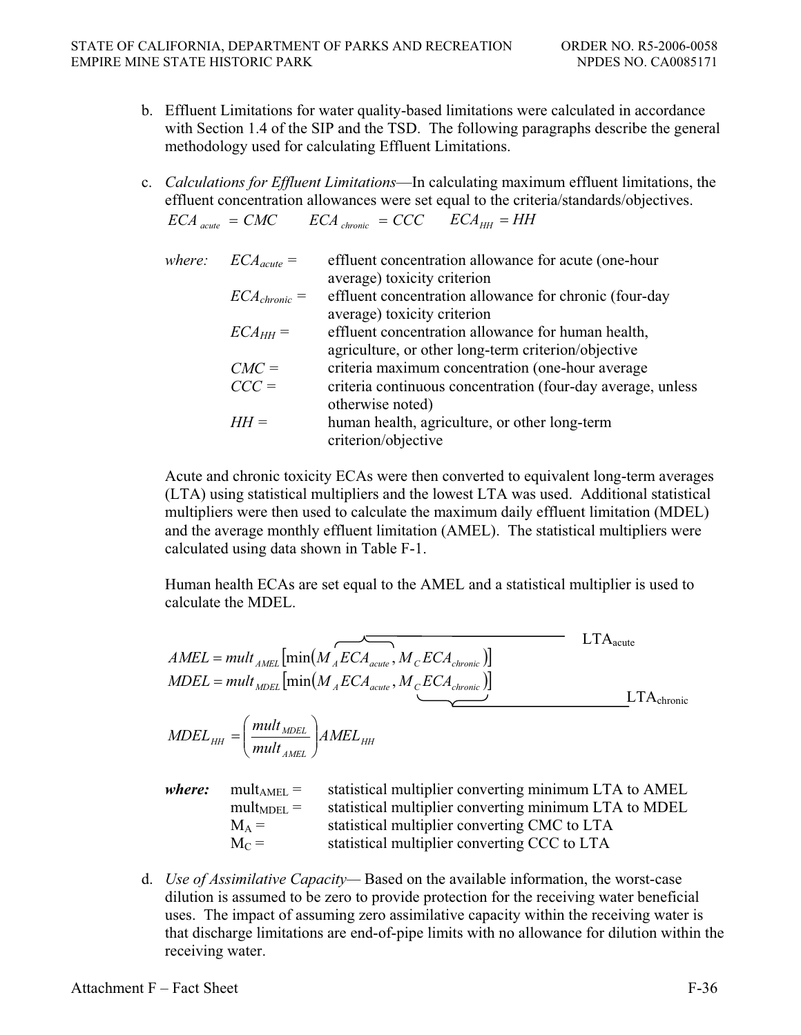b. Effluent Limitations for water quality-based limitations were calculated in accordance with Section 1.4 of the SIP and the TSD. The following paragraphs describe the general methodology used for calculating Effluent Limitations.

c. *Calculations for Effluent Limitations*—In calculating maximum effluent limitations, the effluent concentration allowances were set equal to the criteria/standards/objectives.

$$ECA_{acute} = CMC \qquad ECA_{chronic} = CCC \qquad ECA_{HH} = HH$$

*where:*

$ECA_{acute}$ = effluent concentration allowance for acute (one-hour average) toxicity criterion

$ECA_{chronic}$ = effluent concentration allowance for chronic (four-day average) toxicity criterion

$ECA_{HH}$ = effluent concentration allowance for human health, agriculture, or other long-term criterion/objective

$CMC$ = criteria maximum concentration (one-hour average

$CCC$ = criteria continuous concentration (four-day average, unless otherwise noted)

$HH$ = human health, agriculture, or other long-term criterion/objective

Acute and chronic toxicity ECAs were then converted to equivalent long-term averages (LTA) using statistical multipliers and the lowest LTA was used. Additional statistical multipliers were then used to calculate the maximum daily effluent limitation (MDEL) and the average monthly effluent limitation (AMEL). The statistical multipliers were calculated using data shown in Table F-1.

Human health ECAs are set equal to the AMEL and a statistical multiplier is used to calculate the MDEL.

$$AMEL = mult_{AMEL}\left[\min\left(\overbrace{M_A ECA_{acute}}^{LTA_{acute}}, M_C ECA_{chronic}\right)\right]$$

$$MDEL = mult_{MDEL}\left[\min\left(M_A ECA_{acute}, \underbrace{M_C ECA_{chronic}}_{LTA_{chronic}}\right)\right]$$

$$MDEL_{HH} = \left(\frac{mult_{MDEL}}{mult_{AMEL}}\right) AMEL_{HH}$$

***where:***

$mult_{AMEL}$ = statistical multiplier converting minimum LTA to AMEL

$mult_{MDEL}$ = statistical multiplier converting minimum LTA to MDEL

$M_A$ = statistical multiplier converting CMC to LTA

$M_C$ = statistical multiplier converting CCC to LTA

d. *Use of Assimilative Capacity*— Based on the available information, the worst-case dilution is assumed to be zero to provide protection for the receiving water beneficial uses. The impact of assuming zero assimilative capacity within the receiving water is that discharge limitations are end-of-pipe limits with no allowance for dilution within the receiving water.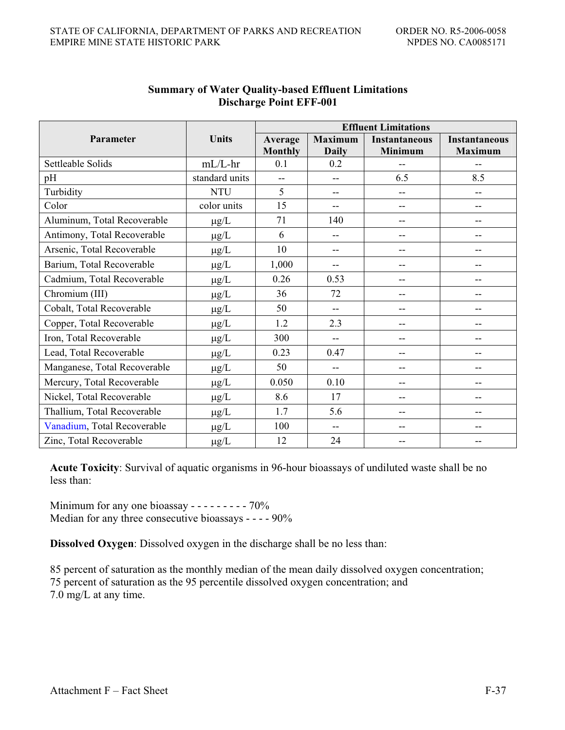**Summary of Water Quality-based Effluent Limitations**
**Discharge Point EFF-001**

| Parameter | Units | Effluent Limitations | | | |
|---|---|---|---|---|---|
| | | Average Monthly | Maximum Daily | Instantaneous Minimum | Instantaneous Maximum |
| Settleable Solids | mL/L-hr | 0.1 | 0.2 | -- | -- |
| pH | standard units | -- | -- | 6.5 | 8.5 |
| Turbidity | NTU | 5 | -- | -- | -- |
| Color | color units | 15 | -- | -- | -- |
| Aluminum, Total Recoverable | μg/L | 71 | 140 | -- | -- |
| Antimony, Total Recoverable | μg/L | 6 | -- | -- | -- |
| Arsenic, Total Recoverable | μg/L | 10 | -- | -- | -- |
| Barium, Total Recoverable | μg/L | 1,000 | -- | -- | -- |
| Cadmium, Total Recoverable | μg/L | 0.26 | 0.53 | -- | -- |
| Chromium (III) | μg/L | 36 | 72 | -- | -- |
| Cobalt, Total Recoverable | μg/L | 50 | -- | -- | -- |
| Copper, Total Recoverable | μg/L | 1.2 | 2.3 | -- | -- |
| Iron, Total Recoverable | μg/L | 300 | -- | -- | -- |
| Lead, Total Recoverable | μg/L | 0.23 | 0.47 | -- | -- |
| Manganese, Total Recoverable | μg/L | 50 | -- | -- | -- |
| Mercury, Total Recoverable | μg/L | 0.050 | 0.10 | -- | -- |
| Nickel, Total Recoverable | μg/L | 8.6 | 17 | -- | -- |
| Thallium, Total Recoverable | μg/L | 1.7 | 5.6 | -- | -- |
| Vanadium, Total Recoverable | μg/L | 100 | -- | -- | -- |
| Zinc, Total Recoverable | μg/L | 12 | 24 | -- | -- |

**Acute Toxicity**: Survival of aquatic organisms in 96-hour bioassays of undiluted waste shall be no less than:

Minimum for any one bioassay - - - - - - - - - 70%
Median for any three consecutive bioassays - - - - 90%

**Dissolved Oxygen**: Dissolved oxygen in the discharge shall be no less than:

85 percent of saturation as the monthly median of the mean daily dissolved oxygen concentration;
75 percent of saturation as the 95 percentile dissolved oxygen concentration; and
7.0 mg/L at any time.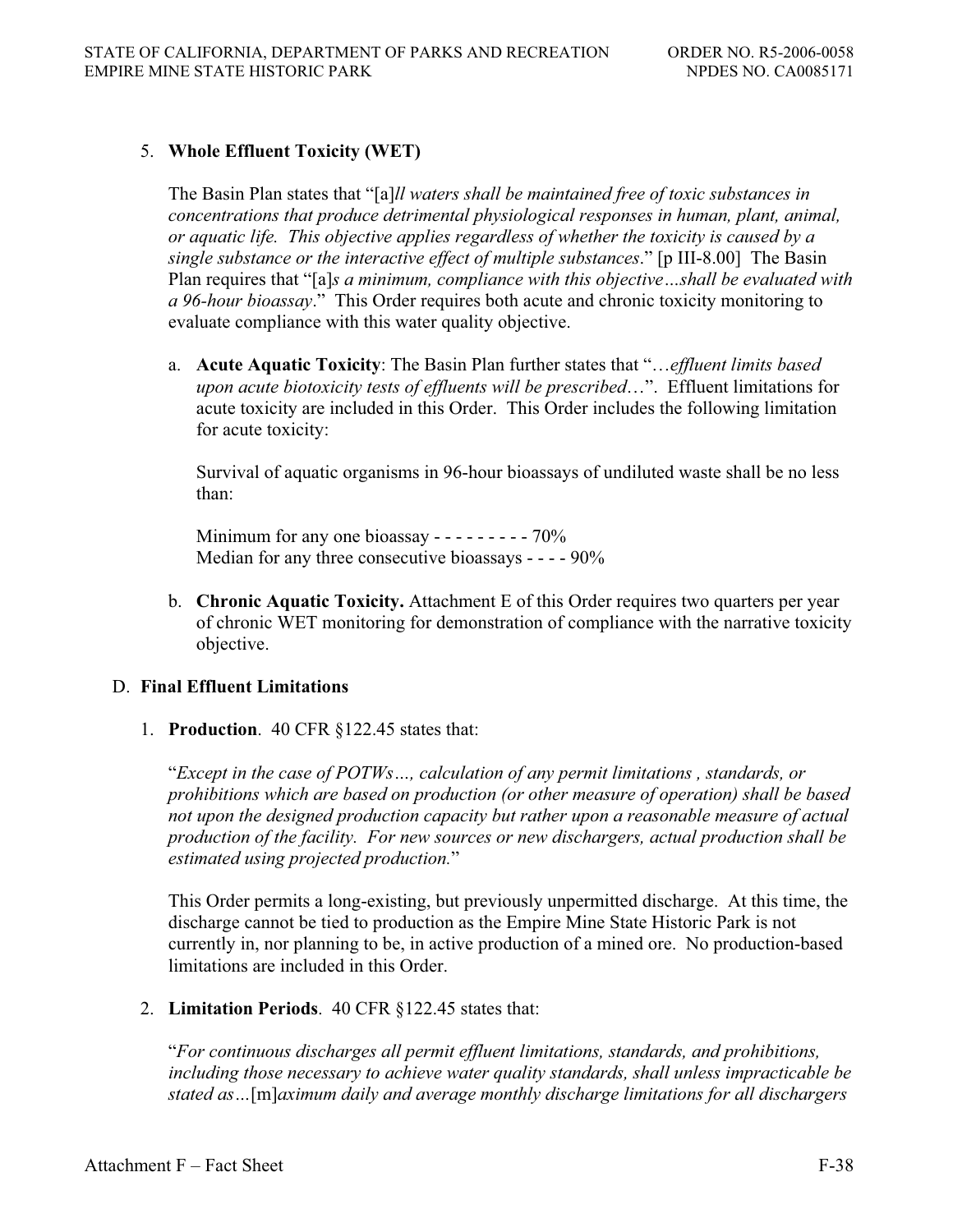5. **Whole Effluent Toxicity (WET)**

   The Basin Plan states that "[a]*ll waters shall be maintained free of toxic substances in concentrations that produce detrimental physiological responses in human, plant, animal, or aquatic life. This objective applies regardless of whether the toxicity is caused by a single substance or the interactive effect of multiple substances*." [p III-8.00] The Basin Plan requires that "[a]*s a minimum, compliance with this objective…shall be evaluated with a 96-hour bioassay*." This Order requires both acute and chronic toxicity monitoring to evaluate compliance with this water quality objective.

   a. **Acute Aquatic Toxicity**: The Basin Plan further states that "…*effluent limits based upon acute biotoxicity tests of effluents will be prescribed*…". Effluent limitations for acute toxicity are included in this Order. This Order includes the following limitation for acute toxicity:

      Survival of aquatic organisms in 96-hour bioassays of undiluted waste shall be no less than:

      Minimum for any one bioassay - - - - - - - - - 70%
      Median for any three consecutive bioassays - - - - 90%

   b. **Chronic Aquatic Toxicity.** Attachment E of this Order requires two quarters per year of chronic WET monitoring for demonstration of compliance with the narrative toxicity objective.

D. **Final Effluent Limitations**

1. **Production**. 40 CFR §122.45 states that:

   "*Except in the case of POTWs…, calculation of any permit limitations , standards, or prohibitions which are based on production (or other measure of operation) shall be based not upon the designed production capacity but rather upon a reasonable measure of actual production of the facility. For new sources or new dischargers, actual production shall be estimated using projected production.*"

   This Order permits a long-existing, but previously unpermitted discharge. At this time, the discharge cannot be tied to production as the Empire Mine State Historic Park is not currently in, nor planning to be, in active production of a mined ore. No production-based limitations are included in this Order.

2. **Limitation Periods**. 40 CFR §122.45 states that:

   "*For continuous discharges all permit effluent limitations, standards, and prohibitions, including those necessary to achieve water quality standards, shall unless impracticable be stated as…*[m]*aximum daily and average monthly discharge limitations for all dischargers*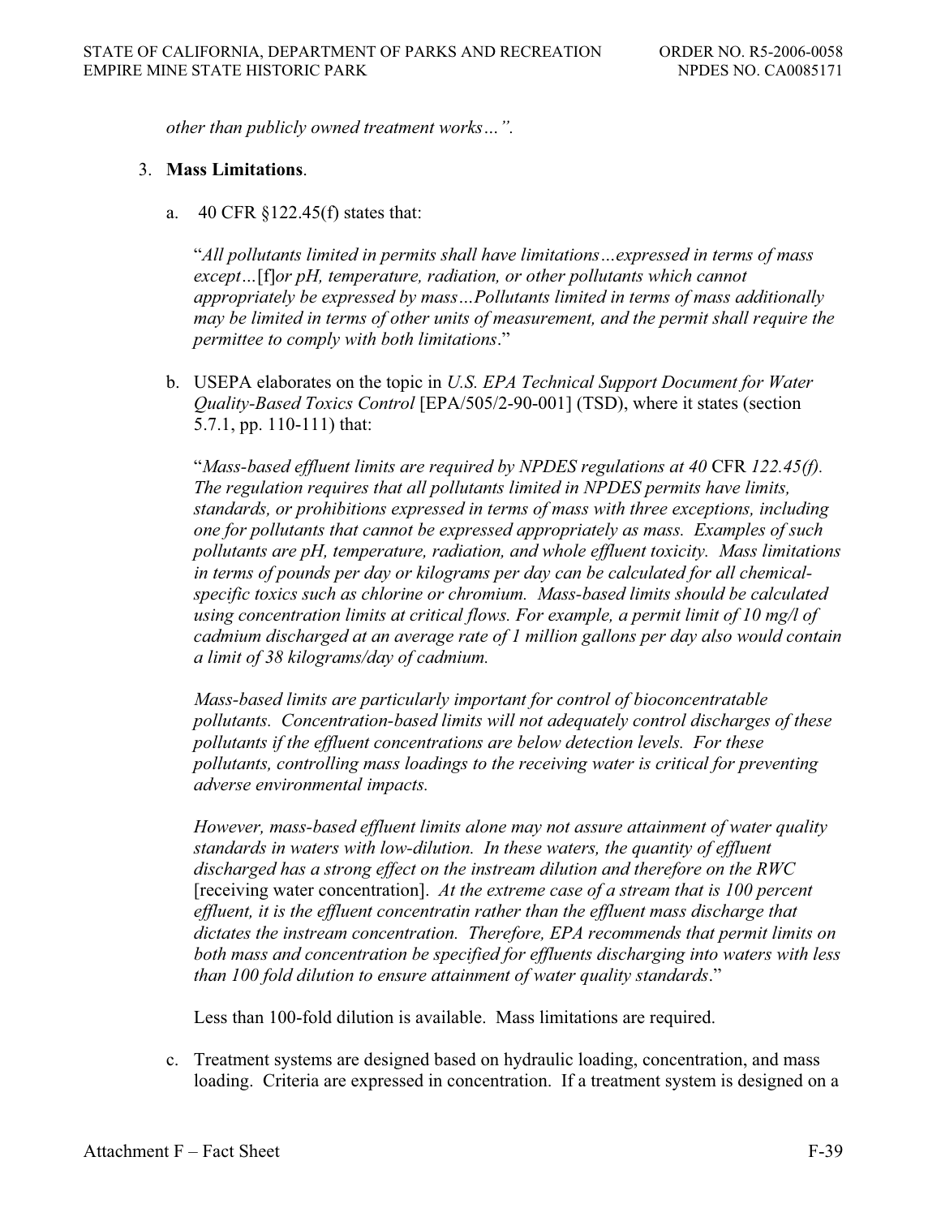*other than publicly owned treatment works…".*

3. **Mass Limitations**.

   a. 40 CFR §122.45(f) states that:

   "*All pollutants limited in permits shall have limitations…expressed in terms of mass except…*[f]*or pH, temperature, radiation, or other pollutants which cannot appropriately be expressed by mass…Pollutants limited in terms of mass additionally may be limited in terms of other units of measurement, and the permit shall require the permittee to comply with both limitations*."

   b. USEPA elaborates on the topic in *U.S. EPA Technical Support Document for Water Quality-Based Toxics Control* [EPA/505/2-90-001] (TSD), where it states (section 5.7.1, pp. 110-111) that:

   "*Mass-based effluent limits are required by NPDES regulations at 40* CFR *122.45(f). The regulation requires that all pollutants limited in NPDES permits have limits, standards, or prohibitions expressed in terms of mass with three exceptions, including one for pollutants that cannot be expressed appropriately as mass. Examples of such pollutants are pH, temperature, radiation, and whole effluent toxicity. Mass limitations in terms of pounds per day or kilograms per day can be calculated for all chemical-specific toxics such as chlorine or chromium. Mass-based limits should be calculated using concentration limits at critical flows. For example, a permit limit of 10 mg/l of cadmium discharged at an average rate of 1 million gallons per day also would contain a limit of 38 kilograms/day of cadmium.*

   *Mass-based limits are particularly important for control of bioconcentratable pollutants. Concentration-based limits will not adequately control discharges of these pollutants if the effluent concentrations are below detection levels. For these pollutants, controlling mass loadings to the receiving water is critical for preventing adverse environmental impacts.*

   *However, mass-based effluent limits alone may not assure attainment of water quality standards in waters with low-dilution. In these waters, the quantity of effluent discharged has a strong effect on the instream dilution and therefore on the RWC* [receiving water concentration]. *At the extreme case of a stream that is 100 percent effluent, it is the effluent concentratin rather than the effluent mass discharge that dictates the instream concentration. Therefore, EPA recommends that permit limits on both mass and concentration be specified for effluents discharging into waters with less than 100 fold dilution to ensure attainment of water quality standards*."

   Less than 100-fold dilution is available. Mass limitations are required.

   c. Treatment systems are designed based on hydraulic loading, concentration, and mass loading. Criteria are expressed in concentration. If a treatment system is designed on a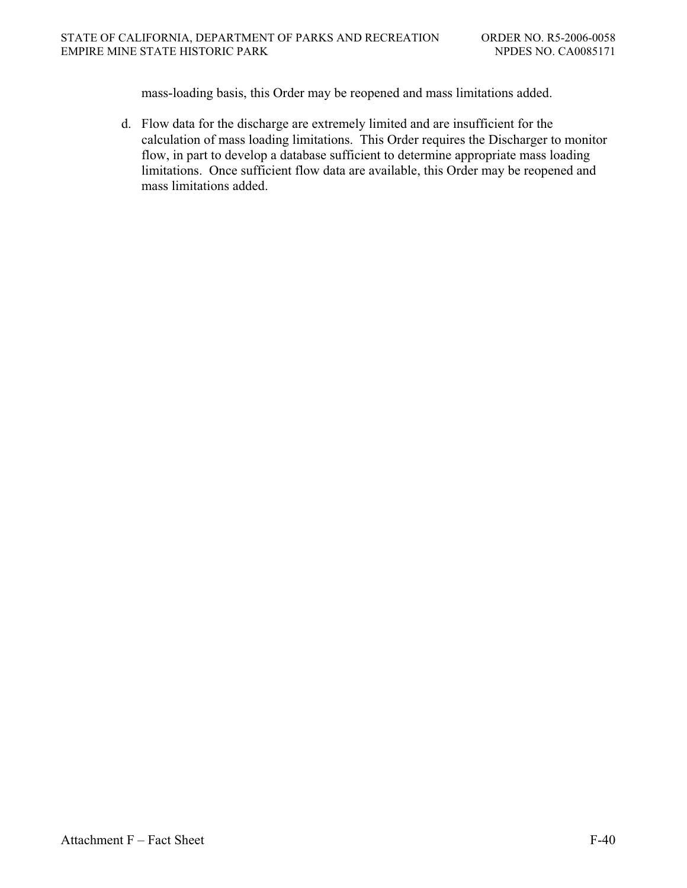mass-loading basis, this Order may be reopened and mass limitations added.

d. Flow data for the discharge are extremely limited and are insufficient for the calculation of mass loading limitations. This Order requires the Discharger to monitor flow, in part to develop a database sufficient to determine appropriate mass loading limitations. Once sufficient flow data are available, this Order may be reopened and mass limitations added.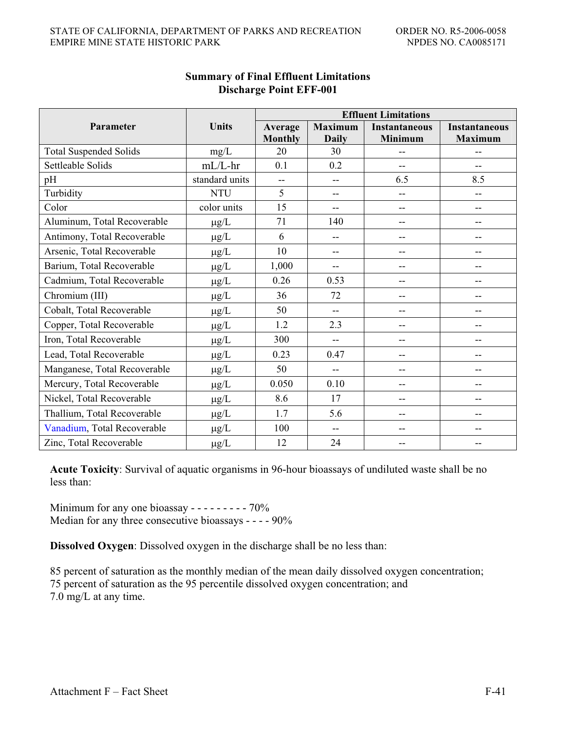**Summary of Final Effluent Limitations**
**Discharge Point EFF-001**

| Parameter | Units | Effluent Limitations | | | |
|---|---|---|---|---|---|
| | | Average Monthly | Maximum Daily | Instantaneous Minimum | Instantaneous Maximum |
| Total Suspended Solids | mg/L | 20 | 30 | -- | -- |
| Settleable Solids | mL/L-hr | 0.1 | 0.2 | -- | -- |
| pH | standard units | -- | -- | 6.5 | 8.5 |
| Turbidity | NTU | 5 | -- | -- | -- |
| Color | color units | 15 | -- | -- | -- |
| Aluminum, Total Recoverable | µg/L | 71 | 140 | -- | -- |
| Antimony, Total Recoverable | µg/L | 6 | -- | -- | -- |
| Arsenic, Total Recoverable | µg/L | 10 | -- | -- | -- |
| Barium, Total Recoverable | µg/L | 1,000 | -- | -- | -- |
| Cadmium, Total Recoverable | µg/L | 0.26 | 0.53 | -- | -- |
| Chromium (III) | µg/L | 36 | 72 | -- | -- |
| Cobalt, Total Recoverable | µg/L | 50 | -- | -- | -- |
| Copper, Total Recoverable | µg/L | 1.2 | 2.3 | -- | -- |
| Iron, Total Recoverable | µg/L | 300 | -- | -- | -- |
| Lead, Total Recoverable | µg/L | 0.23 | 0.47 | -- | -- |
| Manganese, Total Recoverable | µg/L | 50 | -- | -- | -- |
| Mercury, Total Recoverable | µg/L | 0.050 | 0.10 | -- | -- |
| Nickel, Total Recoverable | µg/L | 8.6 | 17 | -- | -- |
| Thallium, Total Recoverable | µg/L | 1.7 | 5.6 | -- | -- |
| Vanadium, Total Recoverable | µg/L | 100 | -- | -- | -- |
| Zinc, Total Recoverable | µg/L | 12 | 24 | -- | -- |

**Acute Toxicity**: Survival of aquatic organisms in 96-hour bioassays of undiluted waste shall be no less than:

Minimum for any one bioassay - - - - - - - - - 70%
Median for any three consecutive bioassays - - - - 90%

**Dissolved Oxygen**: Dissolved oxygen in the discharge shall be no less than:

85 percent of saturation as the monthly median of the mean daily dissolved oxygen concentration;
75 percent of saturation as the 95 percentile dissolved oxygen concentration; and
7.0 mg/L at any time.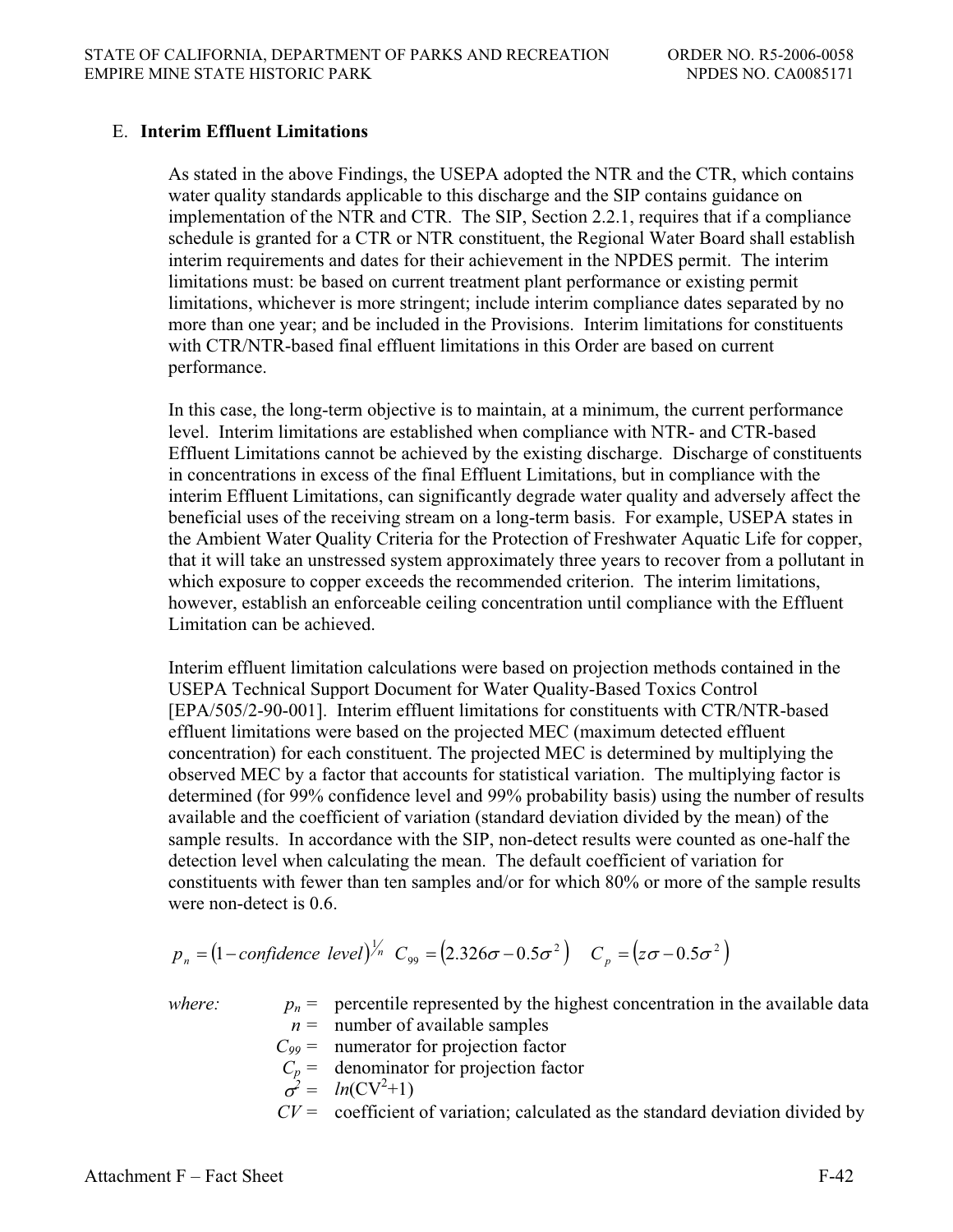## E. **Interim Effluent Limitations**

As stated in the above Findings, the USEPA adopted the NTR and the CTR, which contains water quality standards applicable to this discharge and the SIP contains guidance on implementation of the NTR and CTR. The SIP, Section 2.2.1, requires that if a compliance schedule is granted for a CTR or NTR constituent, the Regional Water Board shall establish interim requirements and dates for their achievement in the NPDES permit. The interim limitations must: be based on current treatment plant performance or existing permit limitations, whichever is more stringent; include interim compliance dates separated by no more than one year; and be included in the Provisions. Interim limitations for constituents with CTR/NTR-based final effluent limitations in this Order are based on current performance.

In this case, the long-term objective is to maintain, at a minimum, the current performance level. Interim limitations are established when compliance with NTR- and CTR-based Effluent Limitations cannot be achieved by the existing discharge. Discharge of constituents in concentrations in excess of the final Effluent Limitations, but in compliance with the interim Effluent Limitations, can significantly degrade water quality and adversely affect the beneficial uses of the receiving stream on a long-term basis. For example, USEPA states in the Ambient Water Quality Criteria for the Protection of Freshwater Aquatic Life for copper, that it will take an unstressed system approximately three years to recover from a pollutant in which exposure to copper exceeds the recommended criterion. The interim limitations, however, establish an enforceable ceiling concentration until compliance with the Effluent Limitation can be achieved.

Interim effluent limitation calculations were based on projection methods contained in the USEPA Technical Support Document for Water Quality-Based Toxics Control [EPA/505/2-90-001]. Interim effluent limitations for constituents with CTR/NTR-based effluent limitations were based on the projected MEC (maximum detected effluent concentration) for each constituent. The projected MEC is determined by multiplying the observed MEC by a factor that accounts for statistical variation. The multiplying factor is determined (for 99% confidence level and 99% probability basis) using the number of results available and the coefficient of variation (standard deviation divided by the mean) of the sample results. In accordance with the SIP, non-detect results were counted as one-half the detection level when calculating the mean. The default coefficient of variation for constituents with fewer than ten samples and/or for which 80% or more of the sample results were non-detect is 0.6.

$$p_n = (1 - confidence\ level)^{1/n} \quad C_{99} = \left(2.326\sigma - 0.5\sigma^2\right) \quad C_p = \left(z\sigma - 0.5\sigma^2\right)$$

*where:*

- $p_n$ = percentile represented by the highest concentration in the available data
- $n$ = number of available samples
- $C_{99}$ = numerator for projection factor
- $C_p$ = denominator for projection factor
- $\sigma^2$ = $ln(CV^2+1)$
- $CV$ = coefficient of variation; calculated as the standard deviation divided by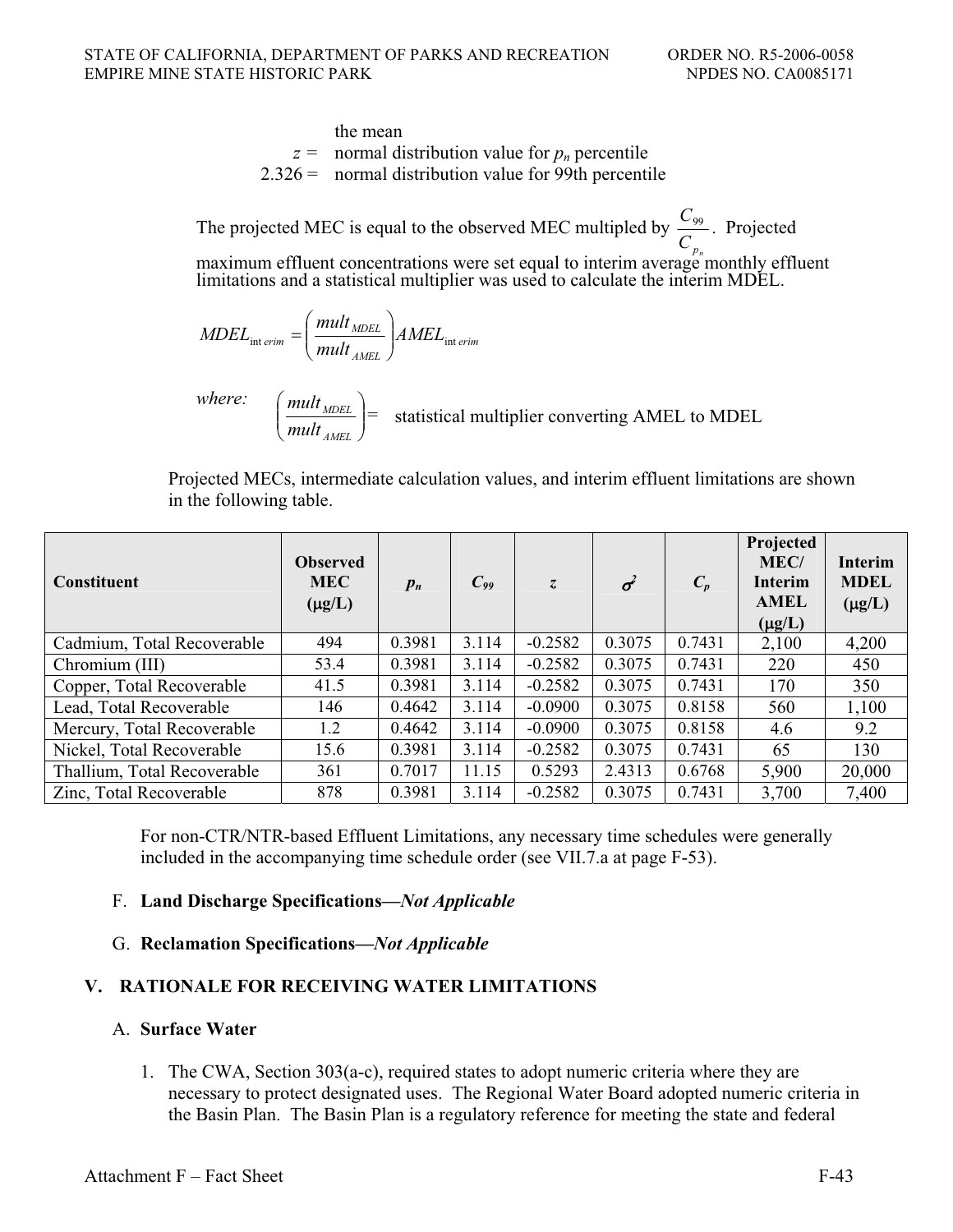the mean

$z$ = normal distribution value for $p_n$ percentile

2.326 = normal distribution value for 99th percentile

The projected MEC is equal to the observed MEC multipled by $\frac{C_{99}}{C_{p_n}}$. Projected maximum effluent concentrations were set equal to interim average monthly effluent limitations and a statistical multiplier was used to calculate the interim MDEL.

$$MDEL_{interim} = \left(\frac{mult_{MDEL}}{mult_{AMEL}}\right) AMEL_{interim}$$

*where:* $\left(\frac{mult_{MDEL}}{mult_{AMEL}}\right)$ = statistical multiplier converting AMEL to MDEL

Projected MECs, intermediate calculation values, and interim effluent limitations are shown in the following table.

| Constituent | Observed MEC (μg/L) | $p_n$ | $C_{99}$ | $z$ | $\sigma^2$ | $C_p$ | Projected MEC/ Interim AMEL (μg/L) | Interim MDEL (μg/L) |
|---|---|---|---|---|---|---|---|---|
| Cadmium, Total Recoverable | 494 | 0.3981 | 3.114 | -0.2582 | 0.3075 | 0.7431 | 2,100 | 4,200 |
| Chromium (III) | 53.4 | 0.3981 | 3.114 | -0.2582 | 0.3075 | 0.7431 | 220 | 450 |
| Copper, Total Recoverable | 41.5 | 0.3981 | 3.114 | -0.2582 | 0.3075 | 0.7431 | 170 | 350 |
| Lead, Total Recoverable | 146 | 0.4642 | 3.114 | -0.0900 | 0.3075 | 0.8158 | 560 | 1,100 |
| Mercury, Total Recoverable | 1.2 | 0.4642 | 3.114 | -0.0900 | 0.3075 | 0.8158 | 4.6 | 9.2 |
| Nickel, Total Recoverable | 15.6 | 0.3981 | 3.114 | -0.2582 | 0.3075 | 0.7431 | 65 | 130 |
| Thallium, Total Recoverable | 361 | 0.7017 | 11.15 | 0.5293 | 2.4313 | 0.6768 | 5,900 | 20,000 |
| Zinc, Total Recoverable | 878 | 0.3981 | 3.114 | -0.2582 | 0.3075 | 0.7431 | 3,700 | 7,400 |

For non-CTR/NTR-based Effluent Limitations, any necessary time schedules were generally included in the accompanying time schedule order (see VII.7.a at page F-53).

F. **Land Discharge Specifications—*Not Applicable***

G. **Reclamation Specifications—*Not Applicable***

## V. RATIONALE FOR RECEIVING WATER LIMITATIONS

A. **Surface Water**

1. The CWA, Section 303(a-c), required states to adopt numeric criteria where they are necessary to protect designated uses. The Regional Water Board adopted numeric criteria in the Basin Plan. The Basin Plan is a regulatory reference for meeting the state and federal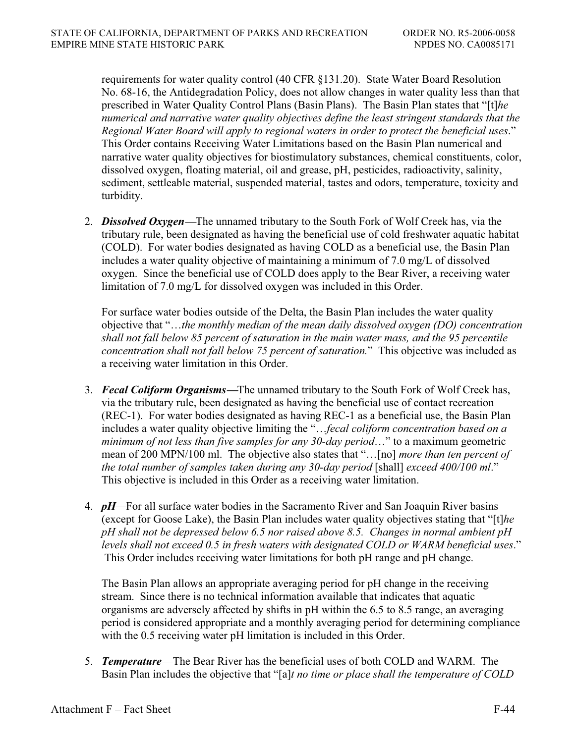requirements for water quality control (40 CFR §131.20). State Water Board Resolution No. 68-16, the Antidegradation Policy, does not allow changes in water quality less than that prescribed in Water Quality Control Plans (Basin Plans). The Basin Plan states that "[t]*he numerical and narrative water quality objectives define the least stringent standards that the Regional Water Board will apply to regional waters in order to protect the beneficial uses*." This Order contains Receiving Water Limitations based on the Basin Plan numerical and narrative water quality objectives for biostimulatory substances, chemical constituents, color, dissolved oxygen, floating material, oil and grease, pH, pesticides, radioactivity, salinity, sediment, settleable material, suspended material, tastes and odors, temperature, toxicity and turbidity.

2. ***Dissolved Oxygen*—**The unnamed tributary to the South Fork of Wolf Creek has, via the tributary rule, been designated as having the beneficial use of cold freshwater aquatic habitat (COLD). For water bodies designated as having COLD as a beneficial use, the Basin Plan includes a water quality objective of maintaining a minimum of 7.0 mg/L of dissolved oxygen. Since the beneficial use of COLD does apply to the Bear River, a receiving water limitation of 7.0 mg/L for dissolved oxygen was included in this Order.

   For surface water bodies outside of the Delta, the Basin Plan includes the water quality objective that "…*the monthly median of the mean daily dissolved oxygen (DO) concentration shall not fall below 85 percent of saturation in the main water mass, and the 95 percentile concentration shall not fall below 75 percent of saturation.*" This objective was included as a receiving water limitation in this Order.

3. ***Fecal Coliform Organisms*—**The unnamed tributary to the South Fork of Wolf Creek has, via the tributary rule, been designated as having the beneficial use of contact recreation (REC-1). For water bodies designated as having REC-1 as a beneficial use, the Basin Plan includes a water quality objective limiting the "…*fecal coliform concentration based on a minimum of not less than five samples for any 30-day period*…" to a maximum geometric mean of 200 MPN/100 ml. The objective also states that "…[no] *more than ten percent of the total number of samples taken during any 30-day period* [shall] *exceed 400/100 ml*." This objective is included in this Order as a receiving water limitation.

4. ***pH***—For all surface water bodies in the Sacramento River and San Joaquin River basins (except for Goose Lake), the Basin Plan includes water quality objectives stating that "[t]*he pH shall not be depressed below 6.5 nor raised above 8.5. Changes in normal ambient pH levels shall not exceed 0.5 in fresh waters with designated COLD or WARM beneficial uses*." This Order includes receiving water limitations for both pH range and pH change.

   The Basin Plan allows an appropriate averaging period for pH change in the receiving stream. Since there is no technical information available that indicates that aquatic organisms are adversely affected by shifts in pH within the 6.5 to 8.5 range, an averaging period is considered appropriate and a monthly averaging period for determining compliance with the 0.5 receiving water pH limitation is included in this Order.

5. ***Temperature***—The Bear River has the beneficial uses of both COLD and WARM. The Basin Plan includes the objective that "[a]*t no time or place shall the temperature of COLD*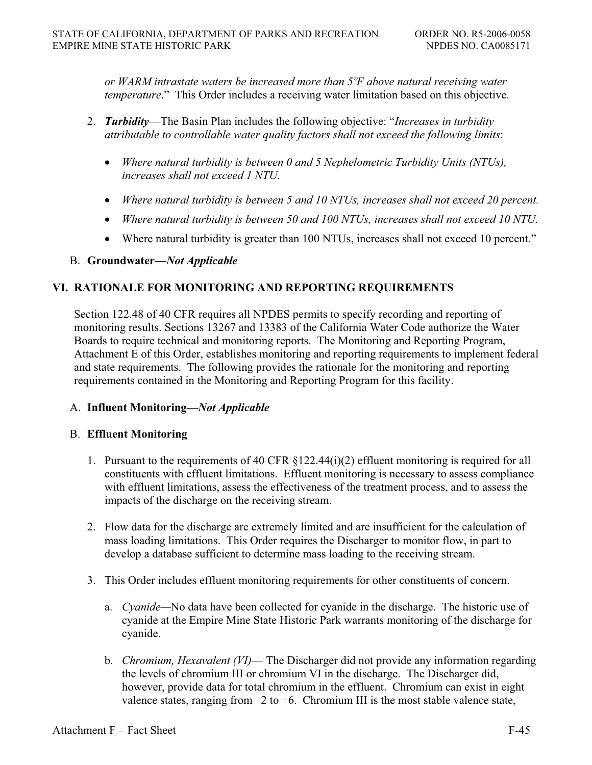*or WARM intrastate waters be increased more than 5ºF above natural receiving water temperature*." This Order includes a receiving water limitation based on this objective.

2. ***Turbidity***—The Basin Plan includes the following objective: "*Increases in turbidity attributable to controllable water quality factors shall not exceed the following limits*:

   - *Where natural turbidity is between 0 and 5 Nephelometric Turbidity Units (NTUs), increases shall not exceed 1 NTU.*
   - *Where natural turbidity is between 5 and 10 NTUs, increases shall not exceed 20 percent.*
   - *Where natural turbidity is between 50 and 100 NTUs, increases shall not exceed 10 NTU.*
   - Where natural turbidity is greater than 100 NTUs, increases shall not exceed 10 percent."

B. **Groundwater—*Not Applicable***

## VI. RATIONALE FOR MONITORING AND REPORTING REQUIREMENTS

Section 122.48 of 40 CFR requires all NPDES permits to specify recording and reporting of monitoring results. Sections 13267 and 13383 of the California Water Code authorize the Water Boards to require technical and monitoring reports. The Monitoring and Reporting Program, Attachment E of this Order, establishes monitoring and reporting requirements to implement federal and state requirements. The following provides the rationale for the monitoring and reporting requirements contained in the Monitoring and Reporting Program for this facility.

A. **Influent Monitoring—*Not Applicable***

B. **Effluent Monitoring**

1. Pursuant to the requirements of 40 CFR §122.44(i)(2) effluent monitoring is required for all constituents with effluent limitations. Effluent monitoring is necessary to assess compliance with effluent limitations, assess the effectiveness of the treatment process, and to assess the impacts of the discharge on the receiving stream.

2. Flow data for the discharge are extremely limited and are insufficient for the calculation of mass loading limitations. This Order requires the Discharger to monitor flow, in part to develop a database sufficient to determine mass loading to the receiving stream.

3. This Order includes effluent monitoring requirements for other constituents of concern.

   a. *Cyanide*—No data have been collected for cyanide in the discharge. The historic use of cyanide at the Empire Mine State Historic Park warrants monitoring of the discharge for cyanide.

   b. *Chromium, Hexavalent (VI)*— The Discharger did not provide any information regarding the levels of chromium III or chromium VI in the discharge. The Discharger did, however, provide data for total chromium in the effluent. Chromium can exist in eight valence states, ranging from –2 to +6. Chromium III is the most stable valence state,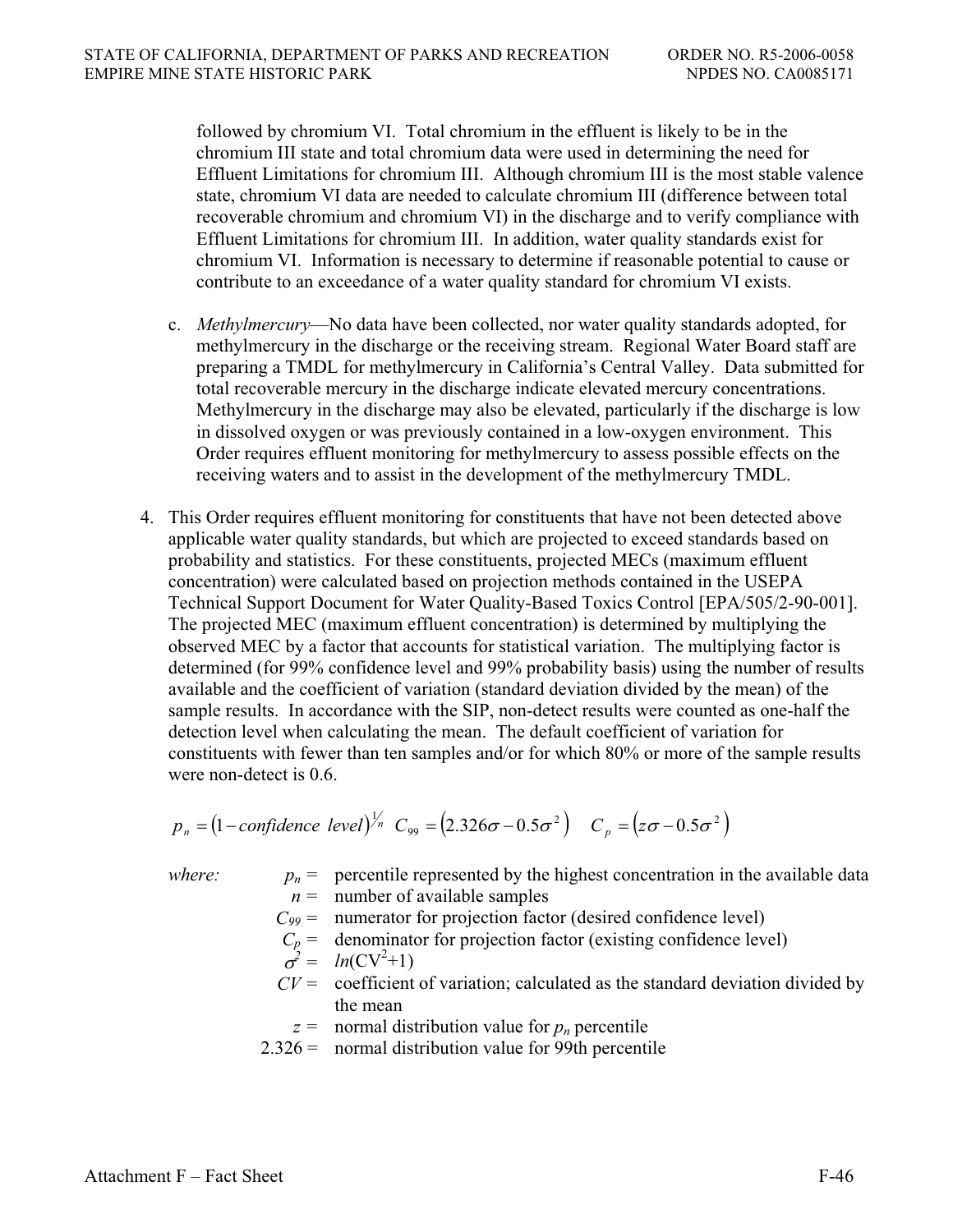followed by chromium VI. Total chromium in the effluent is likely to be in the chromium III state and total chromium data were used in determining the need for Effluent Limitations for chromium III. Although chromium III is the most stable valence state, chromium VI data are needed to calculate chromium III (difference between total recoverable chromium and chromium VI) in the discharge and to verify compliance with Effluent Limitations for chromium III. In addition, water quality standards exist for chromium VI. Information is necessary to determine if reasonable potential to cause or contribute to an exceedance of a water quality standard for chromium VI exists.

c. *Methylmercury*—No data have been collected, nor water quality standards adopted, for methylmercury in the discharge or the receiving stream. Regional Water Board staff are preparing a TMDL for methylmercury in California's Central Valley. Data submitted for total recoverable mercury in the discharge indicate elevated mercury concentrations. Methylmercury in the discharge may also be elevated, particularly if the discharge is low in dissolved oxygen or was previously contained in a low-oxygen environment. This Order requires effluent monitoring for methylmercury to assess possible effects on the receiving waters and to assist in the development of the methylmercury TMDL.

4. This Order requires effluent monitoring for constituents that have not been detected above applicable water quality standards, but which are projected to exceed standards based on probability and statistics. For these constituents, projected MECs (maximum effluent concentration) were calculated based on projection methods contained in the USEPA Technical Support Document for Water Quality-Based Toxics Control [EPA/505/2-90-001]. The projected MEC (maximum effluent concentration) is determined by multiplying the observed MEC by a factor that accounts for statistical variation. The multiplying factor is determined (for 99% confidence level and 99% probability basis) using the number of results available and the coefficient of variation (standard deviation divided by the mean) of the sample results. In accordance with the SIP, non-detect results were counted as one-half the detection level when calculating the mean. The default coefficient of variation for constituents with fewer than ten samples and/or for which 80% or more of the sample results were non-detect is 0.6.

$$p_n = (1 - confidence\ \ level)^{1/n} \quad C_{99} = \left(2.326\sigma - 0.5\sigma^2\right) \quad C_p = \left(z\sigma - 0.5\sigma^2\right)$$

*where:*

- $p_n$ = percentile represented by the highest concentration in the available data
- $n$ = number of available samples
- $C_{99}$ = numerator for projection factor (desired confidence level)
- $C_p$ = denominator for projection factor (existing confidence level)
- $\sigma^2$ = $ln(CV^2+1)$
- $CV$ = coefficient of variation; calculated as the standard deviation divided by the mean
- $z$ = normal distribution value for $p_n$ percentile
- 2.326 = normal distribution value for 99th percentile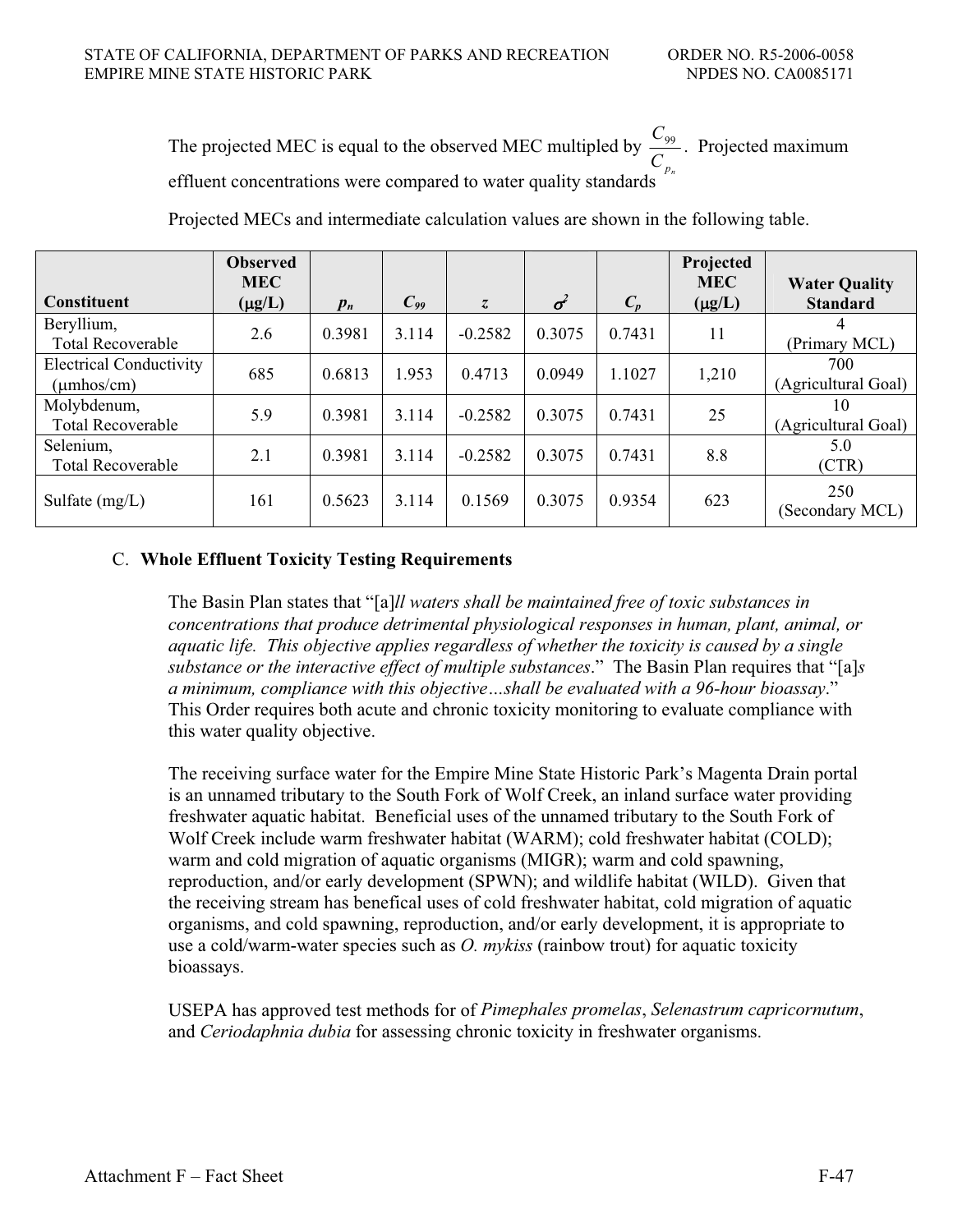The projected MEC is equal to the observed MEC multipled by $\frac{C_{99}}{C_{p_n}}$. Projected maximum effluent concentrations were compared to water quality standards

Projected MECs and intermediate calculation values are shown in the following table.

| Constituent | Observed MEC (μg/L) | $p_n$ | $C_{99}$ | $z$ | $\sigma^2$ | $C_p$ | Projected MEC (μg/L) | Water Quality Standard |
|---|---|---|---|---|---|---|---|---|
| Beryllium, Total Recoverable | 2.6 | 0.3981 | 3.114 | -0.2582 | 0.3075 | 0.7431 | 11 | 4 (Primary MCL) |
| Electrical Conductivity (μmhos/cm) | 685 | 0.6813 | 1.953 | 0.4713 | 0.0949 | 1.1027 | 1,210 | 700 (Agricultural Goal) |
| Molybdenum, Total Recoverable | 5.9 | 0.3981 | 3.114 | -0.2582 | 0.3075 | 0.7431 | 25 | 10 (Agricultural Goal) |
| Selenium, Total Recoverable | 2.1 | 0.3981 | 3.114 | -0.2582 | 0.3075 | 0.7431 | 8.8 | 5.0 (CTR) |
| Sulfate (mg/L) | 161 | 0.5623 | 3.114 | 0.1569 | 0.3075 | 0.9354 | 623 | 250 (Secondary MCL) |

## C. Whole Effluent Toxicity Testing Requirements

The Basin Plan states that "[a]*ll waters shall be maintained free of toxic substances in concentrations that produce detrimental physiological responses in human, plant, animal, or aquatic life. This objective applies regardless of whether the toxicity is caused by a single substance or the interactive effect of multiple substances*." The Basin Plan requires that "[a]*s a minimum, compliance with this objective…shall be evaluated with a 96-hour bioassay*." This Order requires both acute and chronic toxicity monitoring to evaluate compliance with this water quality objective.

The receiving surface water for the Empire Mine State Historic Park's Magenta Drain portal is an unnamed tributary to the South Fork of Wolf Creek, an inland surface water providing freshwater aquatic habitat. Beneficial uses of the unnamed tributary to the South Fork of Wolf Creek include warm freshwater habitat (WARM); cold freshwater habitat (COLD); warm and cold migration of aquatic organisms (MIGR); warm and cold spawning, reproduction, and/or early development (SPWN); and wildlife habitat (WILD). Given that the receiving stream has benefical uses of cold freshwater habitat, cold migration of aquatic organisms, and cold spawning, reproduction, and/or early development, it is appropriate to use a cold/warm-water species such as *O. mykiss* (rainbow trout) for aquatic toxicity bioassays.

USEPA has approved test methods for of *Pimephales promelas*, *Selenastrum capricornutum*, and *Ceriodaphnia dubia* for assessing chronic toxicity in freshwater organisms.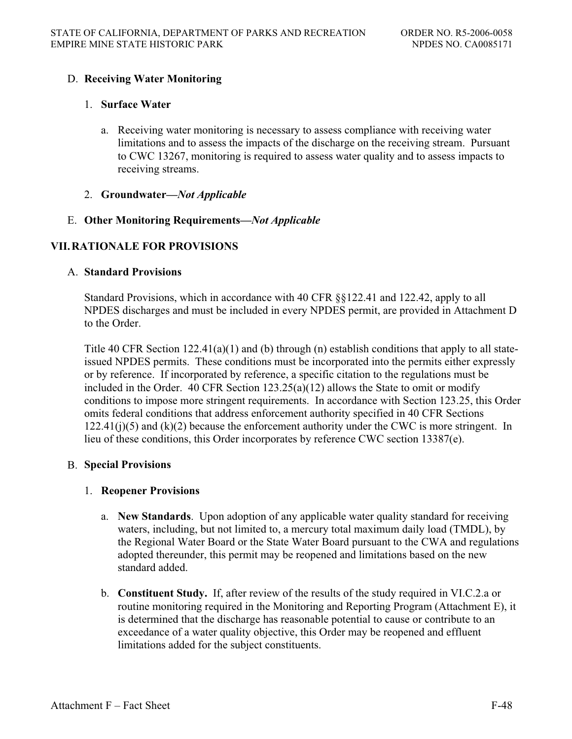D. **Receiving Water Monitoring**

1. **Surface Water**

   a. Receiving water monitoring is necessary to assess compliance with receiving water limitations and to assess the impacts of the discharge on the receiving stream. Pursuant to CWC 13267, monitoring is required to assess water quality and to assess impacts to receiving streams.

2. **Groundwater—*Not Applicable***

E. **Other Monitoring Requirements—*Not Applicable***

## VII. RATIONALE FOR PROVISIONS

A. **Standard Provisions**

Standard Provisions, which in accordance with 40 CFR §§122.41 and 122.42, apply to all NPDES discharges and must be included in every NPDES permit, are provided in Attachment D to the Order.

Title 40 CFR Section 122.41(a)(1) and (b) through (n) establish conditions that apply to all state-issued NPDES permits. These conditions must be incorporated into the permits either expressly or by reference. If incorporated by reference, a specific citation to the regulations must be included in the Order. 40 CFR Section 123.25(a)(12) allows the State to omit or modify conditions to impose more stringent requirements. In accordance with Section 123.25, this Order omits federal conditions that address enforcement authority specified in 40 CFR Sections 122.41(j)(5) and (k)(2) because the enforcement authority under the CWC is more stringent. In lieu of these conditions, this Order incorporates by reference CWC section 13387(e).

B. **Special Provisions**

1. **Reopener Provisions**

   a. **New Standards**. Upon adoption of any applicable water quality standard for receiving waters, including, but not limited to, a mercury total maximum daily load (TMDL), by the Regional Water Board or the State Water Board pursuant to the CWA and regulations adopted thereunder, this permit may be reopened and limitations based on the new standard added.

   b. **Constituent Study.** If, after review of the results of the study required in VI.C.2.a or routine monitoring required in the Monitoring and Reporting Program (Attachment E), it is determined that the discharge has reasonable potential to cause or contribute to an exceedance of a water quality objective, this Order may be reopened and effluent limitations added for the subject constituents.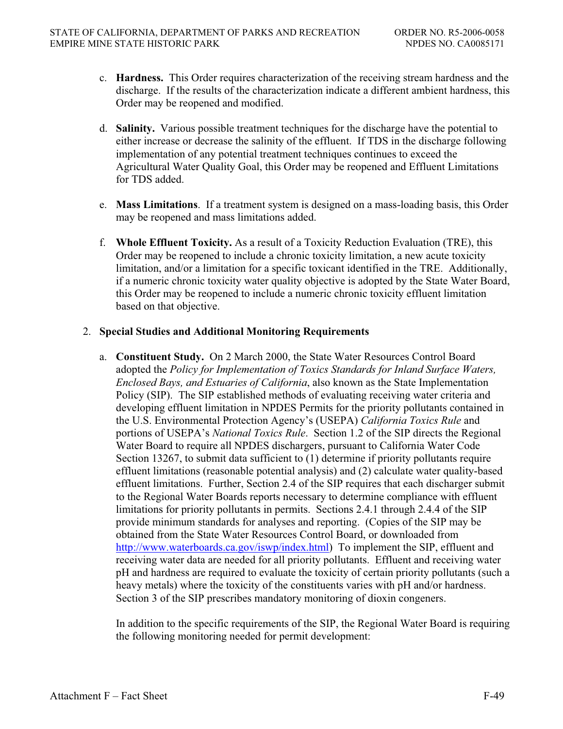c. **Hardness.** This Order requires characterization of the receiving stream hardness and the discharge. If the results of the characterization indicate a different ambient hardness, this Order may be reopened and modified.

d. **Salinity.** Various possible treatment techniques for the discharge have the potential to either increase or decrease the salinity of the effluent. If TDS in the discharge following implementation of any potential treatment techniques continues to exceed the Agricultural Water Quality Goal, this Order may be reopened and Effluent Limitations for TDS added.

e. **Mass Limitations**. If a treatment system is designed on a mass-loading basis, this Order may be reopened and mass limitations added.

f. **Whole Effluent Toxicity.** As a result of a Toxicity Reduction Evaluation (TRE), this Order may be reopened to include a chronic toxicity limitation, a new acute toxicity limitation, and/or a limitation for a specific toxicant identified in the TRE. Additionally, if a numeric chronic toxicity water quality objective is adopted by the State Water Board, this Order may be reopened to include a numeric chronic toxicity effluent limitation based on that objective.

2. **Special Studies and Additional Monitoring Requirements**

a. **Constituent Study.** On 2 March 2000, the State Water Resources Control Board adopted the *Policy for Implementation of Toxics Standards for Inland Surface Waters, Enclosed Bays, and Estuaries of California*, also known as the State Implementation Policy (SIP). The SIP established methods of evaluating receiving water criteria and developing effluent limitation in NPDES Permits for the priority pollutants contained in the U.S. Environmental Protection Agency's (USEPA) *California Toxics Rule* and portions of USEPA's *National Toxics Rule*. Section 1.2 of the SIP directs the Regional Water Board to require all NPDES dischargers, pursuant to California Water Code Section 13267, to submit data sufficient to (1) determine if priority pollutants require effluent limitations (reasonable potential analysis) and (2) calculate water quality-based effluent limitations. Further, Section 2.4 of the SIP requires that each discharger submit to the Regional Water Boards reports necessary to determine compliance with effluent limitations for priority pollutants in permits. Sections 2.4.1 through 2.4.4 of the SIP provide minimum standards for analyses and reporting. (Copies of the SIP may be obtained from the State Water Resources Control Board, or downloaded from http://www.waterboards.ca.gov/iswp/index.html) To implement the SIP, effluent and receiving water data are needed for all priority pollutants. Effluent and receiving water pH and hardness are required to evaluate the toxicity of certain priority pollutants (such a heavy metals) where the toxicity of the constituents varies with pH and/or hardness. Section 3 of the SIP prescribes mandatory monitoring of dioxin congeners.

In addition to the specific requirements of the SIP, the Regional Water Board is requiring the following monitoring needed for permit development: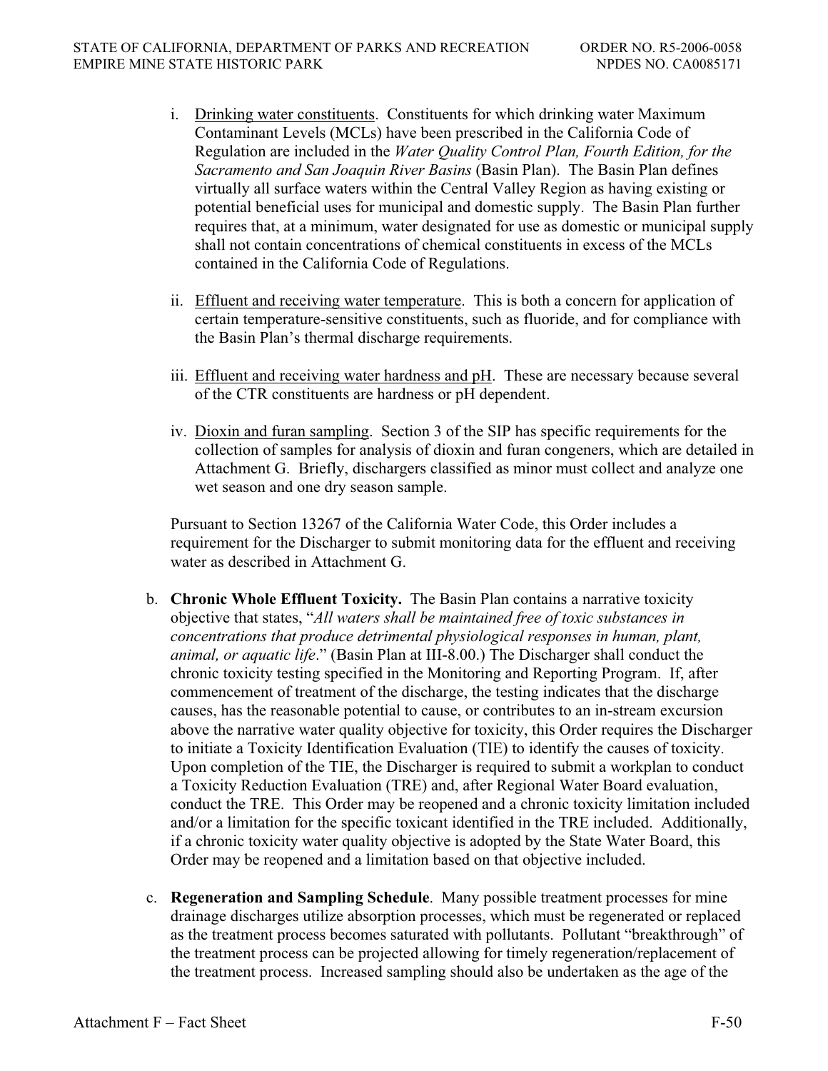i. Drinking water constituents. Constituents for which drinking water Maximum Contaminant Levels (MCLs) have been prescribed in the California Code of Regulation are included in the *Water Quality Control Plan, Fourth Edition, for the Sacramento and San Joaquin River Basins* (Basin Plan). The Basin Plan defines virtually all surface waters within the Central Valley Region as having existing or potential beneficial uses for municipal and domestic supply. The Basin Plan further requires that, at a minimum, water designated for use as domestic or municipal supply shall not contain concentrations of chemical constituents in excess of the MCLs contained in the California Code of Regulations.

ii. Effluent and receiving water temperature. This is both a concern for application of certain temperature-sensitive constituents, such as fluoride, and for compliance with the Basin Plan's thermal discharge requirements.

iii. Effluent and receiving water hardness and pH. These are necessary because several of the CTR constituents are hardness or pH dependent.

iv. Dioxin and furan sampling. Section 3 of the SIP has specific requirements for the collection of samples for analysis of dioxin and furan congeners, which are detailed in Attachment G. Briefly, dischargers classified as minor must collect and analyze one wet season and one dry season sample.

Pursuant to Section 13267 of the California Water Code, this Order includes a requirement for the Discharger to submit monitoring data for the effluent and receiving water as described in Attachment G.

b. **Chronic Whole Effluent Toxicity.** The Basin Plan contains a narrative toxicity objective that states, "*All waters shall be maintained free of toxic substances in concentrations that produce detrimental physiological responses in human, plant, animal, or aquatic life*." (Basin Plan at III-8.00.) The Discharger shall conduct the chronic toxicity testing specified in the Monitoring and Reporting Program. If, after commencement of treatment of the discharge, the testing indicates that the discharge causes, has the reasonable potential to cause, or contributes to an in-stream excursion above the narrative water quality objective for toxicity, this Order requires the Discharger to initiate a Toxicity Identification Evaluation (TIE) to identify the causes of toxicity. Upon completion of the TIE, the Discharger is required to submit a workplan to conduct a Toxicity Reduction Evaluation (TRE) and, after Regional Water Board evaluation, conduct the TRE. This Order may be reopened and a chronic toxicity limitation included and/or a limitation for the specific toxicant identified in the TRE included. Additionally, if a chronic toxicity water quality objective is adopted by the State Water Board, this Order may be reopened and a limitation based on that objective included.

c. **Regeneration and Sampling Schedule**. Many possible treatment processes for mine drainage discharges utilize absorption processes, which must be regenerated or replaced as the treatment process becomes saturated with pollutants. Pollutant "breakthrough" of the treatment process can be projected allowing for timely regeneration/replacement of the treatment process. Increased sampling should also be undertaken as the age of the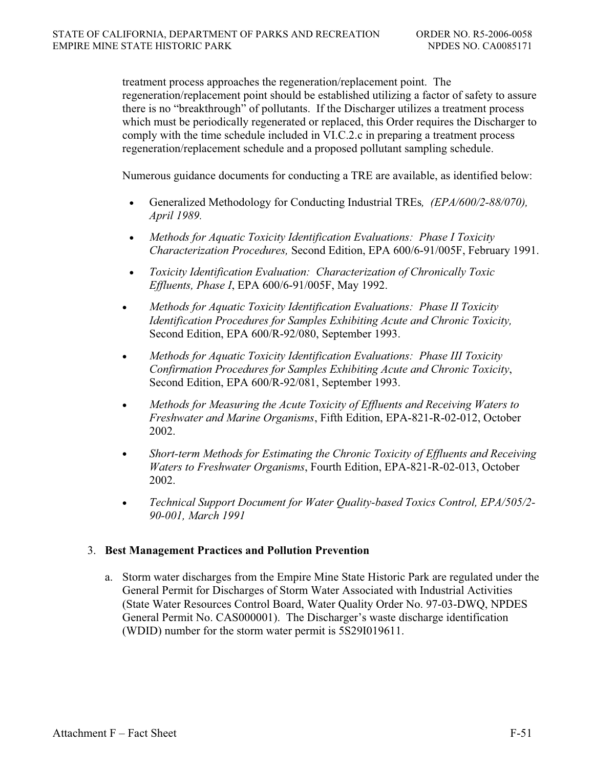treatment process approaches the regeneration/replacement point. The regeneration/replacement point should be established utilizing a factor of safety to assure there is no "breakthrough" of pollutants. If the Discharger utilizes a treatment process which must be periodically regenerated or replaced, this Order requires the Discharger to comply with the time schedule included in VI.C.2.c in preparing a treatment process regeneration/replacement schedule and a proposed pollutant sampling schedule.

Numerous guidance documents for conducting a TRE are available, as identified below:

- Generalized Methodology for Conducting Industrial TREs*, (EPA/600/2-88/070), April 1989.*
- *Methods for Aquatic Toxicity Identification Evaluations: Phase I Toxicity Characterization Procedures,* Second Edition, EPA 600/6-91/005F, February 1991.
- *Toxicity Identification Evaluation: Characterization of Chronically Toxic Effluents, Phase I*, EPA 600/6-91/005F, May 1992.
- *Methods for Aquatic Toxicity Identification Evaluations: Phase II Toxicity Identification Procedures for Samples Exhibiting Acute and Chronic Toxicity,* Second Edition, EPA 600/R-92/080, September 1993.
- *Methods for Aquatic Toxicity Identification Evaluations: Phase III Toxicity Confirmation Procedures for Samples Exhibiting Acute and Chronic Toxicity*, Second Edition, EPA 600/R-92/081, September 1993.
- *Methods for Measuring the Acute Toxicity of Effluents and Receiving Waters to Freshwater and Marine Organisms*, Fifth Edition, EPA-821-R-02-012, October 2002.
- *Short-term Methods for Estimating the Chronic Toxicity of Effluents and Receiving Waters to Freshwater Organisms*, Fourth Edition, EPA-821-R-02-013, October 2002.
- *Technical Support Document for Water Quality-based Toxics Control, EPA/505/2-90-001, March 1991*

3. **Best Management Practices and Pollution Prevention**

   a. Storm water discharges from the Empire Mine State Historic Park are regulated under the General Permit for Discharges of Storm Water Associated with Industrial Activities (State Water Resources Control Board, Water Quality Order No. 97-03-DWQ, NPDES General Permit No. CAS000001). The Discharger's waste discharge identification (WDID) number for the storm water permit is 5S29I019611.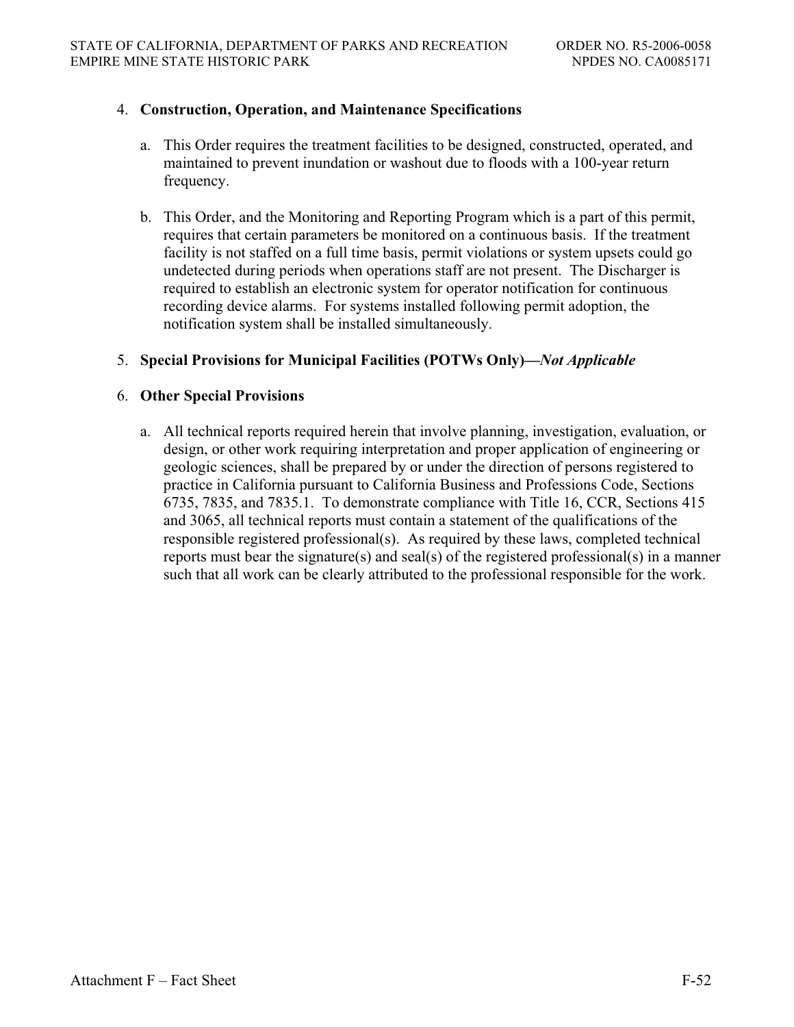4. **Construction, Operation, and Maintenance Specifications**

   a. This Order requires the treatment facilities to be designed, constructed, operated, and maintained to prevent inundation or washout due to floods with a 100-year return frequency.

   b. This Order, and the Monitoring and Reporting Program which is a part of this permit, requires that certain parameters be monitored on a continuous basis. If the treatment facility is not staffed on a full time basis, permit violations or system upsets could go undetected during periods when operations staff are not present. The Discharger is required to establish an electronic system for operator notification for continuous recording device alarms. For systems installed following permit adoption, the notification system shall be installed simultaneously.

5. **Special Provisions for Municipal Facilities (POTWs Only)—*Not Applicable***

6. **Other Special Provisions**

   a. All technical reports required herein that involve planning, investigation, evaluation, or design, or other work requiring interpretation and proper application of engineering or geologic sciences, shall be prepared by or under the direction of persons registered to practice in California pursuant to California Business and Professions Code, Sections 6735, 7835, and 7835.1. To demonstrate compliance with Title 16, CCR, Sections 415 and 3065, all technical reports must contain a statement of the qualifications of the responsible registered professional(s). As required by these laws, completed technical reports must bear the signature(s) and seal(s) of the registered professional(s) in a manner such that all work can be clearly attributed to the professional responsible for the work.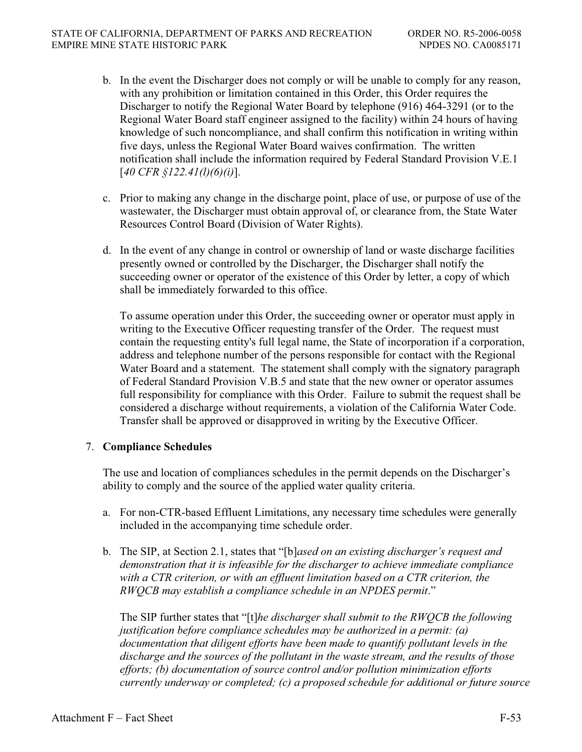b. In the event the Discharger does not comply or will be unable to comply for any reason, with any prohibition or limitation contained in this Order, this Order requires the Discharger to notify the Regional Water Board by telephone (916) 464-3291 (or to the Regional Water Board staff engineer assigned to the facility) within 24 hours of having knowledge of such noncompliance, and shall confirm this notification in writing within five days, unless the Regional Water Board waives confirmation. The written notification shall include the information required by Federal Standard Provision V.E.1 [*40 CFR §122.41(l)(6)(i)*].

c. Prior to making any change in the discharge point, place of use, or purpose of use of the wastewater, the Discharger must obtain approval of, or clearance from, the State Water Resources Control Board (Division of Water Rights).

d. In the event of any change in control or ownership of land or waste discharge facilities presently owned or controlled by the Discharger, the Discharger shall notify the succeeding owner or operator of the existence of this Order by letter, a copy of which shall be immediately forwarded to this office.

   To assume operation under this Order, the succeeding owner or operator must apply in writing to the Executive Officer requesting transfer of the Order. The request must contain the requesting entity's full legal name, the State of incorporation if a corporation, address and telephone number of the persons responsible for contact with the Regional Water Board and a statement. The statement shall comply with the signatory paragraph of Federal Standard Provision V.B.5 and state that the new owner or operator assumes full responsibility for compliance with this Order. Failure to submit the request shall be considered a discharge without requirements, a violation of the California Water Code. Transfer shall be approved or disapproved in writing by the Executive Officer.

7. **Compliance Schedules**

   The use and location of compliances schedules in the permit depends on the Discharger's ability to comply and the source of the applied water quality criteria.

   a. For non-CTR-based Effluent Limitations, any necessary time schedules were generally included in the accompanying time schedule order.

   b. The SIP, at Section 2.1, states that "[b]*ased on an existing discharger's request and demonstration that it is infeasible for the discharger to achieve immediate compliance with a CTR criterion, or with an effluent limitation based on a CTR criterion, the RWQCB may establish a compliance schedule in an NPDES permit*."

      The SIP further states that "[t]*he discharger shall submit to the RWQCB the following justification before compliance schedules may be authorized in a permit: (a) documentation that diligent efforts have been made to quantify pollutant levels in the discharge and the sources of the pollutant in the waste stream, and the results of those efforts; (b) documentation of source control and/or pollution minimization efforts currently underway or completed; (c) a proposed schedule for additional or future source*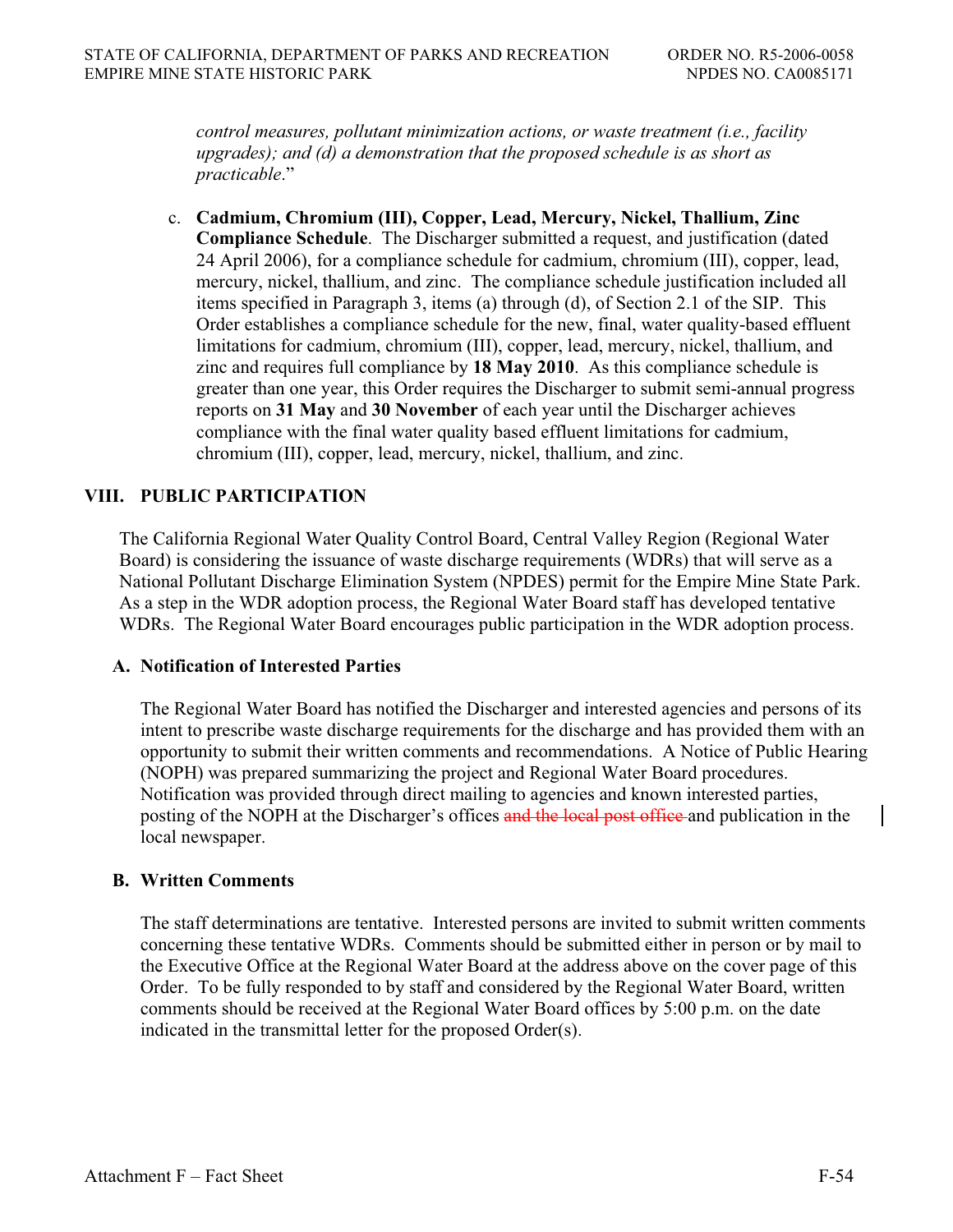*control measures, pollutant minimization actions, or waste treatment (i.e., facility upgrades); and (d) a demonstration that the proposed schedule is as short as practicable*."

c. **Cadmium, Chromium (III), Copper, Lead, Mercury, Nickel, Thallium, Zinc Compliance Schedule**. The Discharger submitted a request, and justification (dated 24 April 2006), for a compliance schedule for cadmium, chromium (III), copper, lead, mercury, nickel, thallium, and zinc. The compliance schedule justification included all items specified in Paragraph 3, items (a) through (d), of Section 2.1 of the SIP. This Order establishes a compliance schedule for the new, final, water quality-based effluent limitations for cadmium, chromium (III), copper, lead, mercury, nickel, thallium, and zinc and requires full compliance by **18 May 2010**. As this compliance schedule is greater than one year, this Order requires the Discharger to submit semi-annual progress reports on **31 May** and **30 November** of each year until the Discharger achieves compliance with the final water quality based effluent limitations for cadmium, chromium (III), copper, lead, mercury, nickel, thallium, and zinc.

## VIII. PUBLIC PARTICIPATION

The California Regional Water Quality Control Board, Central Valley Region (Regional Water Board) is considering the issuance of waste discharge requirements (WDRs) that will serve as a National Pollutant Discharge Elimination System (NPDES) permit for the Empire Mine State Park. As a step in the WDR adoption process, the Regional Water Board staff has developed tentative WDRs. The Regional Water Board encourages public participation in the WDR adoption process.

### A. Notification of Interested Parties

The Regional Water Board has notified the Discharger and interested agencies and persons of its intent to prescribe waste discharge requirements for the discharge and has provided them with an opportunity to submit their written comments and recommendations. A Notice of Public Hearing (NOPH) was prepared summarizing the project and Regional Water Board procedures. Notification was provided through direct mailing to agencies and known interested parties, posting of the NOPH at the Discharger's offices ~~and the local post office~~ and publication in the local newspaper.

### B. Written Comments

The staff determinations are tentative. Interested persons are invited to submit written comments concerning these tentative WDRs. Comments should be submitted either in person or by mail to the Executive Office at the Regional Water Board at the address above on the cover page of this Order. To be fully responded to by staff and considered by the Regional Water Board, written comments should be received at the Regional Water Board offices by 5:00 p.m. on the date indicated in the transmittal letter for the proposed Order(s).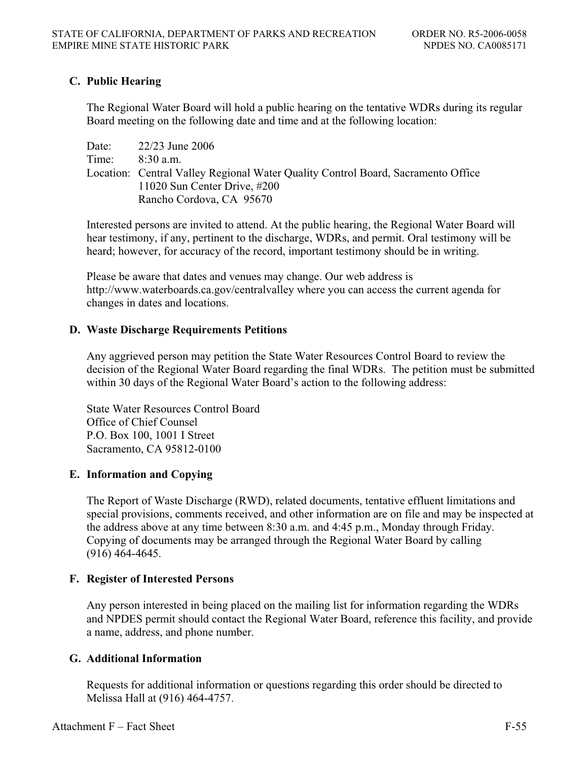### C. Public Hearing

The Regional Water Board will hold a public hearing on the tentative WDRs during its regular Board meeting on the following date and time and at the following location:

Date: 22/23 June 2006
Time: 8:30 a.m.
Location: Central Valley Regional Water Quality Control Board, Sacramento Office
11020 Sun Center Drive, #200
Rancho Cordova, CA 95670

Interested persons are invited to attend. At the public hearing, the Regional Water Board will hear testimony, if any, pertinent to the discharge, WDRs, and permit. Oral testimony will be heard; however, for accuracy of the record, important testimony should be in writing.

Please be aware that dates and venues may change. Our web address is http://www.waterboards.ca.gov/centralvalley where you can access the current agenda for changes in dates and locations.

### D. Waste Discharge Requirements Petitions

Any aggrieved person may petition the State Water Resources Control Board to review the decision of the Regional Water Board regarding the final WDRs. The petition must be submitted within 30 days of the Regional Water Board's action to the following address:

State Water Resources Control Board
Office of Chief Counsel
P.O. Box 100, 1001 I Street
Sacramento, CA 95812-0100

### E. Information and Copying

The Report of Waste Discharge (RWD), related documents, tentative effluent limitations and special provisions, comments received, and other information are on file and may be inspected at the address above at any time between 8:30 a.m. and 4:45 p.m., Monday through Friday. Copying of documents may be arranged through the Regional Water Board by calling (916) 464-4645.

### F. Register of Interested Persons

Any person interested in being placed on the mailing list for information regarding the WDRs and NPDES permit should contact the Regional Water Board, reference this facility, and provide a name, address, and phone number.

### G. Additional Information

Requests for additional information or questions regarding this order should be directed to Melissa Hall at (916) 464-4757.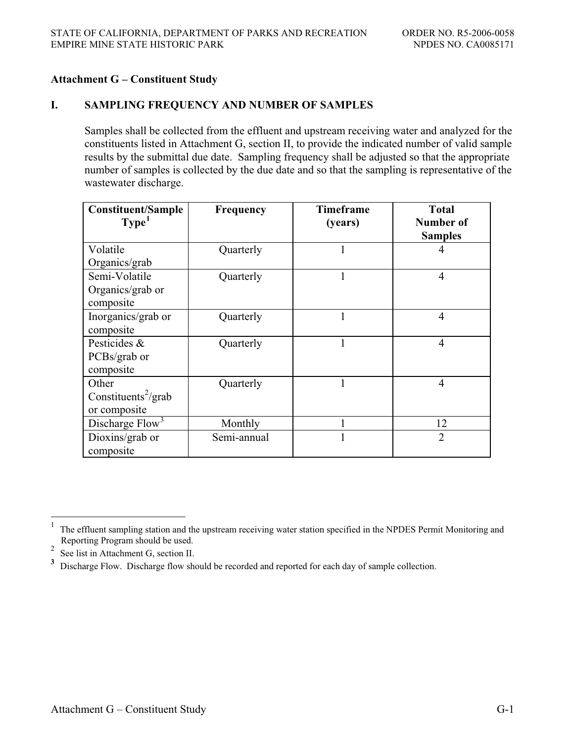## Attachment G – Constituent Study

### I. SAMPLING FREQUENCY AND NUMBER OF SAMPLES

Samples shall be collected from the effluent and upstream receiving water and analyzed for the constituents listed in Attachment G, section II, to provide the indicated number of valid sample results by the submittal due date. Sampling frequency shall be adjusted so that the appropriate number of samples is collected by the due date and so that the sampling is representative of the wastewater discharge.

| Constituent/Sample Type[1] | Frequency | Timeframe (years) | Total Number of Samples |
|---|---|---|---|
| Volatile Organics/grab | Quarterly | 1 | 4 |
| Semi-Volatile Organics/grab or composite | Quarterly | 1 | 4 |
| Inorganics/grab or composite | Quarterly | 1 | 4 |
| Pesticides & PCBs/grab or composite | Quarterly | 1 | 4 |
| Other Constituents[2]/grab or composite | Quarterly | 1 | 4 |
| Discharge Flow[3] | Monthly | 1 | 12 |
| Dioxins/grab or composite | Semi-annual | 1 | 2 |

[1] The effluent sampling station and the upstream receiving water station specified in the NPDES Permit Monitoring and Reporting Program should be used.

[2] See list in Attachment G, section II.

[3] Discharge Flow. Discharge flow should be recorded and reported for each day of sample collection.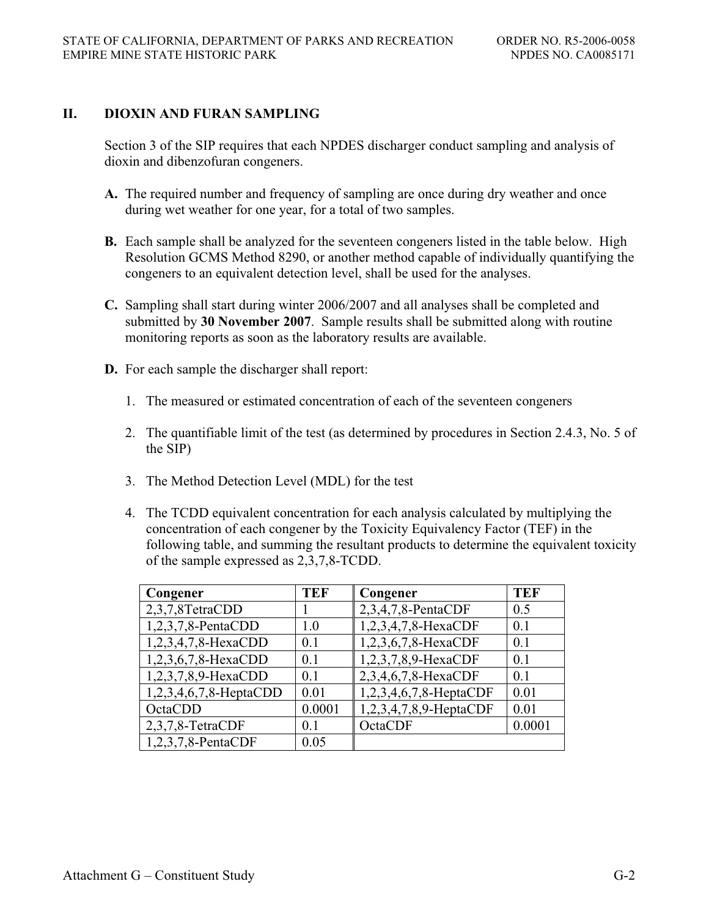## II. DIOXIN AND FURAN SAMPLING

Section 3 of the SIP requires that each NPDES discharger conduct sampling and analysis of dioxin and dibenzofuran congeners.

**A.** The required number and frequency of sampling are once during dry weather and once during wet weather for one year, for a total of two samples.

**B.** Each sample shall be analyzed for the seventeen congeners listed in the table below. High Resolution GCMS Method 8290, or another method capable of individually quantifying the congeners to an equivalent detection level, shall be used for the analyses.

**C.** Sampling shall start during winter 2006/2007 and all analyses shall be completed and submitted by **30 November 2007**. Sample results shall be submitted along with routine monitoring reports as soon as the laboratory results are available.

**D.** For each sample the discharger shall report:

1. The measured or estimated concentration of each of the seventeen congeners

2. The quantifiable limit of the test (as determined by procedures in Section 2.4.3, No. 5 of the SIP)

3. The Method Detection Level (MDL) for the test

4. The TCDD equivalent concentration for each analysis calculated by multiplying the concentration of each congener by the Toxicity Equivalency Factor (TEF) in the following table, and summing the resultant products to determine the equivalent toxicity of the sample expressed as 2,3,7,8-TCDD.

| Congener | TEF | Congener | TEF |
|---|---|---|---|
| 2,3,7,8TetraCDD | 1 | 2,3,4,7,8-PentaCDF | 0.5 |
| 1,2,3,7,8-PentaCDD | 1.0 | 1,2,3,4,7,8-HexaCDF | 0.1 |
| 1,2,3,4,7,8-HexaCDD | 0.1 | 1,2,3,6,7,8-HexaCDF | 0.1 |
| 1,2,3,6,7,8-HexaCDD | 0.1 | 1,2,3,7,8,9-HexaCDF | 0.1 |
| 1,2,3,7,8,9-HexaCDD | 0.1 | 2,3,4,6,7,8-HexaCDF | 0.1 |
| 1,2,3,4,6,7,8-HeptaCDD | 0.01 | 1,2,3,4,6,7,8-HeptaCDF | 0.01 |
| OctaCDD | 0.0001 | 1,2,3,4,7,8,9-HeptaCDF | 0.01 |
| 2,3,7,8-TetraCDF | 0.1 | OctaCDF | 0.0001 |
| 1,2,3,7,8-PentaCDF | 0.05 | | |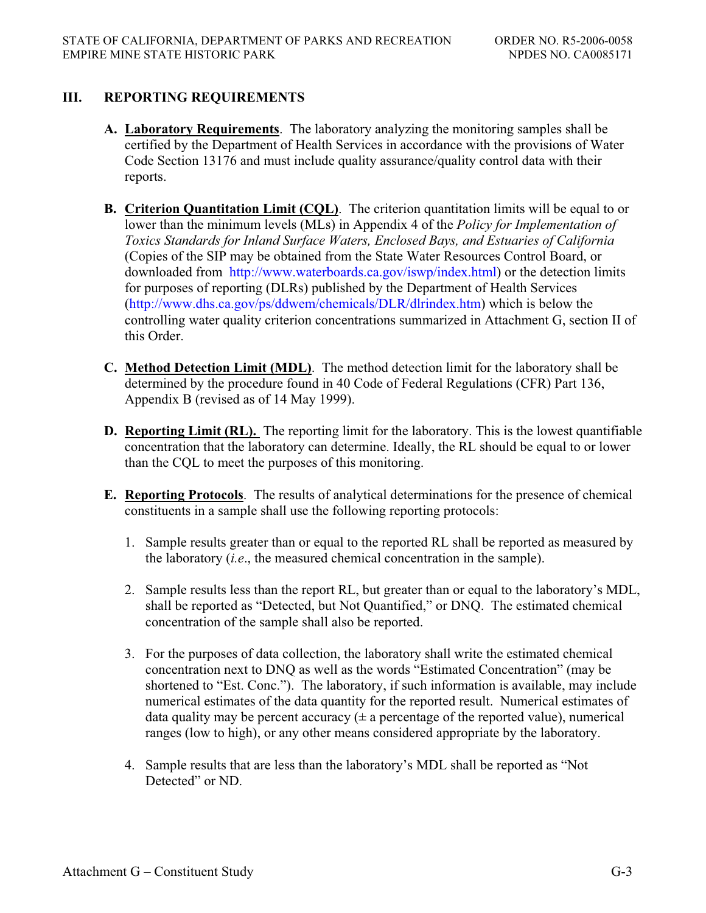## III. REPORTING REQUIREMENTS

**A. Laboratory Requirements**. The laboratory analyzing the monitoring samples shall be certified by the Department of Health Services in accordance with the provisions of Water Code Section 13176 and must include quality assurance/quality control data with their reports.

**B. Criterion Quantitation Limit (CQL)**. The criterion quantitation limits will be equal to or lower than the minimum levels (MLs) in Appendix 4 of the *Policy for Implementation of Toxics Standards for Inland Surface Waters, Enclosed Bays, and Estuaries of California* (Copies of the SIP may be obtained from the State Water Resources Control Board, or downloaded from http://www.waterboards.ca.gov/iswp/index.html) or the detection limits for purposes of reporting (DLRs) published by the Department of Health Services (http://www.dhs.ca.gov/ps/ddwem/chemicals/DLR/dlrindex.htm) which is below the controlling water quality criterion concentrations summarized in Attachment G, section II of this Order.

**C. Method Detection Limit (MDL)**. The method detection limit for the laboratory shall be determined by the procedure found in 40 Code of Federal Regulations (CFR) Part 136, Appendix B (revised as of 14 May 1999).

**D. Reporting Limit (RL).** The reporting limit for the laboratory. This is the lowest quantifiable concentration that the laboratory can determine. Ideally, the RL should be equal to or lower than the CQL to meet the purposes of this monitoring.

**E. Reporting Protocols**. The results of analytical determinations for the presence of chemical constituents in a sample shall use the following reporting protocols:

1. Sample results greater than or equal to the reported RL shall be reported as measured by the laboratory (*i.e*., the measured chemical concentration in the sample).

2. Sample results less than the report RL, but greater than or equal to the laboratory's MDL, shall be reported as "Detected, but Not Quantified," or DNQ. The estimated chemical concentration of the sample shall also be reported.

3. For the purposes of data collection, the laboratory shall write the estimated chemical concentration next to DNQ as well as the words "Estimated Concentration" (may be shortened to "Est. Conc."). The laboratory, if such information is available, may include numerical estimates of the data quantity for the reported result. Numerical estimates of data quality may be percent accuracy (± a percentage of the reported value), numerical ranges (low to high), or any other means considered appropriate by the laboratory.

4. Sample results that are less than the laboratory's MDL shall be reported as "Not Detected" or ND.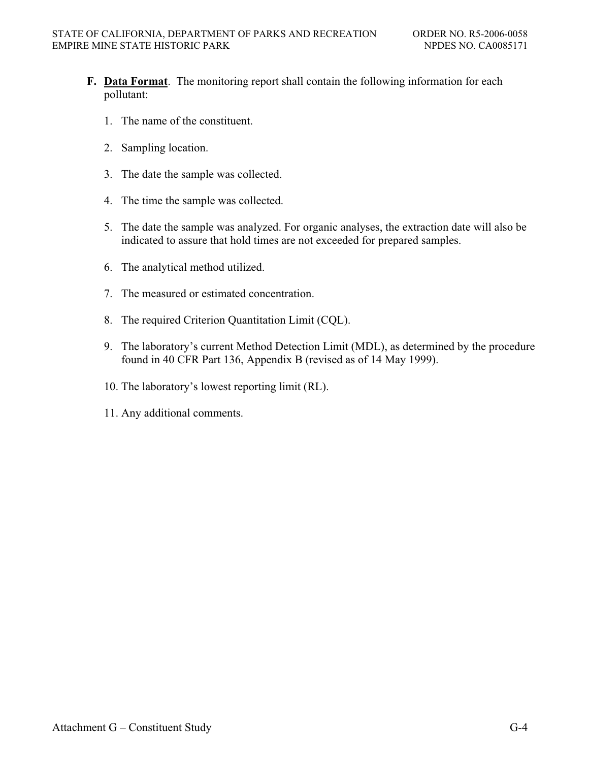**F. <u>Data Format</u>.** The monitoring report shall contain the following information for each pollutant:

1. The name of the constituent.

2. Sampling location.

3. The date the sample was collected.

4. The time the sample was collected.

5. The date the sample was analyzed. For organic analyses, the extraction date will also be indicated to assure that hold times are not exceeded for prepared samples.

6. The analytical method utilized.

7. The measured or estimated concentration.

8. The required Criterion Quantitation Limit (CQL).

9. The laboratory's current Method Detection Limit (MDL), as determined by the procedure found in 40 CFR Part 136, Appendix B (revised as of 14 May 1999).

10. The laboratory's lowest reporting limit (RL).

11. Any additional comments.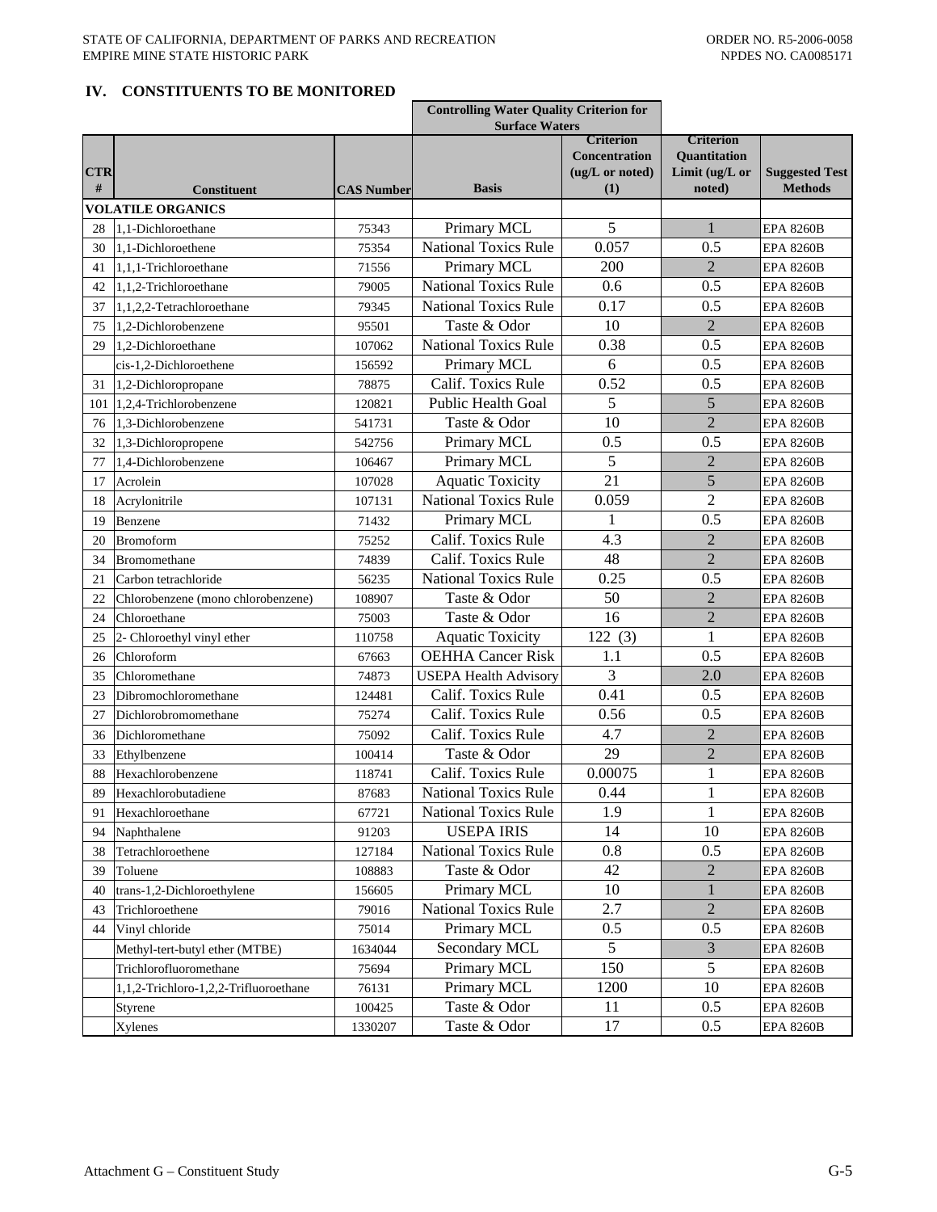## IV. CONSTITUENTS TO BE MONITORED

| CTR # | Constituent | CAS Number | Controlling Water Quality Criterion for Surface Waters | | Criterion Quantitation Limit (ug/L or noted) | Suggested Test Methods |
|---|---|---|---|---|---|---|
| | | | Basis | Criterion Concentration (ug/L or noted) (1) | | |
| **VOLATILE ORGANICS** | | | | | | |
| 28 | 1,1-Dichloroethane | 75343 | Primary MCL | 5 | 1 | EPA 8260B |
| 30 | 1,1-Dichloroethene | 75354 | National Toxics Rule | 0.057 | 0.5 | EPA 8260B |
| 41 | 1,1,1-Trichloroethane | 71556 | Primary MCL | 200 | 2 | EPA 8260B |
| 42 | 1,1,2-Trichloroethane | 79005 | National Toxics Rule | 0.6 | 0.5 | EPA 8260B |
| 37 | 1,1,2,2-Tetrachloroethane | 79345 | National Toxics Rule | 0.17 | 0.5 | EPA 8260B |
| 75 | 1,2-Dichlorobenzene | 95501 | Taste & Odor | 10 | 2 | EPA 8260B |
| 29 | 1,2-Dichloroethane | 107062 | National Toxics Rule | 0.38 | 0.5 | EPA 8260B |
| | cis-1,2-Dichloroethene | 156592 | Primary MCL | 6 | 0.5 | EPA 8260B |
| 31 | 1,2-Dichloropropane | 78875 | Calif. Toxics Rule | 0.52 | 0.5 | EPA 8260B |
| 101 | 1,2,4-Trichlorobenzene | 120821 | Public Health Goal | 5 | 5 | EPA 8260B |
| 76 | 1,3-Dichlorobenzene | 541731 | Taste & Odor | 10 | 2 | EPA 8260B |
| 32 | 1,3-Dichloropropene | 542756 | Primary MCL | 0.5 | 0.5 | EPA 8260B |
| 77 | 1,4-Dichlorobenzene | 106467 | Primary MCL | 5 | 2 | EPA 8260B |
| 17 | Acrolein | 107028 | Aquatic Toxicity | 21 | 5 | EPA 8260B |
| 18 | Acrylonitrile | 107131 | National Toxics Rule | 0.059 | 2 | EPA 8260B |
| 19 | Benzene | 71432 | Primary MCL | 1 | 0.5 | EPA 8260B |
| 20 | Bromoform | 75252 | Calif. Toxics Rule | 4.3 | 2 | EPA 8260B |
| 34 | Bromomethane | 74839 | Calif. Toxics Rule | 48 | 2 | EPA 8260B |
| 21 | Carbon tetrachloride | 56235 | National Toxics Rule | 0.25 | 0.5 | EPA 8260B |
| 22 | Chlorobenzene (mono chlorobenzene) | 108907 | Taste & Odor | 50 | 2 | EPA 8260B |
| 24 | Chloroethane | 75003 | Taste & Odor | 16 | 2 | EPA 8260B |
| 25 | 2- Chloroethyl vinyl ether | 110758 | Aquatic Toxicity | 122 (3) | 1 | EPA 8260B |
| 26 | Chloroform | 67663 | OEHHA Cancer Risk | 1.1 | 0.5 | EPA 8260B |
| 35 | Chloromethane | 74873 | USEPA Health Advisory | 3 | 2.0 | EPA 8260B |
| 23 | Dibromochloromethane | 124481 | Calif. Toxics Rule | 0.41 | 0.5 | EPA 8260B |
| 27 | Dichlorobromomethane | 75274 | Calif. Toxics Rule | 0.56 | 0.5 | EPA 8260B |
| 36 | Dichloromethane | 75092 | Calif. Toxics Rule | 4.7 | 2 | EPA 8260B |
| 33 | Ethylbenzene | 100414 | Taste & Odor | 29 | 2 | EPA 8260B |
| 88 | Hexachlorobenzene | 118741 | Calif. Toxics Rule | 0.00075 | 1 | EPA 8260B |
| 89 | Hexachlorobutadiene | 87683 | National Toxics Rule | 0.44 | 1 | EPA 8260B |
| 91 | Hexachloroethane | 67721 | National Toxics Rule | 1.9 | 1 | EPA 8260B |
| 94 | Naphthalene | 91203 | USEPA IRIS | 14 | 10 | EPA 8260B |
| 38 | Tetrachloroethene | 127184 | National Toxics Rule | 0.8 | 0.5 | EPA 8260B |
| 39 | Toluene | 108883 | Taste & Odor | 42 | 2 | EPA 8260B |
| 40 | trans-1,2-Dichloroethylene | 156605 | Primary MCL | 10 | 1 | EPA 8260B |
| 43 | Trichloroethene | 79016 | National Toxics Rule | 2.7 | 2 | EPA 8260B |
| 44 | Vinyl chloride | 75014 | Primary MCL | 0.5 | 0.5 | EPA 8260B |
| | Methyl-tert-butyl ether (MTBE) | 1634044 | Secondary MCL | 5 | 3 | EPA 8260B |
| | Trichlorofluoromethane | 75694 | Primary MCL | 150 | 5 | EPA 8260B |
| | 1,1,2-Trichloro-1,2,2-Trifluoroethane | 76131 | Primary MCL | 1200 | 10 | EPA 8260B |
| | Styrene | 100425 | Taste & Odor | 11 | 0.5 | EPA 8260B |
| | Xylenes | 1330207 | Taste & Odor | 17 | 0.5 | EPA 8260B |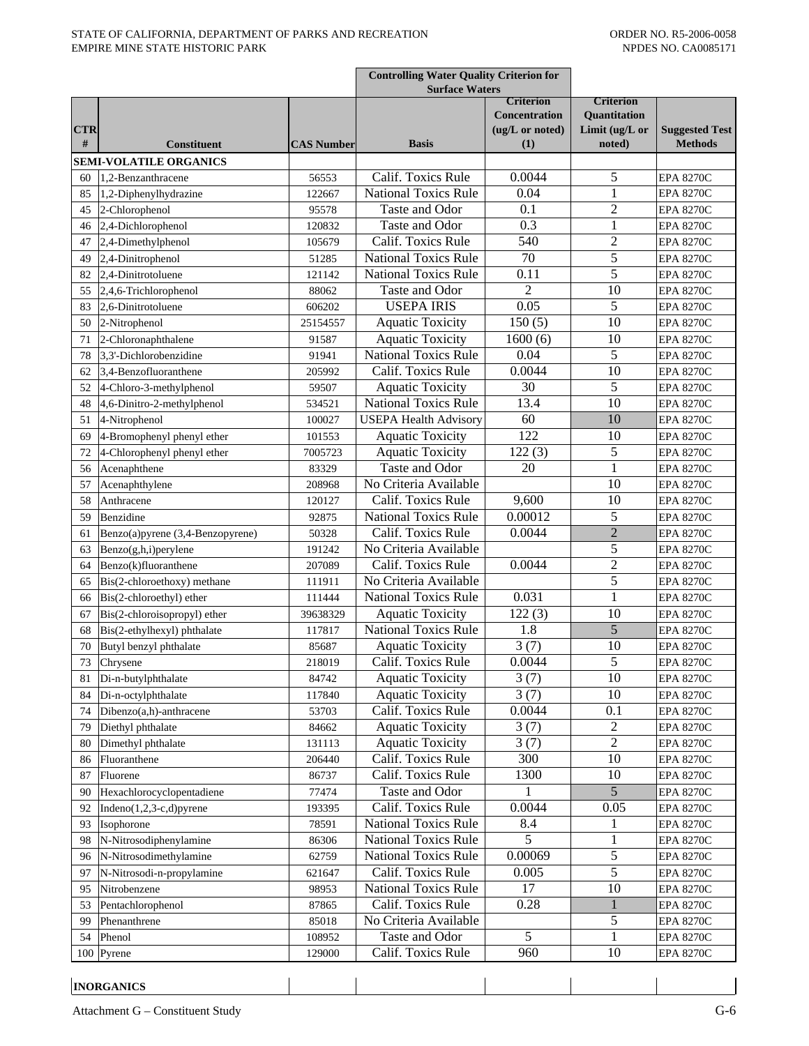| CTR # | Constituent | CAS Number | Controlling Water Quality Criterion for Surface Waters | | Criterion Quantitation Limit (ug/L or noted) | Suggested Test Methods |
|---|---|---|---|---|---|---|
| | | | Basis | Criterion Concentration (ug/L or noted) (1) | | |
| | **SEMI-VOLATILE ORGANICS** | | | | | |
| 60 | 1,2-Benzanthracene | 56553 | Calif. Toxics Rule | 0.0044 | 5 | EPA 8270C |
| 85 | 1,2-Diphenylhydrazine | 122667 | National Toxics Rule | 0.04 | 1 | EPA 8270C |
| 45 | 2-Chlorophenol | 95578 | Taste and Odor | 0.1 | 2 | EPA 8270C |
| 46 | 2,4-Dichlorophenol | 120832 | Taste and Odor | 0.3 | 1 | EPA 8270C |
| 47 | 2,4-Dimethylphenol | 105679 | Calif. Toxics Rule | 540 | 2 | EPA 8270C |
| 49 | 2,4-Dinitrophenol | 51285 | National Toxics Rule | 70 | 5 | EPA 8270C |
| 82 | 2,4-Dinitrotoluene | 121142 | National Toxics Rule | 0.11 | 5 | EPA 8270C |
| 55 | 2,4,6-Trichlorophenol | 88062 | Taste and Odor | 2 | 10 | EPA 8270C |
| 83 | 2,6-Dinitrotoluene | 606202 | USEPA IRIS | 0.05 | 5 | EPA 8270C |
| 50 | 2-Nitrophenol | 25154557 | Aquatic Toxicity | 150 (5) | 10 | EPA 8270C |
| 71 | 2-Chloronaphthalene | 91587 | Aquatic Toxicity | 1600 (6) | 10 | EPA 8270C |
| 78 | 3,3'-Dichlorobenzidine | 91941 | National Toxics Rule | 0.04 | 5 | EPA 8270C |
| 62 | 3,4-Benzofluoranthene | 205992 | Calif. Toxics Rule | 0.0044 | 10 | EPA 8270C |
| 52 | 4-Chloro-3-methylphenol | 59507 | Aquatic Toxicity | 30 | 5 | EPA 8270C |
| 48 | 4,6-Dinitro-2-methylphenol | 534521 | National Toxics Rule | 13.4 | 10 | EPA 8270C |
| 51 | 4-Nitrophenol | 100027 | USEPA Health Advisory | 60 | 10 | EPA 8270C |
| 69 | 4-Bromophenyl phenyl ether | 101553 | Aquatic Toxicity | 122 | 10 | EPA 8270C |
| 72 | 4-Chlorophenyl phenyl ether | 7005723 | Aquatic Toxicity | 122 (3) | 5 | EPA 8270C |
| 56 | Acenaphthene | 83329 | Taste and Odor | 20 | 1 | EPA 8270C |
| 57 | Acenaphthylene | 208968 | No Criteria Available | | 10 | EPA 8270C |
| 58 | Anthracene | 120127 | Calif. Toxics Rule | 9,600 | 10 | EPA 8270C |
| 59 | Benzidine | 92875 | National Toxics Rule | 0.00012 | 5 | EPA 8270C |
| 61 | Benzo(a)pyrene (3,4-Benzopyrene) | 50328 | Calif. Toxics Rule | 0.0044 | 2 | EPA 8270C |
| 63 | Benzo(g,h,i)perylene | 191242 | No Criteria Available | | 5 | EPA 8270C |
| 64 | Benzo(k)fluoranthene | 207089 | Calif. Toxics Rule | 0.0044 | 2 | EPA 8270C |
| 65 | Bis(2-chloroethoxy) methane | 111911 | No Criteria Available | | 5 | EPA 8270C |
| 66 | Bis(2-chloroethyl) ether | 111444 | National Toxics Rule | 0.031 | 1 | EPA 8270C |
| 67 | Bis(2-chloroisopropyl) ether | 39638329 | Aquatic Toxicity | 122 (3) | 10 | EPA 8270C |
| 68 | Bis(2-ethylhexyl) phthalate | 117817 | National Toxics Rule | 1.8 | 5 | EPA 8270C |
| 70 | Butyl benzyl phthalate | 85687 | Aquatic Toxicity | 3 (7) | 10 | EPA 8270C |
| 73 | Chrysene | 218019 | Calif. Toxics Rule | 0.0044 | 5 | EPA 8270C |
| 81 | Di-n-butylphthalate | 84742 | Aquatic Toxicity | 3 (7) | 10 | EPA 8270C |
| 84 | Di-n-octylphthalate | 117840 | Aquatic Toxicity | 3 (7) | 10 | EPA 8270C |
| 74 | Dibenzo(a,h)-anthracene | 53703 | Calif. Toxics Rule | 0.0044 | 0.1 | EPA 8270C |
| 79 | Diethyl phthalate | 84662 | Aquatic Toxicity | 3 (7) | 2 | EPA 8270C |
| 80 | Dimethyl phthalate | 131113 | Aquatic Toxicity | 3 (7) | 2 | EPA 8270C |
| 86 | Fluoranthene | 206440 | Calif. Toxics Rule | 300 | 10 | EPA 8270C |
| 87 | Fluorene | 86737 | Calif. Toxics Rule | 1300 | 10 | EPA 8270C |
| 90 | Hexachlorocyclopentadiene | 77474 | Taste and Odor | 1 | 5 | EPA 8270C |
| 92 | Indeno(1,2,3-c,d)pyrene | 193395 | Calif. Toxics Rule | 0.0044 | 0.05 | EPA 8270C |
| 93 | Isophorone | 78591 | National Toxics Rule | 8.4 | 1 | EPA 8270C |
| 98 | N-Nitrosodiphenylamine | 86306 | National Toxics Rule | 5 | 1 | EPA 8270C |
| 96 | N-Nitrosodimethylamine | 62759 | National Toxics Rule | 0.00069 | 5 | EPA 8270C |
| 97 | N-Nitrosodi-n-propylamine | 621647 | Calif. Toxics Rule | 0.005 | 5 | EPA 8270C |
| 95 | Nitrobenzene | 98953 | National Toxics Rule | 17 | 10 | EPA 8270C |
| 53 | Pentachlorophenol | 87865 | Calif. Toxics Rule | 0.28 | 1 | EPA 8270C |
| 99 | Phenanthrene | 85018 | No Criteria Available | | 5 | EPA 8270C |
| 54 | Phenol | 108952 | Taste and Odor | 5 | 1 | EPA 8270C |
| 100 | Pyrene | 129000 | Calif. Toxics Rule | 960 | 10 | EPA 8270C |
| | | | | | | |
| | **INORGANICS** | | | | | |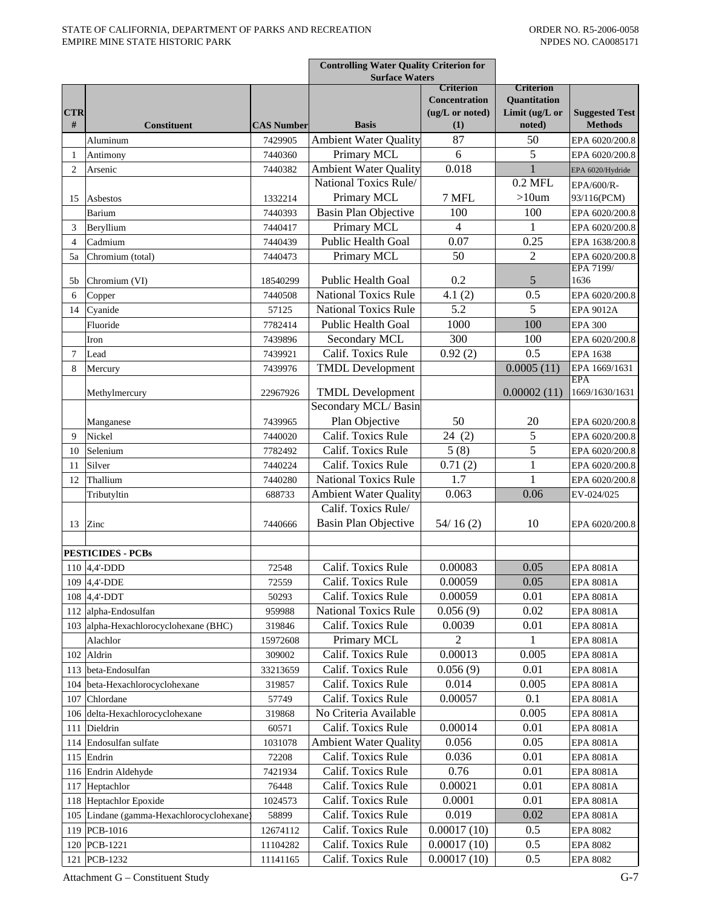| CTR # | Constituent | CAS Number | Controlling Water Quality Criterion for Surface Waters | | Criterion Quantitation Limit (ug/L or noted) | Suggested Test Methods |
|---|---|---|---|---|---|---|
| | | | Basis | Criterion Concentration (ug/L or noted) (1) | | |
| | Aluminum | 7429905 | Ambient Water Quality | 87 | 50 | EPA 6020/200.8 |
| 1 | Antimony | 7440360 | Primary MCL | 6 | 5 | EPA 6020/200.8 |
| 2 | Arsenic | 7440382 | Ambient Water Quality | 0.018 | 1 | EPA 6020/Hydride |
| 15 | Asbestos | 1332214 | National Toxics Rule/ Primary MCL | 7 MFL | 0.2 MFL >10um | EPA/600/R-93/116(PCM) |
| | Barium | 7440393 | Basin Plan Objective | 100 | 100 | EPA 6020/200.8 |
| 3 | Beryllium | 7440417 | Primary MCL | 4 | 1 | EPA 6020/200.8 |
| 4 | Cadmium | 7440439 | Public Health Goal | 0.07 | 0.25 | EPA 1638/200.8 |
| 5a | Chromium (total) | 7440473 | Primary MCL | 50 | 2 | EPA 6020/200.8 |
| 5b | Chromium (VI) | 18540299 | Public Health Goal | 0.2 | 5 | EPA 7199/ 1636 |
| 6 | Copper | 7440508 | National Toxics Rule | 4.1 (2) | 0.5 | EPA 6020/200.8 |
| 14 | Cyanide | 57125 | National Toxics Rule | 5.2 | 5 | EPA 9012A |
| | Fluoride | 7782414 | Public Health Goal | 1000 | 100 | EPA 300 |
| | Iron | 7439896 | Secondary MCL | 300 | 100 | EPA 6020/200.8 |
| 7 | Lead | 7439921 | Calif. Toxics Rule | 0.92 (2) | 0.5 | EPA 1638 |
| 8 | Mercury | 7439976 | TMDL Development | | 0.0005 (11) | EPA 1669/1631 |
| | Methylmercury | 22967926 | TMDL Development | | 0.00002 (11) | EPA 1669/1630/1631 |
| | Manganese | 7439965 | Secondary MCL/ Basin Plan Objective | 50 | 20 | EPA 6020/200.8 |
| 9 | Nickel | 7440020 | Calif. Toxics Rule | 24 (2) | 5 | EPA 6020/200.8 |
| 10 | Selenium | 7782492 | Calif. Toxics Rule | 5 (8) | 5 | EPA 6020/200.8 |
| 11 | Silver | 7440224 | Calif. Toxics Rule | 0.71 (2) | 1 | EPA 6020/200.8 |
| 12 | Thallium | 7440280 | National Toxics Rule | 1.7 | 1 | EPA 6020/200.8 |
| | Tributyltin | 688733 | Ambient Water Quality | 0.063 | 0.06 | EV-024/025 |
| 13 | Zinc | 7440666 | Calif. Toxics Rule/ Basin Plan Objective | 54/ 16 (2) | 10 | EPA 6020/200.8 |
| | | | | | | |
| | **PESTICIDES - PCBs** | | | | | |
| 110 | 4,4'-DDD | 72548 | Calif. Toxics Rule | 0.00083 | 0.05 | EPA 8081A |
| 109 | 4,4'-DDE | 72559 | Calif. Toxics Rule | 0.00059 | 0.05 | EPA 8081A |
| 108 | 4,4'-DDT | 50293 | Calif. Toxics Rule | 0.00059 | 0.01 | EPA 8081A |
| 112 | alpha-Endosulfan | 959988 | National Toxics Rule | 0.056 (9) | 0.02 | EPA 8081A |
| 103 | alpha-Hexachlorocyclohexane (BHC) | 319846 | Calif. Toxics Rule | 0.0039 | 0.01 | EPA 8081A |
| | Alachlor | 15972608 | Primary MCL | 2 | 1 | EPA 8081A |
| 102 | Aldrin | 309002 | Calif. Toxics Rule | 0.00013 | 0.005 | EPA 8081A |
| 113 | beta-Endosulfan | 33213659 | Calif. Toxics Rule | 0.056 (9) | 0.01 | EPA 8081A |
| 104 | beta-Hexachlorocyclohexane | 319857 | Calif. Toxics Rule | 0.014 | 0.005 | EPA 8081A |
| 107 | Chlordane | 57749 | Calif. Toxics Rule | 0.00057 | 0.1 | EPA 8081A |
| 106 | delta-Hexachlorocyclohexane | 319868 | No Criteria Available | | 0.005 | EPA 8081A |
| 111 | Dieldrin | 60571 | Calif. Toxics Rule | 0.00014 | 0.01 | EPA 8081A |
| 114 | Endosulfan sulfate | 1031078 | Ambient Water Quality | 0.056 | 0.05 | EPA 8081A |
| 115 | Endrin | 72208 | Calif. Toxics Rule | 0.036 | 0.01 | EPA 8081A |
| 116 | Endrin Aldehyde | 7421934 | Calif. Toxics Rule | 0.76 | 0.01 | EPA 8081A |
| 117 | Heptachlor | 76448 | Calif. Toxics Rule | 0.00021 | 0.01 | EPA 8081A |
| 118 | Heptachlor Epoxide | 1024573 | Calif. Toxics Rule | 0.0001 | 0.01 | EPA 8081A |
| 105 | Lindane (gamma-Hexachlorocyclohexane) | 58899 | Calif. Toxics Rule | 0.019 | 0.02 | EPA 8081A |
| 119 | PCB-1016 | 12674112 | Calif. Toxics Rule | 0.00017 (10) | 0.5 | EPA 8082 |
| 120 | PCB-1221 | 11104282 | Calif. Toxics Rule | 0.00017 (10) | 0.5 | EPA 8082 |
| 121 | PCB-1232 | 11141165 | Calif. Toxics Rule | 0.00017 (10) | 0.5 | EPA 8082 |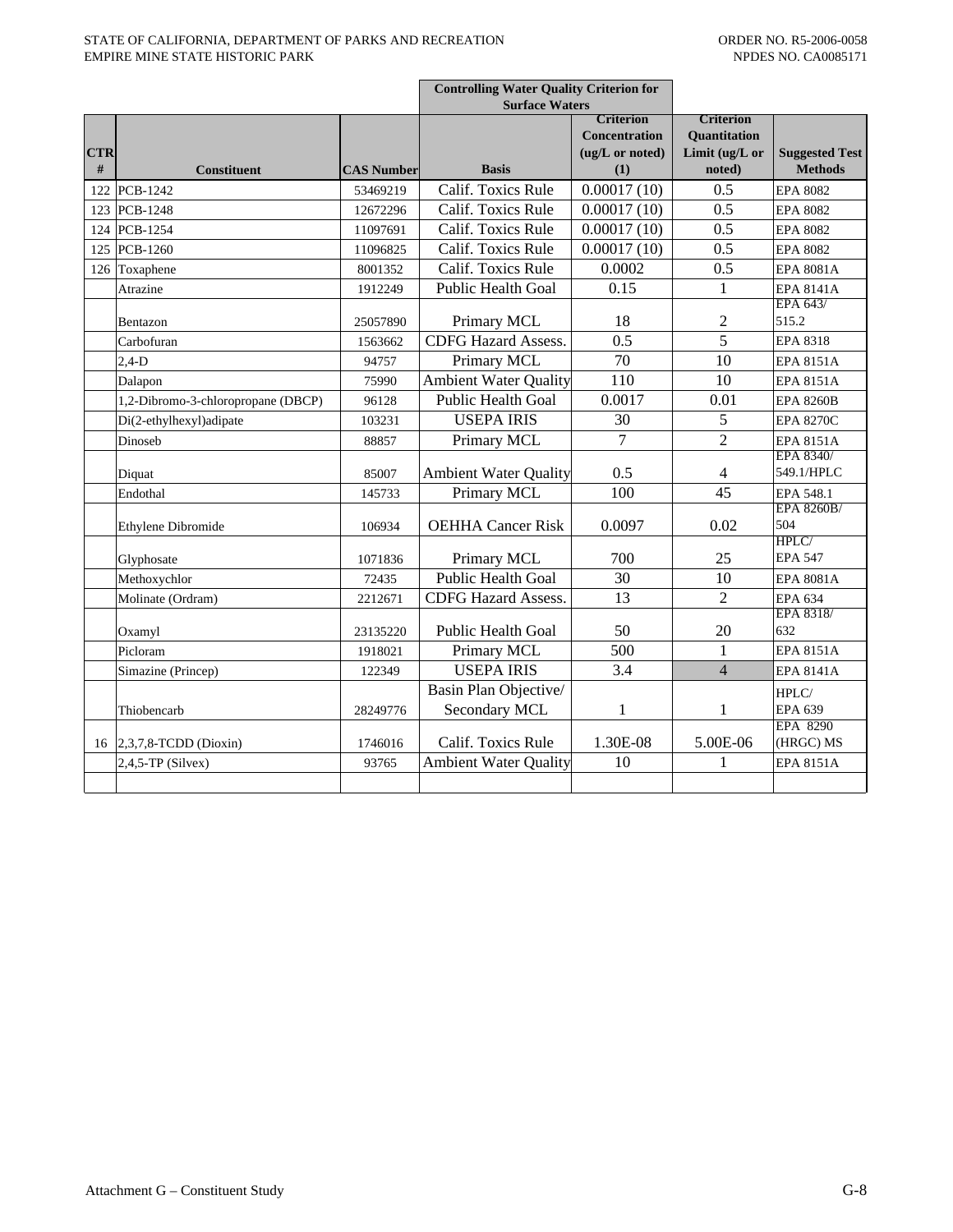| CTR # | Constituent | CAS Number | Controlling Water Quality Criterion for Surface Waters | | Criterion Quantitation Limit (ug/L or noted) | Suggested Test Methods |
|---|---|---|---|---|---|---|
| | | | Basis | Criterion Concentration (ug/L or noted) (1) | | |
| 122 | PCB-1242 | 53469219 | Calif. Toxics Rule | 0.00017 (10) | 0.5 | EPA 8082 |
| 123 | PCB-1248 | 12672296 | Calif. Toxics Rule | 0.00017 (10) | 0.5 | EPA 8082 |
| 124 | PCB-1254 | 11097691 | Calif. Toxics Rule | 0.00017 (10) | 0.5 | EPA 8082 |
| 125 | PCB-1260 | 11096825 | Calif. Toxics Rule | 0.00017 (10) | 0.5 | EPA 8082 |
| 126 | Toxaphene | 8001352 | Calif. Toxics Rule | 0.0002 | 0.5 | EPA 8081A |
| | Atrazine | 1912249 | Public Health Goal | 0.15 | 1 | EPA 8141A |
| | Bentazon | 25057890 | Primary MCL | 18 | 2 | EPA 643/ 515.2 |
| | Carbofuran | 1563662 | CDFG Hazard Assess. | 0.5 | 5 | EPA 8318 |
| | 2,4-D | 94757 | Primary MCL | 70 | 10 | EPA 8151A |
| | Dalapon | 75990 | Ambient Water Quality | 110 | 10 | EPA 8151A |
| | 1,2-Dibromo-3-chloropropane (DBCP) | 96128 | Public Health Goal | 0.0017 | 0.01 | EPA 8260B |
| | Di(2-ethylhexyl)adipate | 103231 | USEPA IRIS | 30 | 5 | EPA 8270C |
| | Dinoseb | 88857 | Primary MCL | 7 | 2 | EPA 8151A |
| | Diquat | 85007 | Ambient Water Quality | 0.5 | 4 | EPA 8340/ 549.1/HPLC |
| | Endothal | 145733 | Primary MCL | 100 | 45 | EPA 548.1 |
| | Ethylene Dibromide | 106934 | OEHHA Cancer Risk | 0.0097 | 0.02 | EPA 8260B/ 504 |
| | Glyphosate | 1071836 | Primary MCL | 700 | 25 | HPLC/ EPA 547 |
| | Methoxychlor | 72435 | Public Health Goal | 30 | 10 | EPA 8081A |
| | Molinate (Ordram) | 2212671 | CDFG Hazard Assess. | 13 | 2 | EPA 634 |
| | Oxamyl | 23135220 | Public Health Goal | 50 | 20 | EPA 8318/ 632 |
| | Picloram | 1918021 | Primary MCL | 500 | 1 | EPA 8151A |
| | Simazine (Princep) | 122349 | USEPA IRIS | 3.4 | 4 | EPA 8141A |
| | Thiobencarb | 28249776 | Basin Plan Objective/ Secondary MCL | 1 | 1 | HPLC/ EPA 639 |
| 16 | 2,3,7,8-TCDD (Dioxin) | 1746016 | Calif. Toxics Rule | 1.30E-08 | 5.00E-06 | EPA 8290 (HRGC) MS |
| | 2,4,5-TP (Silvex) | 93765 | Ambient Water Quality | 10 | 1 | EPA 8151A |
| | | | | | | |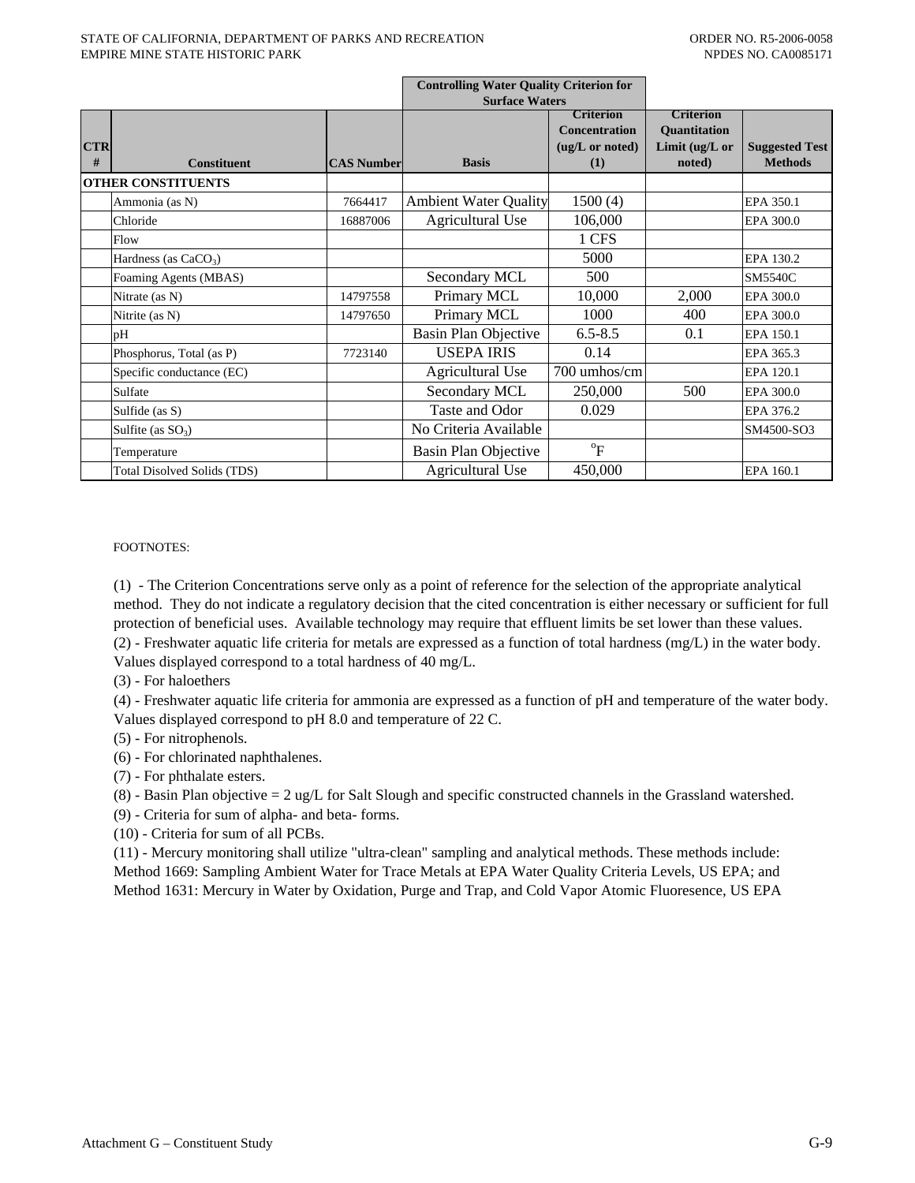| | | | Controlling Water Quality Criterion for Surface Waters | | | |
|---|---|---|---|---|---|---|
| CTR # | Constituent | CAS Number | Basis | Criterion Concentration (ug/L or noted) (1) | Criterion Quantitation Limit (ug/L or noted) | Suggested Test Methods |
| **OTHER CONSTITUENTS** | | | | | | |
| | Ammonia (as N) | 7664417 | Ambient Water Quality | 1500 (4) | | EPA 350.1 |
| | Chloride | 16887006 | Agricultural Use | 106,000 | | EPA 300.0 |
| | Flow | | | 1 CFS | | |
| | Hardness (as $CaCO_3$) | | | 5000 | | EPA 130.2 |
| | Foaming Agents (MBAS) | | Secondary MCL | 500 | | SM5540C |
| | Nitrate (as N) | 14797558 | Primary MCL | 10,000 | 2,000 | EPA 300.0 |
| | Nitrite (as N) | 14797650 | Primary MCL | 1000 | 400 | EPA 300.0 |
| | pH | | Basin Plan Objective | 6.5-8.5 | 0.1 | EPA 150.1 |
| | Phosphorus, Total (as P) | 7723140 | USEPA IRIS | 0.14 | | EPA 365.3 |
| | Specific conductance (EC) | | Agricultural Use | 700 umhos/cm | | EPA 120.1 |
| | Sulfate | | Secondary MCL | 250,000 | 500 | EPA 300.0 |
| | Sulfide (as S) | | Taste and Odor | 0.029 | | EPA 376.2 |
| | Sulfite (as $SO_3$) | | No Criteria Available | | | SM4500-SO3 |
| | Temperature | | Basin Plan Objective | $^{o}F$ | | |
| | Total Disolved Solids (TDS) | | Agricultural Use | 450,000 | | EPA 160.1 |

FOOTNOTES:

(1) - The Criterion Concentrations serve only as a point of reference for the selection of the appropriate analytical method. They do not indicate a regulatory decision that the cited concentration is either necessary or sufficient for full protection of beneficial uses. Available technology may require that effluent limits be set lower than these values.

(2) - Freshwater aquatic life criteria for metals are expressed as a function of total hardness (mg/L) in the water body. Values displayed correspond to a total hardness of 40 mg/L.

(3) - For haloethers

(4) - Freshwater aquatic life criteria for ammonia are expressed as a function of pH and temperature of the water body. Values displayed correspond to pH 8.0 and temperature of 22 C.

(5) - For nitrophenols.

(6) - For chlorinated naphthalenes.

(7) - For phthalate esters.

(8) - Basin Plan objective = 2 ug/L for Salt Slough and specific constructed channels in the Grassland watershed.

(9) - Criteria for sum of alpha- and beta- forms.

(10) - Criteria for sum of all PCBs.

(11) - Mercury monitoring shall utilize "ultra-clean" sampling and analytical methods. These methods include: Method 1669: Sampling Ambient Water for Trace Metals at EPA Water Quality Criteria Levels, US EPA; and Method 1631: Mercury in Water by Oxidation, Purge and Trap, and Cold Vapor Atomic Fluoresence, US EPA